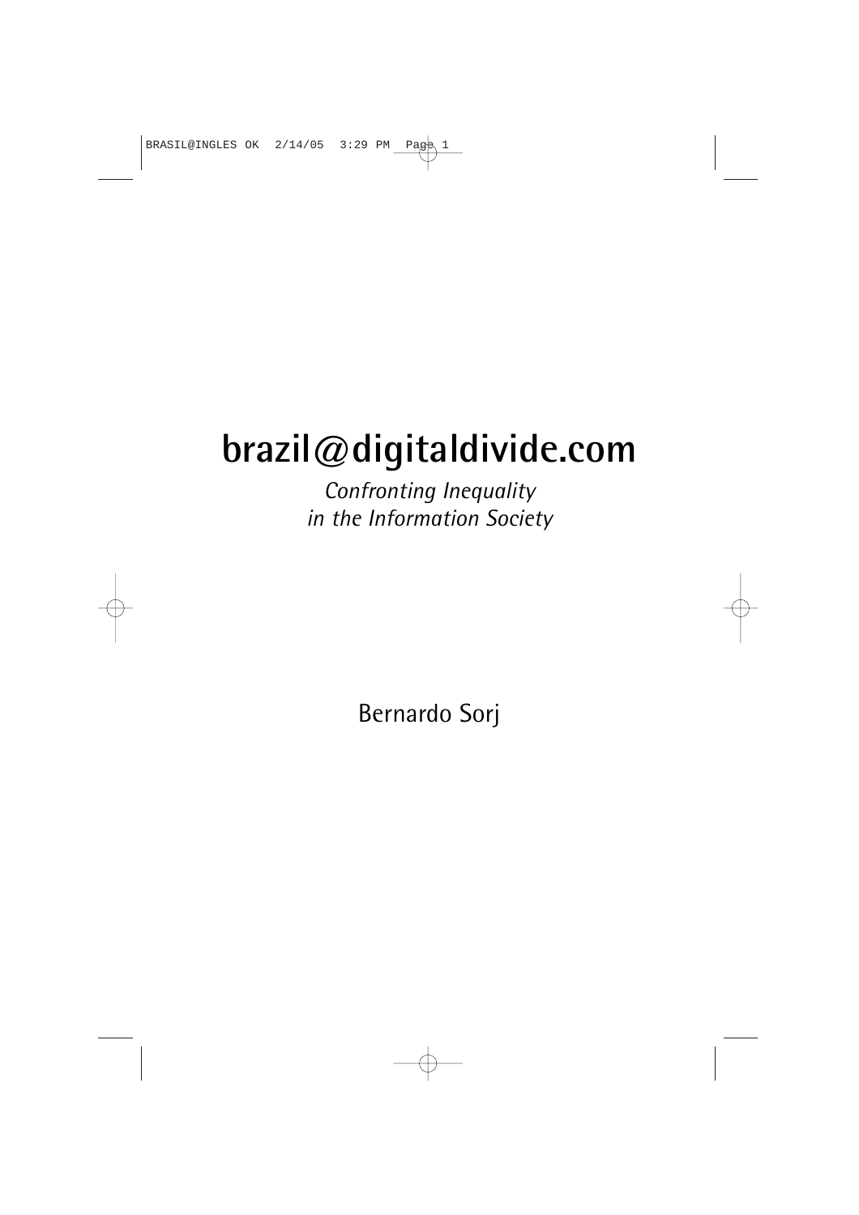# brazil@digitaldivide.com

*Confronting Inequality in the Information Society*

Bernardo Sorj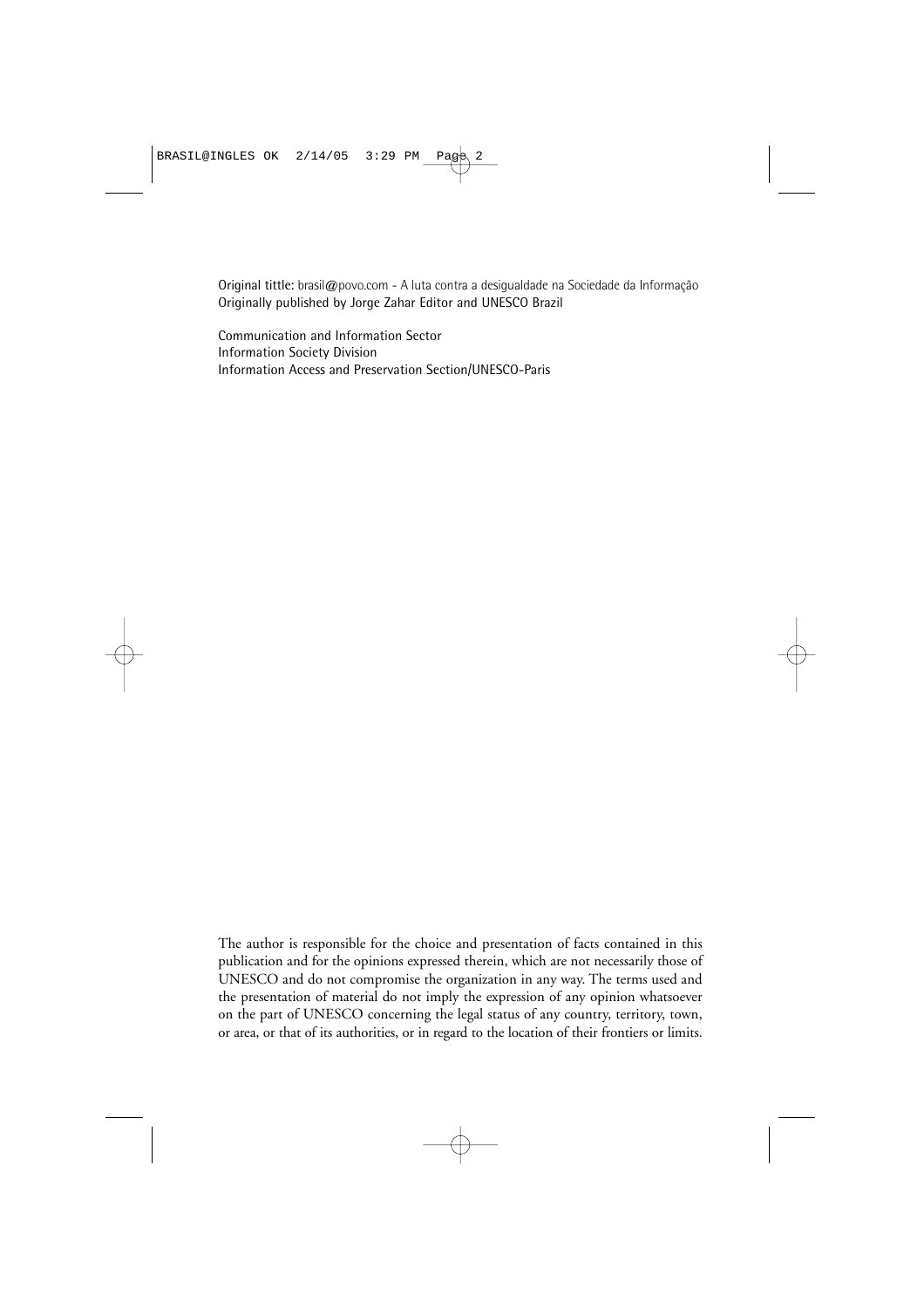Original tittle: brasil@povo.com - A luta contra a desigualdade na Sociedade da Informação
Originally published by Jorge Zahar Editor and UNESCO Brazil

Communication and Information Sector
Information Society Division
Information Access and Preservation Section/UNESCO-Paris

The author is responsible for the choice and presentation of facts contained in this publication and for the opinions expressed therein, which are not necessarily those of UNESCO and do not compromise the organization in any way. The terms used and the presentation of material do not imply the expression of any opinion whatsoever on the part of UNESCO concerning the legal status of any country, territory, town, or area, or that of its authorities, or in regard to the location of their frontiers or limits.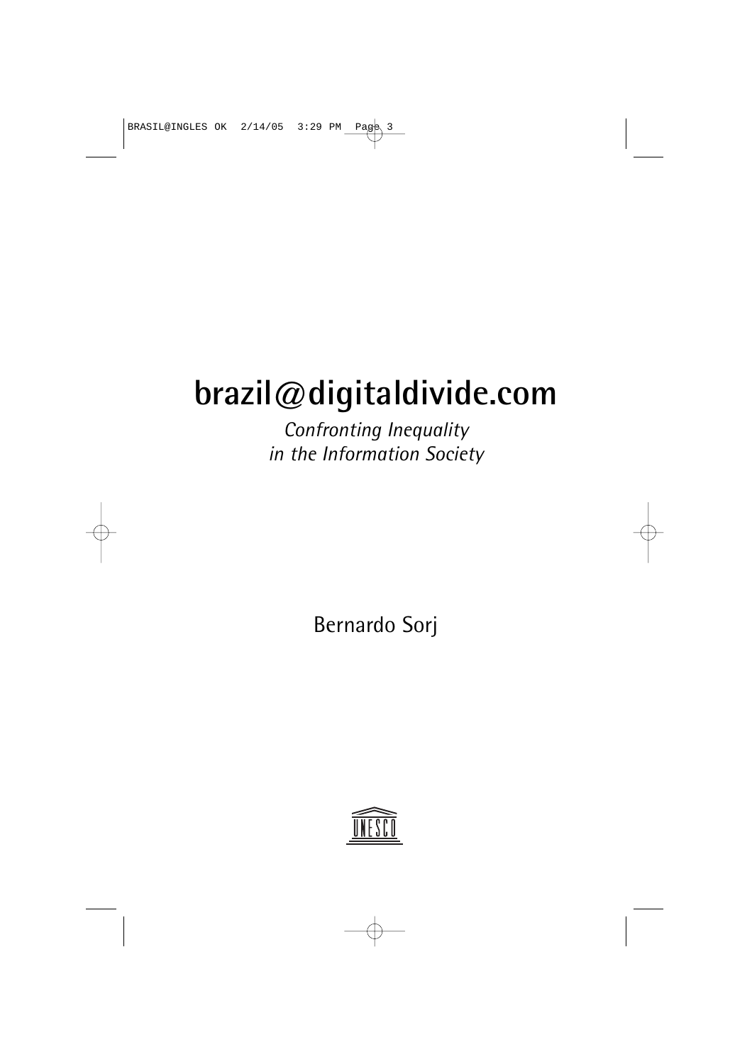# brazil@digitaldivide.com

*Confronting Inequality in the Information Society*

Bernardo Sorj

UNESCO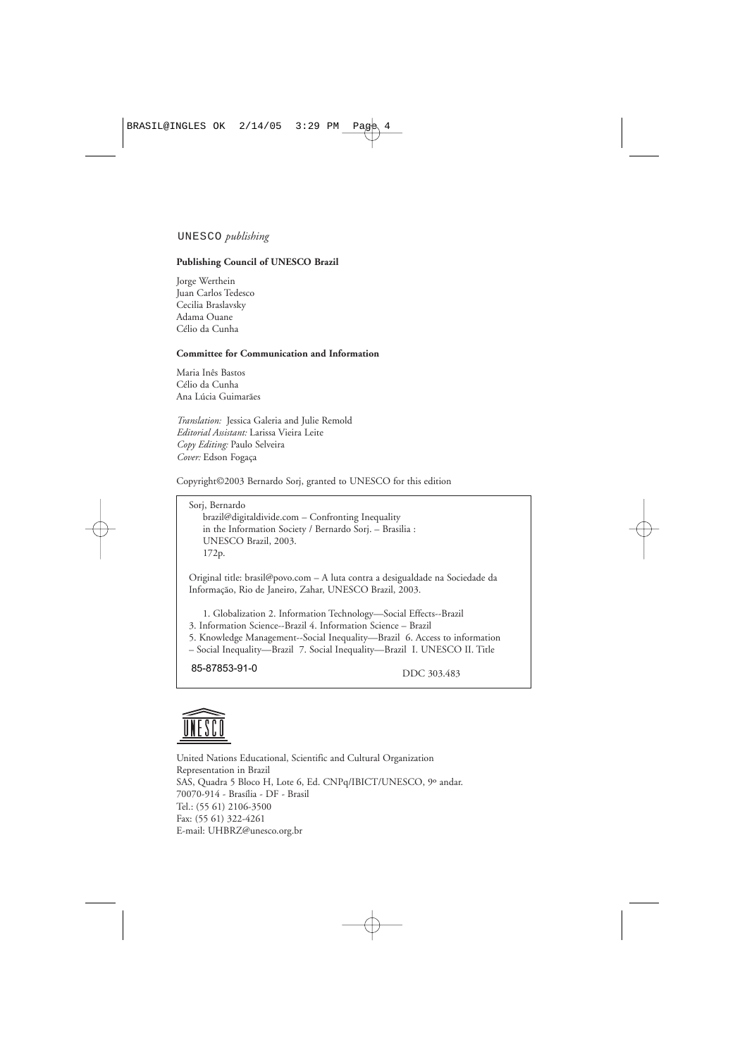UNESCO *publishing*

**Publishing Council of UNESCO Brazil**

Jorge Werthein
Juan Carlos Tedesco
Cecilia Braslavsky
Adama Ouane
Célio da Cunha

**Committee for Communication and Information**

Maria Inês Bastos
Célio da Cunha
Ana Lúcia Guimarães

*Translation:* Jessica Galeria and Julie Remold
*Editorial Assistant:* Larissa Vieira Leite
*Copy Editing:* Paulo Selveira
*Cover:* Edson Fogaça

Copyright©2003 Bernardo Sorj, granted to UNESCO for this edition

Sorj, Bernardo
brazil@digitaldivide.com – Confronting Inequality in the Information Society / Bernardo Sorj. – Brasilia : UNESCO Brazil, 2003.
172p.

Original title: brasil@povo.com – A luta contra a desigualdade na Sociedade da Informação, Rio de Janeiro, Zahar, UNESCO Brazil, 2003.

1. Globalization 2. Information Technology—Social Effects--Brazil 3. Information Science--Brazil 4. Information Science – Brazil 5. Knowledge Management--Social Inequality—Brazil 6. Access to information – Social Inequality—Brazil 7. Social Inequality—Brazil I. UNESCO II. Title

85-87853-91-0 DDC 303.483

United Nations Educational, Scientific and Cultural Organization
Representation in Brazil
SAS, Quadra 5 Bloco H, Lote 6, Ed. CNPq/IBICT/UNESCO, 9º andar.
70070-914 - Brasília - DF - Brasil
Tel.: (55 61) 2106-3500
Fax: (55 61) 322-4261
E-mail: UHBRZ@unesco.org.br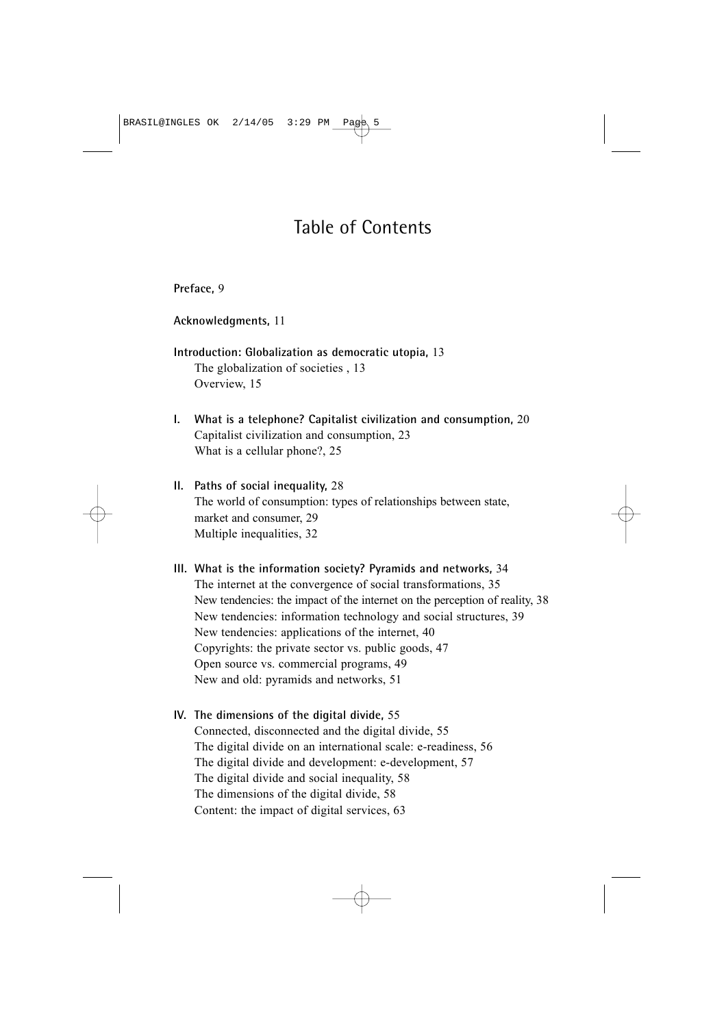# Table of Contents

**Preface,** 9

**Acknowledgments,** 11

**Introduction: Globalization as democratic utopia,** 13
- The globalization of societies , 13
- Overview, 15

**I. What is a telephone? Capitalist civilization and consumption,** 20
- Capitalist civilization and consumption, 23
- What is a cellular phone?, 25

**II. Paths of social inequality,** 28
- The world of consumption: types of relationships between state, market and consumer, 29
- Multiple inequalities, 32

**III. What is the information society? Pyramids and networks,** 34
- The internet at the convergence of social transformations, 35
- New tendencies: the impact of the internet on the perception of reality, 38
- New tendencies: information technology and social structures, 39
- New tendencies: applications of the internet, 40
- Copyrights: the private sector vs. public goods, 47
- Open source vs. commercial programs, 49
- New and old: pyramids and networks, 51

**IV. The dimensions of the digital divide,** 55
- Connected, disconnected and the digital divide, 55
- The digital divide on an international scale: e-readiness, 56
- The digital divide and development: e-development, 57
- The digital divide and social inequality, 58
- The dimensions of the digital divide, 58
- Content: the impact of digital services, 63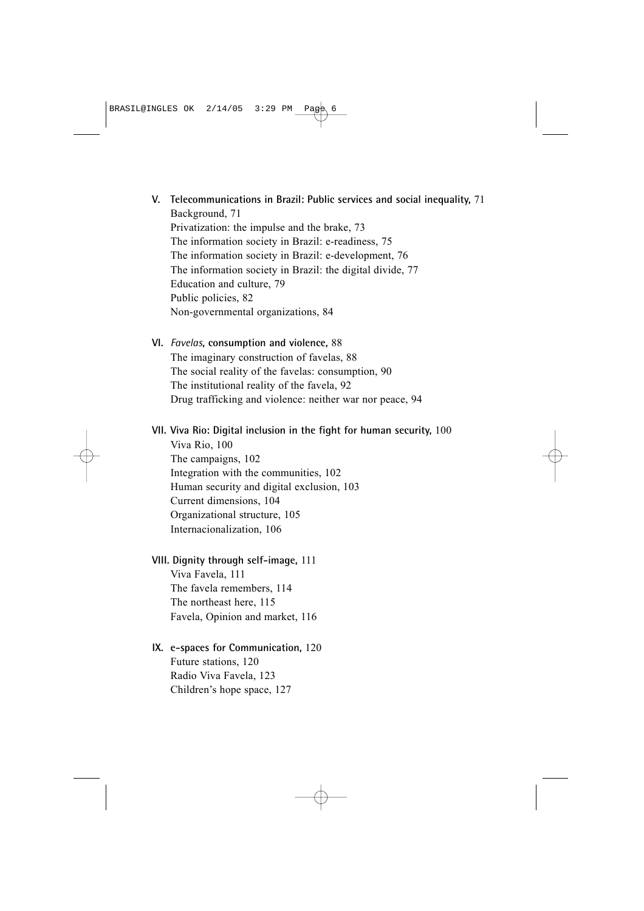**V. Telecommunications in Brazil: Public services and social inequality,** 71
Background, 71
Privatization: the impulse and the brake, 73
The information society in Brazil: e-readiness, 75
The information society in Brazil: e-development, 76
The information society in Brazil: the digital divide, 77
Education and culture, 79
Public policies, 82
Non-governmental organizations, 84

**VI. *Favelas*, consumption and violence,** 88
The imaginary construction of favelas, 88
The social reality of the favelas: consumption, 90
The institutional reality of the favela, 92
Drug trafficking and violence: neither war nor peace, 94

**VII. Viva Rio: Digital inclusion in the fight for human security,** 100
Viva Rio, 100
The campaigns, 102
Integration with the communities, 102
Human security and digital exclusion, 103
Current dimensions, 104
Organizational structure, 105
Internacionalization, 106

**VIII. Dignity through self-image,** 111
Viva Favela, 111
The favela remembers, 114
The northeast here, 115
Favela, Opinion and market, 116

**IX. e-spaces for Communication,** 120
Future stations, 120
Radio Viva Favela, 123
Children's hope space, 127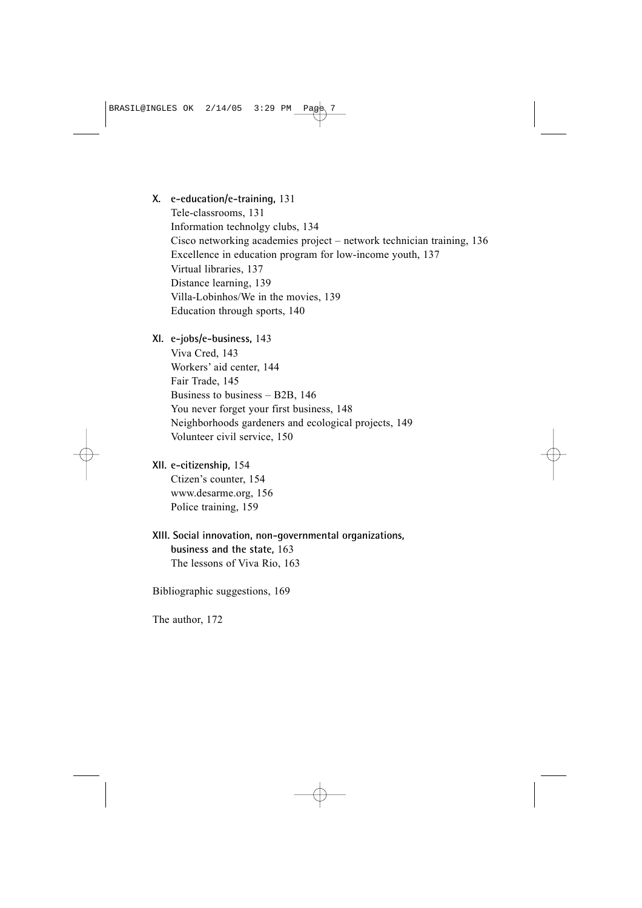**X. e-education/e-training,** 131

Tele-classrooms, 131
Information technolgy clubs, 134
Cisco networking academies project – network technician training, 136
Excellence in education program for low-income youth, 137
Virtual libraries, 137
Distance learning, 139
Villa-Lobinhos/We in the movies, 139
Education through sports, 140

**XI. e-jobs/e-business,** 143

Viva Cred, 143
Workers' aid center, 144
Fair Trade, 145
Business to business – B2B, 146
You never forget your first business, 148
Neighborhoods gardeners and ecological projects, 149
Volunteer civil service, 150

**XII. e-citizenship,** 154

Ctizen's counter, 154
www.desarme.org, 156
Police training, 159

**XIII. Social innovation, non-governmental organizations, business and the state,** 163

The lessons of Viva Rio, 163

Bibliographic suggestions, 169

The author, 172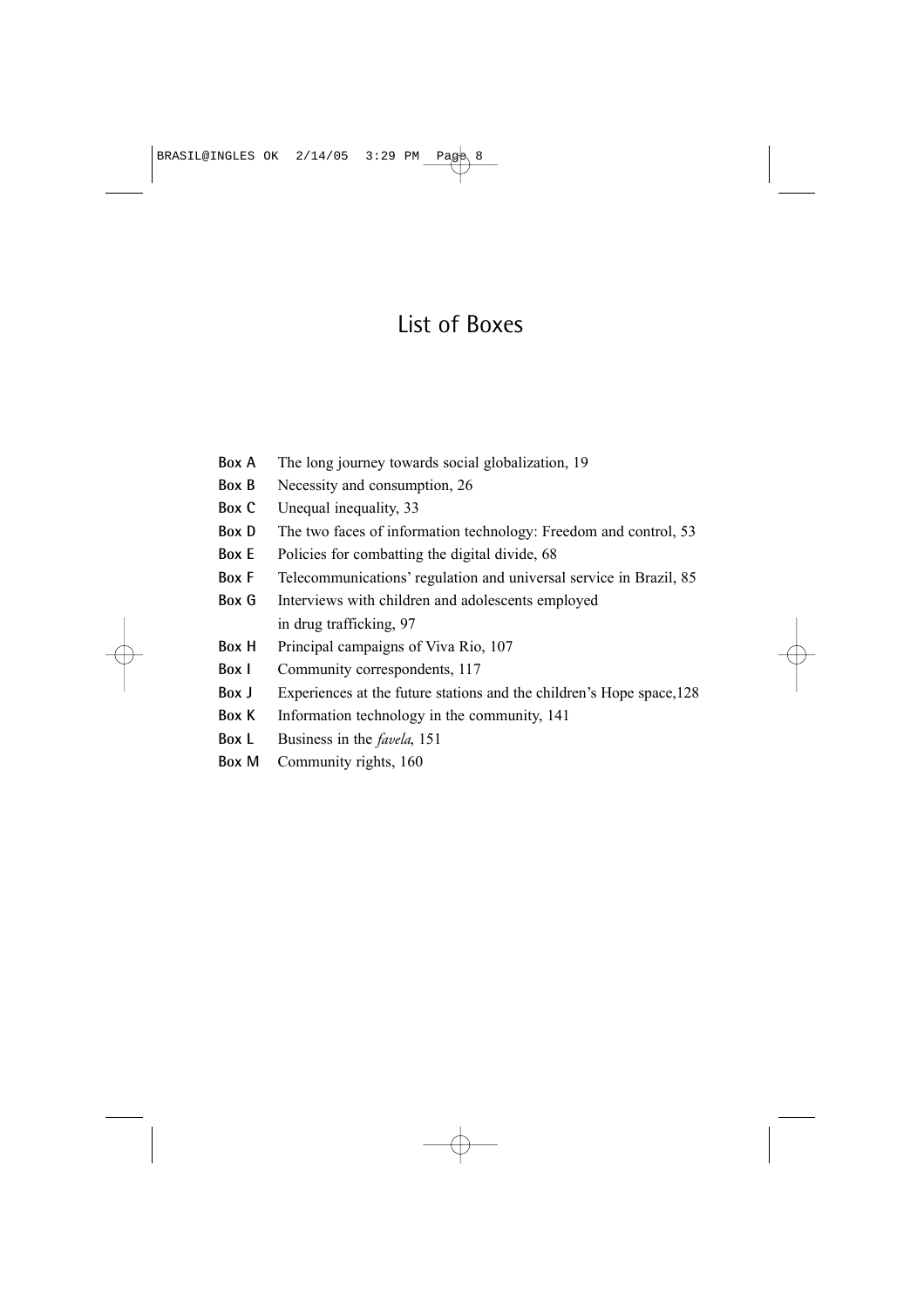# List of Boxes

**Box A** The long journey towards social globalization, 19

**Box B** Necessity and consumption, 26

**Box C** Unequal inequality, 33

**Box D** The two faces of information technology: Freedom and control, 53

**Box E** Policies for combatting the digital divide, 68

**Box F** Telecommunications' regulation and universal service in Brazil, 85

**Box G** Interviews with children and adolescents employed in drug trafficking, 97

**Box H** Principal campaigns of Viva Rio, 107

**Box I** Community correspondents, 117

**Box J** Experiences at the future stations and the children's Hope space,128

**Box K** Information technology in the community, 141

**Box L** Business in the *favela*, 151

**Box M** Community rights, 160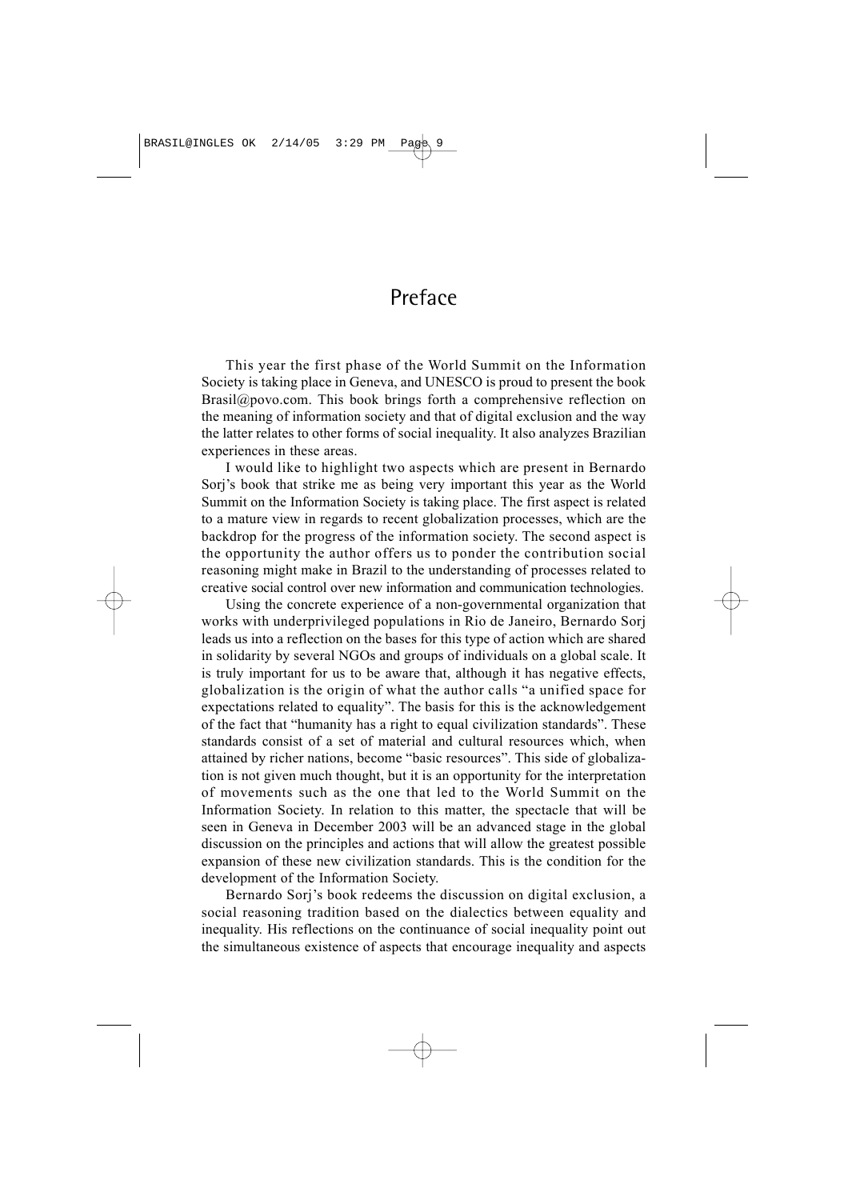# Preface

This year the first phase of the World Summit on the Information Society is taking place in Geneva, and UNESCO is proud to present the book Brasil@povo.com. This book brings forth a comprehensive reflection on the meaning of information society and that of digital exclusion and the way the latter relates to other forms of social inequality. It also analyzes Brazilian experiences in these areas.

I would like to highlight two aspects which are present in Bernardo Sorj's book that strike me as being very important this year as the World Summit on the Information Society is taking place. The first aspect is related to a mature view in regards to recent globalization processes, which are the backdrop for the progress of the information society. The second aspect is the opportunity the author offers us to ponder the contribution social reasoning might make in Brazil to the understanding of processes related to creative social control over new information and communication technologies.

Using the concrete experience of a non-governmental organization that works with underprivileged populations in Rio de Janeiro, Bernardo Sorj leads us into a reflection on the bases for this type of action which are shared in solidarity by several NGOs and groups of individuals on a global scale. It is truly important for us to be aware that, although it has negative effects, globalization is the origin of what the author calls "a unified space for expectations related to equality". The basis for this is the acknowledgement of the fact that "humanity has a right to equal civilization standards". These standards consist of a set of material and cultural resources which, when attained by richer nations, become "basic resources". This side of globalization is not given much thought, but it is an opportunity for the interpretation of movements such as the one that led to the World Summit on the Information Society. In relation to this matter, the spectacle that will be seen in Geneva in December 2003 will be an advanced stage in the global discussion on the principles and actions that will allow the greatest possible expansion of these new civilization standards. This is the condition for the development of the Information Society.

Bernardo Sorj's book redeems the discussion on digital exclusion, a social reasoning tradition based on the dialectics between equality and inequality. His reflections on the continuance of social inequality point out the simultaneous existence of aspects that encourage inequality and aspects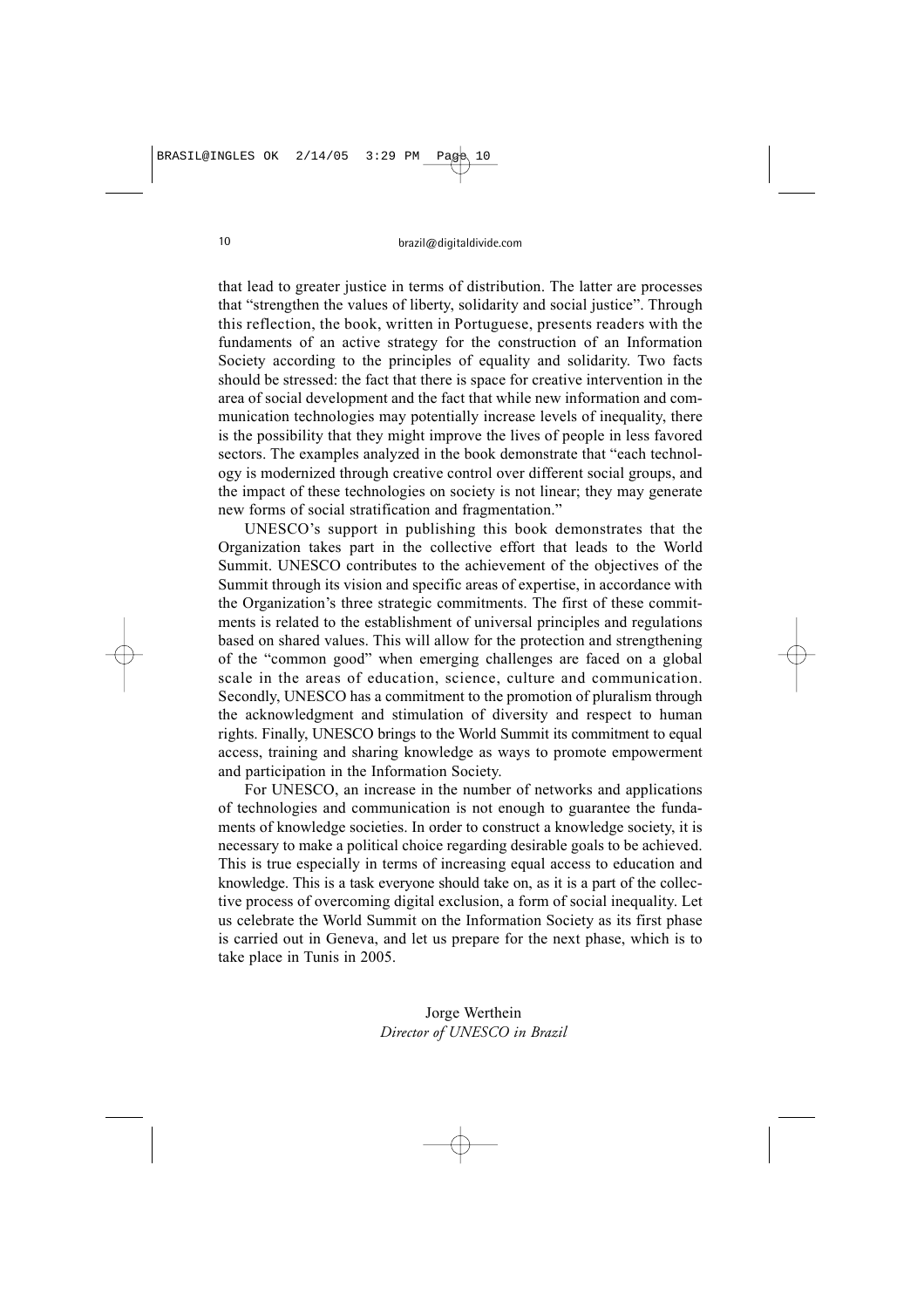that lead to greater justice in terms of distribution. The latter are processes that "strengthen the values of liberty, solidarity and social justice". Through this reflection, the book, written in Portuguese, presents readers with the fundaments of an active strategy for the construction of an Information Society according to the principles of equality and solidarity. Two facts should be stressed: the fact that there is space for creative intervention in the area of social development and the fact that while new information and communication technologies may potentially increase levels of inequality, there is the possibility that they might improve the lives of people in less favored sectors. The examples analyzed in the book demonstrate that "each technology is modernized through creative control over different social groups, and the impact of these technologies on society is not linear; they may generate new forms of social stratification and fragmentation."

UNESCO's support in publishing this book demonstrates that the Organization takes part in the collective effort that leads to the World Summit. UNESCO contributes to the achievement of the objectives of the Summit through its vision and specific areas of expertise, in accordance with the Organization's three strategic commitments. The first of these commitments is related to the establishment of universal principles and regulations based on shared values. This will allow for the protection and strengthening of the "common good" when emerging challenges are faced on a global scale in the areas of education, science, culture and communication. Secondly, UNESCO has a commitment to the promotion of pluralism through the acknowledgment and stimulation of diversity and respect to human rights. Finally, UNESCO brings to the World Summit its commitment to equal access, training and sharing knowledge as ways to promote empowerment and participation in the Information Society.

For UNESCO, an increase in the number of networks and applications of technologies and communication is not enough to guarantee the fundaments of knowledge societies. In order to construct a knowledge society, it is necessary to make a political choice regarding desirable goals to be achieved. This is true especially in terms of increasing equal access to education and knowledge. This is a task everyone should take on, as it is a part of the collective process of overcoming digital exclusion, a form of social inequality. Let us celebrate the World Summit on the Information Society as its first phase is carried out in Geneva, and let us prepare for the next phase, which is to take place in Tunis in 2005.

Jorge Werthein
*Director of UNESCO in Brazil*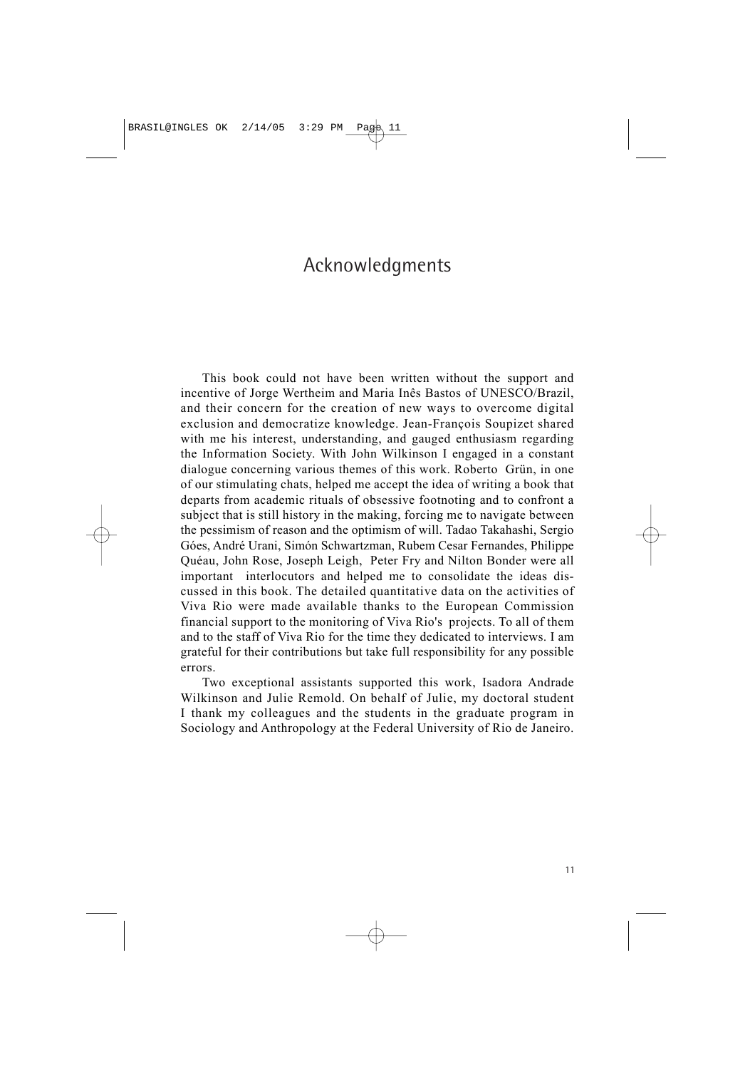# Acknowledgments

This book could not have been written without the support and incentive of Jorge Wertheim and Maria Inês Bastos of UNESCO/Brazil, and their concern for the creation of new ways to overcome digital exclusion and democratize knowledge. Jean-François Soupizet shared with me his interest, understanding, and gauged enthusiasm regarding the Information Society. With John Wilkinson I engaged in a constant dialogue concerning various themes of this work. Roberto Grün, in one of our stimulating chats, helped me accept the idea of writing a book that departs from academic rituals of obsessive footnoting and to confront a subject that is still history in the making, forcing me to navigate between the pessimism of reason and the optimism of will. Tadao Takahashi, Sergio Góes, André Urani, Simón Schwartzman, Rubem Cesar Fernandes, Philippe Quéau, John Rose, Joseph Leigh, Peter Fry and Nilton Bonder were all important interlocutors and helped me to consolidate the ideas discussed in this book. The detailed quantitative data on the activities of Viva Rio were made available thanks to the European Commission financial support to the monitoring of Viva Rio's projects. To all of them and to the staff of Viva Rio for the time they dedicated to interviews. I am grateful for their contributions but take full responsibility for any possible errors.

Two exceptional assistants supported this work, Isadora Andrade Wilkinson and Julie Remold. On behalf of Julie, my doctoral student I thank my colleagues and the students in the graduate program in Sociology and Anthropology at the Federal University of Rio de Janeiro.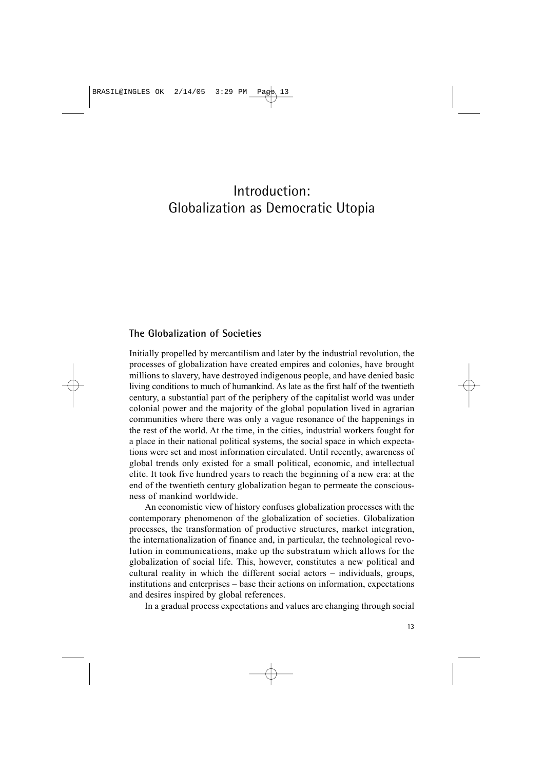# Introduction: Globalization as Democratic Utopia

## The Globalization of Societies

Initially propelled by mercantilism and later by the industrial revolution, the processes of globalization have created empires and colonies, have brought millions to slavery, have destroyed indigenous people, and have denied basic living conditions to much of humankind. As late as the first half of the twentieth century, a substantial part of the periphery of the capitalist world was under colonial power and the majority of the global population lived in agrarian communities where there was only a vague resonance of the happenings in the rest of the world. At the time, in the cities, industrial workers fought for a place in their national political systems, the social space in which expectations were set and most information circulated. Until recently, awareness of global trends only existed for a small political, economic, and intellectual elite. It took five hundred years to reach the beginning of a new era: at the end of the twentieth century globalization began to permeate the consciousness of mankind worldwide.

An economistic view of history confuses globalization processes with the contemporary phenomenon of the globalization of societies. Globalization processes, the transformation of productive structures, market integration, the internationalization of finance and, in particular, the technological revolution in communications, make up the substratum which allows for the globalization of social life. This, however, constitutes a new political and cultural reality in which the different social actors – individuals, groups, institutions and enterprises – base their actions on information, expectations and desires inspired by global references.

In a gradual process expectations and values are changing through social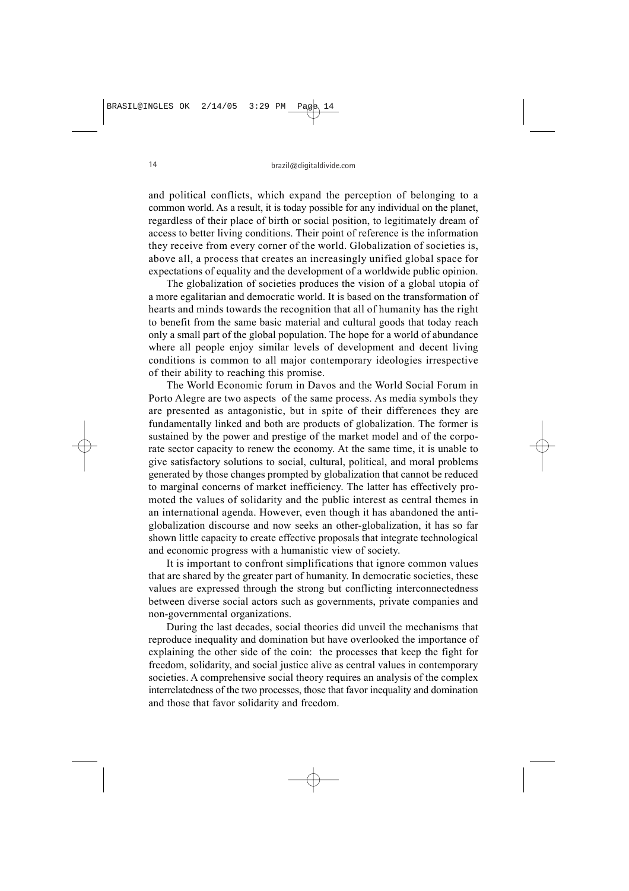and political conflicts, which expand the perception of belonging to a common world. As a result, it is today possible for any individual on the planet, regardless of their place of birth or social position, to legitimately dream of access to better living conditions. Their point of reference is the information they receive from every corner of the world. Globalization of societies is, above all, a process that creates an increasingly unified global space for expectations of equality and the development of a worldwide public opinion.

The globalization of societies produces the vision of a global utopia of a more egalitarian and democratic world. It is based on the transformation of hearts and minds towards the recognition that all of humanity has the right to benefit from the same basic material and cultural goods that today reach only a small part of the global population. The hope for a world of abundance where all people enjoy similar levels of development and decent living conditions is common to all major contemporary ideologies irrespective of their ability to reaching this promise.

The World Economic forum in Davos and the World Social Forum in Porto Alegre are two aspects of the same process. As media symbols they are presented as antagonistic, but in spite of their differences they are fundamentally linked and both are products of globalization. The former is sustained by the power and prestige of the market model and of the corporate sector capacity to renew the economy. At the same time, it is unable to give satisfactory solutions to social, cultural, political, and moral problems generated by those changes prompted by globalization that cannot be reduced to marginal concerns of market inefficiency. The latter has effectively promoted the values of solidarity and the public interest as central themes in an international agenda. However, even though it has abandoned the anti-globalization discourse and now seeks an other-globalization, it has so far shown little capacity to create effective proposals that integrate technological and economic progress with a humanistic view of society.

It is important to confront simplifications that ignore common values that are shared by the greater part of humanity. In democratic societies, these values are expressed through the strong but conflicting interconnectedness between diverse social actors such as governments, private companies and non-governmental organizations.

During the last decades, social theories did unveil the mechanisms that reproduce inequality and domination but have overlooked the importance of explaining the other side of the coin: the processes that keep the fight for freedom, solidarity, and social justice alive as central values in contemporary societies. A comprehensive social theory requires an analysis of the complex interrelatedness of the two processes, those that favor inequality and domination and those that favor solidarity and freedom.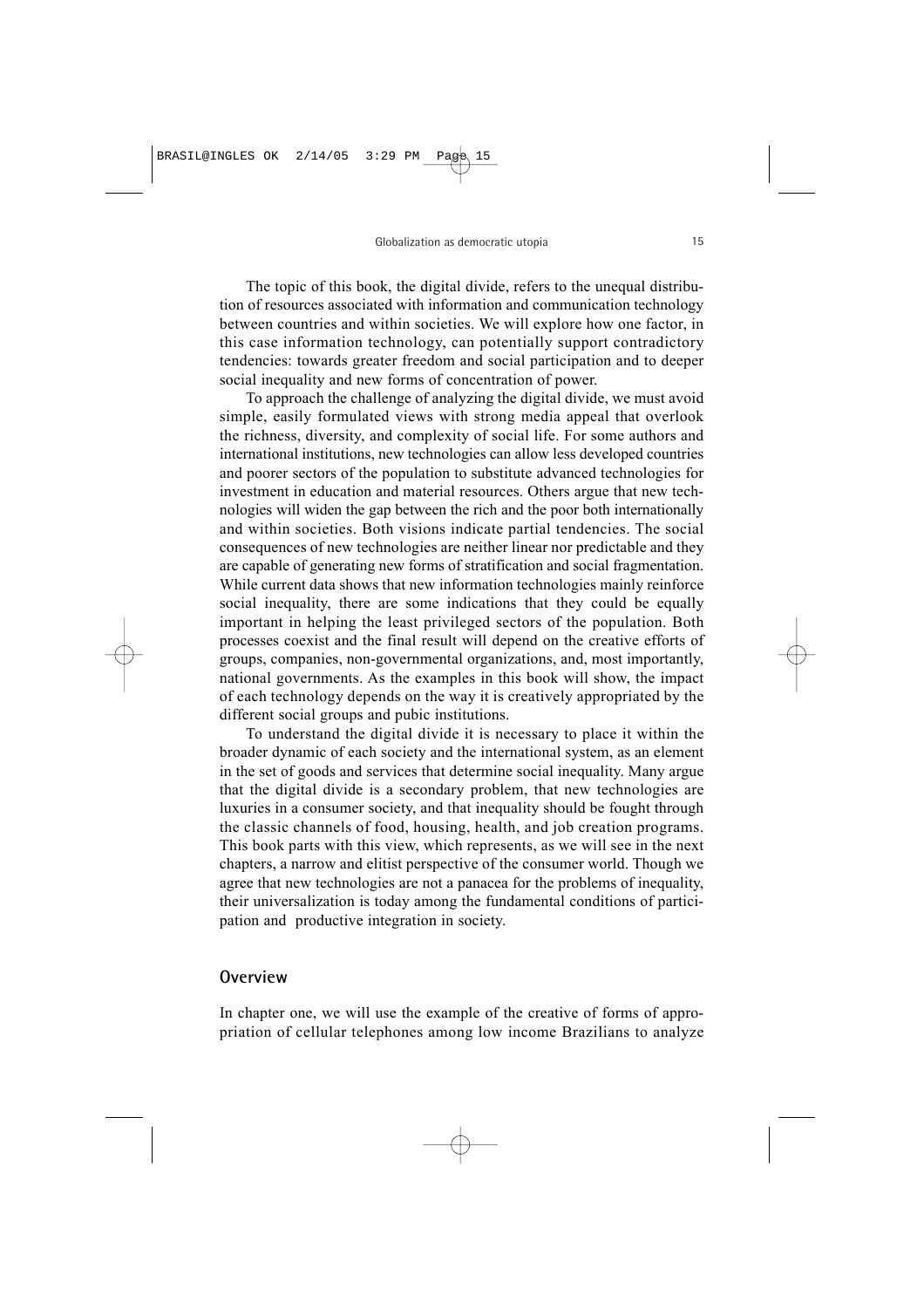The topic of this book, the digital divide, refers to the unequal distribution of resources associated with information and communication technology between countries and within societies. We will explore how one factor, in this case information technology, can potentially support contradictory tendencies: towards greater freedom and social participation and to deeper social inequality and new forms of concentration of power.

To approach the challenge of analyzing the digital divide, we must avoid simple, easily formulated views with strong media appeal that overlook the richness, diversity, and complexity of social life. For some authors and international institutions, new technologies can allow less developed countries and poorer sectors of the population to substitute advanced technologies for investment in education and material resources. Others argue that new technologies will widen the gap between the rich and the poor both internationally and within societies. Both visions indicate partial tendencies. The social consequences of new technologies are neither linear nor predictable and they are capable of generating new forms of stratification and social fragmentation. While current data shows that new information technologies mainly reinforce social inequality, there are some indications that they could be equally important in helping the least privileged sectors of the population. Both processes coexist and the final result will depend on the creative efforts of groups, companies, non-governmental organizations, and, most importantly, national governments. As the examples in this book will show, the impact of each technology depends on the way it is creatively appropriated by the different social groups and pubic institutions.

To understand the digital divide it is necessary to place it within the broader dynamic of each society and the international system, as an element in the set of goods and services that determine social inequality. Many argue that the digital divide is a secondary problem, that new technologies are luxuries in a consumer society, and that inequality should be fought through the classic channels of food, housing, health, and job creation programs. This book parts with this view, which represents, as we will see in the next chapters, a narrow and elitist perspective of the consumer world. Though we agree that new technologies are not a panacea for the problems of inequality, their universalization is today among the fundamental conditions of participation and productive integration in society.

## Overview

In chapter one, we will use the example of the creative of forms of appropriation of cellular telephones among low income Brazilians to analyze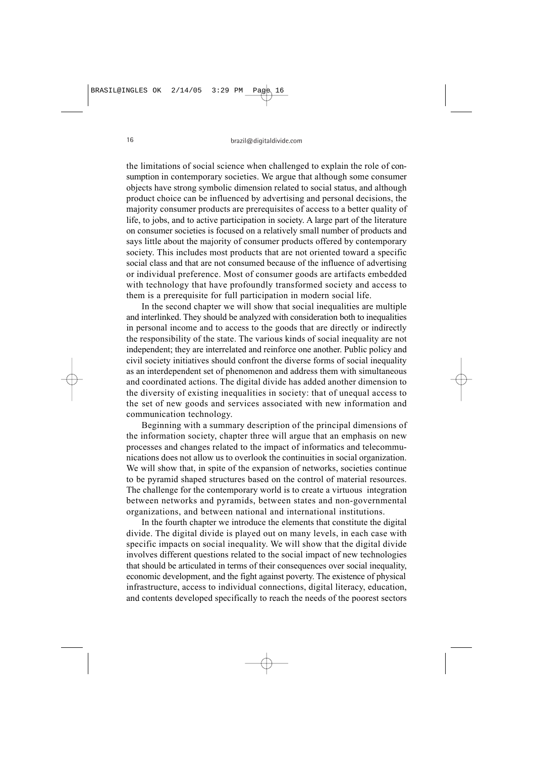the limitations of social science when challenged to explain the role of consumption in contemporary societies. We argue that although some consumer objects have strong symbolic dimension related to social status, and although product choice can be influenced by advertising and personal decisions, the majority consumer products are prerequisites of access to a better quality of life, to jobs, and to active participation in society. A large part of the literature on consumer societies is focused on a relatively small number of products and says little about the majority of consumer products offered by contemporary society. This includes most products that are not oriented toward a specific social class and that are not consumed because of the influence of advertising or individual preference. Most of consumer goods are artifacts embedded with technology that have profoundly transformed society and access to them is a prerequisite for full participation in modern social life.

In the second chapter we will show that social inequalities are multiple and interlinked. They should be analyzed with consideration both to inequalities in personal income and to access to the goods that are directly or indirectly the responsibility of the state. The various kinds of social inequality are not independent; they are interrelated and reinforce one another. Public policy and civil society initiatives should confront the diverse forms of social inequality as an interdependent set of phenomenon and address them with simultaneous and coordinated actions. The digital divide has added another dimension to the diversity of existing inequalities in society: that of unequal access to the set of new goods and services associated with new information and communication technology.

Beginning with a summary description of the principal dimensions of the information society, chapter three will argue that an emphasis on new processes and changes related to the impact of informatics and telecommunications does not allow us to overlook the continuities in social organization. We will show that, in spite of the expansion of networks, societies continue to be pyramid shaped structures based on the control of material resources. The challenge for the contemporary world is to create a virtuous integration between networks and pyramids, between states and non-governmental organizations, and between national and international institutions.

In the fourth chapter we introduce the elements that constitute the digital divide. The digital divide is played out on many levels, in each case with specific impacts on social inequality. We will show that the digital divide involves different questions related to the social impact of new technologies that should be articulated in terms of their consequences over social inequality, economic development, and the fight against poverty. The existence of physical infrastructure, access to individual connections, digital literacy, education, and contents developed specifically to reach the needs of the poorest sectors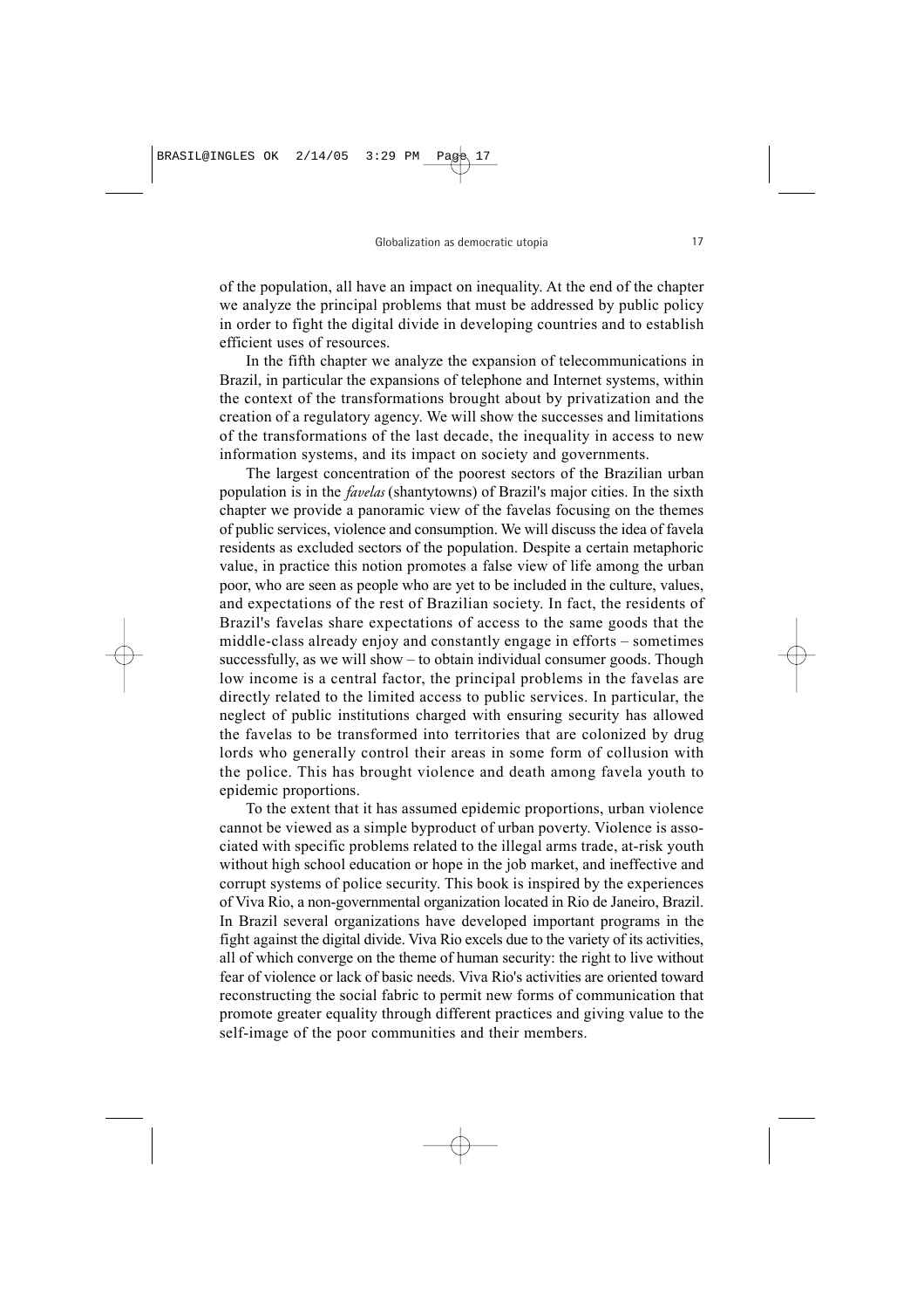of the population, all have an impact on inequality. At the end of the chapter we analyze the principal problems that must be addressed by public policy in order to fight the digital divide in developing countries and to establish efficient uses of resources.

In the fifth chapter we analyze the expansion of telecommunications in Brazil, in particular the expansions of telephone and Internet systems, within the context of the transformations brought about by privatization and the creation of a regulatory agency. We will show the successes and limitations of the transformations of the last decade, the inequality in access to new information systems, and its impact on society and governments.

The largest concentration of the poorest sectors of the Brazilian urban population is in the *favelas* (shantytowns) of Brazil's major cities. In the sixth chapter we provide a panoramic view of the favelas focusing on the themes of public services, violence and consumption. We will discuss the idea of favela residents as excluded sectors of the population. Despite a certain metaphoric value, in practice this notion promotes a false view of life among the urban poor, who are seen as people who are yet to be included in the culture, values, and expectations of the rest of Brazilian society. In fact, the residents of Brazil's favelas share expectations of access to the same goods that the middle-class already enjoy and constantly engage in efforts – sometimes successfully, as we will show – to obtain individual consumer goods. Though low income is a central factor, the principal problems in the favelas are directly related to the limited access to public services. In particular, the neglect of public institutions charged with ensuring security has allowed the favelas to be transformed into territories that are colonized by drug lords who generally control their areas in some form of collusion with the police. This has brought violence and death among favela youth to epidemic proportions.

To the extent that it has assumed epidemic proportions, urban violence cannot be viewed as a simple byproduct of urban poverty. Violence is associated with specific problems related to the illegal arms trade, at-risk youth without high school education or hope in the job market, and ineffective and corrupt systems of police security. This book is inspired by the experiences of Viva Rio, a non-governmental organization located in Rio de Janeiro, Brazil. In Brazil several organizations have developed important programs in the fight against the digital divide. Viva Rio excels due to the variety of its activities, all of which converge on the theme of human security: the right to live without fear of violence or lack of basic needs. Viva Rio's activities are oriented toward reconstructing the social fabric to permit new forms of communication that promote greater equality through different practices and giving value to the self-image of the poor communities and their members.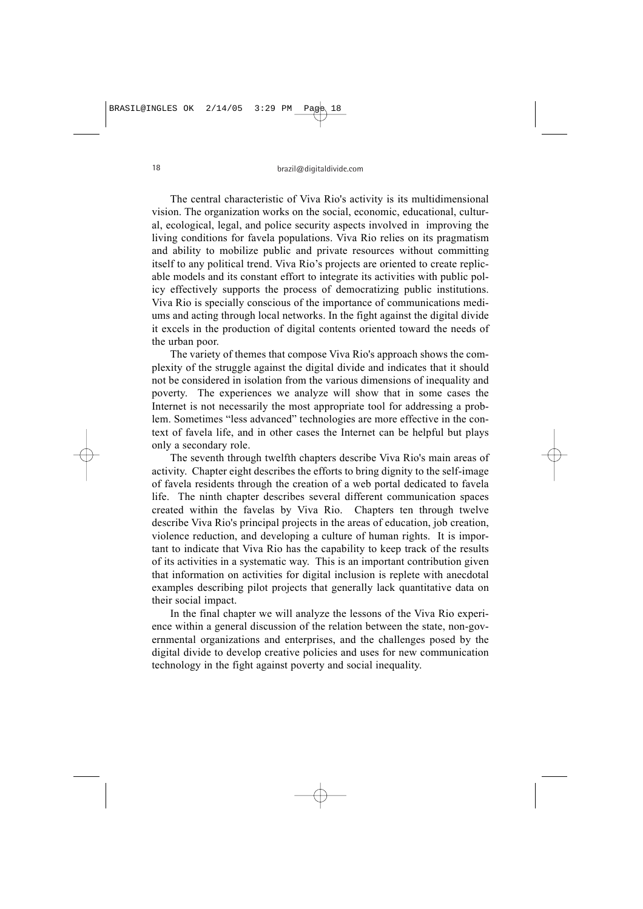The central characteristic of Viva Rio's activity is its multidimensional vision. The organization works on the social, economic, educational, cultural, ecological, legal, and police security aspects involved in improving the living conditions for favela populations. Viva Rio relies on its pragmatism and ability to mobilize public and private resources without committing itself to any political trend. Viva Rio's projects are oriented to create replicable models and its constant effort to integrate its activities with public policy effectively supports the process of democratizing public institutions. Viva Rio is specially conscious of the importance of communications mediums and acting through local networks. In the fight against the digital divide it excels in the production of digital contents oriented toward the needs of the urban poor.

The variety of themes that compose Viva Rio's approach shows the complexity of the struggle against the digital divide and indicates that it should not be considered in isolation from the various dimensions of inequality and poverty. The experiences we analyze will show that in some cases the Internet is not necessarily the most appropriate tool for addressing a problem. Sometimes "less advanced" technologies are more effective in the context of favela life, and in other cases the Internet can be helpful but plays only a secondary role.

The seventh through twelfth chapters describe Viva Rio's main areas of activity. Chapter eight describes the efforts to bring dignity to the self-image of favela residents through the creation of a web portal dedicated to favela life. The ninth chapter describes several different communication spaces created within the favelas by Viva Rio. Chapters ten through twelve describe Viva Rio's principal projects in the areas of education, job creation, violence reduction, and developing a culture of human rights. It is important to indicate that Viva Rio has the capability to keep track of the results of its activities in a systematic way. This is an important contribution given that information on activities for digital inclusion is replete with anecdotal examples describing pilot projects that generally lack quantitative data on their social impact.

In the final chapter we will analyze the lessons of the Viva Rio experience within a general discussion of the relation between the state, non-governmental organizations and enterprises, and the challenges posed by the digital divide to develop creative policies and uses for new communication technology in the fight against poverty and social inequality.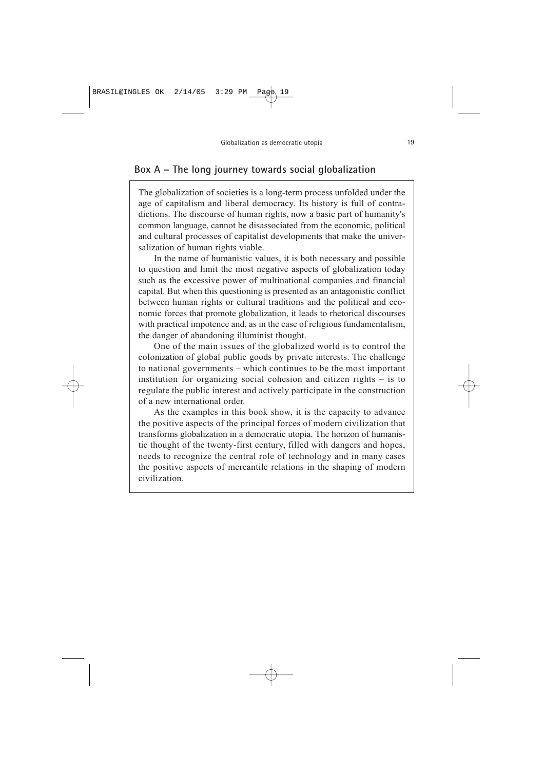## Box A – The long journey towards social globalization

The globalization of societies is a long-term process unfolded under the age of capitalism and liberal democracy. Its history is full of contradictions. The discourse of human rights, now a basic part of humanity's common language, cannot be disassociated from the economic, political and cultural processes of capitalist developments that make the universalization of human rights viable.

In the name of humanistic values, it is both necessary and possible to question and limit the most negative aspects of globalization today such as the excessive power of multinational companies and financial capital. But when this questioning is presented as an antagonistic conflict between human rights or cultural traditions and the political and economic forces that promote globalization, it leads to rhetorical discourses with practical impotence and, as in the case of religious fundamentalism, the danger of abandoning illuminist thought.

One of the main issues of the globalized world is to control the colonization of global public goods by private interests. The challenge to national governments – which continues to be the most important institution for organizing social cohesion and citizen rights – is to regulate the public interest and actively participate in the construction of a new international order.

As the examples in this book show, it is the capacity to advance the positive aspects of the principal forces of modern civilization that transforms globalization in a democratic utopia. The horizon of humanistic thought of the twenty-first century, filled with dangers and hopes, needs to recognize the central role of technology and in many cases the positive aspects of mercantile relations in the shaping of modern civilization.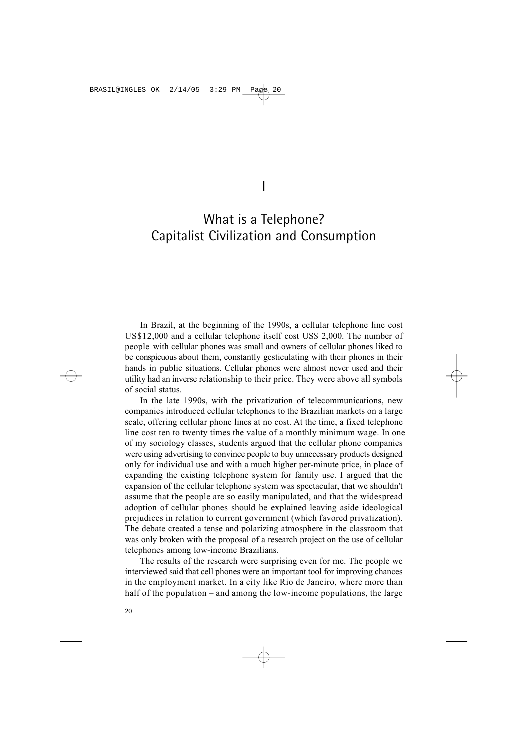# I

# What is a Telephone? Capitalist Civilization and Consumption

In Brazil, at the beginning of the 1990s, a cellular telephone line cost US$12,000 and a cellular telephone itself cost US$ 2,000. The number of people with cellular phones was small and owners of cellular phones liked to be conspicuous about them, constantly gesticulating with their phones in their hands in public situations. Cellular phones were almost never used and their utility had an inverse relationship to their price. They were above all symbols of social status.

In the late 1990s, with the privatization of telecommunications, new companies introduced cellular telephones to the Brazilian markets on a large scale, offering cellular phone lines at no cost. At the time, a fixed telephone line cost ten to twenty times the value of a monthly minimum wage. In one of my sociology classes, students argued that the cellular phone companies were using advertising to convince people to buy unnecessary products designed only for individual use and with a much higher per-minute price, in place of expanding the existing telephone system for family use. I argued that the expansion of the cellular telephone system was spectacular, that we shouldn't assume that the people are so easily manipulated, and that the widespread adoption of cellular phones should be explained leaving aside ideological prejudices in relation to current government (which favored privatization). The debate created a tense and polarizing atmosphere in the classroom that was only broken with the proposal of a research project on the use of cellular telephones among low-income Brazilians.

The results of the research were surprising even for me. The people we interviewed said that cell phones were an important tool for improving chances in the employment market. In a city like Rio de Janeiro, where more than half of the population – and among the low-income populations, the large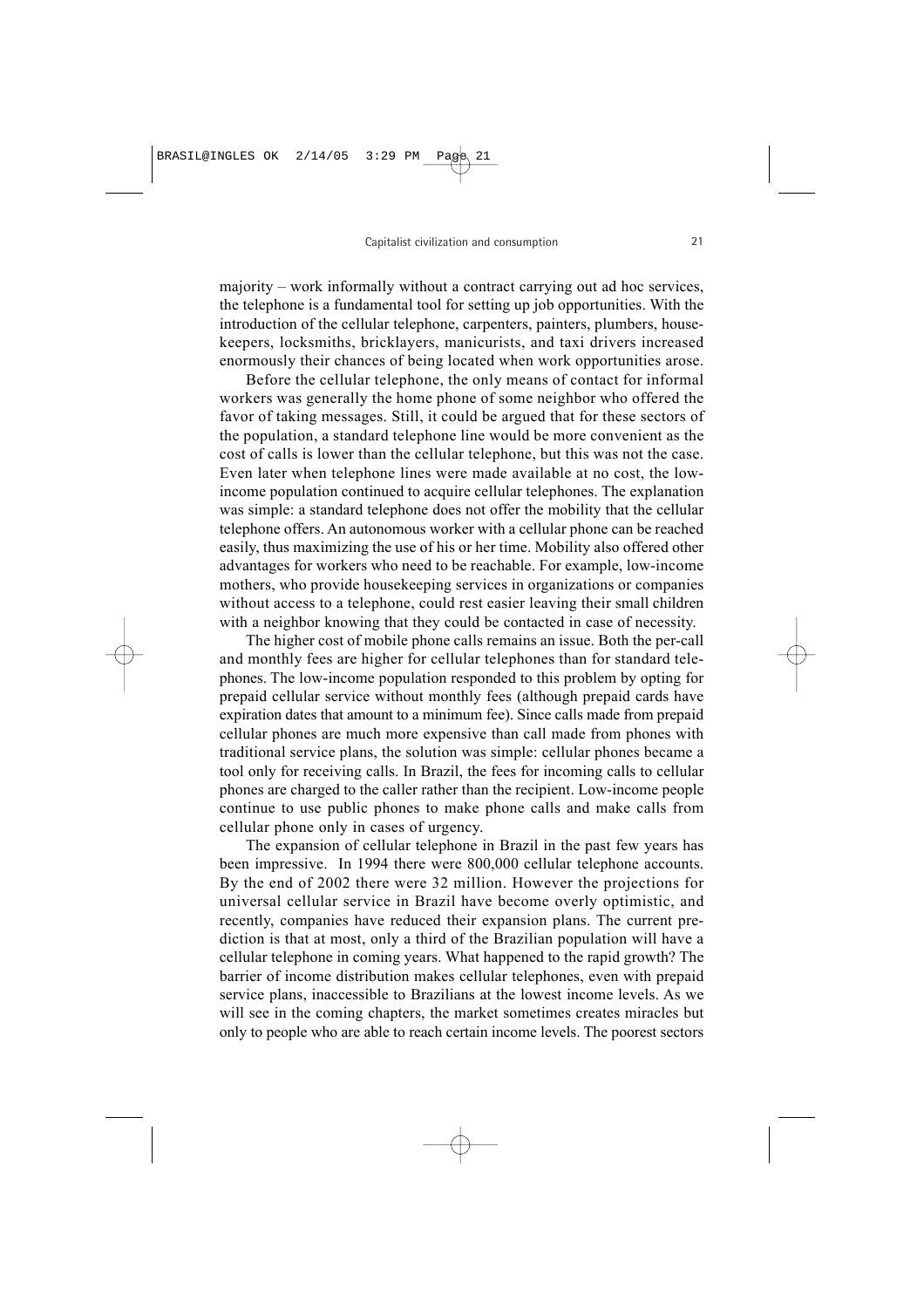majority – work informally without a contract carrying out ad hoc services, the telephone is a fundamental tool for setting up job opportunities. With the introduction of the cellular telephone, carpenters, painters, plumbers, housekeepers, locksmiths, bricklayers, manicurists, and taxi drivers increased enormously their chances of being located when work opportunities arose.

Before the cellular telephone, the only means of contact for informal workers was generally the home phone of some neighbor who offered the favor of taking messages. Still, it could be argued that for these sectors of the population, a standard telephone line would be more convenient as the cost of calls is lower than the cellular telephone, but this was not the case. Even later when telephone lines were made available at no cost, the low-income population continued to acquire cellular telephones. The explanation was simple: a standard telephone does not offer the mobility that the cellular telephone offers. An autonomous worker with a cellular phone can be reached easily, thus maximizing the use of his or her time. Mobility also offered other advantages for workers who need to be reachable. For example, low-income mothers, who provide housekeeping services in organizations or companies without access to a telephone, could rest easier leaving their small children with a neighbor knowing that they could be contacted in case of necessity.

The higher cost of mobile phone calls remains an issue. Both the per-call and monthly fees are higher for cellular telephones than for standard telephones. The low-income population responded to this problem by opting for prepaid cellular service without monthly fees (although prepaid cards have expiration dates that amount to a minimum fee). Since calls made from prepaid cellular phones are much more expensive than call made from phones with traditional service plans, the solution was simple: cellular phones became a tool only for receiving calls. In Brazil, the fees for incoming calls to cellular phones are charged to the caller rather than the recipient. Low-income people continue to use public phones to make phone calls and make calls from cellular phone only in cases of urgency.

The expansion of cellular telephone in Brazil in the past few years has been impressive. In 1994 there were 800,000 cellular telephone accounts. By the end of 2002 there were 32 million. However the projections for universal cellular service in Brazil have become overly optimistic, and recently, companies have reduced their expansion plans. The current prediction is that at most, only a third of the Brazilian population will have a cellular telephone in coming years. What happened to the rapid growth? The barrier of income distribution makes cellular telephones, even with prepaid service plans, inaccessible to Brazilians at the lowest income levels. As we will see in the coming chapters, the market sometimes creates miracles but only to people who are able to reach certain income levels. The poorest sectors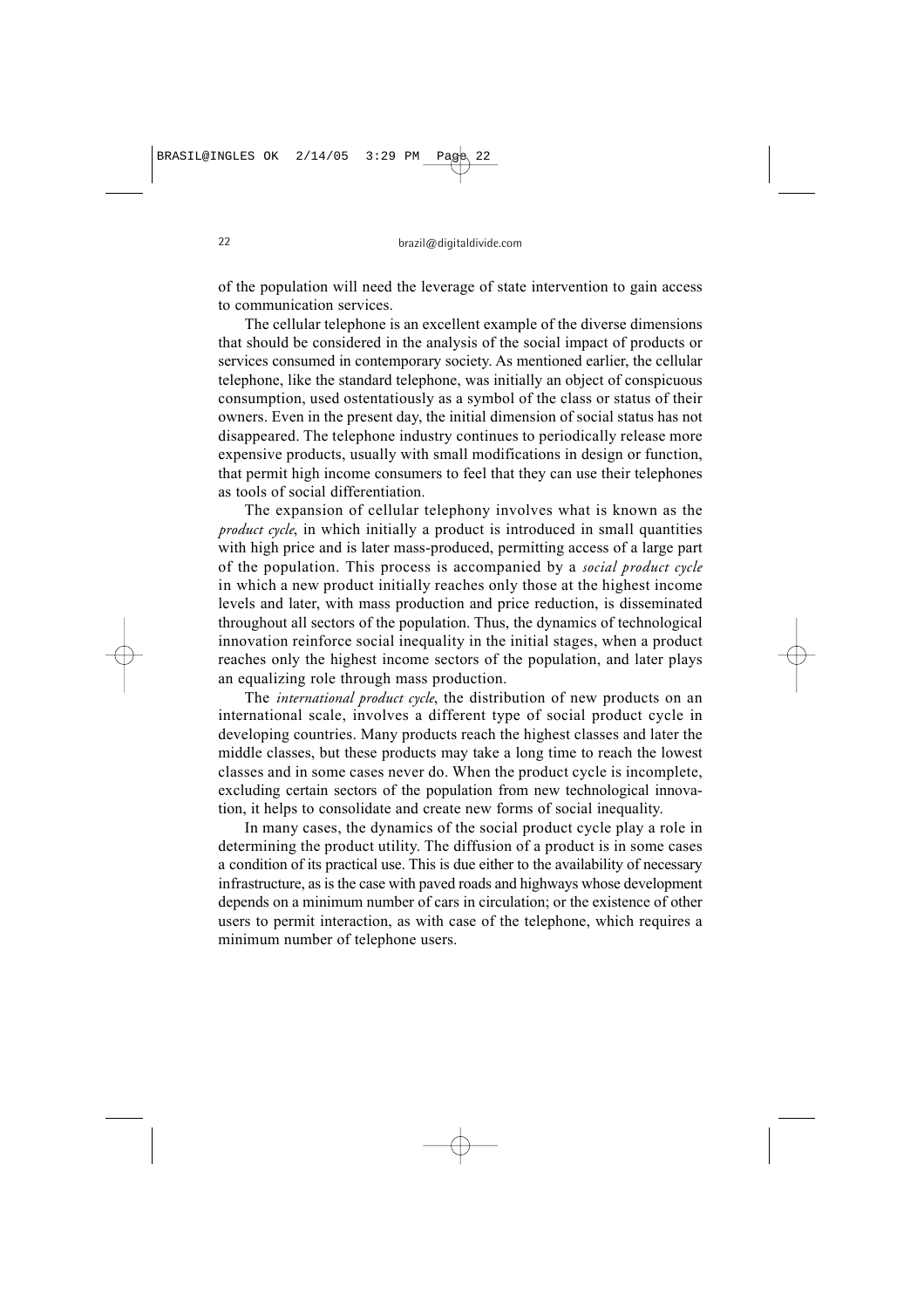of the population will need the leverage of state intervention to gain access to communication services.

The cellular telephone is an excellent example of the diverse dimensions that should be considered in the analysis of the social impact of products or services consumed in contemporary society. As mentioned earlier, the cellular telephone, like the standard telephone, was initially an object of conspicuous consumption, used ostentatiously as a symbol of the class or status of their owners. Even in the present day, the initial dimension of social status has not disappeared. The telephone industry continues to periodically release more expensive products, usually with small modifications in design or function, that permit high income consumers to feel that they can use their telephones as tools of social differentiation.

The expansion of cellular telephony involves what is known as the *product cycle*, in which initially a product is introduced in small quantities with high price and is later mass-produced, permitting access of a large part of the population. This process is accompanied by a *social product cycle* in which a new product initially reaches only those at the highest income levels and later, with mass production and price reduction, is disseminated throughout all sectors of the population. Thus, the dynamics of technological innovation reinforce social inequality in the initial stages, when a product reaches only the highest income sectors of the population, and later plays an equalizing role through mass production.

The *international product cycle*, the distribution of new products on an international scale, involves a different type of social product cycle in developing countries. Many products reach the highest classes and later the middle classes, but these products may take a long time to reach the lowest classes and in some cases never do. When the product cycle is incomplete, excluding certain sectors of the population from new technological innovation, it helps to consolidate and create new forms of social inequality.

In many cases, the dynamics of the social product cycle play a role in determining the product utility. The diffusion of a product is in some cases a condition of its practical use. This is due either to the availability of necessary infrastructure, as is the case with paved roads and highways whose development depends on a minimum number of cars in circulation; or the existence of other users to permit interaction, as with case of the telephone, which requires a minimum number of telephone users.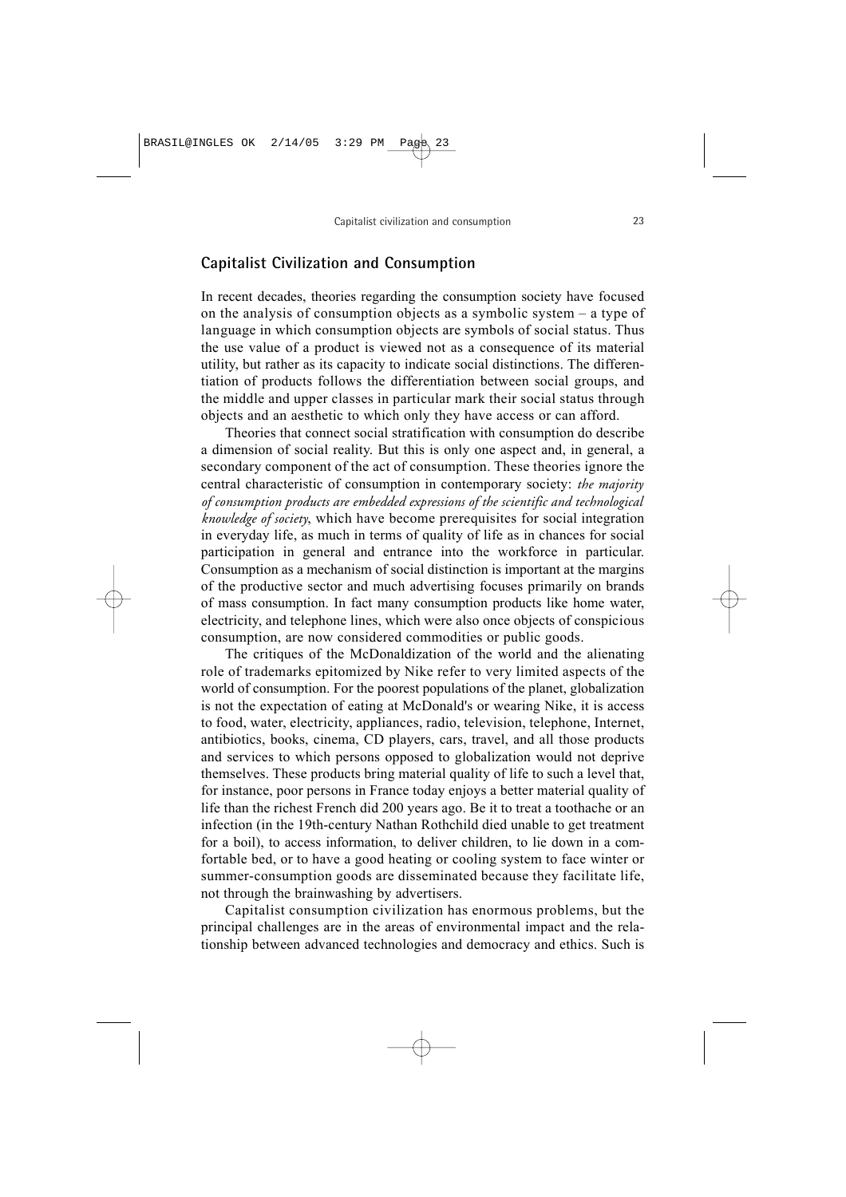## Capitalist Civilization and Consumption

In recent decades, theories regarding the consumption society have focused on the analysis of consumption objects as a symbolic system – a type of language in which consumption objects are symbols of social status. Thus the use value of a product is viewed not as a consequence of its material utility, but rather as its capacity to indicate social distinctions. The differentiation of products follows the differentiation between social groups, and the middle and upper classes in particular mark their social status through objects and an aesthetic to which only they have access or can afford.

Theories that connect social stratification with consumption do describe a dimension of social reality. But this is only one aspect and, in general, a secondary component of the act of consumption. These theories ignore the central characteristic of consumption in contemporary society: *the majority of consumption products are embedded expressions of the scientific and technological knowledge of society*, which have become prerequisites for social integration in everyday life, as much in terms of quality of life as in chances for social participation in general and entrance into the workforce in particular. Consumption as a mechanism of social distinction is important at the margins of the productive sector and much advertising focuses primarily on brands of mass consumption. In fact many consumption products like home water, electricity, and telephone lines, which were also once objects of conspicious consumption, are now considered commodities or public goods.

The critiques of the McDonaldization of the world and the alienating role of trademarks epitomized by Nike refer to very limited aspects of the world of consumption. For the poorest populations of the planet, globalization is not the expectation of eating at McDonald's or wearing Nike, it is access to food, water, electricity, appliances, radio, television, telephone, Internet, antibiotics, books, cinema, CD players, cars, travel, and all those products and services to which persons opposed to globalization would not deprive themselves. These products bring material quality of life to such a level that, for instance, poor persons in France today enjoys a better material quality of life than the richest French did 200 years ago. Be it to treat a toothache or an infection (in the 19th-century Nathan Rothchild died unable to get treatment for a boil), to access information, to deliver children, to lie down in a comfortable bed, or to have a good heating or cooling system to face winter or summer-consumption goods are disseminated because they facilitate life, not through the brainwashing by advertisers.

Capitalist consumption civilization has enormous problems, but the principal challenges are in the areas of environmental impact and the relationship between advanced technologies and democracy and ethics. Such is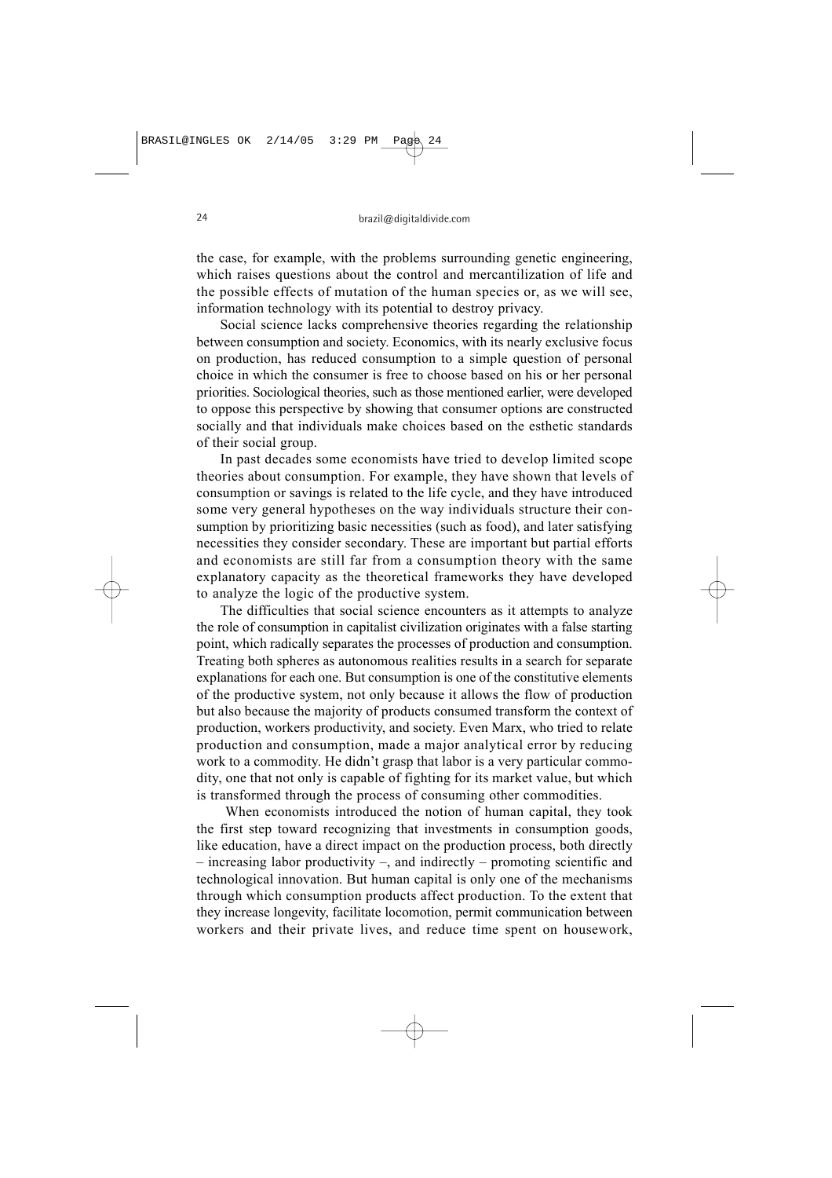the case, for example, with the problems surrounding genetic engineering, which raises questions about the control and mercantilization of life and the possible effects of mutation of the human species or, as we will see, information technology with its potential to destroy privacy.

Social science lacks comprehensive theories regarding the relationship between consumption and society. Economics, with its nearly exclusive focus on production, has reduced consumption to a simple question of personal choice in which the consumer is free to choose based on his or her personal priorities. Sociological theories, such as those mentioned earlier, were developed to oppose this perspective by showing that consumer options are constructed socially and that individuals make choices based on the esthetic standards of their social group.

In past decades some economists have tried to develop limited scope theories about consumption. For example, they have shown that levels of consumption or savings is related to the life cycle, and they have introduced some very general hypotheses on the way individuals structure their consumption by prioritizing basic necessities (such as food), and later satisfying necessities they consider secondary. These are important but partial efforts and economists are still far from a consumption theory with the same explanatory capacity as the theoretical frameworks they have developed to analyze the logic of the productive system.

The difficulties that social science encounters as it attempts to analyze the role of consumption in capitalist civilization originates with a false starting point, which radically separates the processes of production and consumption. Treating both spheres as autonomous realities results in a search for separate explanations for each one. But consumption is one of the constitutive elements of the productive system, not only because it allows the flow of production but also because the majority of products consumed transform the context of production, workers productivity, and society. Even Marx, who tried to relate production and consumption, made a major analytical error by reducing work to a commodity. He didn't grasp that labor is a very particular commodity, one that not only is capable of fighting for its market value, but which is transformed through the process of consuming other commodities.

When economists introduced the notion of human capital, they took the first step toward recognizing that investments in consumption goods, like education, have a direct impact on the production process, both directly – increasing labor productivity –, and indirectly – promoting scientific and technological innovation. But human capital is only one of the mechanisms through which consumption products affect production. To the extent that they increase longevity, facilitate locomotion, permit communication between workers and their private lives, and reduce time spent on housework,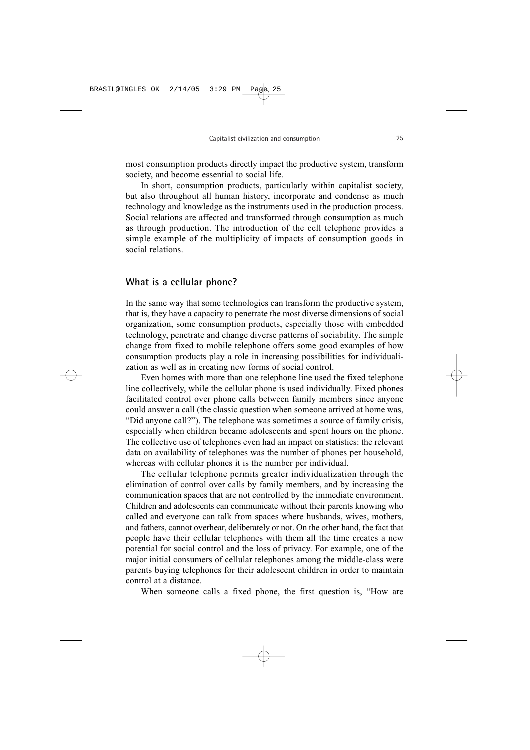most consumption products directly impact the productive system, transform society, and become essential to social life.

In short, consumption products, particularly within capitalist society, but also throughout all human history, incorporate and condense as much technology and knowledge as the instruments used in the production process. Social relations are affected and transformed through consumption as much as through production. The introduction of the cell telephone provides a simple example of the multiplicity of impacts of consumption goods in social relations.

## What is a cellular phone?

In the same way that some technologies can transform the productive system, that is, they have a capacity to penetrate the most diverse dimensions of social organization, some consumption products, especially those with embedded technology, penetrate and change diverse patterns of sociability. The simple change from fixed to mobile telephone offers some good examples of how consumption products play a role in increasing possibilities for individualization as well as in creating new forms of social control.

Even homes with more than one telephone line used the fixed telephone line collectively, while the cellular phone is used individually. Fixed phones facilitated control over phone calls between family members since anyone could answer a call (the classic question when someone arrived at home was, "Did anyone call?"). The telephone was sometimes a source of family crisis, especially when children became adolescents and spent hours on the phone. The collective use of telephones even had an impact on statistics: the relevant data on availability of telephones was the number of phones per household, whereas with cellular phones it is the number per individual.

The cellular telephone permits greater individualization through the elimination of control over calls by family members, and by increasing the communication spaces that are not controlled by the immediate environment. Children and adolescents can communicate without their parents knowing who called and everyone can talk from spaces where husbands, wives, mothers, and fathers, cannot overhear, deliberately or not. On the other hand, the fact that people have their cellular telephones with them all the time creates a new potential for social control and the loss of privacy. For example, one of the major initial consumers of cellular telephones among the middle-class were parents buying telephones for their adolescent children in order to maintain control at a distance.

When someone calls a fixed phone, the first question is, "How are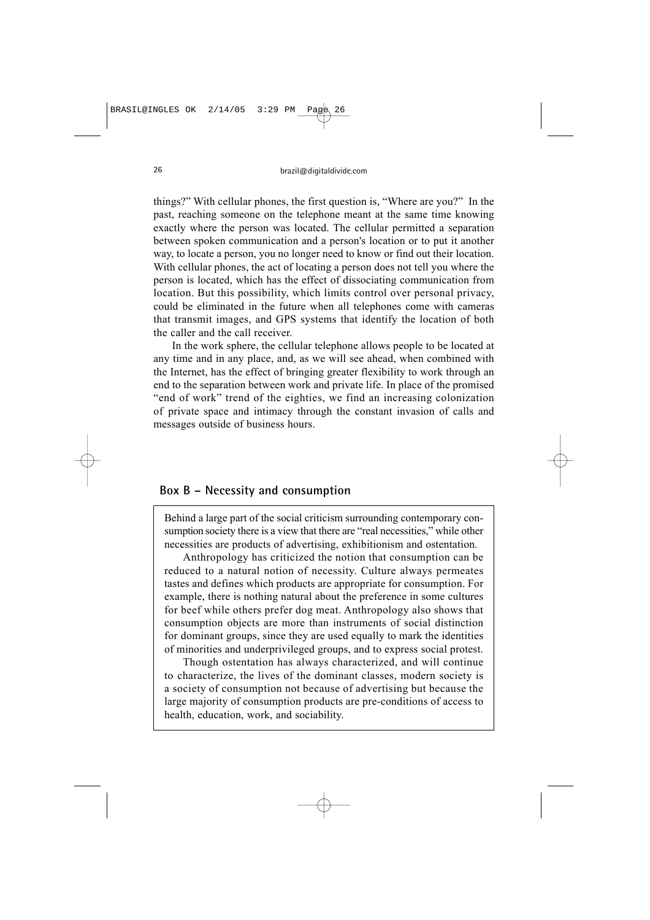things?" With cellular phones, the first question is, "Where are you?" In the past, reaching someone on the telephone meant at the same time knowing exactly where the person was located. The cellular permitted a separation between spoken communication and a person's location or to put it another way, to locate a person, you no longer need to know or find out their location. With cellular phones, the act of locating a person does not tell you where the person is located, which has the effect of dissociating communication from location. But this possibility, which limits control over personal privacy, could be eliminated in the future when all telephones come with cameras that transmit images, and GPS systems that identify the location of both the caller and the call receiver.

In the work sphere, the cellular telephone allows people to be located at any time and in any place, and, as we will see ahead, when combined with the Internet, has the effect of bringing greater flexibility to work through an end to the separation between work and private life. In place of the promised "end of work" trend of the eighties, we find an increasing colonization of private space and intimacy through the constant invasion of calls and messages outside of business hours.

## Box B – Necessity and consumption

Behind a large part of the social criticism surrounding contemporary consumption society there is a view that there are "real necessities," while other necessities are products of advertising, exhibitionism and ostentation.

Anthropology has criticized the notion that consumption can be reduced to a natural notion of necessity. Culture always permeates tastes and defines which products are appropriate for consumption. For example, there is nothing natural about the preference in some cultures for beef while others prefer dog meat. Anthropology also shows that consumption objects are more than instruments of social distinction for dominant groups, since they are used equally to mark the identities of minorities and underprivileged groups, and to express social protest.

Though ostentation has always characterized, and will continue to characterize, the lives of the dominant classes, modern society is a society of consumption not because of advertising but because the large majority of consumption products are pre-conditions of access to health, education, work, and sociability.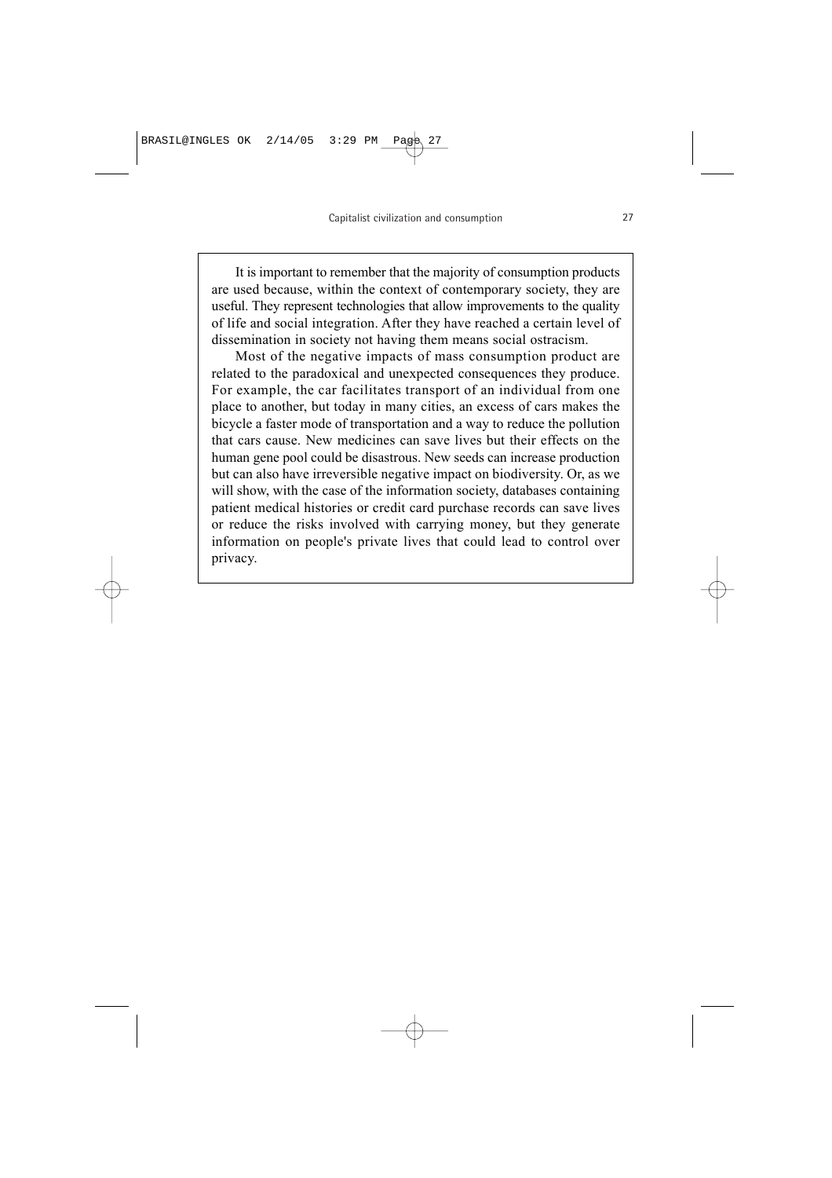It is important to remember that the majority of consumption products are used because, within the context of contemporary society, they are useful. They represent technologies that allow improvements to the quality of life and social integration. After they have reached a certain level of dissemination in society not having them means social ostracism.

Most of the negative impacts of mass consumption product are related to the paradoxical and unexpected consequences they produce. For example, the car facilitates transport of an individual from one place to another, but today in many cities, an excess of cars makes the bicycle a faster mode of transportation and a way to reduce the pollution that cars cause. New medicines can save lives but their effects on the human gene pool could be disastrous. New seeds can increase production but can also have irreversible negative impact on biodiversity. Or, as we will show, with the case of the information society, databases containing patient medical histories or credit card purchase records can save lives or reduce the risks involved with carrying money, but they generate information on people's private lives that could lead to control over privacy.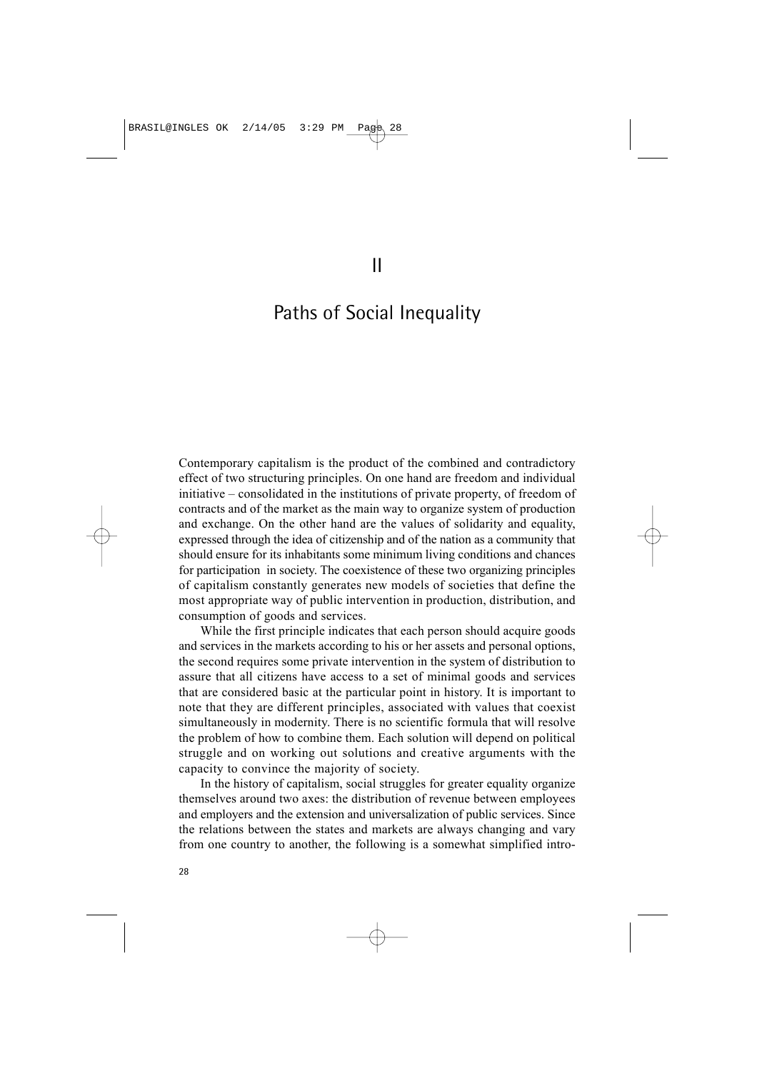# II

# Paths of Social Inequality

Contemporary capitalism is the product of the combined and contradictory effect of two structuring principles. On one hand are freedom and individual initiative – consolidated in the institutions of private property, of freedom of contracts and of the market as the main way to organize system of production and exchange. On the other hand are the values of solidarity and equality, expressed through the idea of citizenship and of the nation as a community that should ensure for its inhabitants some minimum living conditions and chances for participation in society. The coexistence of these two organizing principles of capitalism constantly generates new models of societies that define the most appropriate way of public intervention in production, distribution, and consumption of goods and services.

While the first principle indicates that each person should acquire goods and services in the markets according to his or her assets and personal options, the second requires some private intervention in the system of distribution to assure that all citizens have access to a set of minimal goods and services that are considered basic at the particular point in history. It is important to note that they are different principles, associated with values that coexist simultaneously in modernity. There is no scientific formula that will resolve the problem of how to combine them. Each solution will depend on political struggle and on working out solutions and creative arguments with the capacity to convince the majority of society.

In the history of capitalism, social struggles for greater equality organize themselves around two axes: the distribution of revenue between employees and employers and the extension and universalization of public services. Since the relations between the states and markets are always changing and vary from one country to another, the following is a somewhat simplified intro-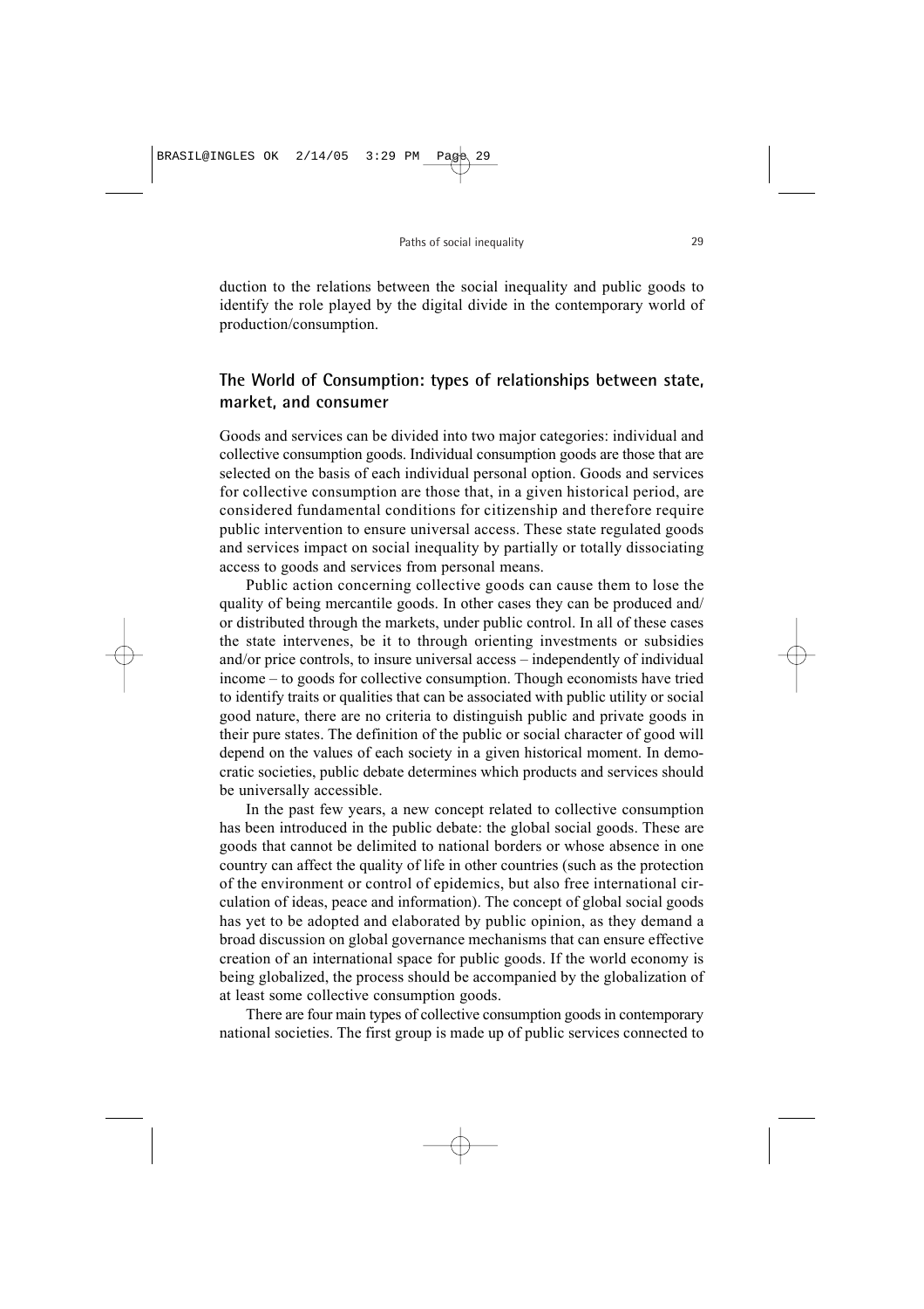duction to the relations between the social inequality and public goods to identify the role played by the digital divide in the contemporary world of production/consumption.

## The World of Consumption: types of relationships between state, market, and consumer

Goods and services can be divided into two major categories: individual and collective consumption goods. Individual consumption goods are those that are selected on the basis of each individual personal option. Goods and services for collective consumption are those that, in a given historical period, are considered fundamental conditions for citizenship and therefore require public intervention to ensure universal access. These state regulated goods and services impact on social inequality by partially or totally dissociating access to goods and services from personal means.

Public action concerning collective goods can cause them to lose the quality of being mercantile goods. In other cases they can be produced and/or distributed through the markets, under public control. In all of these cases the state intervenes, be it to through orienting investments or subsidies and/or price controls, to insure universal access – independently of individual income – to goods for collective consumption. Though economists have tried to identify traits or qualities that can be associated with public utility or social good nature, there are no criteria to distinguish public and private goods in their pure states. The definition of the public or social character of good will depend on the values of each society in a given historical moment. In democratic societies, public debate determines which products and services should be universally accessible.

In the past few years, a new concept related to collective consumption has been introduced in the public debate: the global social goods. These are goods that cannot be delimited to national borders or whose absence in one country can affect the quality of life in other countries (such as the protection of the environment or control of epidemics, but also free international circulation of ideas, peace and information). The concept of global social goods has yet to be adopted and elaborated by public opinion, as they demand a broad discussion on global governance mechanisms that can ensure effective creation of an international space for public goods. If the world economy is being globalized, the process should be accompanied by the globalization of at least some collective consumption goods.

There are four main types of collective consumption goods in contemporary national societies. The first group is made up of public services connected to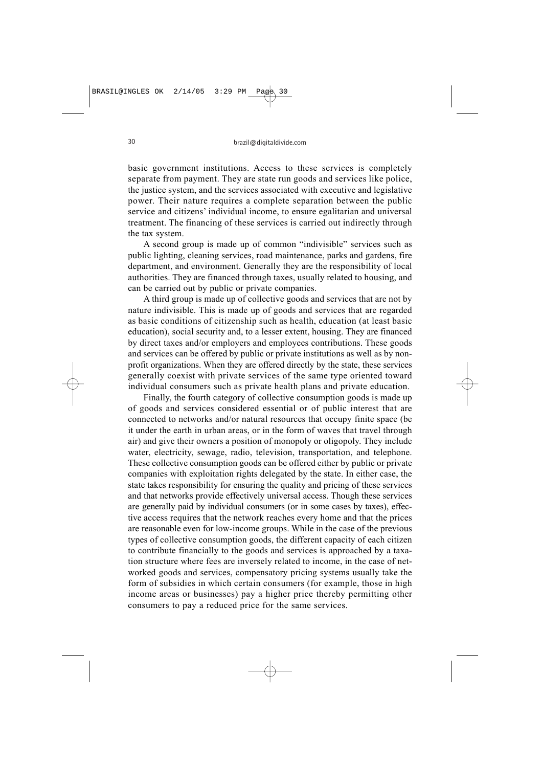basic government institutions. Access to these services is completely separate from payment. They are state run goods and services like police, the justice system, and the services associated with executive and legislative power. Their nature requires a complete separation between the public service and citizens' individual income, to ensure egalitarian and universal treatment. The financing of these services is carried out indirectly through the tax system.

A second group is made up of common "indivisible" services such as public lighting, cleaning services, road maintenance, parks and gardens, fire department, and environment. Generally they are the responsibility of local authorities. They are financed through taxes, usually related to housing, and can be carried out by public or private companies.

A third group is made up of collective goods and services that are not by nature indivisible. This is made up of goods and services that are regarded as basic conditions of citizenship such as health, education (at least basic education), social security and, to a lesser extent, housing. They are financed by direct taxes and/or employers and employees contributions. These goods and services can be offered by public or private institutions as well as by non-profit organizations. When they are offered directly by the state, these services generally coexist with private services of the same type oriented toward individual consumers such as private health plans and private education.

Finally, the fourth category of collective consumption goods is made up of goods and services considered essential or of public interest that are connected to networks and/or natural resources that occupy finite space (be it under the earth in urban areas, or in the form of waves that travel through air) and give their owners a position of monopoly or oligopoly. They include water, electricity, sewage, radio, television, transportation, and telephone. These collective consumption goods can be offered either by public or private companies with exploitation rights delegated by the state. In either case, the state takes responsibility for ensuring the quality and pricing of these services and that networks provide effectively universal access. Though these services are generally paid by individual consumers (or in some cases by taxes), effective access requires that the network reaches every home and that the prices are reasonable even for low-income groups. While in the case of the previous types of collective consumption goods, the different capacity of each citizen to contribute financially to the goods and services is approached by a taxation structure where fees are inversely related to income, in the case of networked goods and services, compensatory pricing systems usually take the form of subsidies in which certain consumers (for example, those in high income areas or businesses) pay a higher price thereby permitting other consumers to pay a reduced price for the same services.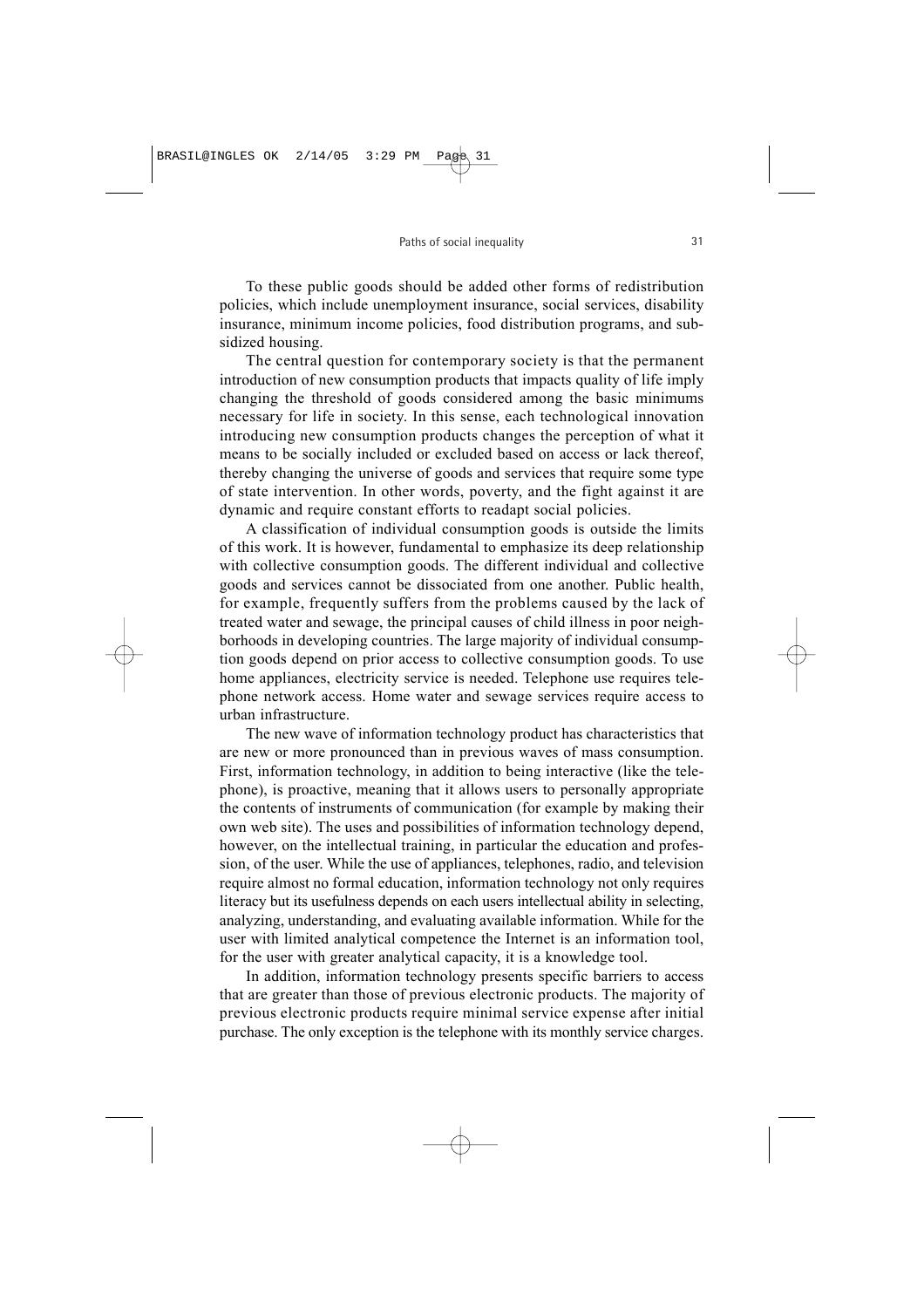To these public goods should be added other forms of redistribution policies, which include unemployment insurance, social services, disability insurance, minimum income policies, food distribution programs, and subsidized housing.

The central question for contemporary society is that the permanent introduction of new consumption products that impacts quality of life imply changing the threshold of goods considered among the basic minimums necessary for life in society. In this sense, each technological innovation introducing new consumption products changes the perception of what it means to be socially included or excluded based on access or lack thereof, thereby changing the universe of goods and services that require some type of state intervention. In other words, poverty, and the fight against it are dynamic and require constant efforts to readapt social policies.

A classification of individual consumption goods is outside the limits of this work. It is however, fundamental to emphasize its deep relationship with collective consumption goods. The different individual and collective goods and services cannot be dissociated from one another. Public health, for example, frequently suffers from the problems caused by the lack of treated water and sewage, the principal causes of child illness in poor neighborhoods in developing countries. The large majority of individual consumption goods depend on prior access to collective consumption goods. To use home appliances, electricity service is needed. Telephone use requires telephone network access. Home water and sewage services require access to urban infrastructure.

The new wave of information technology product has characteristics that are new or more pronounced than in previous waves of mass consumption. First, information technology, in addition to being interactive (like the telephone), is proactive, meaning that it allows users to personally appropriate the contents of instruments of communication (for example by making their own web site). The uses and possibilities of information technology depend, however, on the intellectual training, in particular the education and profession, of the user. While the use of appliances, telephones, radio, and television require almost no formal education, information technology not only requires literacy but its usefulness depends on each users intellectual ability in selecting, analyzing, understanding, and evaluating available information. While for the user with limited analytical competence the Internet is an information tool, for the user with greater analytical capacity, it is a knowledge tool.

In addition, information technology presents specific barriers to access that are greater than those of previous electronic products. The majority of previous electronic products require minimal service expense after initial purchase. The only exception is the telephone with its monthly service charges.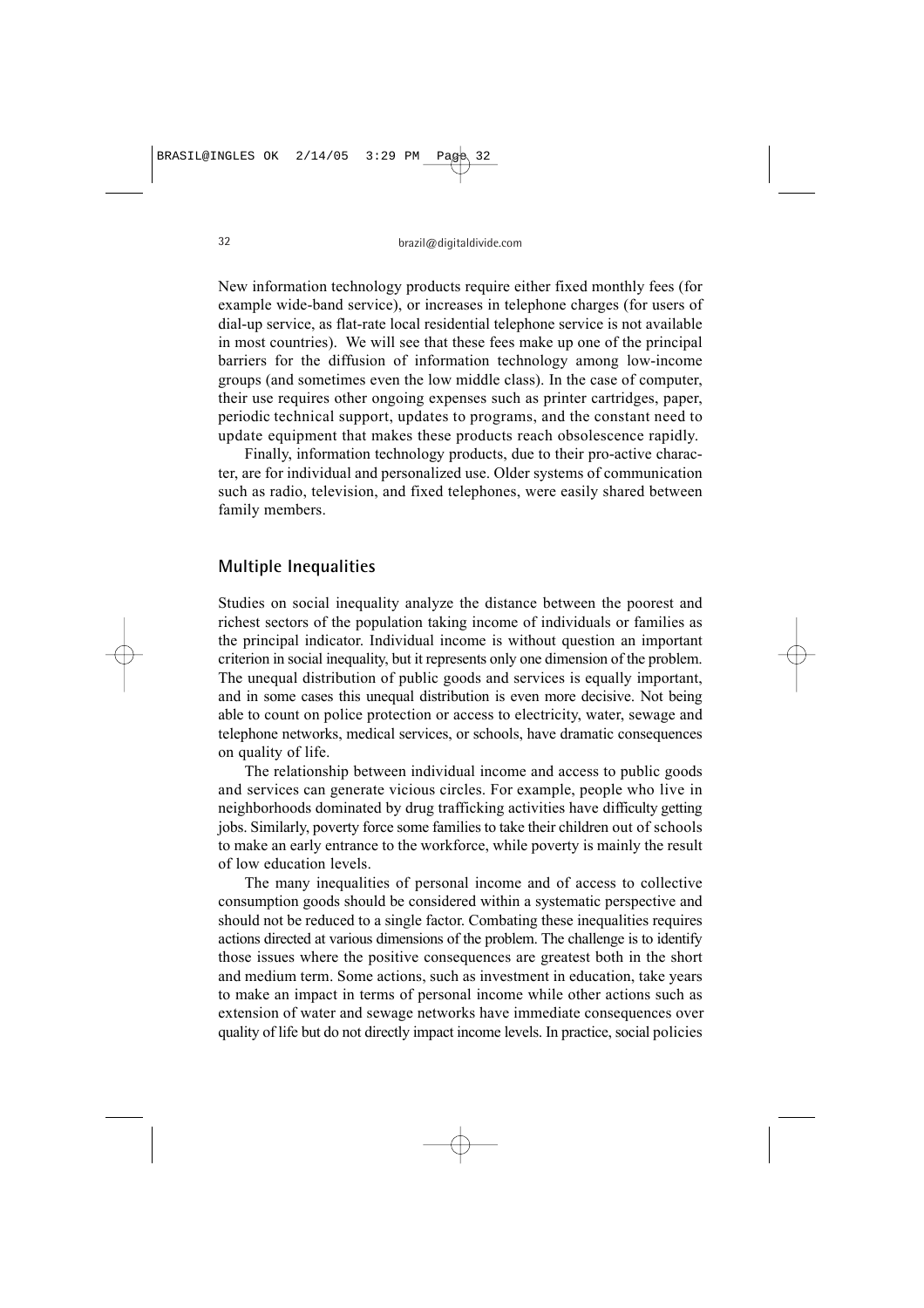New information technology products require either fixed monthly fees (for example wide-band service), or increases in telephone charges (for users of dial-up service, as flat-rate local residential telephone service is not available in most countries). We will see that these fees make up one of the principal barriers for the diffusion of information technology among low-income groups (and sometimes even the low middle class). In the case of computer, their use requires other ongoing expenses such as printer cartridges, paper, periodic technical support, updates to programs, and the constant need to update equipment that makes these products reach obsolescence rapidly.

Finally, information technology products, due to their pro-active character, are for individual and personalized use. Older systems of communication such as radio, television, and fixed telephones, were easily shared between family members.

## Multiple Inequalities

Studies on social inequality analyze the distance between the poorest and richest sectors of the population taking income of individuals or families as the principal indicator. Individual income is without question an important criterion in social inequality, but it represents only one dimension of the problem. The unequal distribution of public goods and services is equally important, and in some cases this unequal distribution is even more decisive. Not being able to count on police protection or access to electricity, water, sewage and telephone networks, medical services, or schools, have dramatic consequences on quality of life.

The relationship between individual income and access to public goods and services can generate vicious circles. For example, people who live in neighborhoods dominated by drug trafficking activities have difficulty getting jobs. Similarly, poverty force some families to take their children out of schools to make an early entrance to the workforce, while poverty is mainly the result of low education levels.

The many inequalities of personal income and of access to collective consumption goods should be considered within a systematic perspective and should not be reduced to a single factor. Combating these inequalities requires actions directed at various dimensions of the problem. The challenge is to identify those issues where the positive consequences are greatest both in the short and medium term. Some actions, such as investment in education, take years to make an impact in terms of personal income while other actions such as extension of water and sewage networks have immediate consequences over quality of life but do not directly impact income levels. In practice, social policies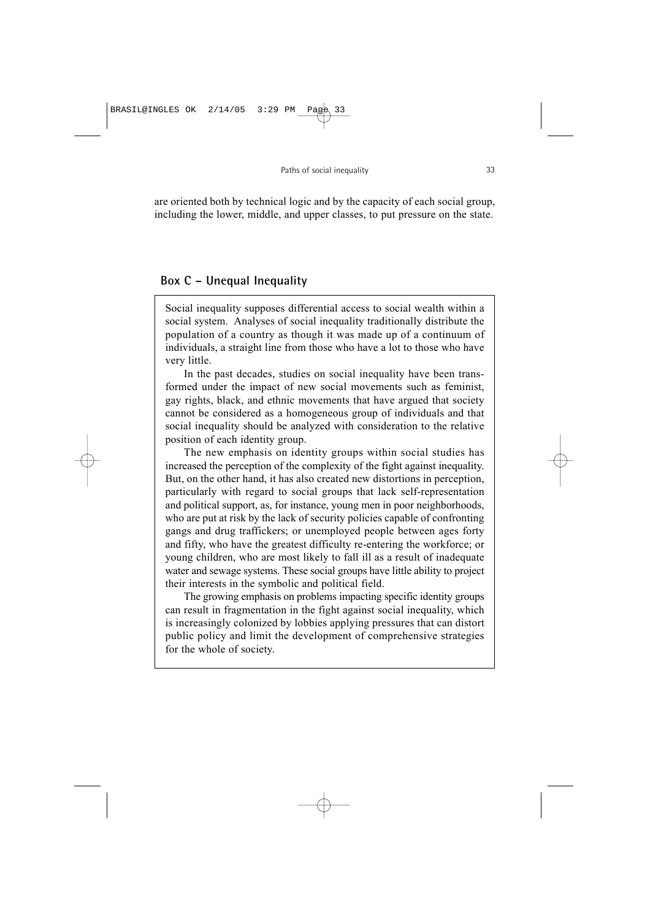are oriented both by technical logic and by the capacity of each social group, including the lower, middle, and upper classes, to put pressure on the state.

## Box C – Unequal Inequality

Social inequality supposes differential access to social wealth within a social system. Analyses of social inequality traditionally distribute the population of a country as though it was made up of a continuum of individuals, a straight line from those who have a lot to those who have very little.

In the past decades, studies on social inequality have been transformed under the impact of new social movements such as feminist, gay rights, black, and ethnic movements that have argued that society cannot be considered as a homogeneous group of individuals and that social inequality should be analyzed with consideration to the relative position of each identity group.

The new emphasis on identity groups within social studies has increased the perception of the complexity of the fight against inequality. But, on the other hand, it has also created new distortions in perception, particularly with regard to social groups that lack self-representation and political support, as, for instance, young men in poor neighborhoods, who are put at risk by the lack of security policies capable of confronting gangs and drug traffickers; or unemployed people between ages forty and fifty, who have the greatest difficulty re-entering the workforce; or young children, who are most likely to fall ill as a result of inadequate water and sewage systems. These social groups have little ability to project their interests in the symbolic and political field.

The growing emphasis on problems impacting specific identity groups can result in fragmentation in the fight against social inequality, which is increasingly colonized by lobbies applying pressures that can distort public policy and limit the development of comprehensive strategies for the whole of society.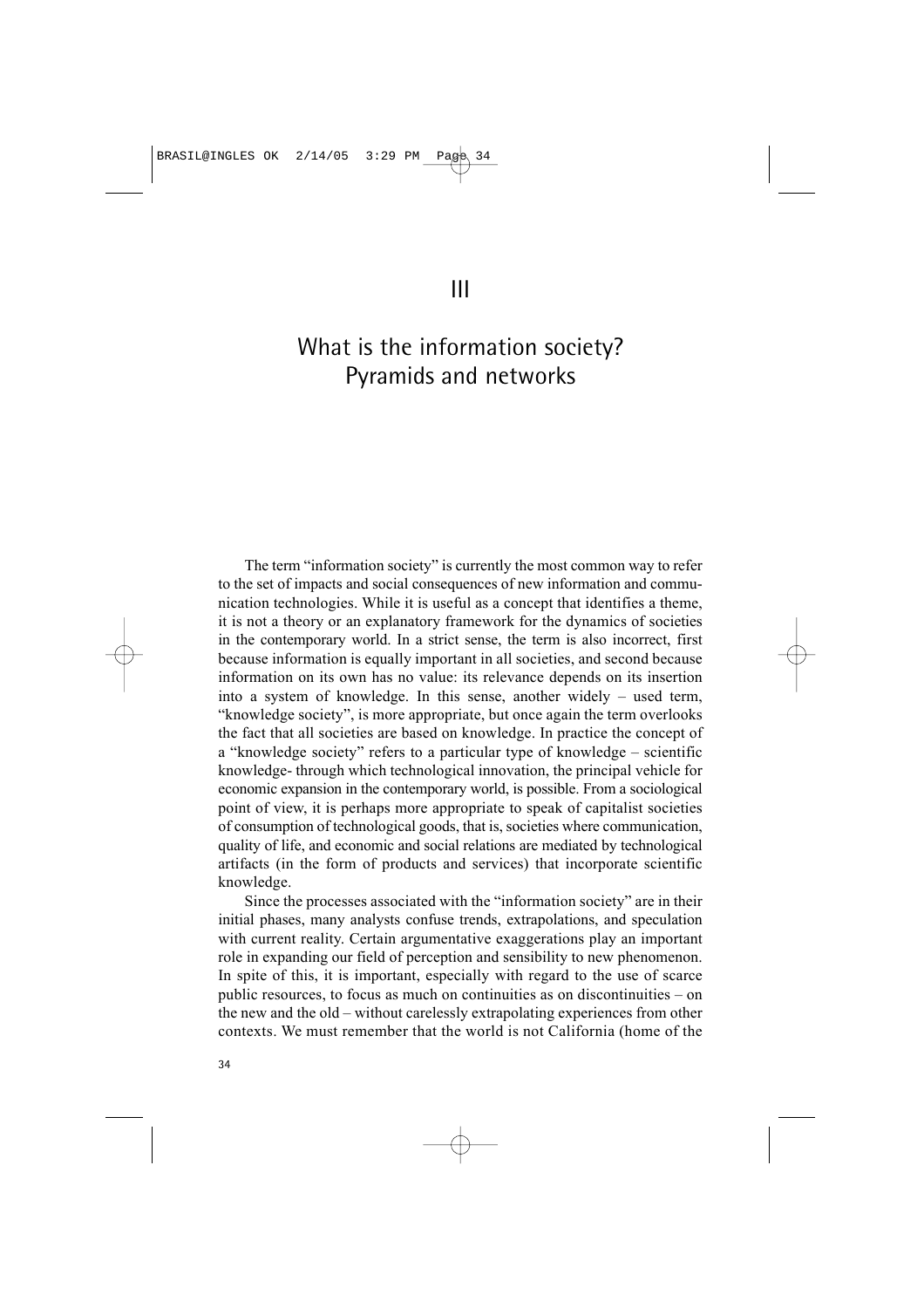# III

# What is the information society? Pyramids and networks

The term "information society" is currently the most common way to refer to the set of impacts and social consequences of new information and communication technologies. While it is useful as a concept that identifies a theme, it is not a theory or an explanatory framework for the dynamics of societies in the contemporary world. In a strict sense, the term is also incorrect, first because information is equally important in all societies, and second because information on its own has no value: its relevance depends on its insertion into a system of knowledge. In this sense, another widely – used term, "knowledge society", is more appropriate, but once again the term overlooks the fact that all societies are based on knowledge. In practice the concept of a "knowledge society" refers to a particular type of knowledge – scientific knowledge- through which technological innovation, the principal vehicle for economic expansion in the contemporary world, is possible. From a sociological point of view, it is perhaps more appropriate to speak of capitalist societies of consumption of technological goods, that is, societies where communication, quality of life, and economic and social relations are mediated by technological artifacts (in the form of products and services) that incorporate scientific knowledge.

Since the processes associated with the "information society" are in their initial phases, many analysts confuse trends, extrapolations, and speculation with current reality. Certain argumentative exaggerations play an important role in expanding our field of perception and sensibility to new phenomenon. In spite of this, it is important, especially with regard to the use of scarce public resources, to focus as much on continuities as on discontinuities – on the new and the old – without carelessly extrapolating experiences from other contexts. We must remember that the world is not California (home of the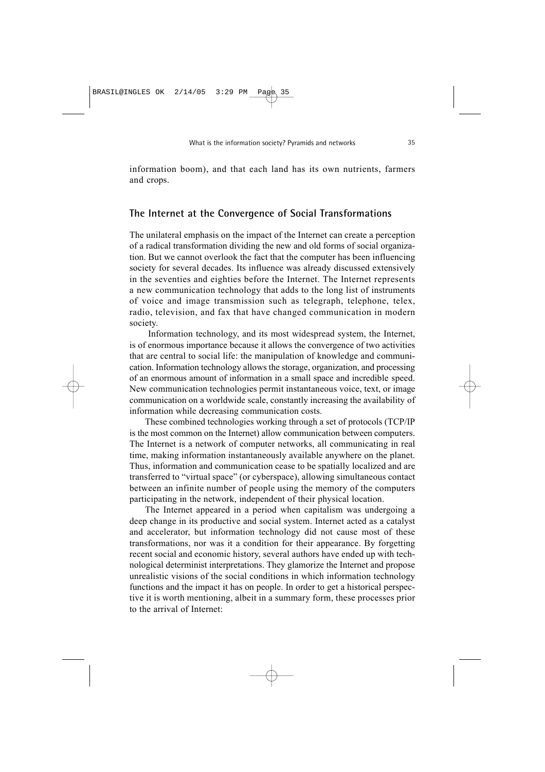information boom), and that each land has its own nutrients, farmers and crops.

## The Internet at the Convergence of Social Transformations

The unilateral emphasis on the impact of the Internet can create a perception of a radical transformation dividing the new and old forms of social organization. But we cannot overlook the fact that the computer has been influencing society for several decades. Its influence was already discussed extensively in the seventies and eighties before the Internet. The Internet represents a new communication technology that adds to the long list of instruments of voice and image transmission such as telegraph, telephone, telex, radio, television, and fax that have changed communication in modern society.

Information technology, and its most widespread system, the Internet, is of enormous importance because it allows the convergence of two activities that are central to social life: the manipulation of knowledge and communication. Information technology allows the storage, organization, and processing of an enormous amount of information in a small space and incredible speed. New communication technologies permit instantaneous voice, text, or image communication on a worldwide scale, constantly increasing the availability of information while decreasing communication costs.

These combined technologies working through a set of protocols (TCP/IP is the most common on the Internet) allow communication between computers. The Internet is a network of computer networks, all communicating in real time, making information instantaneously available anywhere on the planet. Thus, information and communication cease to be spatially localized and are transferred to "virtual space" (or cyberspace), allowing simultaneous contact between an infinite number of people using the memory of the computers participating in the network, independent of their physical location.

The Internet appeared in a period when capitalism was undergoing a deep change in its productive and social system. Internet acted as a catalyst and accelerator, but information technology did not cause most of these transformations, nor was it a condition for their appearance. By forgetting recent social and economic history, several authors have ended up with technological determinist interpretations. They glamorize the Internet and propose unrealistic visions of the social conditions in which information technology functions and the impact it has on people. In order to get a historical perspective it is worth mentioning, albeit in a summary form, these processes prior to the arrival of Internet: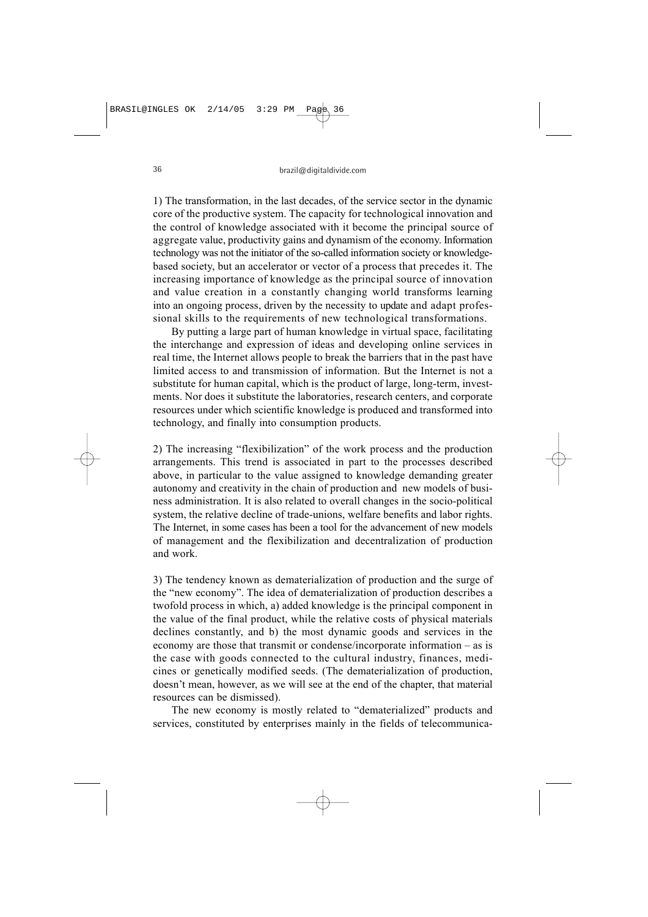1) The transformation, in the last decades, of the service sector in the dynamic core of the productive system. The capacity for technological innovation and the control of knowledge associated with it become the principal source of aggregate value, productivity gains and dynamism of the economy. Information technology was not the initiator of the so-called information society or knowledge-based society, but an accelerator or vector of a process that precedes it. The increasing importance of knowledge as the principal source of innovation and value creation in a constantly changing world transforms learning into an ongoing process, driven by the necessity to update and adapt professional skills to the requirements of new technological transformations.

By putting a large part of human knowledge in virtual space, facilitating the interchange and expression of ideas and developing online services in real time, the Internet allows people to break the barriers that in the past have limited access to and transmission of information. But the Internet is not a substitute for human capital, which is the product of large, long-term, investments. Nor does it substitute the laboratories, research centers, and corporate resources under which scientific knowledge is produced and transformed into technology, and finally into consumption products.

2) The increasing "flexibilization" of the work process and the production arrangements. This trend is associated in part to the processes described above, in particular to the value assigned to knowledge demanding greater autonomy and creativity in the chain of production and new models of business administration. It is also related to overall changes in the socio-political system, the relative decline of trade-unions, welfare benefits and labor rights. The Internet, in some cases has been a tool for the advancement of new models of management and the flexibilization and decentralization of production and work.

3) The tendency known as dematerialization of production and the surge of the "new economy". The idea of dematerialization of production describes a twofold process in which, a) added knowledge is the principal component in the value of the final product, while the relative costs of physical materials declines constantly, and b) the most dynamic goods and services in the economy are those that transmit or condense/incorporate information – as is the case with goods connected to the cultural industry, finances, medicines or genetically modified seeds. (The dematerialization of production, doesn't mean, however, as we will see at the end of the chapter, that material resources can be dismissed).

The new economy is mostly related to "dematerialized" products and services, constituted by enterprises mainly in the fields of telecommunica-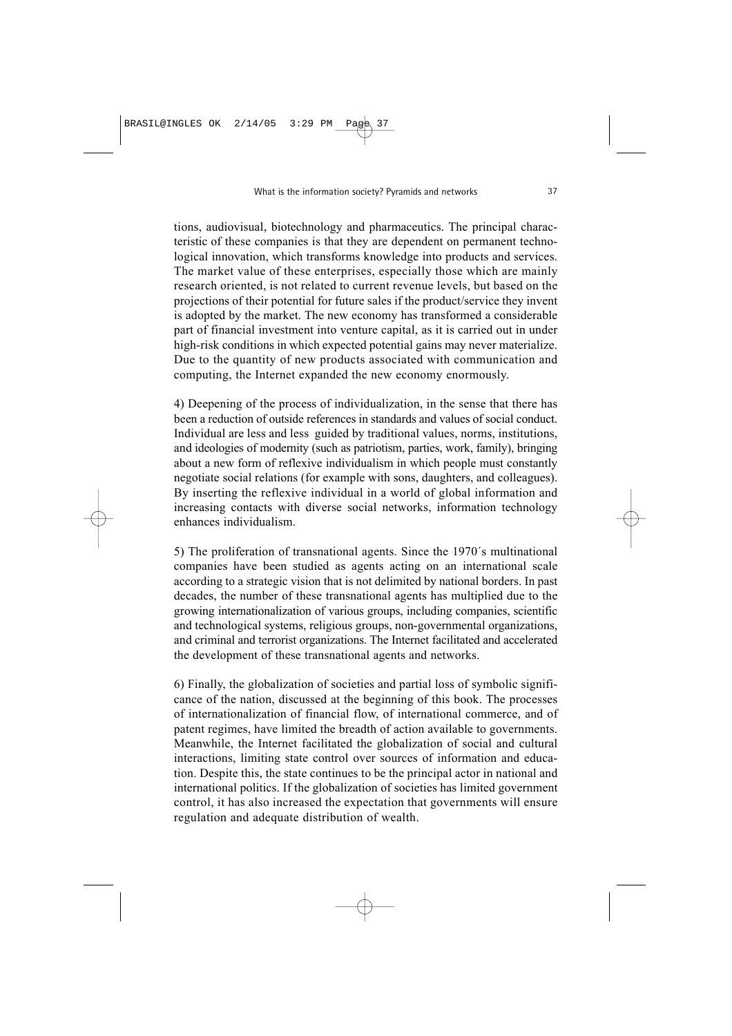tions, audiovisual, biotechnology and pharmaceutics. The principal characteristic of these companies is that they are dependent on permanent technological innovation, which transforms knowledge into products and services. The market value of these enterprises, especially those which are mainly research oriented, is not related to current revenue levels, but based on the projections of their potential for future sales if the product/service they invent is adopted by the market. The new economy has transformed a considerable part of financial investment into venture capital, as it is carried out in under high-risk conditions in which expected potential gains may never materialize. Due to the quantity of new products associated with communication and computing, the Internet expanded the new economy enormously.

4) Deepening of the process of individualization, in the sense that there has been a reduction of outside references in standards and values of social conduct. Individual are less and less guided by traditional values, norms, institutions, and ideologies of modernity (such as patriotism, parties, work, family), bringing about a new form of reflexive individualism in which people must constantly negotiate social relations (for example with sons, daughters, and colleagues). By inserting the reflexive individual in a world of global information and increasing contacts with diverse social networks, information technology enhances individualism.

5) The proliferation of transnational agents. Since the 1970´s multinational companies have been studied as agents acting on an international scale according to a strategic vision that is not delimited by national borders. In past decades, the number of these transnational agents has multiplied due to the growing internationalization of various groups, including companies, scientific and technological systems, religious groups, non-governmental organizations, and criminal and terrorist organizations. The Internet facilitated and accelerated the development of these transnational agents and networks.

6) Finally, the globalization of societies and partial loss of symbolic significance of the nation, discussed at the beginning of this book. The processes of internationalization of financial flow, of international commerce, and of patent regimes, have limited the breadth of action available to governments. Meanwhile, the Internet facilitated the globalization of social and cultural interactions, limiting state control over sources of information and education. Despite this, the state continues to be the principal actor in national and international politics. If the globalization of societies has limited government control, it has also increased the expectation that governments will ensure regulation and adequate distribution of wealth.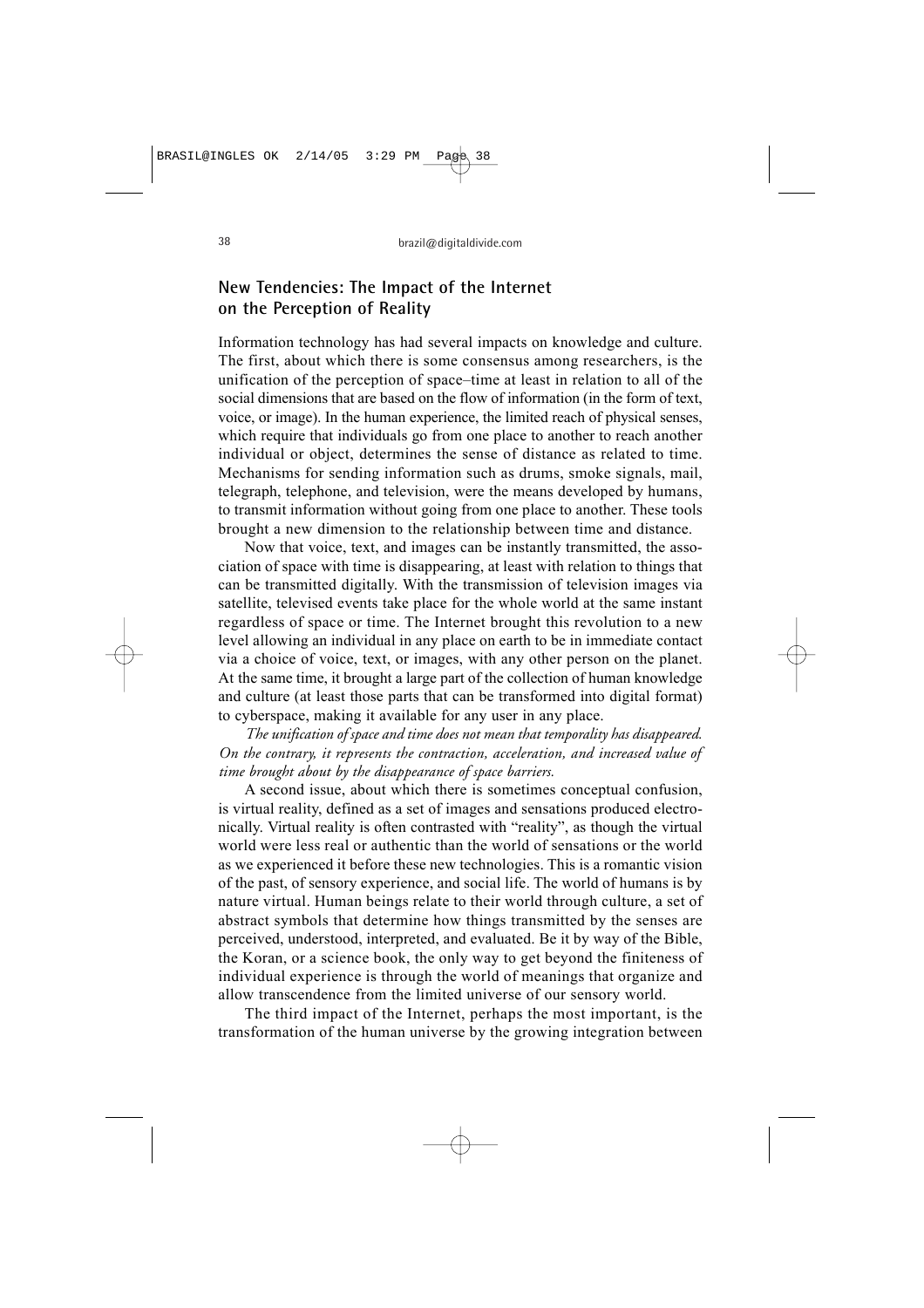## New Tendencies: The Impact of the Internet on the Perception of Reality

Information technology has had several impacts on knowledge and culture. The first, about which there is some consensus among researchers, is the unification of the perception of space–time at least in relation to all of the social dimensions that are based on the flow of information (in the form of text, voice, or image). In the human experience, the limited reach of physical senses, which require that individuals go from one place to another to reach another individual or object, determines the sense of distance as related to time. Mechanisms for sending information such as drums, smoke signals, mail, telegraph, telephone, and television, were the means developed by humans, to transmit information without going from one place to another. These tools brought a new dimension to the relationship between time and distance.

Now that voice, text, and images can be instantly transmitted, the association of space with time is disappearing, at least with relation to things that can be transmitted digitally. With the transmission of television images via satellite, televised events take place for the whole world at the same instant regardless of space or time. The Internet brought this revolution to a new level allowing an individual in any place on earth to be in immediate contact via a choice of voice, text, or images, with any other person on the planet. At the same time, it brought a large part of the collection of human knowledge and culture (at least those parts that can be transformed into digital format) to cyberspace, making it available for any user in any place.

*The unification of space and time does not mean that temporality has disappeared. On the contrary, it represents the contraction, acceleration, and increased value of time brought about by the disappearance of space barriers.*

A second issue, about which there is sometimes conceptual confusion, is virtual reality, defined as a set of images and sensations produced electronically. Virtual reality is often contrasted with "reality", as though the virtual world were less real or authentic than the world of sensations or the world as we experienced it before these new technologies. This is a romantic vision of the past, of sensory experience, and social life. The world of humans is by nature virtual. Human beings relate to their world through culture, a set of abstract symbols that determine how things transmitted by the senses are perceived, understood, interpreted, and evaluated. Be it by way of the Bible, the Koran, or a science book, the only way to get beyond the finiteness of individual experience is through the world of meanings that organize and allow transcendence from the limited universe of our sensory world.

The third impact of the Internet, perhaps the most important, is the transformation of the human universe by the growing integration between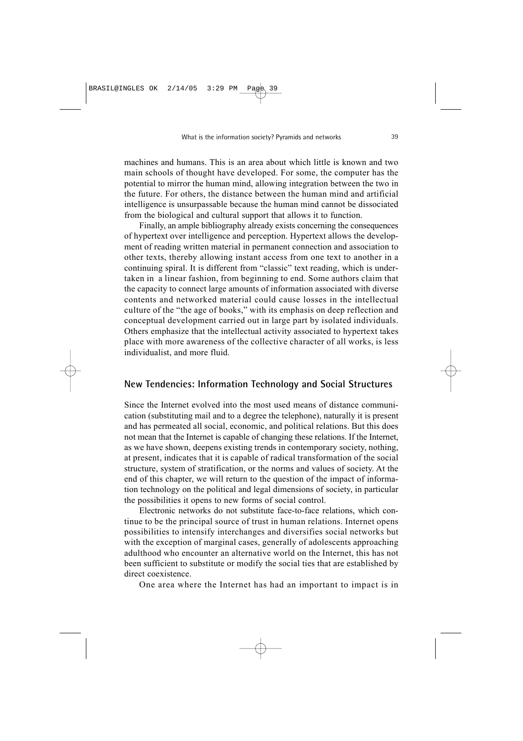machines and humans. This is an area about which little is known and two main schools of thought have developed. For some, the computer has the potential to mirror the human mind, allowing integration between the two in the future. For others, the distance between the human mind and artificial intelligence is unsurpassable because the human mind cannot be dissociated from the biological and cultural support that allows it to function.

Finally, an ample bibliography already exists concerning the consequences of hypertext over intelligence and perception. Hypertext allows the development of reading written material in permanent connection and association to other texts, thereby allowing instant access from one text to another in a continuing spiral. It is different from "classic" text reading, which is undertaken in a linear fashion, from beginning to end. Some authors claim that the capacity to connect large amounts of information associated with diverse contents and networked material could cause losses in the intellectual culture of the "the age of books," with its emphasis on deep reflection and conceptual development carried out in large part by isolated individuals. Others emphasize that the intellectual activity associated to hypertext takes place with more awareness of the collective character of all works, is less individualist, and more fluid.

## New Tendencies: Information Technology and Social Structures

Since the Internet evolved into the most used means of distance communication (substituting mail and to a degree the telephone), naturally it is present and has permeated all social, economic, and political relations. But this does not mean that the Internet is capable of changing these relations. If the Internet, as we have shown, deepens existing trends in contemporary society, nothing, at present, indicates that it is capable of radical transformation of the social structure, system of stratification, or the norms and values of society. At the end of this chapter, we will return to the question of the impact of information technology on the political and legal dimensions of society, in particular the possibilities it opens to new forms of social control.

Electronic networks do not substitute face-to-face relations, which continue to be the principal source of trust in human relations. Internet opens possibilities to intensify interchanges and diversifies social networks but with the exception of marginal cases, generally of adolescents approaching adulthood who encounter an alternative world on the Internet, this has not been sufficient to substitute or modify the social ties that are established by direct coexistence.

One area where the Internet has had an important to impact is in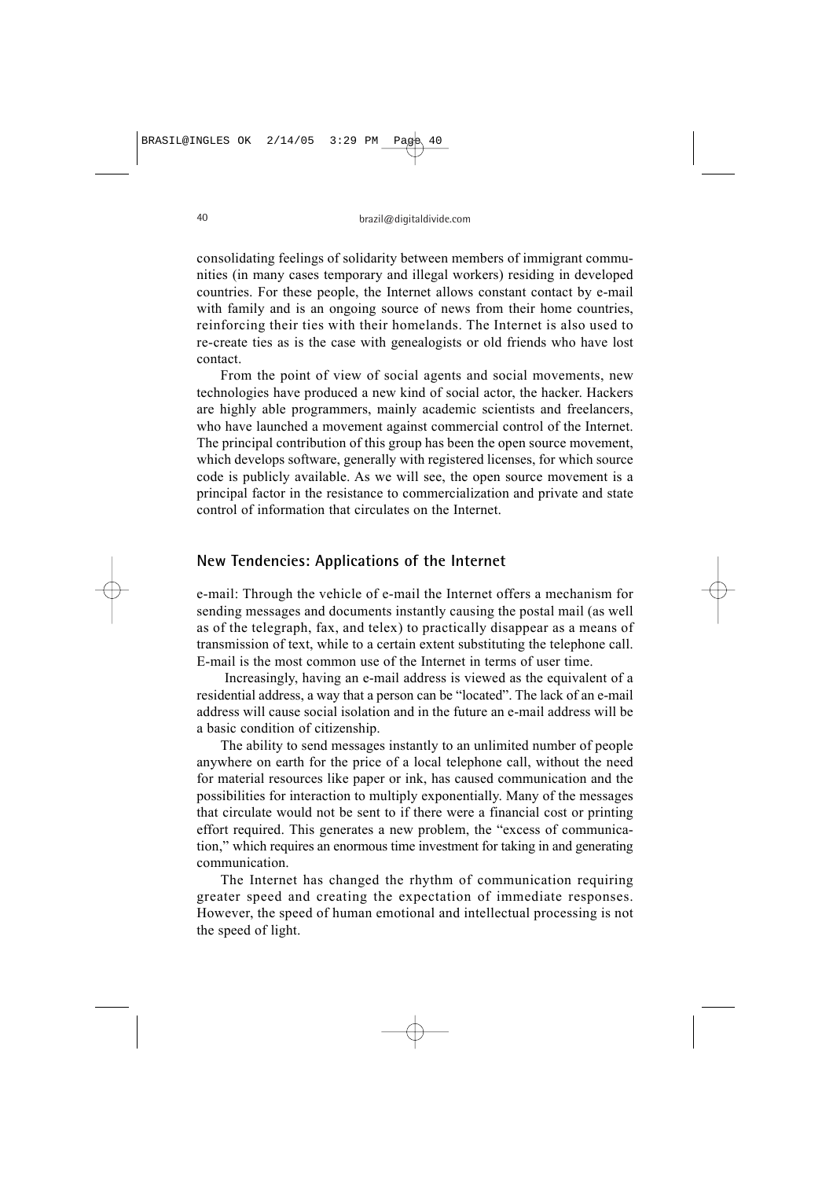consolidating feelings of solidarity between members of immigrant communities (in many cases temporary and illegal workers) residing in developed countries. For these people, the Internet allows constant contact by e-mail with family and is an ongoing source of news from their home countries, reinforcing their ties with their homelands. The Internet is also used to re-create ties as is the case with genealogists or old friends who have lost contact.

From the point of view of social agents and social movements, new technologies have produced a new kind of social actor, the hacker. Hackers are highly able programmers, mainly academic scientists and freelancers, who have launched a movement against commercial control of the Internet. The principal contribution of this group has been the open source movement, which develops software, generally with registered licenses, for which source code is publicly available. As we will see, the open source movement is a principal factor in the resistance to commercialization and private and state control of information that circulates on the Internet.

## New Tendencies: Applications of the Internet

e-mail: Through the vehicle of e-mail the Internet offers a mechanism for sending messages and documents instantly causing the postal mail (as well as of the telegraph, fax, and telex) to practically disappear as a means of transmission of text, while to a certain extent substituting the telephone call. E-mail is the most common use of the Internet in terms of user time.

Increasingly, having an e-mail address is viewed as the equivalent of a residential address, a way that a person can be "located". The lack of an e-mail address will cause social isolation and in the future an e-mail address will be a basic condition of citizenship.

The ability to send messages instantly to an unlimited number of people anywhere on earth for the price of a local telephone call, without the need for material resources like paper or ink, has caused communication and the possibilities for interaction to multiply exponentially. Many of the messages that circulate would not be sent to if there were a financial cost or printing effort required. This generates a new problem, the "excess of communication," which requires an enormous time investment for taking in and generating communication.

The Internet has changed the rhythm of communication requiring greater speed and creating the expectation of immediate responses. However, the speed of human emotional and intellectual processing is not the speed of light.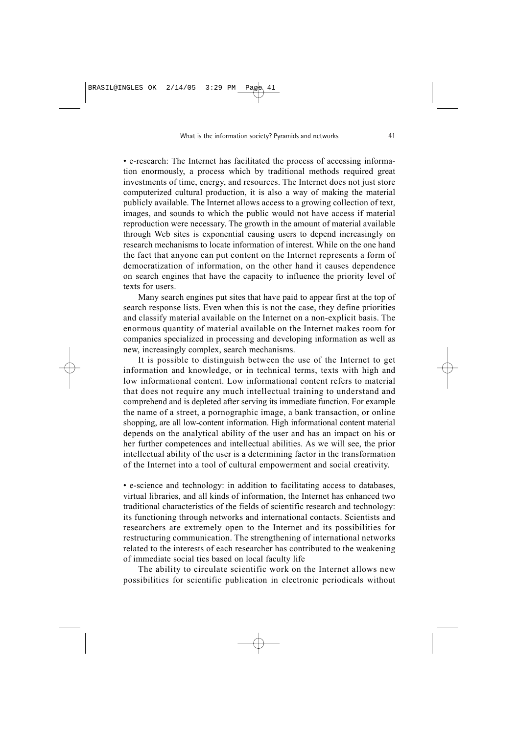• e-research: The Internet has facilitated the process of accessing information enormously, a process which by traditional methods required great investments of time, energy, and resources. The Internet does not just store computerized cultural production, it is also a way of making the material publicly available. The Internet allows access to a growing collection of text, images, and sounds to which the public would not have access if material reproduction were necessary. The growth in the amount of material available through Web sites is exponential causing users to depend increasingly on research mechanisms to locate information of interest. While on the one hand the fact that anyone can put content on the Internet represents a form of democratization of information, on the other hand it causes dependence on search engines that have the capacity to influence the priority level of texts for users.

Many search engines put sites that have paid to appear first at the top of search response lists. Even when this is not the case, they define priorities and classify material available on the Internet on a non-explicit basis. The enormous quantity of material available on the Internet makes room for companies specialized in processing and developing information as well as new, increasingly complex, search mechanisms.

It is possible to distinguish between the use of the Internet to get information and knowledge, or in technical terms, texts with high and low informational content. Low informational content refers to material that does not require any much intellectual training to understand and comprehend and is depleted after serving its immediate function. For example the name of a street, a pornographic image, a bank transaction, or online shopping, are all low-content information. High informational content material depends on the analytical ability of the user and has an impact on his or her further competences and intellectual abilities. As we will see, the prior intellectual ability of the user is a determining factor in the transformation of the Internet into a tool of cultural empowerment and social creativity.

• e-science and technology: in addition to facilitating access to databases, virtual libraries, and all kinds of information, the Internet has enhanced two traditional characteristics of the fields of scientific research and technology: its functioning through networks and international contacts. Scientists and researchers are extremely open to the Internet and its possibilities for restructuring communication. The strengthening of international networks related to the interests of each researcher has contributed to the weakening of immediate social ties based on local faculty life

The ability to circulate scientific work on the Internet allows new possibilities for scientific publication in electronic periodicals without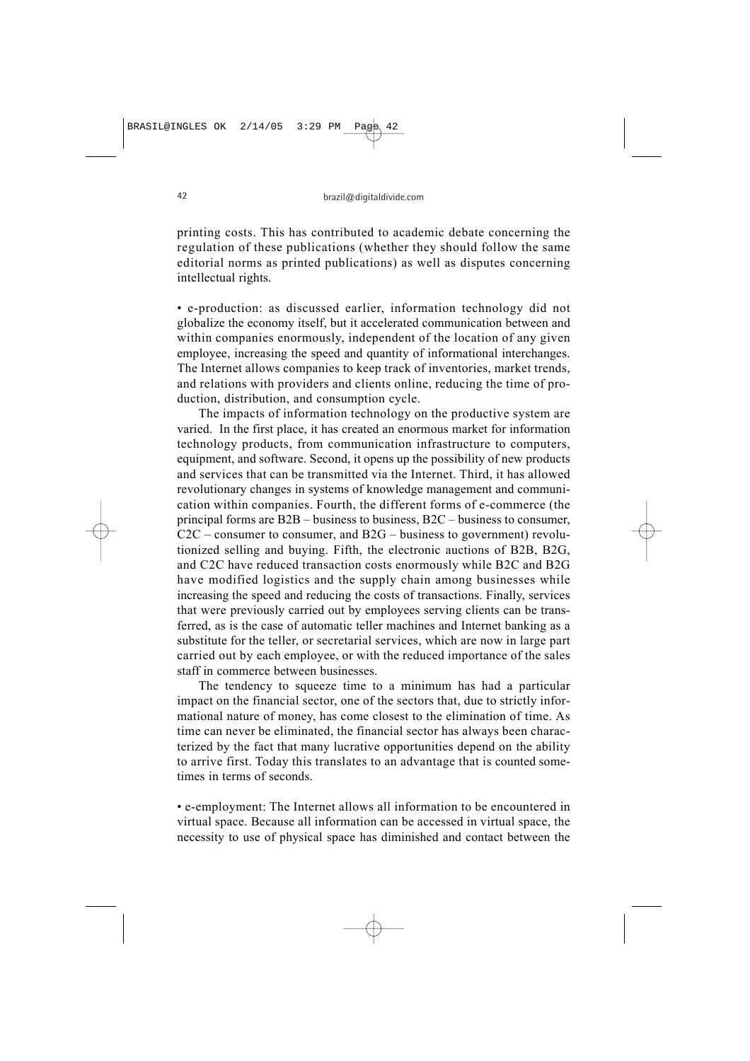printing costs. This has contributed to academic debate concerning the regulation of these publications (whether they should follow the same editorial norms as printed publications) as well as disputes concerning intellectual rights.

• e-production: as discussed earlier, information technology did not globalize the economy itself, but it accelerated communication between and within companies enormously, independent of the location of any given employee, increasing the speed and quantity of informational interchanges. The Internet allows companies to keep track of inventories, market trends, and relations with providers and clients online, reducing the time of production, distribution, and consumption cycle.

The impacts of information technology on the productive system are varied. In the first place, it has created an enormous market for information technology products, from communication infrastructure to computers, equipment, and software. Second, it opens up the possibility of new products and services that can be transmitted via the Internet. Third, it has allowed revolutionary changes in systems of knowledge management and communication within companies. Fourth, the different forms of e-commerce (the principal forms are B2B – business to business, B2C – business to consumer, C2C – consumer to consumer, and B2G – business to government) revolutionized selling and buying. Fifth, the electronic auctions of B2B, B2G, and C2C have reduced transaction costs enormously while B2C and B2G have modified logistics and the supply chain among businesses while increasing the speed and reducing the costs of transactions. Finally, services that were previously carried out by employees serving clients can be transferred, as is the case of automatic teller machines and Internet banking as a substitute for the teller, or secretarial services, which are now in large part carried out by each employee, or with the reduced importance of the sales staff in commerce between businesses.

The tendency to squeeze time to a minimum has had a particular impact on the financial sector, one of the sectors that, due to strictly informational nature of money, has come closest to the elimination of time. As time can never be eliminated, the financial sector has always been characterized by the fact that many lucrative opportunities depend on the ability to arrive first. Today this translates to an advantage that is counted sometimes in terms of seconds.

• e-employment: The Internet allows all information to be encountered in virtual space. Because all information can be accessed in virtual space, the necessity to use of physical space has diminished and contact between the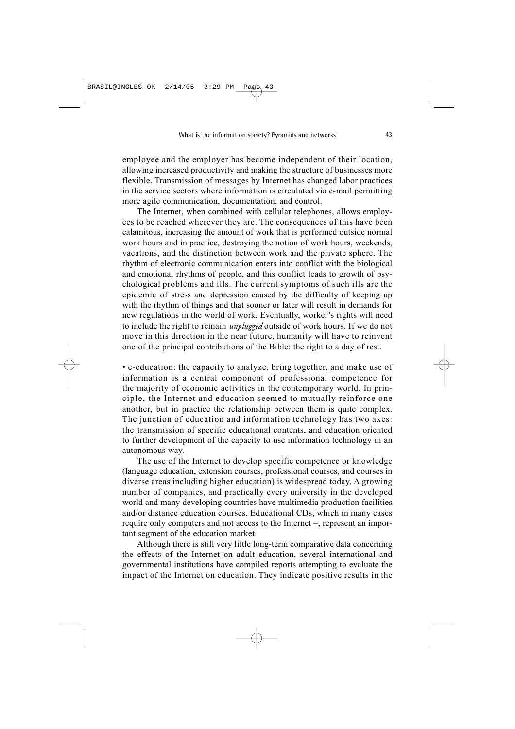employee and the employer has become independent of their location, allowing increased productivity and making the structure of businesses more flexible. Transmission of messages by Internet has changed labor practices in the service sectors where information is circulated via e-mail permitting more agile communication, documentation, and control.

The Internet, when combined with cellular telephones, allows employees to be reached wherever they are. The consequences of this have been calamitous, increasing the amount of work that is performed outside normal work hours and in practice, destroying the notion of work hours, weekends, vacations, and the distinction between work and the private sphere. The rhythm of electronic communication enters into conflict with the biological and emotional rhythms of people, and this conflict leads to growth of psychological problems and ills. The current symptoms of such ills are the epidemic of stress and depression caused by the difficulty of keeping up with the rhythm of things and that sooner or later will result in demands for new regulations in the world of work. Eventually, worker's rights will need to include the right to remain *unplugged* outside of work hours. If we do not move in this direction in the near future, humanity will have to reinvent one of the principal contributions of the Bible: the right to a day of rest.

• e-education: the capacity to analyze, bring together, and make use of information is a central component of professional competence for the majority of economic activities in the contemporary world. In principle, the Internet and education seemed to mutually reinforce one another, but in practice the relationship between them is quite complex. The junction of education and information technology has two axes: the transmission of specific educational contents, and education oriented to further development of the capacity to use information technology in an autonomous way.

The use of the Internet to develop specific competence or knowledge (language education, extension courses, professional courses, and courses in diverse areas including higher education) is widespread today. A growing number of companies, and practically every university in the developed world and many developing countries have multimedia production facilities and/or distance education courses. Educational CDs, which in many cases require only computers and not access to the Internet –, represent an important segment of the education market.

Although there is still very little long-term comparative data concerning the effects of the Internet on adult education, several international and governmental institutions have compiled reports attempting to evaluate the impact of the Internet on education. They indicate positive results in the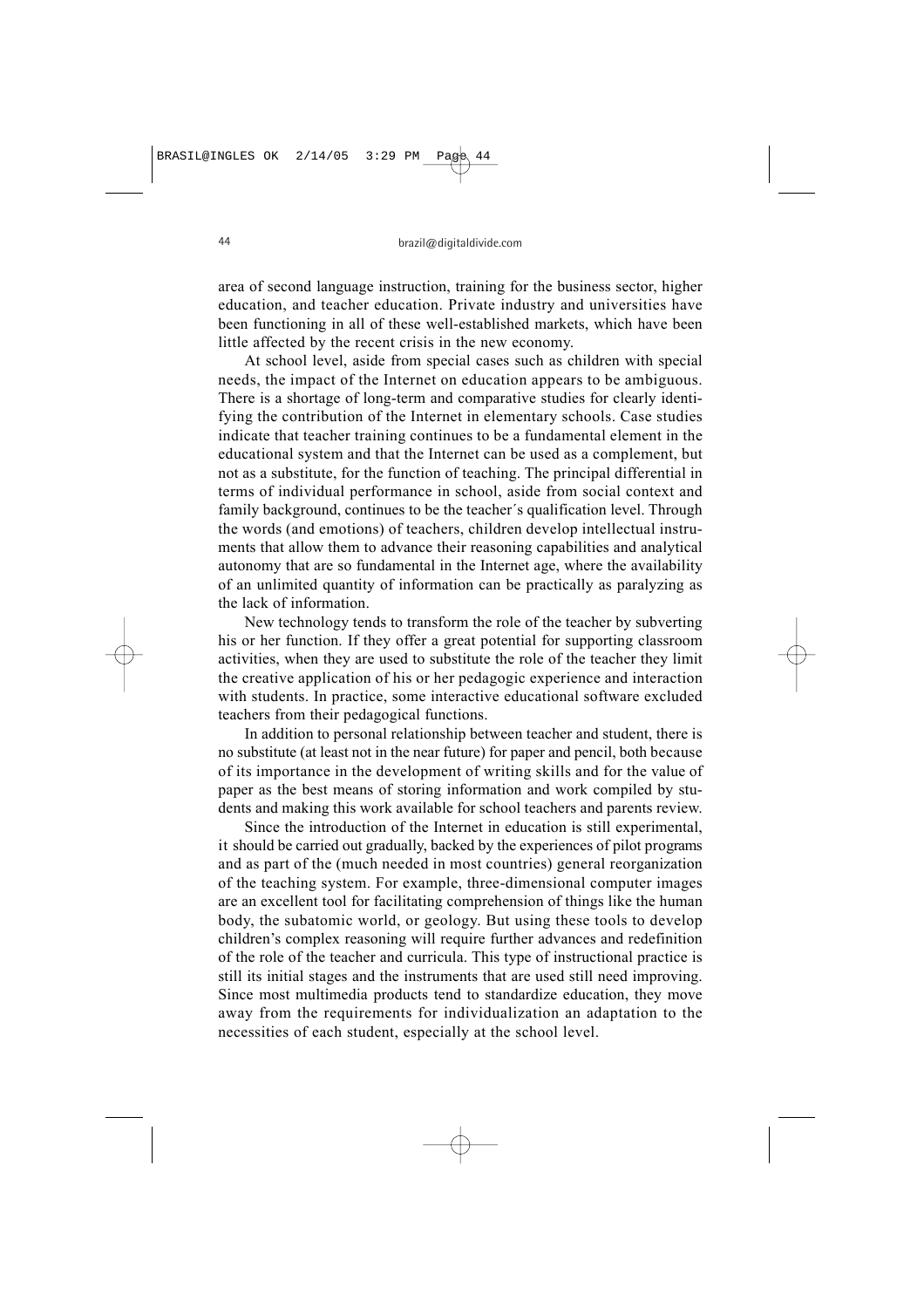area of second language instruction, training for the business sector, higher education, and teacher education. Private industry and universities have been functioning in all of these well-established markets, which have been little affected by the recent crisis in the new economy.

At school level, aside from special cases such as children with special needs, the impact of the Internet on education appears to be ambiguous. There is a shortage of long-term and comparative studies for clearly identifying the contribution of the Internet in elementary schools. Case studies indicate that teacher training continues to be a fundamental element in the educational system and that the Internet can be used as a complement, but not as a substitute, for the function of teaching. The principal differential in terms of individual performance in school, aside from social context and family background, continues to be the teacher´s qualification level. Through the words (and emotions) of teachers, children develop intellectual instruments that allow them to advance their reasoning capabilities and analytical autonomy that are so fundamental in the Internet age, where the availability of an unlimited quantity of information can be practically as paralyzing as the lack of information.

New technology tends to transform the role of the teacher by subverting his or her function. If they offer a great potential for supporting classroom activities, when they are used to substitute the role of the teacher they limit the creative application of his or her pedagogic experience and interaction with students. In practice, some interactive educational software excluded teachers from their pedagogical functions.

In addition to personal relationship between teacher and student, there is no substitute (at least not in the near future) for paper and pencil, both because of its importance in the development of writing skills and for the value of paper as the best means of storing information and work compiled by students and making this work available for school teachers and parents review.

Since the introduction of the Internet in education is still experimental, it should be carried out gradually, backed by the experiences of pilot programs and as part of the (much needed in most countries) general reorganization of the teaching system. For example, three-dimensional computer images are an excellent tool for facilitating comprehension of things like the human body, the subatomic world, or geology. But using these tools to develop children's complex reasoning will require further advances and redefinition of the role of the teacher and curricula. This type of instructional practice is still its initial stages and the instruments that are used still need improving. Since most multimedia products tend to standardize education, they move away from the requirements for individualization an adaptation to the necessities of each student, especially at the school level.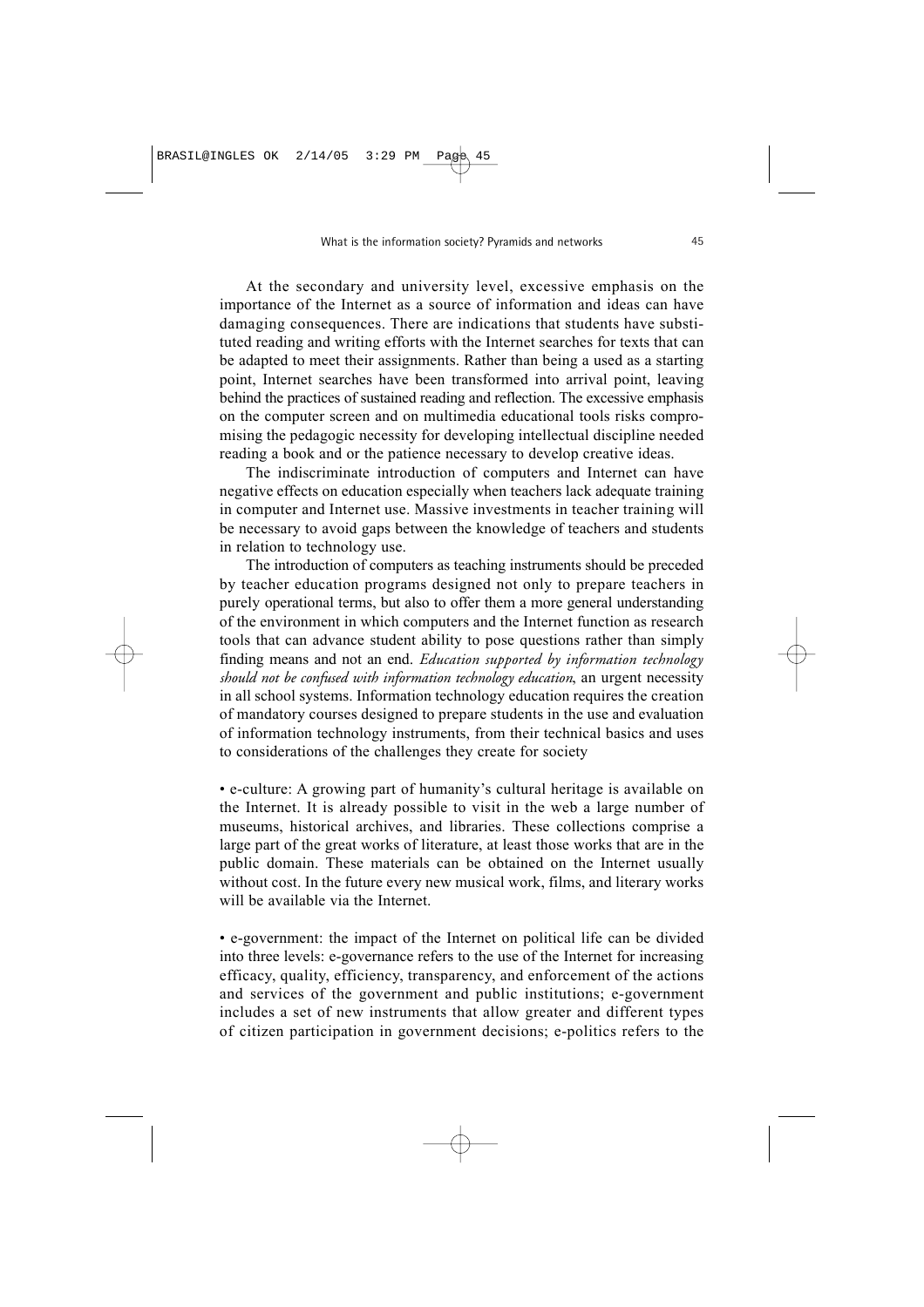At the secondary and university level, excessive emphasis on the importance of the Internet as a source of information and ideas can have damaging consequences. There are indications that students have substituted reading and writing efforts with the Internet searches for texts that can be adapted to meet their assignments. Rather than being a used as a starting point, Internet searches have been transformed into arrival point, leaving behind the practices of sustained reading and reflection. The excessive emphasis on the computer screen and on multimedia educational tools risks compromising the pedagogic necessity for developing intellectual discipline needed reading a book and or the patience necessary to develop creative ideas.

The indiscriminate introduction of computers and Internet can have negative effects on education especially when teachers lack adequate training in computer and Internet use. Massive investments in teacher training will be necessary to avoid gaps between the knowledge of teachers and students in relation to technology use.

The introduction of computers as teaching instruments should be preceded by teacher education programs designed not only to prepare teachers in purely operational terms, but also to offer them a more general understanding of the environment in which computers and the Internet function as research tools that can advance student ability to pose questions rather than simply finding means and not an end. *Education supported by information technology should not be confused with information technology education*, an urgent necessity in all school systems. Information technology education requires the creation of mandatory courses designed to prepare students in the use and evaluation of information technology instruments, from their technical basics and uses to considerations of the challenges they create for society

• e-culture: A growing part of humanity's cultural heritage is available on the Internet. It is already possible to visit in the web a large number of museums, historical archives, and libraries. These collections comprise a large part of the great works of literature, at least those works that are in the public domain. These materials can be obtained on the Internet usually without cost. In the future every new musical work, films, and literary works will be available via the Internet.

• e-government: the impact of the Internet on political life can be divided into three levels: e-governance refers to the use of the Internet for increasing efficacy, quality, efficiency, transparency, and enforcement of the actions and services of the government and public institutions; e-government includes a set of new instruments that allow greater and different types of citizen participation in government decisions; e-politics refers to the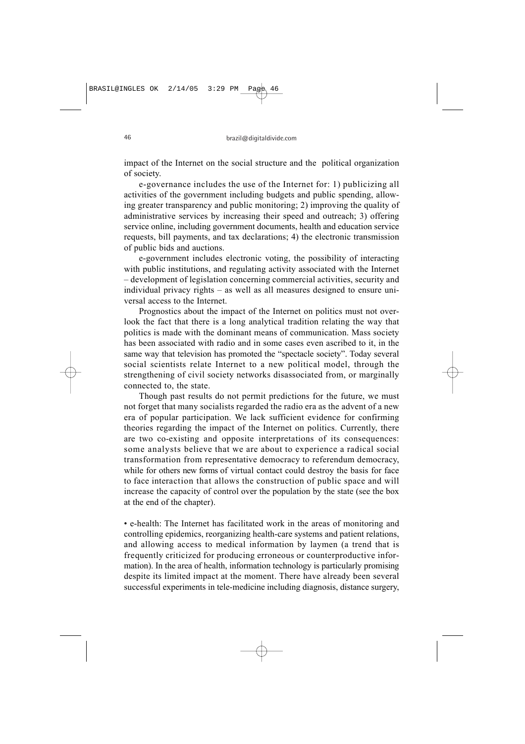impact of the Internet on the social structure and the political organization of society.

e-governance includes the use of the Internet for: 1) publicizing all activities of the government including budgets and public spending, allowing greater transparency and public monitoring; 2) improving the quality of administrative services by increasing their speed and outreach; 3) offering service online, including government documents, health and education service requests, bill payments, and tax declarations; 4) the electronic transmission of public bids and auctions.

e-government includes electronic voting, the possibility of interacting with public institutions, and regulating activity associated with the Internet – development of legislation concerning commercial activities, security and individual privacy rights – as well as all measures designed to ensure universal access to the Internet.

Prognostics about the impact of the Internet on politics must not overlook the fact that there is a long analytical tradition relating the way that politics is made with the dominant means of communication. Mass society has been associated with radio and in some cases even ascribed to it, in the same way that television has promoted the "spectacle society". Today several social scientists relate Internet to a new political model, through the strengthening of civil society networks disassociated from, or marginally connected to, the state.

Though past results do not permit predictions for the future, we must not forget that many socialists regarded the radio era as the advent of a new era of popular participation. We lack sufficient evidence for confirming theories regarding the impact of the Internet on politics. Currently, there are two co-existing and opposite interpretations of its consequences: some analysts believe that we are about to experience a radical social transformation from representative democracy to referendum democracy, while for others new forms of virtual contact could destroy the basis for face to face interaction that allows the construction of public space and will increase the capacity of control over the population by the state (see the box at the end of the chapter).

• e-health: The Internet has facilitated work in the areas of monitoring and controlling epidemics, reorganizing health-care systems and patient relations, and allowing access to medical information by laymen (a trend that is frequently criticized for producing erroneous or counterproductive information). In the area of health, information technology is particularly promising despite its limited impact at the moment. There have already been several successful experiments in tele-medicine including diagnosis, distance surgery,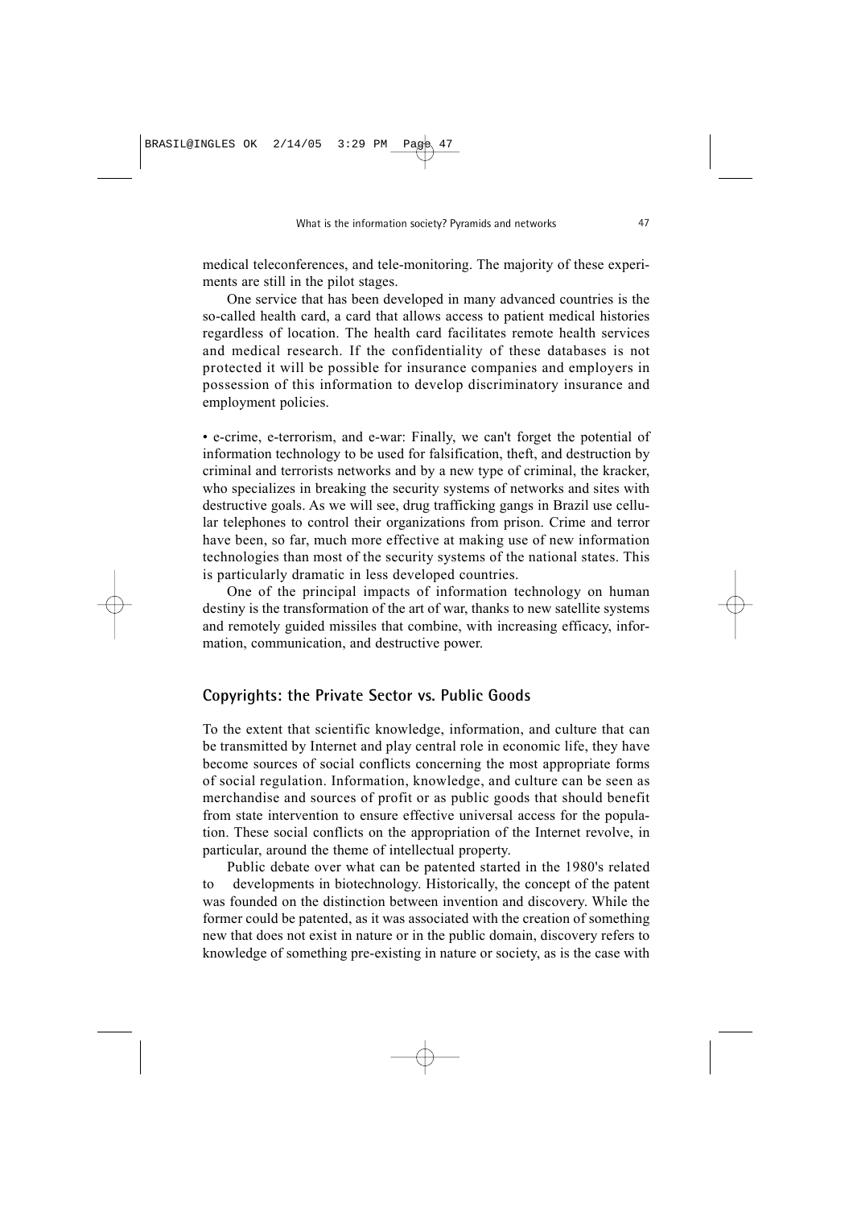medical teleconferences, and tele-monitoring. The majority of these experiments are still in the pilot stages.

One service that has been developed in many advanced countries is the so-called health card, a card that allows access to patient medical histories regardless of location. The health card facilitates remote health services and medical research. If the confidentiality of these databases is not protected it will be possible for insurance companies and employers in possession of this information to develop discriminatory insurance and employment policies.

• e-crime, e-terrorism, and e-war: Finally, we can't forget the potential of information technology to be used for falsification, theft, and destruction by criminal and terrorists networks and by a new type of criminal, the kracker, who specializes in breaking the security systems of networks and sites with destructive goals. As we will see, drug trafficking gangs in Brazil use cellular telephones to control their organizations from prison. Crime and terror have been, so far, much more effective at making use of new information technologies than most of the security systems of the national states. This is particularly dramatic in less developed countries.

One of the principal impacts of information technology on human destiny is the transformation of the art of war, thanks to new satellite systems and remotely guided missiles that combine, with increasing efficacy, information, communication, and destructive power.

## Copyrights: the Private Sector vs. Public Goods

To the extent that scientific knowledge, information, and culture that can be transmitted by Internet and play central role in economic life, they have become sources of social conflicts concerning the most appropriate forms of social regulation. Information, knowledge, and culture can be seen as merchandise and sources of profit or as public goods that should benefit from state intervention to ensure effective universal access for the population. These social conflicts on the appropriation of the Internet revolve, in particular, around the theme of intellectual property.

Public debate over what can be patented started in the 1980's related to developments in biotechnology. Historically, the concept of the patent was founded on the distinction between invention and discovery. While the former could be patented, as it was associated with the creation of something new that does not exist in nature or in the public domain, discovery refers to knowledge of something pre-existing in nature or society, as is the case with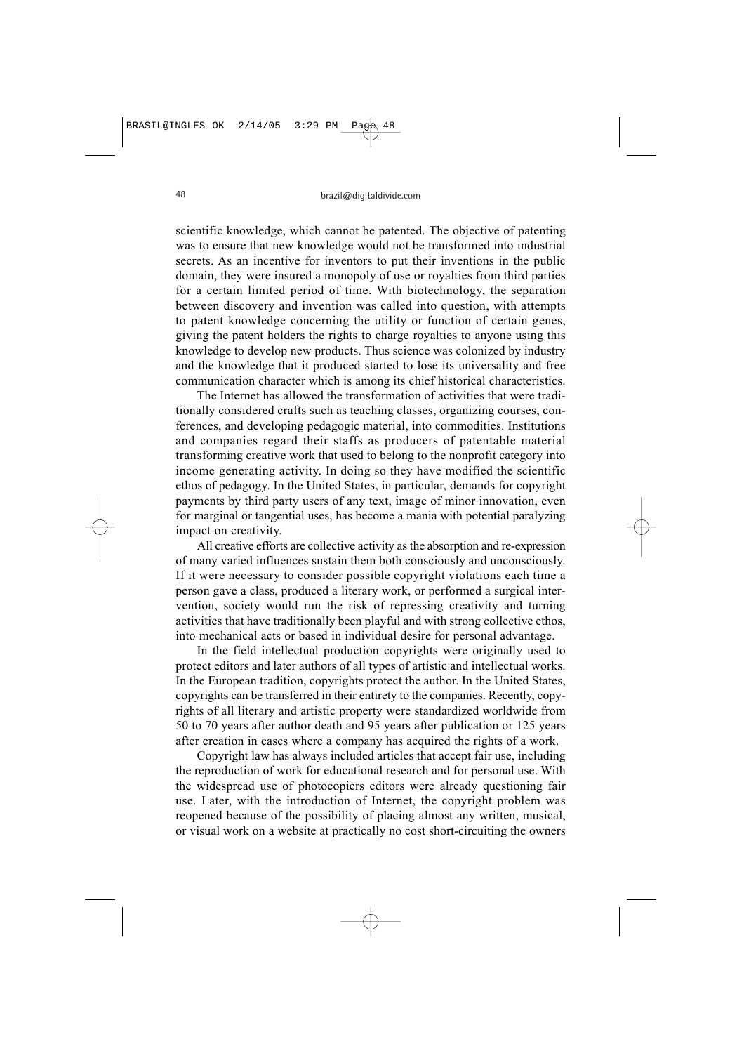scientific knowledge, which cannot be patented. The objective of patenting was to ensure that new knowledge would not be transformed into industrial secrets. As an incentive for inventors to put their inventions in the public domain, they were insured a monopoly of use or royalties from third parties for a certain limited period of time. With biotechnology, the separation between discovery and invention was called into question, with attempts to patent knowledge concerning the utility or function of certain genes, giving the patent holders the rights to charge royalties to anyone using this knowledge to develop new products. Thus science was colonized by industry and the knowledge that it produced started to lose its universality and free communication character which is among its chief historical characteristics.

The Internet has allowed the transformation of activities that were traditionally considered crafts such as teaching classes, organizing courses, conferences, and developing pedagogic material, into commodities. Institutions and companies regard their staffs as producers of patentable material transforming creative work that used to belong to the nonprofit category into income generating activity. In doing so they have modified the scientific ethos of pedagogy. In the United States, in particular, demands for copyright payments by third party users of any text, image of minor innovation, even for marginal or tangential uses, has become a mania with potential paralyzing impact on creativity.

All creative efforts are collective activity as the absorption and re-expression of many varied influences sustain them both consciously and unconsciously. If it were necessary to consider possible copyright violations each time a person gave a class, produced a literary work, or performed a surgical intervention, society would run the risk of repressing creativity and turning activities that have traditionally been playful and with strong collective ethos, into mechanical acts or based in individual desire for personal advantage.

In the field intellectual production copyrights were originally used to protect editors and later authors of all types of artistic and intellectual works. In the European tradition, copyrights protect the author. In the United States, copyrights can be transferred in their entirety to the companies. Recently, copyrights of all literary and artistic property were standardized worldwide from 50 to 70 years after author death and 95 years after publication or 125 years after creation in cases where a company has acquired the rights of a work.

Copyright law has always included articles that accept fair use, including the reproduction of work for educational research and for personal use. With the widespread use of photocopiers editors were already questioning fair use. Later, with the introduction of Internet, the copyright problem was reopened because of the possibility of placing almost any written, musical, or visual work on a website at practically no cost short-circuiting the owners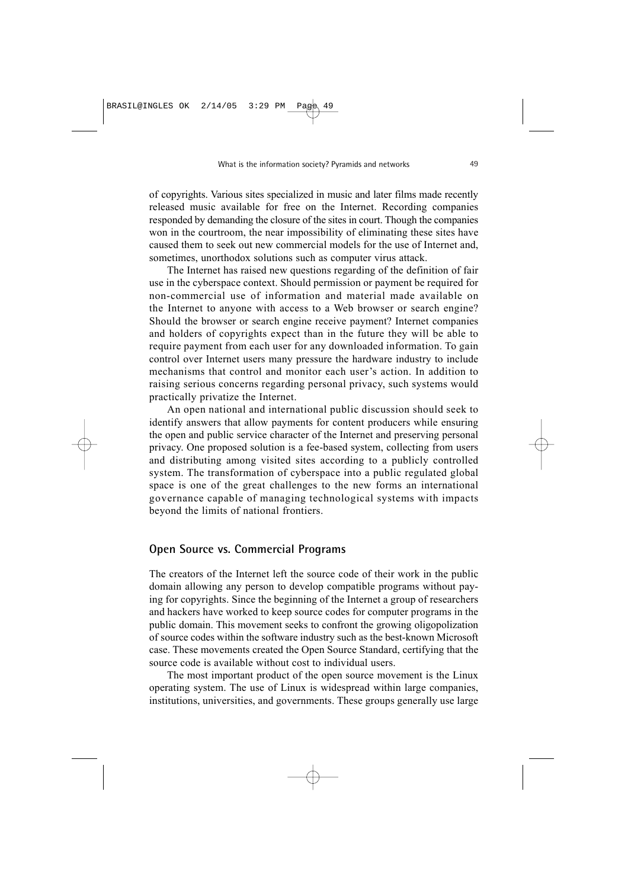of copyrights. Various sites specialized in music and later films made recently released music available for free on the Internet. Recording companies responded by demanding the closure of the sites in court. Though the companies won in the courtroom, the near impossibility of eliminating these sites have caused them to seek out new commercial models for the use of Internet and, sometimes, unorthodox solutions such as computer virus attack.

The Internet has raised new questions regarding of the definition of fair use in the cyberspace context. Should permission or payment be required for non-commercial use of information and material made available on the Internet to anyone with access to a Web browser or search engine? Should the browser or search engine receive payment? Internet companies and holders of copyrights expect than in the future they will be able to require payment from each user for any downloaded information. To gain control over Internet users many pressure the hardware industry to include mechanisms that control and monitor each user's action. In addition to raising serious concerns regarding personal privacy, such systems would practically privatize the Internet.

An open national and international public discussion should seek to identify answers that allow payments for content producers while ensuring the open and public service character of the Internet and preserving personal privacy. One proposed solution is a fee-based system, collecting from users and distributing among visited sites according to a publicly controlled system. The transformation of cyberspace into a public regulated global space is one of the great challenges to the new forms an international governance capable of managing technological systems with impacts beyond the limits of national frontiers.

## Open Source vs. Commercial Programs

The creators of the Internet left the source code of their work in the public domain allowing any person to develop compatible programs without paying for copyrights. Since the beginning of the Internet a group of researchers and hackers have worked to keep source codes for computer programs in the public domain. This movement seeks to confront the growing oligopolization of source codes within the software industry such as the best-known Microsoft case. These movements created the Open Source Standard, certifying that the source code is available without cost to individual users.

The most important product of the open source movement is the Linux operating system. The use of Linux is widespread within large companies, institutions, universities, and governments. These groups generally use large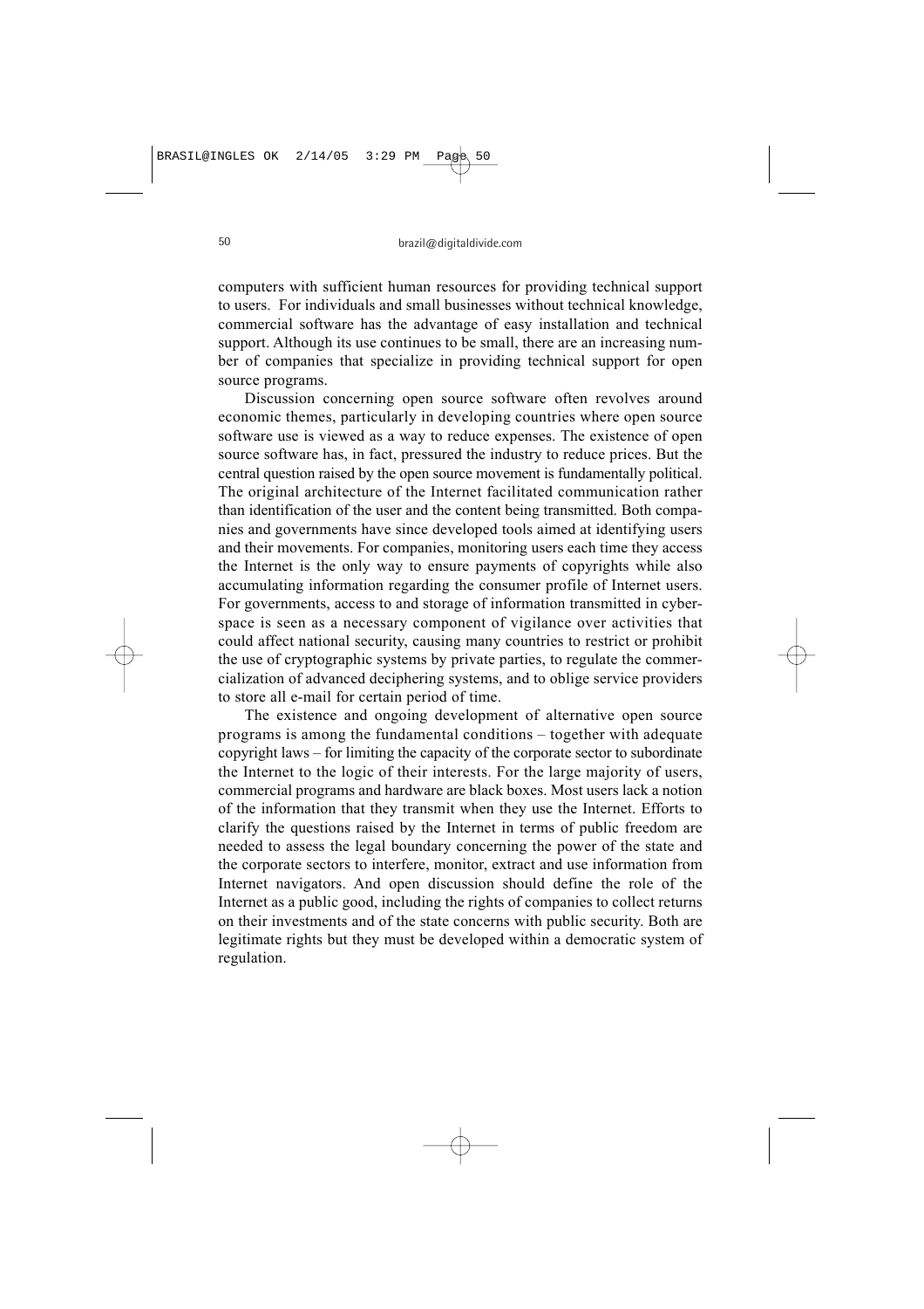computers with sufficient human resources for providing technical support to users. For individuals and small businesses without technical knowledge, commercial software has the advantage of easy installation and technical support. Although its use continues to be small, there are an increasing number of companies that specialize in providing technical support for open source programs.

Discussion concerning open source software often revolves around economic themes, particularly in developing countries where open source software use is viewed as a way to reduce expenses. The existence of open source software has, in fact, pressured the industry to reduce prices. But the central question raised by the open source movement is fundamentally political. The original architecture of the Internet facilitated communication rather than identification of the user and the content being transmitted. Both companies and governments have since developed tools aimed at identifying users and their movements. For companies, monitoring users each time they access the Internet is the only way to ensure payments of copyrights while also accumulating information regarding the consumer profile of Internet users. For governments, access to and storage of information transmitted in cyberspace is seen as a necessary component of vigilance over activities that could affect national security, causing many countries to restrict or prohibit the use of cryptographic systems by private parties, to regulate the commercialization of advanced deciphering systems, and to oblige service providers to store all e-mail for certain period of time.

The existence and ongoing development of alternative open source programs is among the fundamental conditions – together with adequate copyright laws – for limiting the capacity of the corporate sector to subordinate the Internet to the logic of their interests. For the large majority of users, commercial programs and hardware are black boxes. Most users lack a notion of the information that they transmit when they use the Internet. Efforts to clarify the questions raised by the Internet in terms of public freedom are needed to assess the legal boundary concerning the power of the state and the corporate sectors to interfere, monitor, extract and use information from Internet navigators. And open discussion should define the role of the Internet as a public good, including the rights of companies to collect returns on their investments and of the state concerns with public security. Both are legitimate rights but they must be developed within a democratic system of regulation.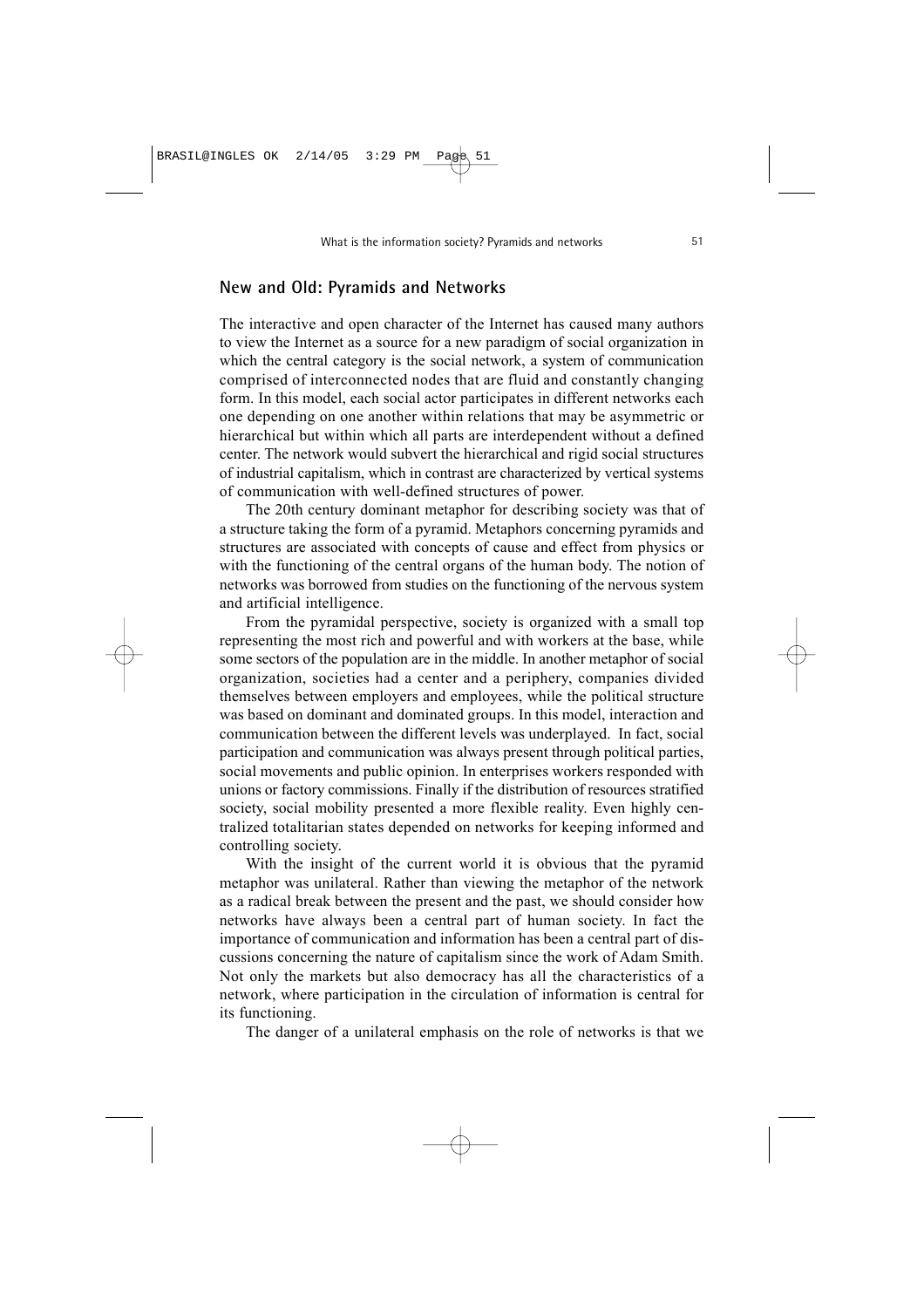## New and Old: Pyramids and Networks

The interactive and open character of the Internet has caused many authors to view the Internet as a source for a new paradigm of social organization in which the central category is the social network, a system of communication comprised of interconnected nodes that are fluid and constantly changing form. In this model, each social actor participates in different networks each one depending on one another within relations that may be asymmetric or hierarchical but within which all parts are interdependent without a defined center. The network would subvert the hierarchical and rigid social structures of industrial capitalism, which in contrast are characterized by vertical systems of communication with well-defined structures of power.

The 20th century dominant metaphor for describing society was that of a structure taking the form of a pyramid. Metaphors concerning pyramids and structures are associated with concepts of cause and effect from physics or with the functioning of the central organs of the human body. The notion of networks was borrowed from studies on the functioning of the nervous system and artificial intelligence.

From the pyramidal perspective, society is organized with a small top representing the most rich and powerful and with workers at the base, while some sectors of the population are in the middle. In another metaphor of social organization, societies had a center and a periphery, companies divided themselves between employers and employees, while the political structure was based on dominant and dominated groups. In this model, interaction and communication between the different levels was underplayed. In fact, social participation and communication was always present through political parties, social movements and public opinion. In enterprises workers responded with unions or factory commissions. Finally if the distribution of resources stratified society, social mobility presented a more flexible reality. Even highly centralized totalitarian states depended on networks for keeping informed and controlling society.

With the insight of the current world it is obvious that the pyramid metaphor was unilateral. Rather than viewing the metaphor of the network as a radical break between the present and the past, we should consider how networks have always been a central part of human society. In fact the importance of communication and information has been a central part of discussions concerning the nature of capitalism since the work of Adam Smith. Not only the markets but also democracy has all the characteristics of a network, where participation in the circulation of information is central for its functioning.

The danger of a unilateral emphasis on the role of networks is that we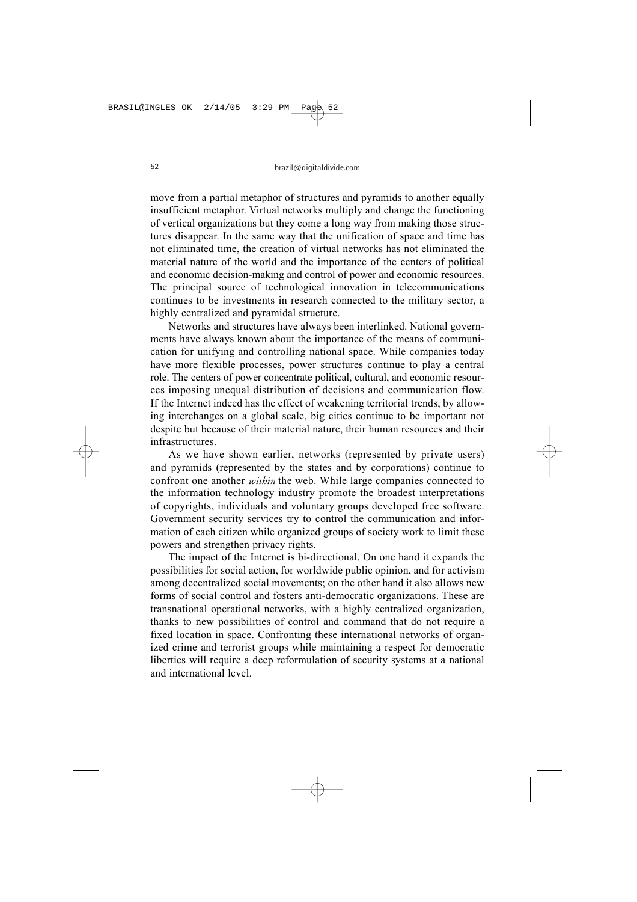move from a partial metaphor of structures and pyramids to another equally insufficient metaphor. Virtual networks multiply and change the functioning of vertical organizations but they come a long way from making those structures disappear. In the same way that the unification of space and time has not eliminated time, the creation of virtual networks has not eliminated the material nature of the world and the importance of the centers of political and economic decision-making and control of power and economic resources. The principal source of technological innovation in telecommunications continues to be investments in research connected to the military sector, a highly centralized and pyramidal structure.

Networks and structures have always been interlinked. National governments have always known about the importance of the means of communication for unifying and controlling national space. While companies today have more flexible processes, power structures continue to play a central role. The centers of power concentrate political, cultural, and economic resources imposing unequal distribution of decisions and communication flow. If the Internet indeed has the effect of weakening territorial trends, by allowing interchanges on a global scale, big cities continue to be important not despite but because of their material nature, their human resources and their infrastructures.

As we have shown earlier, networks (represented by private users) and pyramids (represented by the states and by corporations) continue to confront one another *within* the web. While large companies connected to the information technology industry promote the broadest interpretations of copyrights, individuals and voluntary groups developed free software. Government security services try to control the communication and information of each citizen while organized groups of society work to limit these powers and strengthen privacy rights.

The impact of the Internet is bi-directional. On one hand it expands the possibilities for social action, for worldwide public opinion, and for activism among decentralized social movements; on the other hand it also allows new forms of social control and fosters anti-democratic organizations. These are transnational operational networks, with a highly centralized organization, thanks to new possibilities of control and command that do not require a fixed location in space. Confronting these international networks of organized crime and terrorist groups while maintaining a respect for democratic liberties will require a deep reformulation of security systems at a national and international level.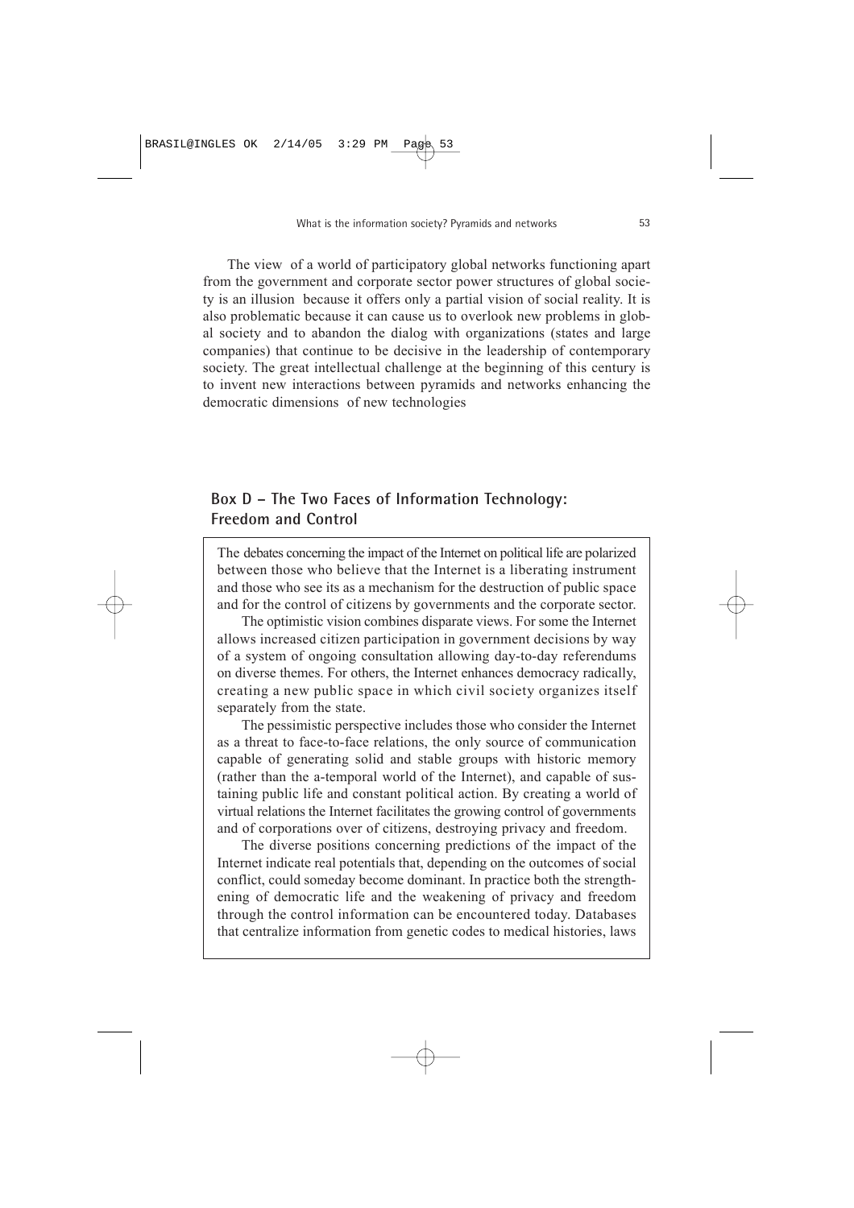The view of a world of participatory global networks functioning apart from the government and corporate sector power structures of global society is an illusion because it offers only a partial vision of social reality. It is also problematic because it can cause us to overlook new problems in global society and to abandon the dialog with organizations (states and large companies) that continue to be decisive in the leadership of contemporary society. The great intellectual challenge at the beginning of this century is to invent new interactions between pyramids and networks enhancing the democratic dimensions of new technologies

## Box D – The Two Faces of Information Technology: Freedom and Control

The debates concerning the impact of the Internet on political life are polarized between those who believe that the Internet is a liberating instrument and those who see its as a mechanism for the destruction of public space and for the control of citizens by governments and the corporate sector.

The optimistic vision combines disparate views. For some the Internet allows increased citizen participation in government decisions by way of a system of ongoing consultation allowing day-to-day referendums on diverse themes. For others, the Internet enhances democracy radically, creating a new public space in which civil society organizes itself separately from the state.

The pessimistic perspective includes those who consider the Internet as a threat to face-to-face relations, the only source of communication capable of generating solid and stable groups with historic memory (rather than the a-temporal world of the Internet), and capable of sustaining public life and constant political action. By creating a world of virtual relations the Internet facilitates the growing control of governments and of corporations over of citizens, destroying privacy and freedom.

The diverse positions concerning predictions of the impact of the Internet indicate real potentials that, depending on the outcomes of social conflict, could someday become dominant. In practice both the strengthening of democratic life and the weakening of privacy and freedom through the control information can be encountered today. Databases that centralize information from genetic codes to medical histories, laws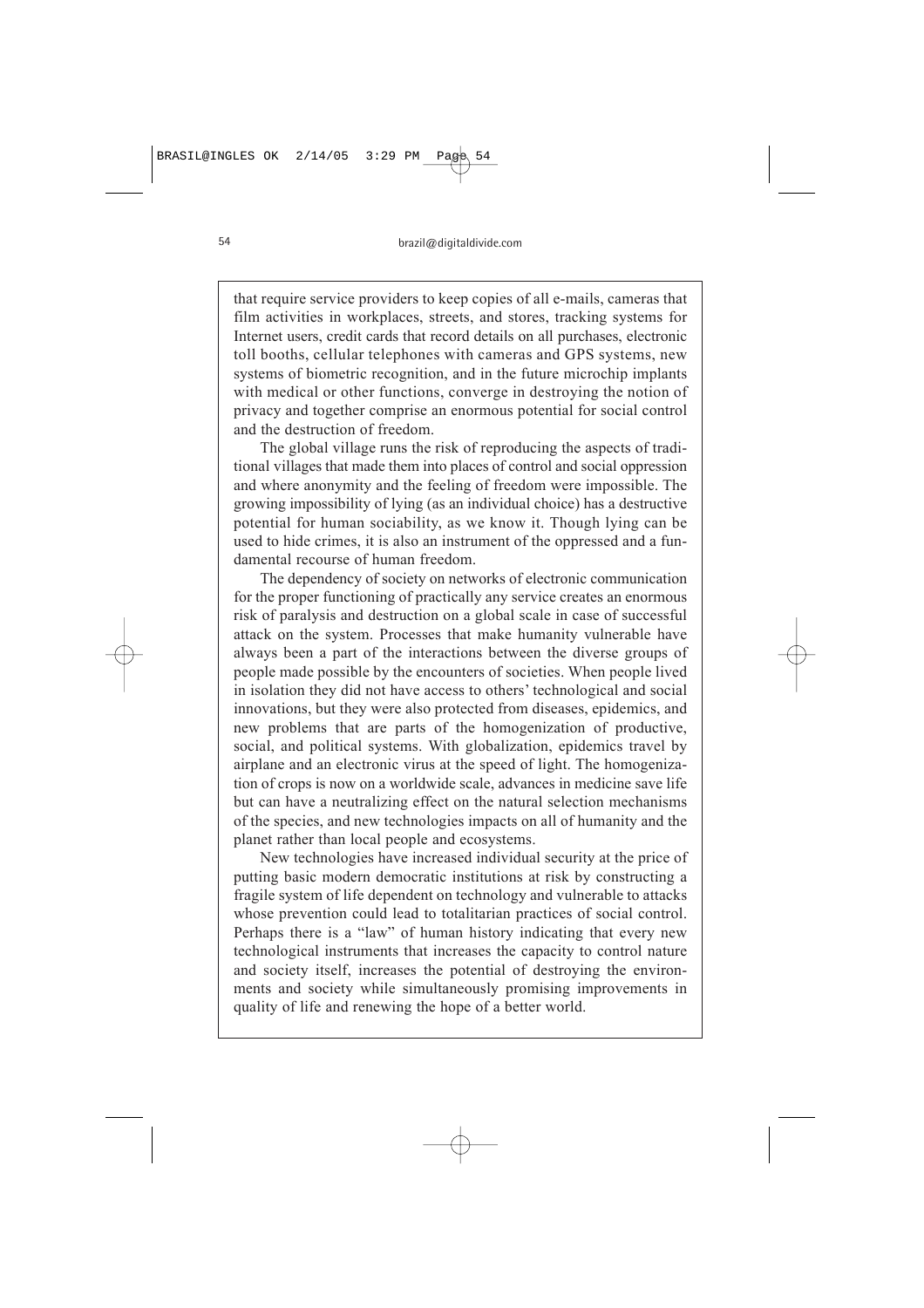that require service providers to keep copies of all e-mails, cameras that film activities in workplaces, streets, and stores, tracking systems for Internet users, credit cards that record details on all purchases, electronic toll booths, cellular telephones with cameras and GPS systems, new systems of biometric recognition, and in the future microchip implants with medical or other functions, converge in destroying the notion of privacy and together comprise an enormous potential for social control and the destruction of freedom.

The global village runs the risk of reproducing the aspects of traditional villages that made them into places of control and social oppression and where anonymity and the feeling of freedom were impossible. The growing impossibility of lying (as an individual choice) has a destructive potential for human sociability, as we know it. Though lying can be used to hide crimes, it is also an instrument of the oppressed and a fundamental recourse of human freedom.

The dependency of society on networks of electronic communication for the proper functioning of practically any service creates an enormous risk of paralysis and destruction on a global scale in case of successful attack on the system. Processes that make humanity vulnerable have always been a part of the interactions between the diverse groups of people made possible by the encounters of societies. When people lived in isolation they did not have access to others' technological and social innovations, but they were also protected from diseases, epidemics, and new problems that are parts of the homogenization of productive, social, and political systems. With globalization, epidemics travel by airplane and an electronic virus at the speed of light. The homogenization of crops is now on a worldwide scale, advances in medicine save life but can have a neutralizing effect on the natural selection mechanisms of the species, and new technologies impacts on all of humanity and the planet rather than local people and ecosystems.

New technologies have increased individual security at the price of putting basic modern democratic institutions at risk by constructing a fragile system of life dependent on technology and vulnerable to attacks whose prevention could lead to totalitarian practices of social control. Perhaps there is a "law" of human history indicating that every new technological instruments that increases the capacity to control nature and society itself, increases the potential of destroying the environments and society while simultaneously promising improvements in quality of life and renewing the hope of a better world.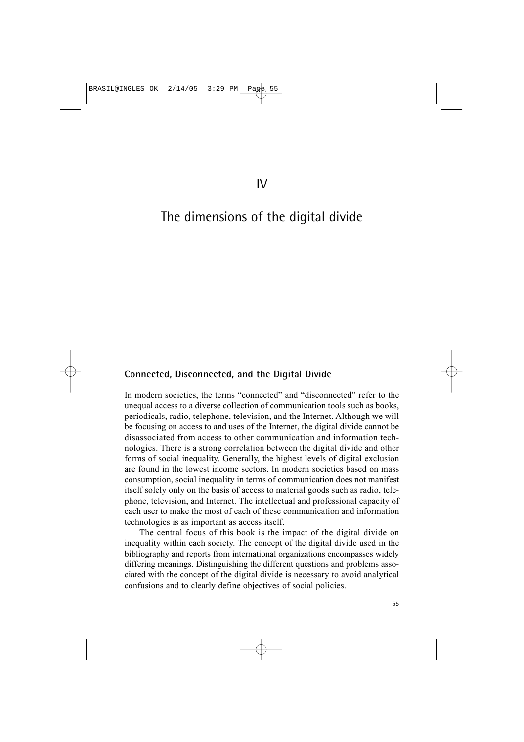# IV

# The dimensions of the digital divide

## Connected, Disconnected, and the Digital Divide

In modern societies, the terms "connected" and "disconnected" refer to the unequal access to a diverse collection of communication tools such as books, periodicals, radio, telephone, television, and the Internet. Although we will be focusing on access to and uses of the Internet, the digital divide cannot be disassociated from access to other communication and information technologies. There is a strong correlation between the digital divide and other forms of social inequality. Generally, the highest levels of digital exclusion are found in the lowest income sectors. In modern societies based on mass consumption, social inequality in terms of communication does not manifest itself solely only on the basis of access to material goods such as radio, telephone, television, and Internet. The intellectual and professional capacity of each user to make the most of each of these communication and information technologies is as important as access itself.

The central focus of this book is the impact of the digital divide on inequality within each society. The concept of the digital divide used in the bibliography and reports from international organizations encompasses widely differing meanings. Distinguishing the different questions and problems associated with the concept of the digital divide is necessary to avoid analytical confusions and to clearly define objectives of social policies.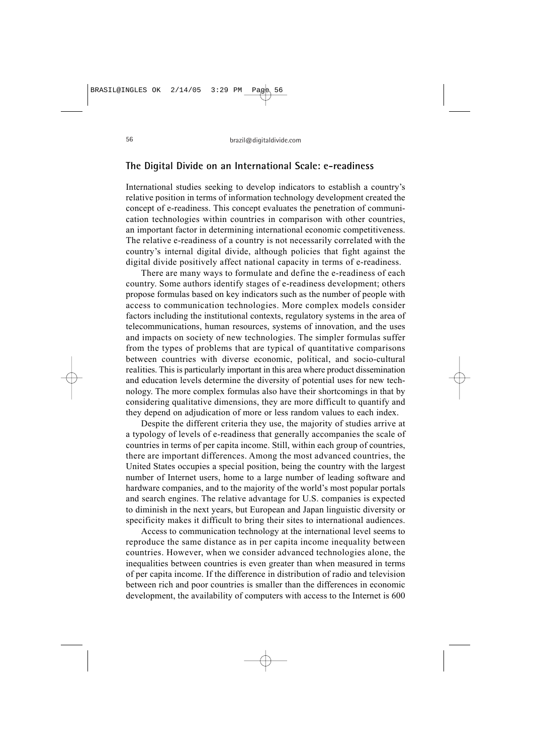## The Digital Divide on an International Scale: e-readiness

International studies seeking to develop indicators to establish a country's relative position in terms of information technology development created the concept of e-readiness. This concept evaluates the penetration of communication technologies within countries in comparison with other countries, an important factor in determining international economic competitiveness. The relative e-readiness of a country is not necessarily correlated with the country's internal digital divide, although policies that fight against the digital divide positively affect national capacity in terms of e-readiness.

There are many ways to formulate and define the e-readiness of each country. Some authors identify stages of e-readiness development; others propose formulas based on key indicators such as the number of people with access to communication technologies. More complex models consider factors including the institutional contexts, regulatory systems in the area of telecommunications, human resources, systems of innovation, and the uses and impacts on society of new technologies. The simpler formulas suffer from the types of problems that are typical of quantitative comparisons between countries with diverse economic, political, and socio-cultural realities. This is particularly important in this area where product dissemination and education levels determine the diversity of potential uses for new technology. The more complex formulas also have their shortcomings in that by considering qualitative dimensions, they are more difficult to quantify and they depend on adjudication of more or less random values to each index.

Despite the different criteria they use, the majority of studies arrive at a typology of levels of e-readiness that generally accompanies the scale of countries in terms of per capita income. Still, within each group of countries, there are important differences. Among the most advanced countries, the United States occupies a special position, being the country with the largest number of Internet users, home to a large number of leading software and hardware companies, and to the majority of the world's most popular portals and search engines. The relative advantage for U.S. companies is expected to diminish in the next years, but European and Japan linguistic diversity or specificity makes it difficult to bring their sites to international audiences.

Access to communication technology at the international level seems to reproduce the same distance as in per capita income inequality between countries. However, when we consider advanced technologies alone, the inequalities between countries is even greater than when measured in terms of per capita income. If the difference in distribution of radio and television between rich and poor countries is smaller than the differences in economic development, the availability of computers with access to the Internet is 600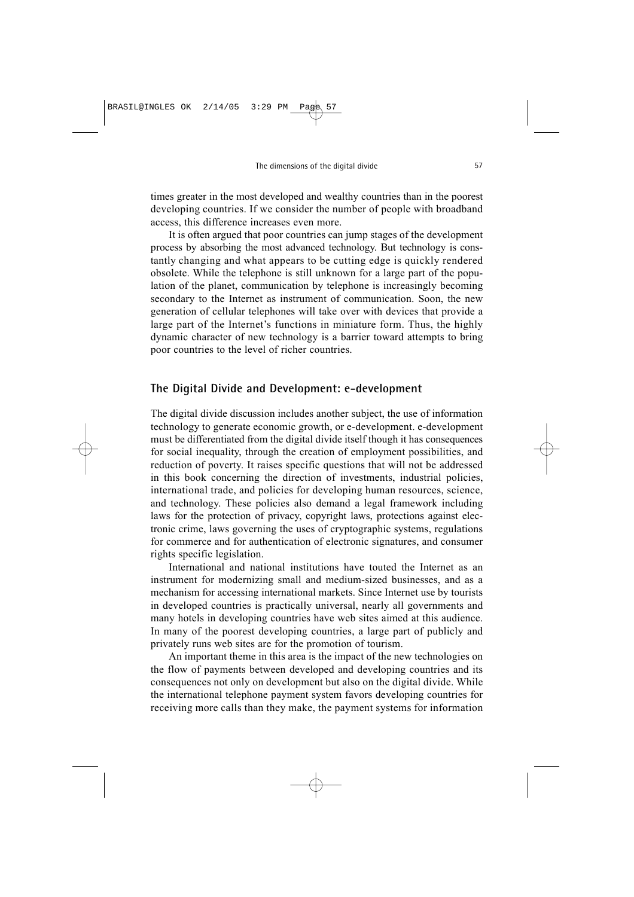times greater in the most developed and wealthy countries than in the poorest developing countries. If we consider the number of people with broadband access, this difference increases even more.

It is often argued that poor countries can jump stages of the development process by absorbing the most advanced technology. But technology is constantly changing and what appears to be cutting edge is quickly rendered obsolete. While the telephone is still unknown for a large part of the population of the planet, communication by telephone is increasingly becoming secondary to the Internet as instrument of communication. Soon, the new generation of cellular telephones will take over with devices that provide a large part of the Internet's functions in miniature form. Thus, the highly dynamic character of new technology is a barrier toward attempts to bring poor countries to the level of richer countries.

## The Digital Divide and Development: e-development

The digital divide discussion includes another subject, the use of information technology to generate economic growth, or e-development. e-development must be differentiated from the digital divide itself though it has consequences for social inequality, through the creation of employment possibilities, and reduction of poverty. It raises specific questions that will not be addressed in this book concerning the direction of investments, industrial policies, international trade, and policies for developing human resources, science, and technology. These policies also demand a legal framework including laws for the protection of privacy, copyright laws, protections against electronic crime, laws governing the uses of cryptographic systems, regulations for commerce and for authentication of electronic signatures, and consumer rights specific legislation.

International and national institutions have touted the Internet as an instrument for modernizing small and medium-sized businesses, and as a mechanism for accessing international markets. Since Internet use by tourists in developed countries is practically universal, nearly all governments and many hotels in developing countries have web sites aimed at this audience. In many of the poorest developing countries, a large part of publicly and privately runs web sites are for the promotion of tourism.

An important theme in this area is the impact of the new technologies on the flow of payments between developed and developing countries and its consequences not only on development but also on the digital divide. While the international telephone payment system favors developing countries for receiving more calls than they make, the payment systems for information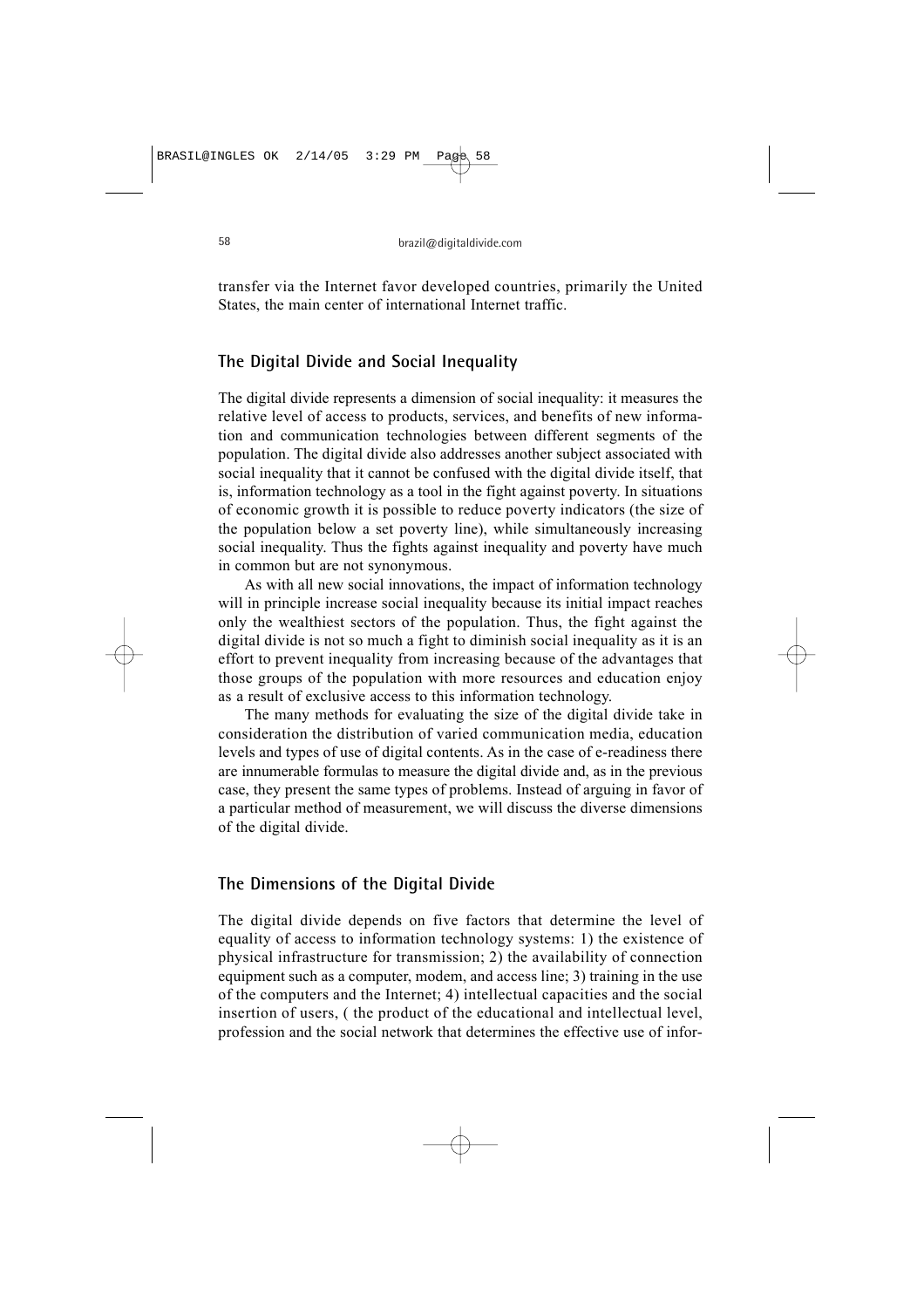transfer via the Internet favor developed countries, primarily the United States, the main center of international Internet traffic.

## The Digital Divide and Social Inequality

The digital divide represents a dimension of social inequality: it measures the relative level of access to products, services, and benefits of new information and communication technologies between different segments of the population. The digital divide also addresses another subject associated with social inequality that it cannot be confused with the digital divide itself, that is, information technology as a tool in the fight against poverty. In situations of economic growth it is possible to reduce poverty indicators (the size of the population below a set poverty line), while simultaneously increasing social inequality. Thus the fights against inequality and poverty have much in common but are not synonymous.

As with all new social innovations, the impact of information technology will in principle increase social inequality because its initial impact reaches only the wealthiest sectors of the population. Thus, the fight against the digital divide is not so much a fight to diminish social inequality as it is an effort to prevent inequality from increasing because of the advantages that those groups of the population with more resources and education enjoy as a result of exclusive access to this information technology.

The many methods for evaluating the size of the digital divide take in consideration the distribution of varied communication media, education levels and types of use of digital contents. As in the case of e-readiness there are innumerable formulas to measure the digital divide and, as in the previous case, they present the same types of problems. Instead of arguing in favor of a particular method of measurement, we will discuss the diverse dimensions of the digital divide.

## The Dimensions of the Digital Divide

The digital divide depends on five factors that determine the level of equality of access to information technology systems: 1) the existence of physical infrastructure for transmission; 2) the availability of connection equipment such as a computer, modem, and access line; 3) training in the use of the computers and the Internet; 4) intellectual capacities and the social insertion of users, ( the product of the educational and intellectual level, profession and the social network that determines the effective use of infor-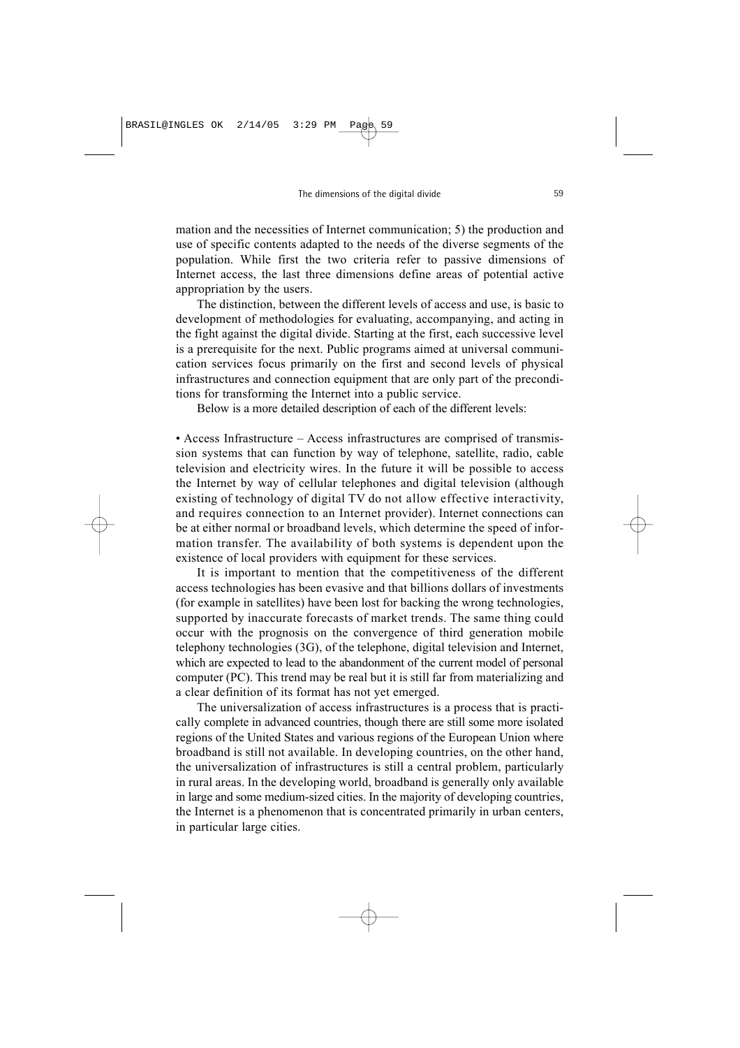mation and the necessities of Internet communication; 5) the production and use of specific contents adapted to the needs of the diverse segments of the population. While first the two criteria refer to passive dimensions of Internet access, the last three dimensions define areas of potential active appropriation by the users.

The distinction, between the different levels of access and use, is basic to development of methodologies for evaluating, accompanying, and acting in the fight against the digital divide. Starting at the first, each successive level is a prerequisite for the next. Public programs aimed at universal communication services focus primarily on the first and second levels of physical infrastructures and connection equipment that are only part of the preconditions for transforming the Internet into a public service.

Below is a more detailed description of each of the different levels:

• Access Infrastructure – Access infrastructures are comprised of transmission systems that can function by way of telephone, satellite, radio, cable television and electricity wires. In the future it will be possible to access the Internet by way of cellular telephones and digital television (although existing of technology of digital TV do not allow effective interactivity, and requires connection to an Internet provider). Internet connections can be at either normal or broadband levels, which determine the speed of information transfer. The availability of both systems is dependent upon the existence of local providers with equipment for these services.

It is important to mention that the competitiveness of the different access technologies has been evasive and that billions dollars of investments (for example in satellites) have been lost for backing the wrong technologies, supported by inaccurate forecasts of market trends. The same thing could occur with the prognosis on the convergence of third generation mobile telephony technologies (3G), of the telephone, digital television and Internet, which are expected to lead to the abandonment of the current model of personal computer (PC). This trend may be real but it is still far from materializing and a clear definition of its format has not yet emerged.

The universalization of access infrastructures is a process that is practically complete in advanced countries, though there are still some more isolated regions of the United States and various regions of the European Union where broadband is still not available. In developing countries, on the other hand, the universalization of infrastructures is still a central problem, particularly in rural areas. In the developing world, broadband is generally only available in large and some medium-sized cities. In the majority of developing countries, the Internet is a phenomenon that is concentrated primarily in urban centers, in particular large cities.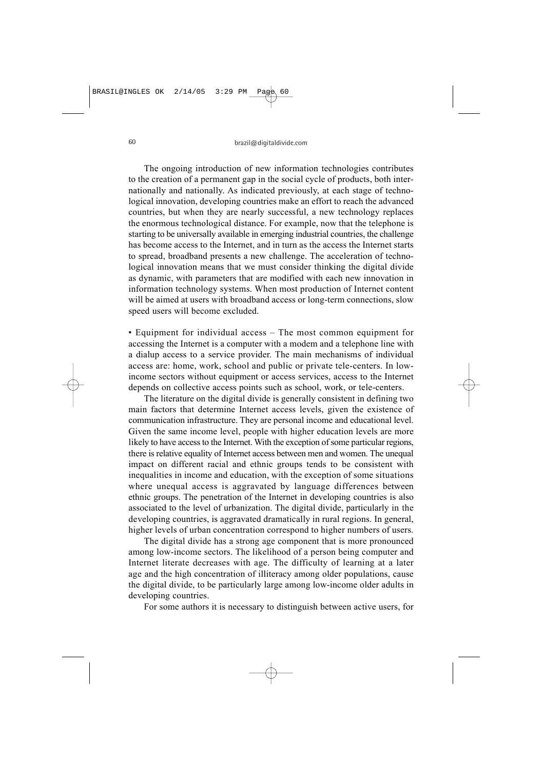The ongoing introduction of new information technologies contributes to the creation of a permanent gap in the social cycle of products, both internationally and nationally. As indicated previously, at each stage of technological innovation, developing countries make an effort to reach the advanced countries, but when they are nearly successful, a new technology replaces the enormous technological distance. For example, now that the telephone is starting to be universally available in emerging industrial countries, the challenge has become access to the Internet, and in turn as the access the Internet starts to spread, broadband presents a new challenge. The acceleration of technological innovation means that we must consider thinking the digital divide as dynamic, with parameters that are modified with each new innovation in information technology systems. When most production of Internet content will be aimed at users with broadband access or long-term connections, slow speed users will become excluded.

• Equipment for individual access – The most common equipment for accessing the Internet is a computer with a modem and a telephone line with a dialup access to a service provider. The main mechanisms of individual access are: home, work, school and public or private tele-centers. In low-income sectors without equipment or access services, access to the Internet depends on collective access points such as school, work, or tele-centers.

The literature on the digital divide is generally consistent in defining two main factors that determine Internet access levels, given the existence of communication infrastructure. They are personal income and educational level. Given the same income level, people with higher education levels are more likely to have access to the Internet. With the exception of some particular regions, there is relative equality of Internet access between men and women. The unequal impact on different racial and ethnic groups tends to be consistent with inequalities in income and education, with the exception of some situations where unequal access is aggravated by language differences between ethnic groups. The penetration of the Internet in developing countries is also associated to the level of urbanization. The digital divide, particularly in the developing countries, is aggravated dramatically in rural regions. In general, higher levels of urban concentration correspond to higher numbers of users.

The digital divide has a strong age component that is more pronounced among low-income sectors. The likelihood of a person being computer and Internet literate decreases with age. The difficulty of learning at a later age and the high concentration of illiteracy among older populations, cause the digital divide, to be particularly large among low-income older adults in developing countries.

For some authors it is necessary to distinguish between active users, for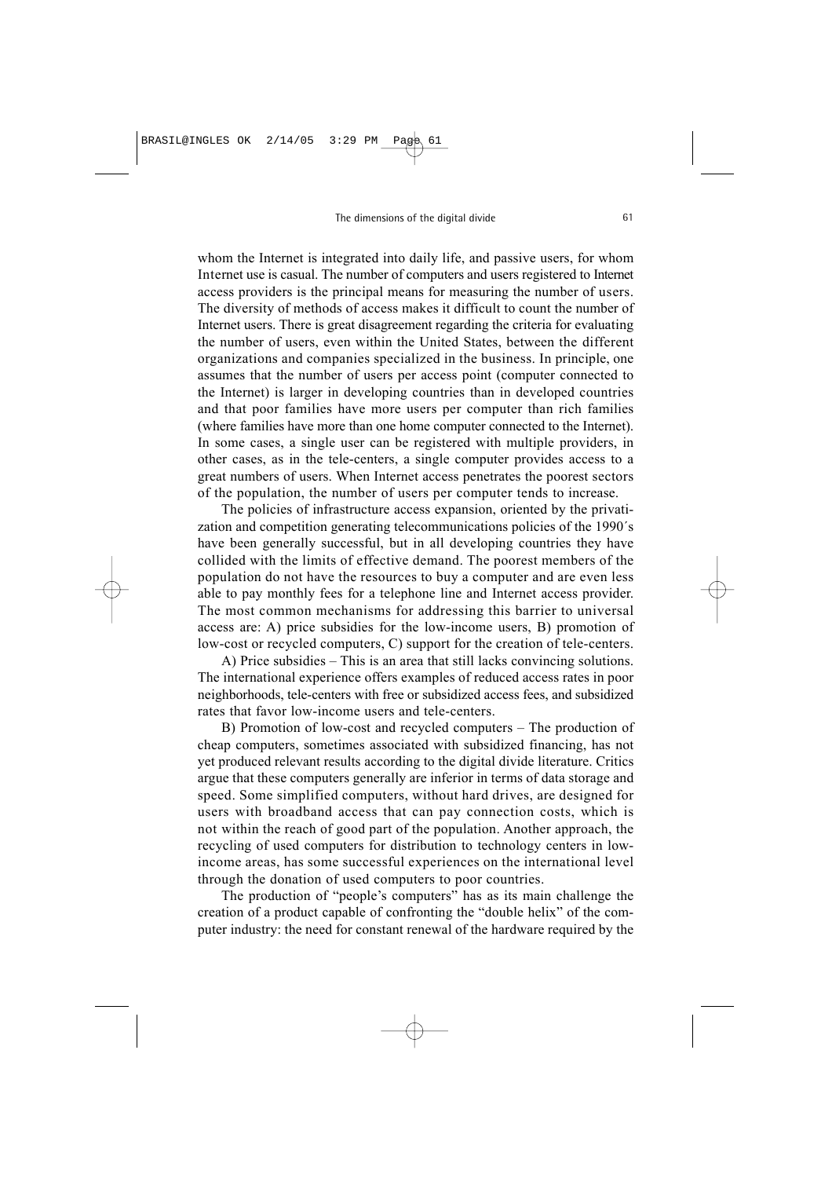whom the Internet is integrated into daily life, and passive users, for whom Internet use is casual. The number of computers and users registered to Internet access providers is the principal means for measuring the number of users. The diversity of methods of access makes it difficult to count the number of Internet users. There is great disagreement regarding the criteria for evaluating the number of users, even within the United States, between the different organizations and companies specialized in the business. In principle, one assumes that the number of users per access point (computer connected to the Internet) is larger in developing countries than in developed countries and that poor families have more users per computer than rich families (where families have more than one home computer connected to the Internet). In some cases, a single user can be registered with multiple providers, in other cases, as in the tele-centers, a single computer provides access to a great numbers of users. When Internet access penetrates the poorest sectors of the population, the number of users per computer tends to increase.

The policies of infrastructure access expansion, oriented by the privatization and competition generating telecommunications policies of the 1990´s have been generally successful, but in all developing countries they have collided with the limits of effective demand. The poorest members of the population do not have the resources to buy a computer and are even less able to pay monthly fees for a telephone line and Internet access provider. The most common mechanisms for addressing this barrier to universal access are: A) price subsidies for the low-income users, B) promotion of low-cost or recycled computers, C) support for the creation of tele-centers.

A) Price subsidies – This is an area that still lacks convincing solutions. The international experience offers examples of reduced access rates in poor neighborhoods, tele-centers with free or subsidized access fees, and subsidized rates that favor low-income users and tele-centers.

B) Promotion of low-cost and recycled computers – The production of cheap computers, sometimes associated with subsidized financing, has not yet produced relevant results according to the digital divide literature. Critics argue that these computers generally are inferior in terms of data storage and speed. Some simplified computers, without hard drives, are designed for users with broadband access that can pay connection costs, which is not within the reach of good part of the population. Another approach, the recycling of used computers for distribution to technology centers in low-income areas, has some successful experiences on the international level through the donation of used computers to poor countries.

The production of "people's computers" has as its main challenge the creation of a product capable of confronting the "double helix" of the computer industry: the need for constant renewal of the hardware required by the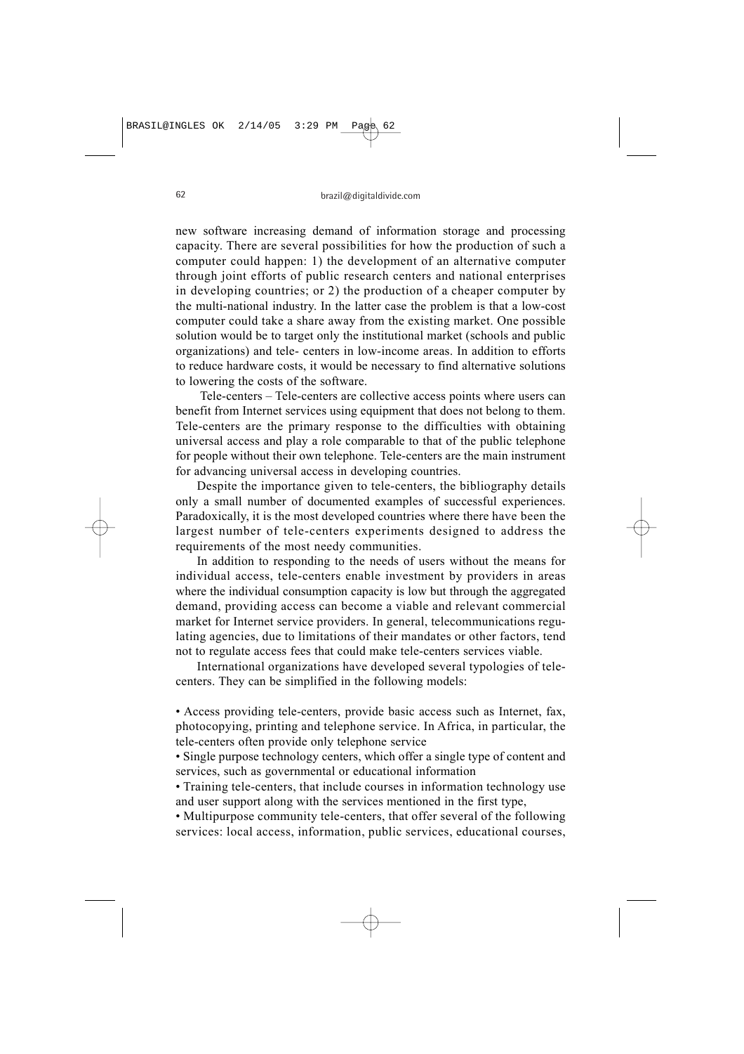new software increasing demand of information storage and processing capacity. There are several possibilities for how the production of such a computer could happen: 1) the development of an alternative computer through joint efforts of public research centers and national enterprises in developing countries; or 2) the production of a cheaper computer by the multi-national industry. In the latter case the problem is that a low-cost computer could take a share away from the existing market. One possible solution would be to target only the institutional market (schools and public organizations) and tele- centers in low-income areas. In addition to efforts to reduce hardware costs, it would be necessary to find alternative solutions to lowering the costs of the software.

Tele-centers – Tele-centers are collective access points where users can benefit from Internet services using equipment that does not belong to them. Tele-centers are the primary response to the difficulties with obtaining universal access and play a role comparable to that of the public telephone for people without their own telephone. Tele-centers are the main instrument for advancing universal access in developing countries.

Despite the importance given to tele-centers, the bibliography details only a small number of documented examples of successful experiences. Paradoxically, it is the most developed countries where there have been the largest number of tele-centers experiments designed to address the requirements of the most needy communities.

In addition to responding to the needs of users without the means for individual access, tele-centers enable investment by providers in areas where the individual consumption capacity is low but through the aggregated demand, providing access can become a viable and relevant commercial market for Internet service providers. In general, telecommunications regulating agencies, due to limitations of their mandates or other factors, tend not to regulate access fees that could make tele-centers services viable.

International organizations have developed several typologies of tele-centers. They can be simplified in the following models:

• Access providing tele-centers, provide basic access such as Internet, fax, photocopying, printing and telephone service. In Africa, in particular, the tele-centers often provide only telephone service

• Single purpose technology centers, which offer a single type of content and services, such as governmental or educational information

• Training tele-centers, that include courses in information technology use and user support along with the services mentioned in the first type,

• Multipurpose community tele-centers, that offer several of the following services: local access, information, public services, educational courses,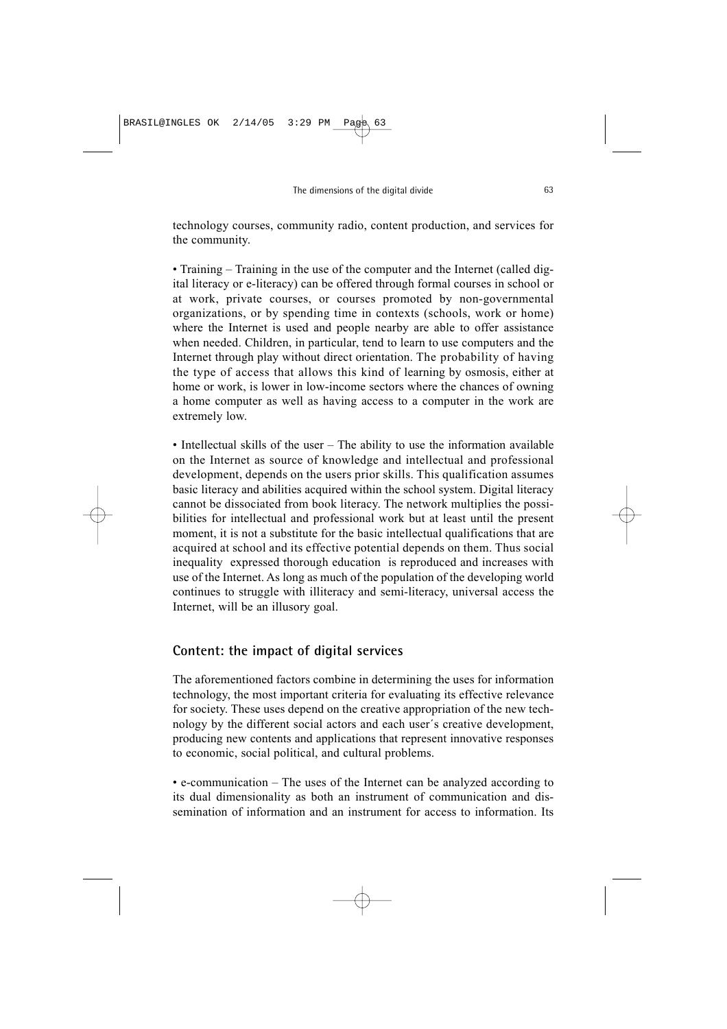technology courses, community radio, content production, and services for the community.

• Training – Training in the use of the computer and the Internet (called digital literacy or e-literacy) can be offered through formal courses in school or at work, private courses, or courses promoted by non-governmental organizations, or by spending time in contexts (schools, work or home) where the Internet is used and people nearby are able to offer assistance when needed. Children, in particular, tend to learn to use computers and the Internet through play without direct orientation. The probability of having the type of access that allows this kind of learning by osmosis, either at home or work, is lower in low-income sectors where the chances of owning a home computer as well as having access to a computer in the work are extremely low.

• Intellectual skills of the user – The ability to use the information available on the Internet as source of knowledge and intellectual and professional development, depends on the users prior skills. This qualification assumes basic literacy and abilities acquired within the school system. Digital literacy cannot be dissociated from book literacy. The network multiplies the possibilities for intellectual and professional work but at least until the present moment, it is not a substitute for the basic intellectual qualifications that are acquired at school and its effective potential depends on them. Thus social inequality expressed thorough education is reproduced and increases with use of the Internet. As long as much of the population of the developing world continues to struggle with illiteracy and semi-literacy, universal access the Internet, will be an illusory goal.

## Content: the impact of digital services

The aforementioned factors combine in determining the uses for information technology, the most important criteria for evaluating its effective relevance for society. These uses depend on the creative appropriation of the new technology by the different social actors and each user´s creative development, producing new contents and applications that represent innovative responses to economic, social political, and cultural problems.

• e-communication – The uses of the Internet can be analyzed according to its dual dimensionality as both an instrument of communication and dissemination of information and an instrument for access to information. Its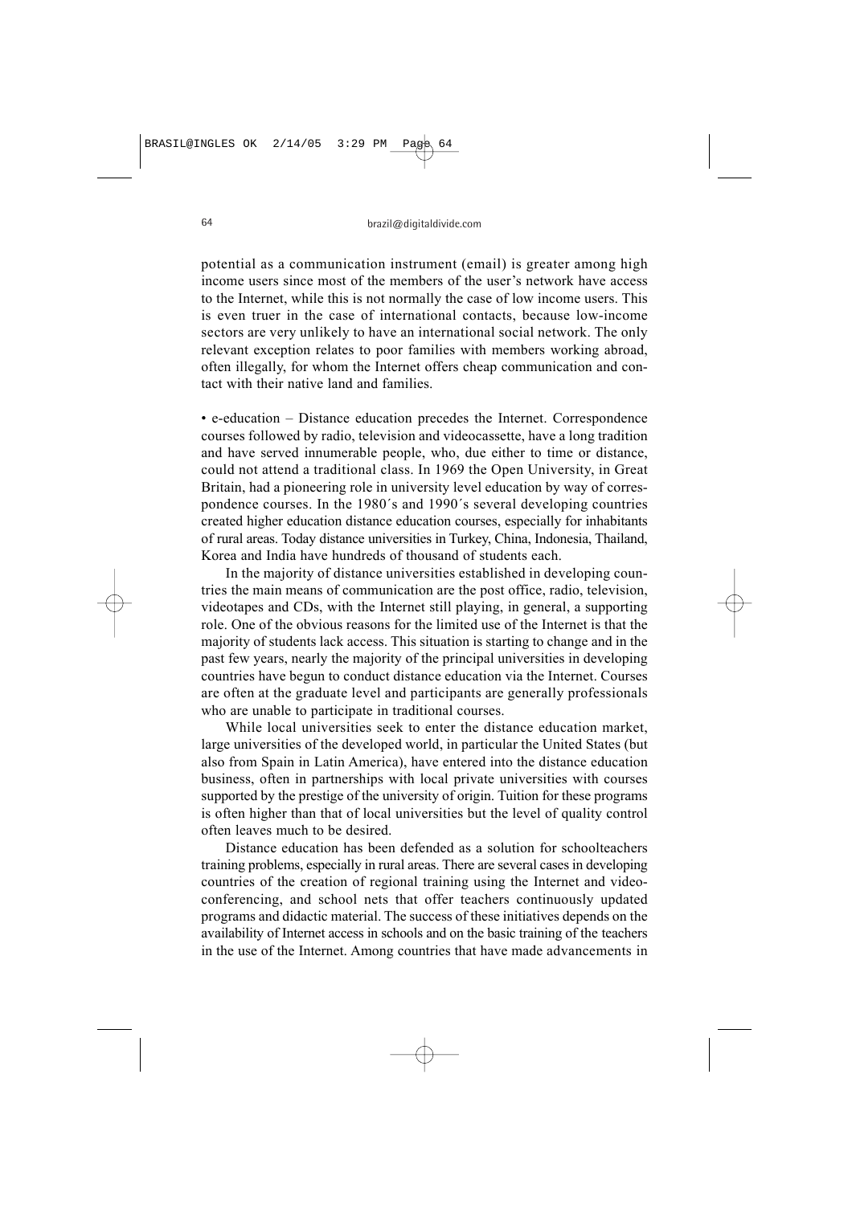potential as a communication instrument (email) is greater among high income users since most of the members of the user's network have access to the Internet, while this is not normally the case of low income users. This is even truer in the case of international contacts, because low-income sectors are very unlikely to have an international social network. The only relevant exception relates to poor families with members working abroad, often illegally, for whom the Internet offers cheap communication and contact with their native land and families.

• e-education – Distance education precedes the Internet. Correspondence courses followed by radio, television and videocassette, have a long tradition and have served innumerable people, who, due either to time or distance, could not attend a traditional class. In 1969 the Open University, in Great Britain, had a pioneering role in university level education by way of correspondence courses. In the 1980´s and 1990´s several developing countries created higher education distance education courses, especially for inhabitants of rural areas. Today distance universities in Turkey, China, Indonesia, Thailand, Korea and India have hundreds of thousand of students each.

In the majority of distance universities established in developing countries the main means of communication are the post office, radio, television, videotapes and CDs, with the Internet still playing, in general, a supporting role. One of the obvious reasons for the limited use of the Internet is that the majority of students lack access. This situation is starting to change and in the past few years, nearly the majority of the principal universities in developing countries have begun to conduct distance education via the Internet. Courses are often at the graduate level and participants are generally professionals who are unable to participate in traditional courses.

While local universities seek to enter the distance education market, large universities of the developed world, in particular the United States (but also from Spain in Latin America), have entered into the distance education business, often in partnerships with local private universities with courses supported by the prestige of the university of origin. Tuition for these programs is often higher than that of local universities but the level of quality control often leaves much to be desired.

Distance education has been defended as a solution for schoolteachers training problems, especially in rural areas. There are several cases in developing countries of the creation of regional training using the Internet and videoconferencing, and school nets that offer teachers continuously updated programs and didactic material. The success of these initiatives depends on the availability of Internet access in schools and on the basic training of the teachers in the use of the Internet. Among countries that have made advancements in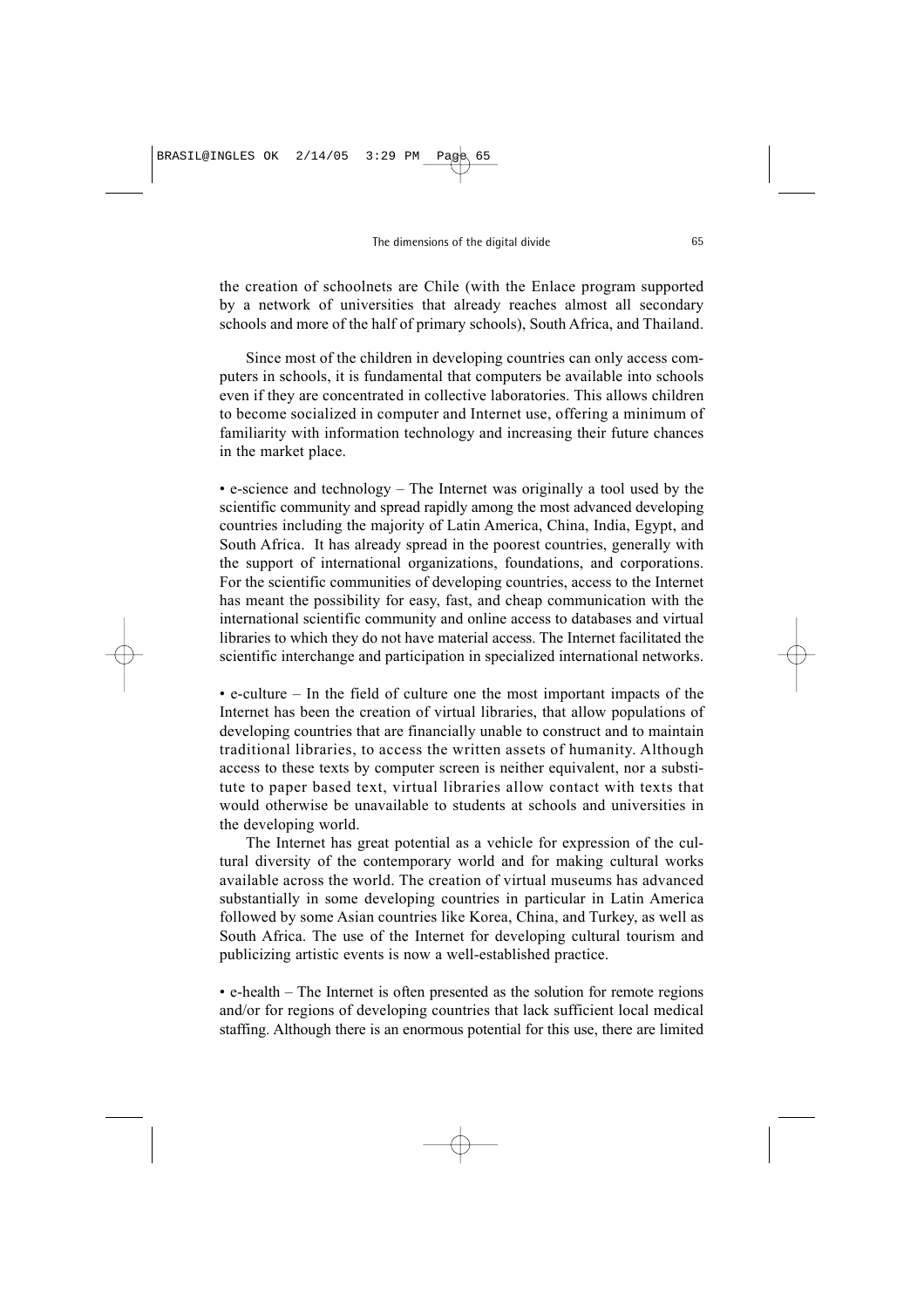the creation of schoolnets are Chile (with the Enlace program supported by a network of universities that already reaches almost all secondary schools and more of the half of primary schools), South Africa, and Thailand.

Since most of the children in developing countries can only access computers in schools, it is fundamental that computers be available into schools even if they are concentrated in collective laboratories. This allows children to become socialized in computer and Internet use, offering a minimum of familiarity with information technology and increasing their future chances in the market place.

• e-science and technology – The Internet was originally a tool used by the scientific community and spread rapidly among the most advanced developing countries including the majority of Latin America, China, India, Egypt, and South Africa. It has already spread in the poorest countries, generally with the support of international organizations, foundations, and corporations. For the scientific communities of developing countries, access to the Internet has meant the possibility for easy, fast, and cheap communication with the international scientific community and online access to databases and virtual libraries to which they do not have material access. The Internet facilitated the scientific interchange and participation in specialized international networks.

• e-culture – In the field of culture one the most important impacts of the Internet has been the creation of virtual libraries, that allow populations of developing countries that are financially unable to construct and to maintain traditional libraries, to access the written assets of humanity. Although access to these texts by computer screen is neither equivalent, nor a substitute to paper based text, virtual libraries allow contact with texts that would otherwise be unavailable to students at schools and universities in the developing world.

The Internet has great potential as a vehicle for expression of the cultural diversity of the contemporary world and for making cultural works available across the world. The creation of virtual museums has advanced substantially in some developing countries in particular in Latin America followed by some Asian countries like Korea, China, and Turkey, as well as South Africa. The use of the Internet for developing cultural tourism and publicizing artistic events is now a well-established practice.

• e-health – The Internet is often presented as the solution for remote regions and/or for regions of developing countries that lack sufficient local medical staffing. Although there is an enormous potential for this use, there are limited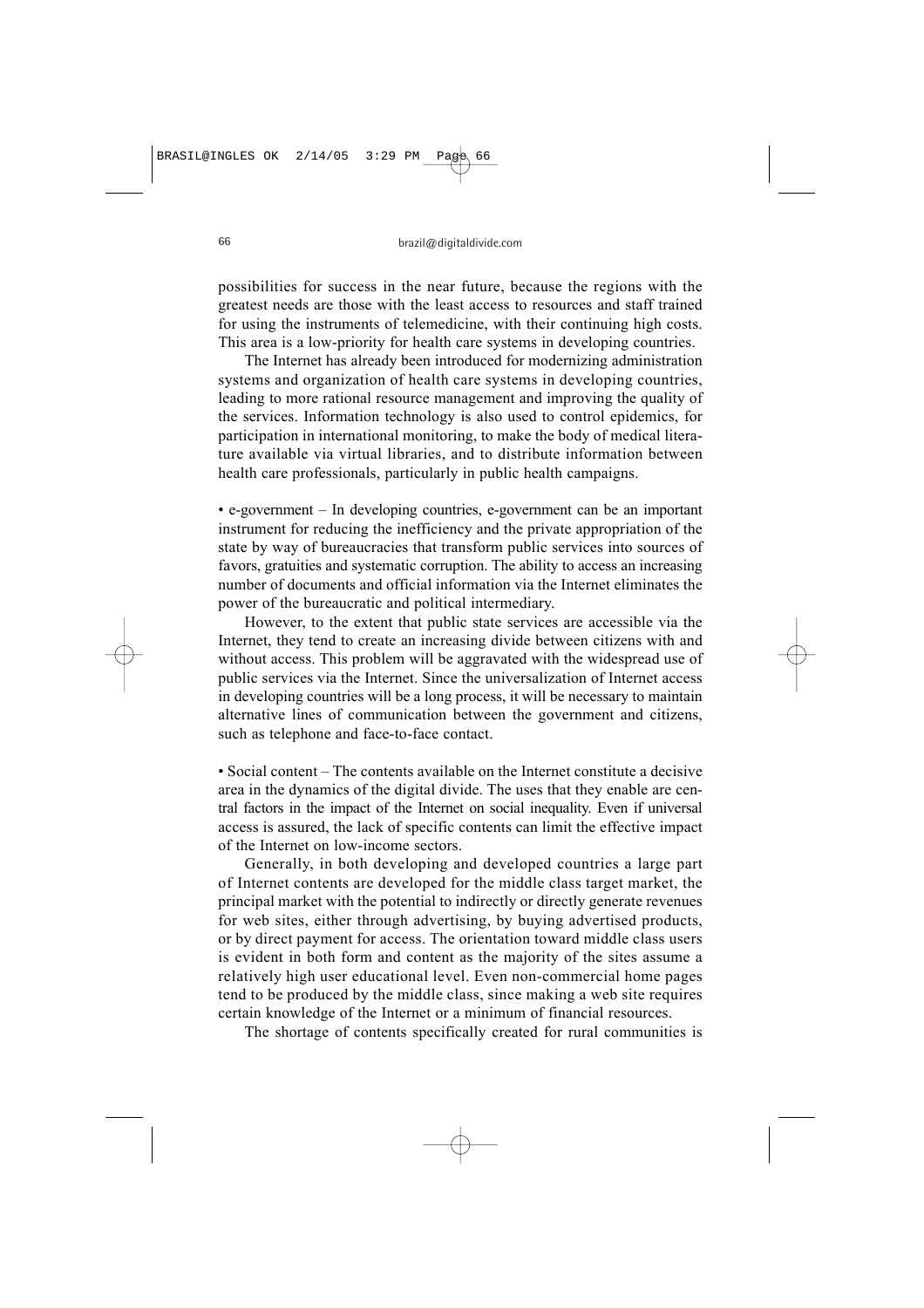possibilities for success in the near future, because the regions with the greatest needs are those with the least access to resources and staff trained for using the instruments of telemedicine, with their continuing high costs. This area is a low-priority for health care systems in developing countries.

The Internet has already been introduced for modernizing administration systems and organization of health care systems in developing countries, leading to more rational resource management and improving the quality of the services. Information technology is also used to control epidemics, for participation in international monitoring, to make the body of medical literature available via virtual libraries, and to distribute information between health care professionals, particularly in public health campaigns.

• e-government – In developing countries, e-government can be an important instrument for reducing the inefficiency and the private appropriation of the state by way of bureaucracies that transform public services into sources of favors, gratuities and systematic corruption. The ability to access an increasing number of documents and official information via the Internet eliminates the power of the bureaucratic and political intermediary.

However, to the extent that public state services are accessible via the Internet, they tend to create an increasing divide between citizens with and without access. This problem will be aggravated with the widespread use of public services via the Internet. Since the universalization of Internet access in developing countries will be a long process, it will be necessary to maintain alternative lines of communication between the government and citizens, such as telephone and face-to-face contact.

• Social content – The contents available on the Internet constitute a decisive area in the dynamics of the digital divide. The uses that they enable are central factors in the impact of the Internet on social inequality. Even if universal access is assured, the lack of specific contents can limit the effective impact of the Internet on low-income sectors.

Generally, in both developing and developed countries a large part of Internet contents are developed for the middle class target market, the principal market with the potential to indirectly or directly generate revenues for web sites, either through advertising, by buying advertised products, or by direct payment for access. The orientation toward middle class users is evident in both form and content as the majority of the sites assume a relatively high user educational level. Even non-commercial home pages tend to be produced by the middle class, since making a web site requires certain knowledge of the Internet or a minimum of financial resources.

The shortage of contents specifically created for rural communities is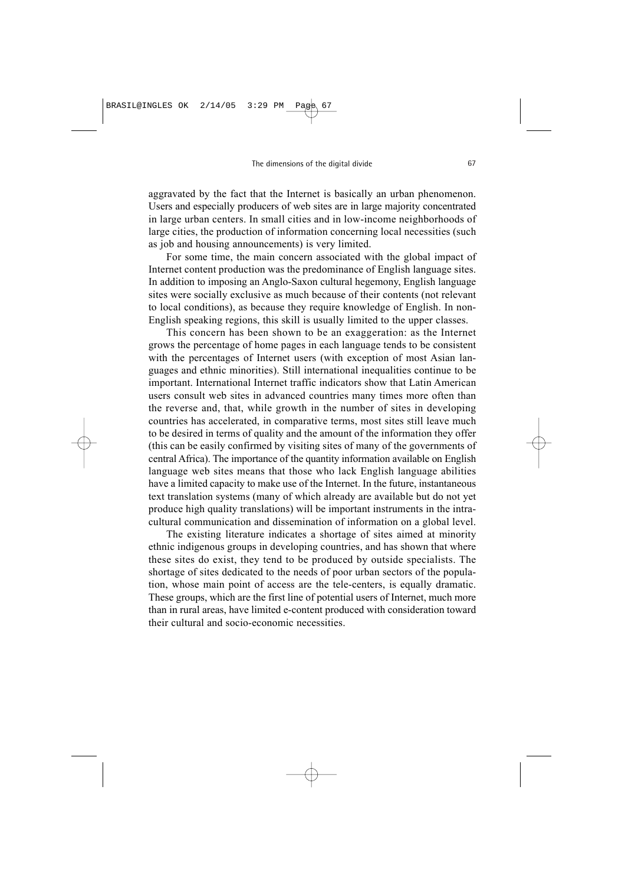aggravated by the fact that the Internet is basically an urban phenomenon. Users and especially producers of web sites are in large majority concentrated in large urban centers. In small cities and in low-income neighborhoods of large cities, the production of information concerning local necessities (such as job and housing announcements) is very limited.

For some time, the main concern associated with the global impact of Internet content production was the predominance of English language sites. In addition to imposing an Anglo-Saxon cultural hegemony, English language sites were socially exclusive as much because of their contents (not relevant to local conditions), as because they require knowledge of English. In non-English speaking regions, this skill is usually limited to the upper classes.

This concern has been shown to be an exaggeration: as the Internet grows the percentage of home pages in each language tends to be consistent with the percentages of Internet users (with exception of most Asian languages and ethnic minorities). Still international inequalities continue to be important. International Internet traffic indicators show that Latin American users consult web sites in advanced countries many times more often than the reverse and, that, while growth in the number of sites in developing countries has accelerated, in comparative terms, most sites still leave much to be desired in terms of quality and the amount of the information they offer (this can be easily confirmed by visiting sites of many of the governments of central Africa). The importance of the quantity information available on English language web sites means that those who lack English language abilities have a limited capacity to make use of the Internet. In the future, instantaneous text translation systems (many of which already are available but do not yet produce high quality translations) will be important instruments in the intra-cultural communication and dissemination of information on a global level.

The existing literature indicates a shortage of sites aimed at minority ethnic indigenous groups in developing countries, and has shown that where these sites do exist, they tend to be produced by outside specialists. The shortage of sites dedicated to the needs of poor urban sectors of the population, whose main point of access are the tele-centers, is equally dramatic. These groups, which are the first line of potential users of Internet, much more than in rural areas, have limited e-content produced with consideration toward their cultural and socio-economic necessities.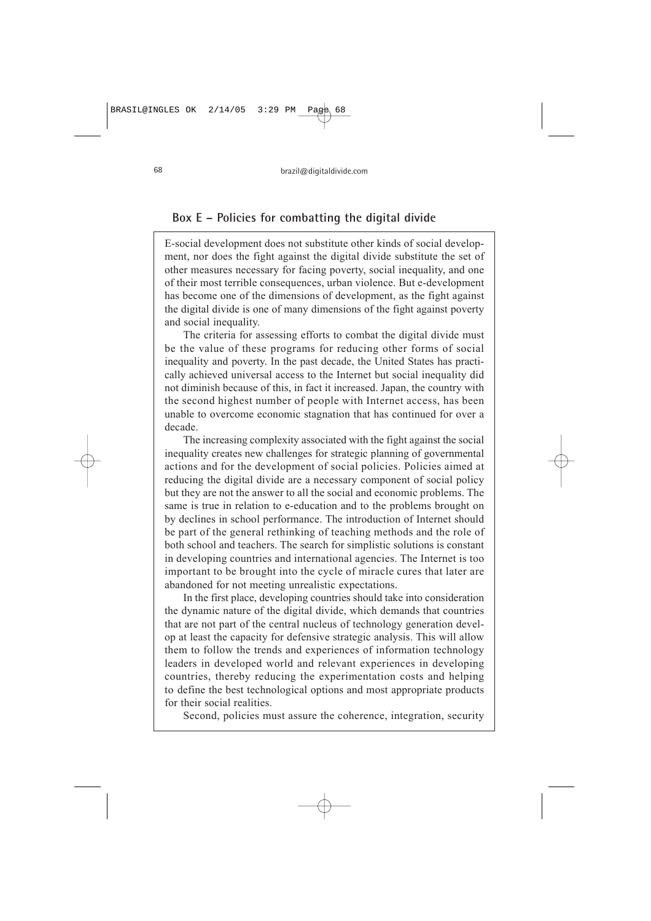## Box E – Policies for combatting the digital divide

E-social development does not substitute other kinds of social development, nor does the fight against the digital divide substitute the set of other measures necessary for facing poverty, social inequality, and one of their most terrible consequences, urban violence. But e-development has become one of the dimensions of development, as the fight against the digital divide is one of many dimensions of the fight against poverty and social inequality.

The criteria for assessing efforts to combat the digital divide must be the value of these programs for reducing other forms of social inequality and poverty. In the past decade, the United States has practically achieved universal access to the Internet but social inequality did not diminish because of this, in fact it increased. Japan, the country with the second highest number of people with Internet access, has been unable to overcome economic stagnation that has continued for over a decade.

The increasing complexity associated with the fight against the social inequality creates new challenges for strategic planning of governmental actions and for the development of social policies. Policies aimed at reducing the digital divide are a necessary component of social policy but they are not the answer to all the social and economic problems. The same is true in relation to e-education and to the problems brought on by declines in school performance. The introduction of Internet should be part of the general rethinking of teaching methods and the role of both school and teachers. The search for simplistic solutions is constant in developing countries and international agencies. The Internet is too important to be brought into the cycle of miracle cures that later are abandoned for not meeting unrealistic expectations.

In the first place, developing countries should take into consideration the dynamic nature of the digital divide, which demands that countries that are not part of the central nucleus of technology generation develop at least the capacity for defensive strategic analysis. This will allow them to follow the trends and experiences of information technology leaders in developed world and relevant experiences in developing countries, thereby reducing the experimentation costs and helping to define the best technological options and most appropriate products for their social realities.

Second, policies must assure the coherence, integration, security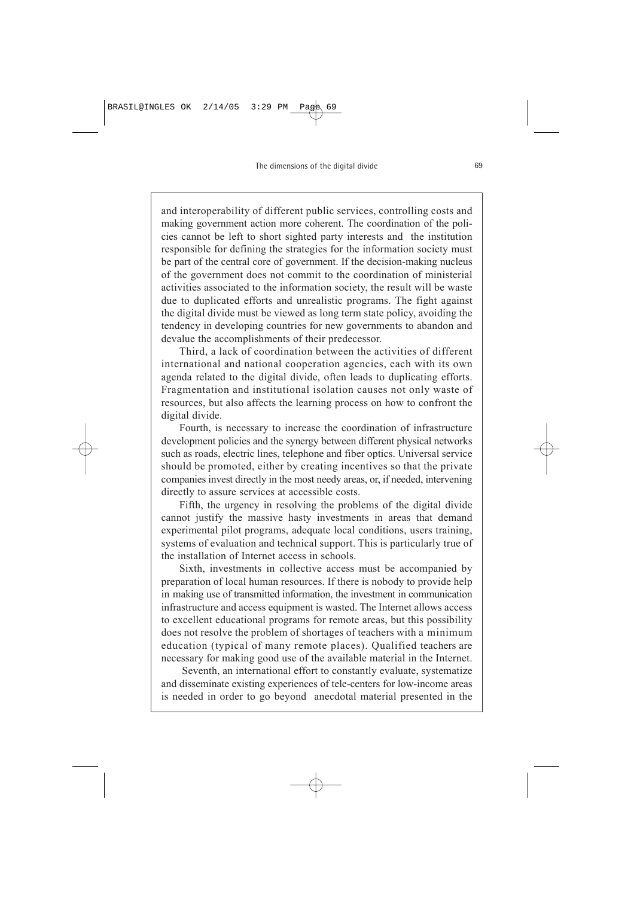and interoperability of different public services, controlling costs and making government action more coherent. The coordination of the policies cannot be left to short sighted party interests and the institution responsible for defining the strategies for the information society must be part of the central core of government. If the decision-making nucleus of the government does not commit to the coordination of ministerial activities associated to the information society, the result will be waste due to duplicated efforts and unrealistic programs. The fight against the digital divide must be viewed as long term state policy, avoiding the tendency in developing countries for new governments to abandon and devalue the accomplishments of their predecessor.

Third, a lack of coordination between the activities of different international and national cooperation agencies, each with its own agenda related to the digital divide, often leads to duplicating efforts. Fragmentation and institutional isolation causes not only waste of resources, but also affects the learning process on how to confront the digital divide.

Fourth, is necessary to increase the coordination of infrastructure development policies and the synergy between different physical networks such as roads, electric lines, telephone and fiber optics. Universal service should be promoted, either by creating incentives so that the private companies invest directly in the most needy areas, or, if needed, intervening directly to assure services at accessible costs.

Fifth, the urgency in resolving the problems of the digital divide cannot justify the massive hasty investments in areas that demand experimental pilot programs, adequate local conditions, users training, systems of evaluation and technical support. This is particularly true of the installation of Internet access in schools.

Sixth, investments in collective access must be accompanied by preparation of local human resources. If there is nobody to provide help in making use of transmitted information, the investment in communication infrastructure and access equipment is wasted. The Internet allows access to excellent educational programs for remote areas, but this possibility does not resolve the problem of shortages of teachers with a minimum education (typical of many remote places). Qualified teachers are necessary for making good use of the available material in the Internet.

Seventh, an international effort to constantly evaluate, systematize and disseminate existing experiences of tele-centers for low-income areas is needed in order to go beyond anecdotal material presented in the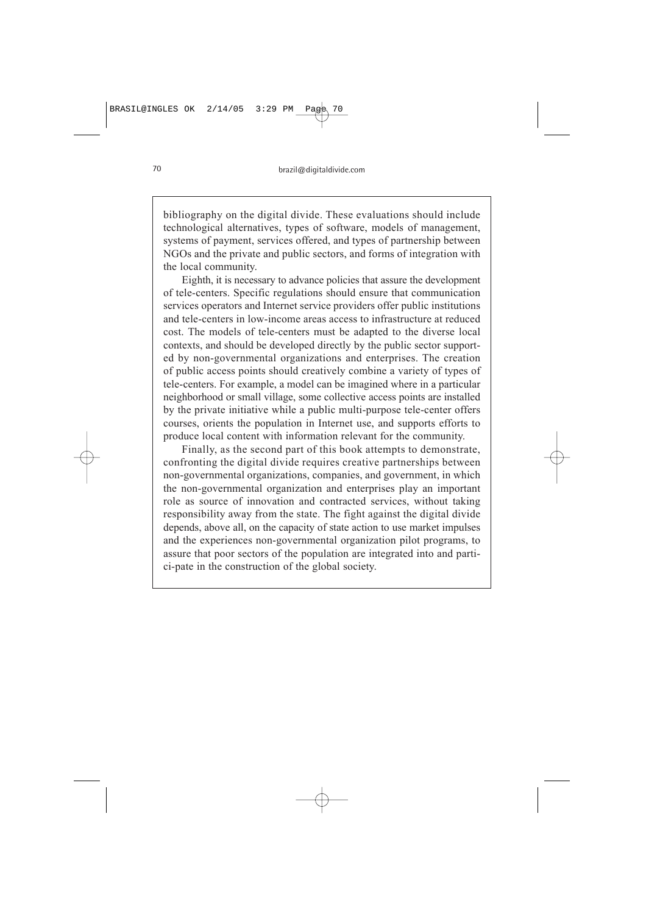bibliography on the digital divide. These evaluations should include technological alternatives, types of software, models of management, systems of payment, services offered, and types of partnership between NGOs and the private and public sectors, and forms of integration with the local community.

Eighth, it is necessary to advance policies that assure the development of tele-centers. Specific regulations should ensure that communication services operators and Internet service providers offer public institutions and tele-centers in low-income areas access to infrastructure at reduced cost. The models of tele-centers must be adapted to the diverse local contexts, and should be developed directly by the public sector supported by non-governmental organizations and enterprises. The creation of public access points should creatively combine a variety of types of tele-centers. For example, a model can be imagined where in a particular neighborhood or small village, some collective access points are installed by the private initiative while a public multi-purpose tele-center offers courses, orients the population in Internet use, and supports efforts to produce local content with information relevant for the community.

Finally, as the second part of this book attempts to demonstrate, confronting the digital divide requires creative partnerships between non-governmental organizations, companies, and government, in which the non-governmental organization and enterprises play an important role as source of innovation and contracted services, without taking responsibility away from the state. The fight against the digital divide depends, above all, on the capacity of state action to use market impulses and the experiences non-governmental organization pilot programs, to assure that poor sectors of the population are integrated into and partici-pate in the construction of the global society.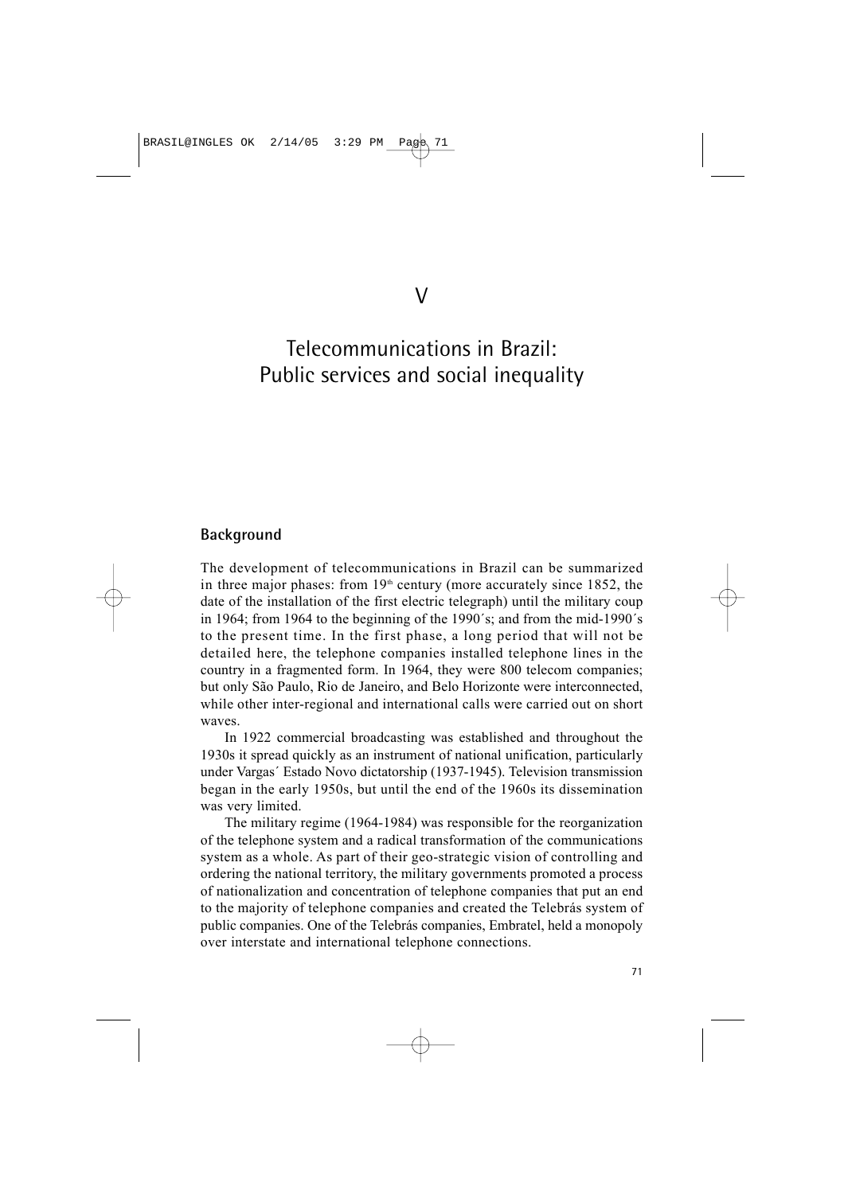# V

# Telecommunications in Brazil: Public services and social inequality

## Background

The development of telecommunications in Brazil can be summarized in three major phases: from 19th century (more accurately since 1852, the date of the installation of the first electric telegraph) until the military coup in 1964; from 1964 to the beginning of the 1990´s; and from the mid-1990´s to the present time. In the first phase, a long period that will not be detailed here, the telephone companies installed telephone lines in the country in a fragmented form. In 1964, they were 800 telecom companies; but only São Paulo, Rio de Janeiro, and Belo Horizonte were interconnected, while other inter-regional and international calls were carried out on short waves.

In 1922 commercial broadcasting was established and throughout the 1930s it spread quickly as an instrument of national unification, particularly under Vargas´ Estado Novo dictatorship (1937-1945). Television transmission began in the early 1950s, but until the end of the 1960s its dissemination was very limited.

The military regime (1964-1984) was responsible for the reorganization of the telephone system and a radical transformation of the communications system as a whole. As part of their geo-strategic vision of controlling and ordering the national territory, the military governments promoted a process of nationalization and concentration of telephone companies that put an end to the majority of telephone companies and created the Telebrás system of public companies. One of the Telebrás companies, Embratel, held a monopoly over interstate and international telephone connections.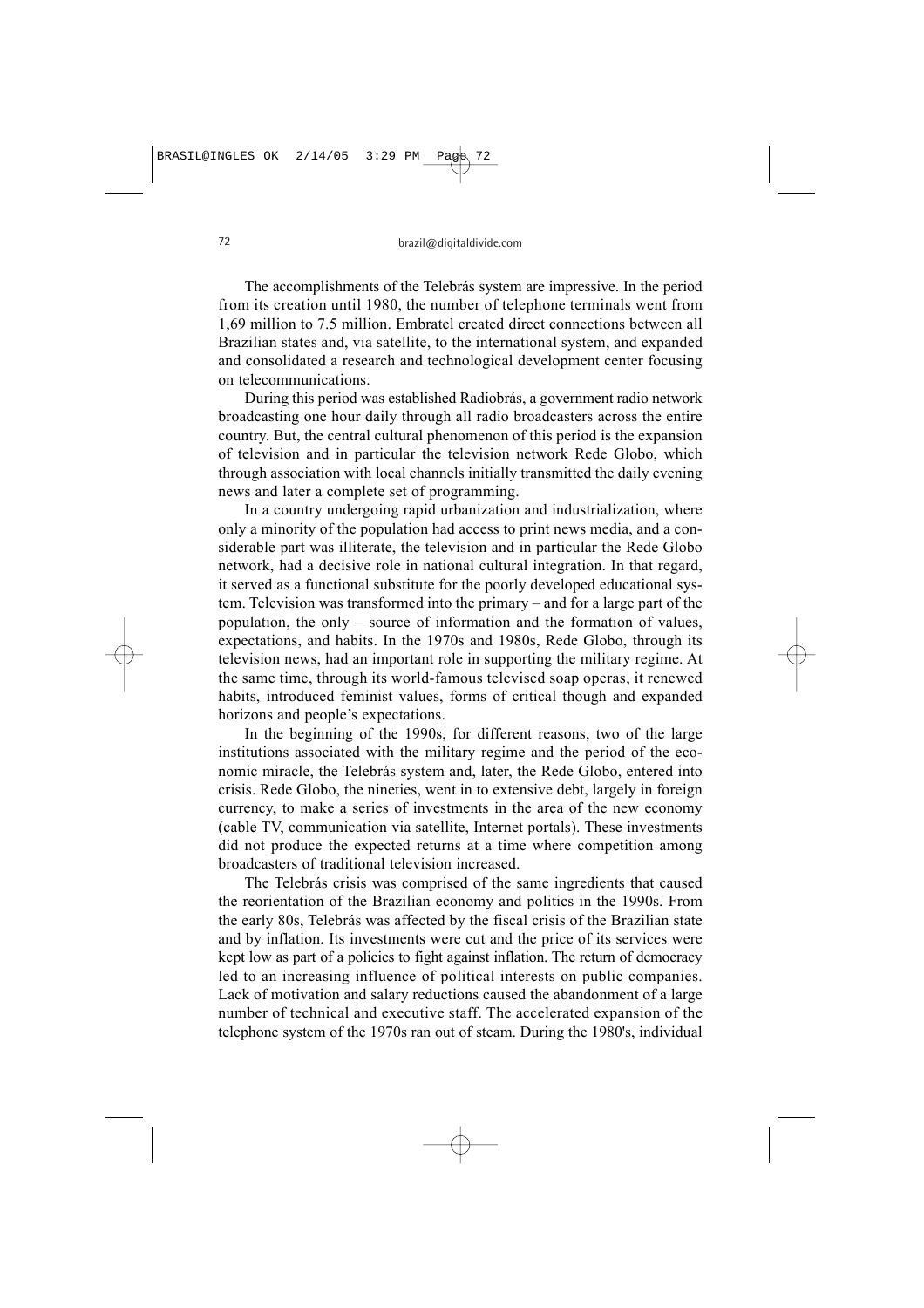The accomplishments of the Telebrás system are impressive. In the period from its creation until 1980, the number of telephone terminals went from 1,69 million to 7.5 million. Embratel created direct connections between all Brazilian states and, via satellite, to the international system, and expanded and consolidated a research and technological development center focusing on telecommunications.

During this period was established Radiobrás, a government radio network broadcasting one hour daily through all radio broadcasters across the entire country. But, the central cultural phenomenon of this period is the expansion of television and in particular the television network Rede Globo, which through association with local channels initially transmitted the daily evening news and later a complete set of programming.

In a country undergoing rapid urbanization and industrialization, where only a minority of the population had access to print news media, and a considerable part was illiterate, the television and in particular the Rede Globo network, had a decisive role in national cultural integration. In that regard, it served as a functional substitute for the poorly developed educational system. Television was transformed into the primary – and for a large part of the population, the only – source of information and the formation of values, expectations, and habits. In the 1970s and 1980s, Rede Globo, through its television news, had an important role in supporting the military regime. At the same time, through its world-famous televised soap operas, it renewed habits, introduced feminist values, forms of critical though and expanded horizons and people's expectations.

In the beginning of the 1990s, for different reasons, two of the large institutions associated with the military regime and the period of the economic miracle, the Telebrás system and, later, the Rede Globo, entered into crisis. Rede Globo, the nineties, went in to extensive debt, largely in foreign currency, to make a series of investments in the area of the new economy (cable TV, communication via satellite, Internet portals). These investments did not produce the expected returns at a time where competition among broadcasters of traditional television increased.

The Telebrás crisis was comprised of the same ingredients that caused the reorientation of the Brazilian economy and politics in the 1990s. From the early 80s, Telebrás was affected by the fiscal crisis of the Brazilian state and by inflation. Its investments were cut and the price of its services were kept low as part of a policies to fight against inflation. The return of democracy led to an increasing influence of political interests on public companies. Lack of motivation and salary reductions caused the abandonment of a large number of technical and executive staff. The accelerated expansion of the telephone system of the 1970s ran out of steam. During the 1980's, individual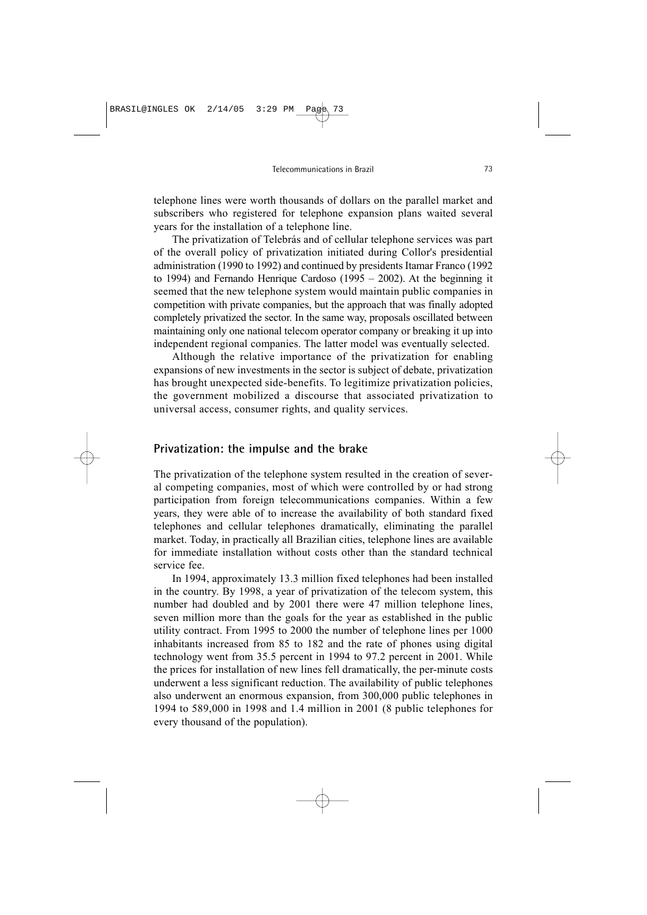telephone lines were worth thousands of dollars on the parallel market and subscribers who registered for telephone expansion plans waited several years for the installation of a telephone line.

The privatization of Telebrás and of cellular telephone services was part of the overall policy of privatization initiated during Collor's presidential administration (1990 to 1992) and continued by presidents Itamar Franco (1992 to 1994) and Fernando Henrique Cardoso (1995 – 2002). At the beginning it seemed that the new telephone system would maintain public companies in competition with private companies, but the approach that was finally adopted completely privatized the sector. In the same way, proposals oscillated between maintaining only one national telecom operator company or breaking it up into independent regional companies. The latter model was eventually selected.

Although the relative importance of the privatization for enabling expansions of new investments in the sector is subject of debate, privatization has brought unexpected side-benefits. To legitimize privatization policies, the government mobilized a discourse that associated privatization to universal access, consumer rights, and quality services.

## Privatization: the impulse and the brake

The privatization of the telephone system resulted in the creation of several competing companies, most of which were controlled by or had strong participation from foreign telecommunications companies. Within a few years, they were able of to increase the availability of both standard fixed telephones and cellular telephones dramatically, eliminating the parallel market. Today, in practically all Brazilian cities, telephone lines are available for immediate installation without costs other than the standard technical service fee.

In 1994, approximately 13.3 million fixed telephones had been installed in the country. By 1998, a year of privatization of the telecom system, this number had doubled and by 2001 there were 47 million telephone lines, seven million more than the goals for the year as established in the public utility contract. From 1995 to 2000 the number of telephone lines per 1000 inhabitants increased from 85 to 182 and the rate of phones using digital technology went from 35.5 percent in 1994 to 97.2 percent in 2001. While the prices for installation of new lines fell dramatically, the per-minute costs underwent a less significant reduction. The availability of public telephones also underwent an enormous expansion, from 300,000 public telephones in 1994 to 589,000 in 1998 and 1.4 million in 2001 (8 public telephones for every thousand of the population).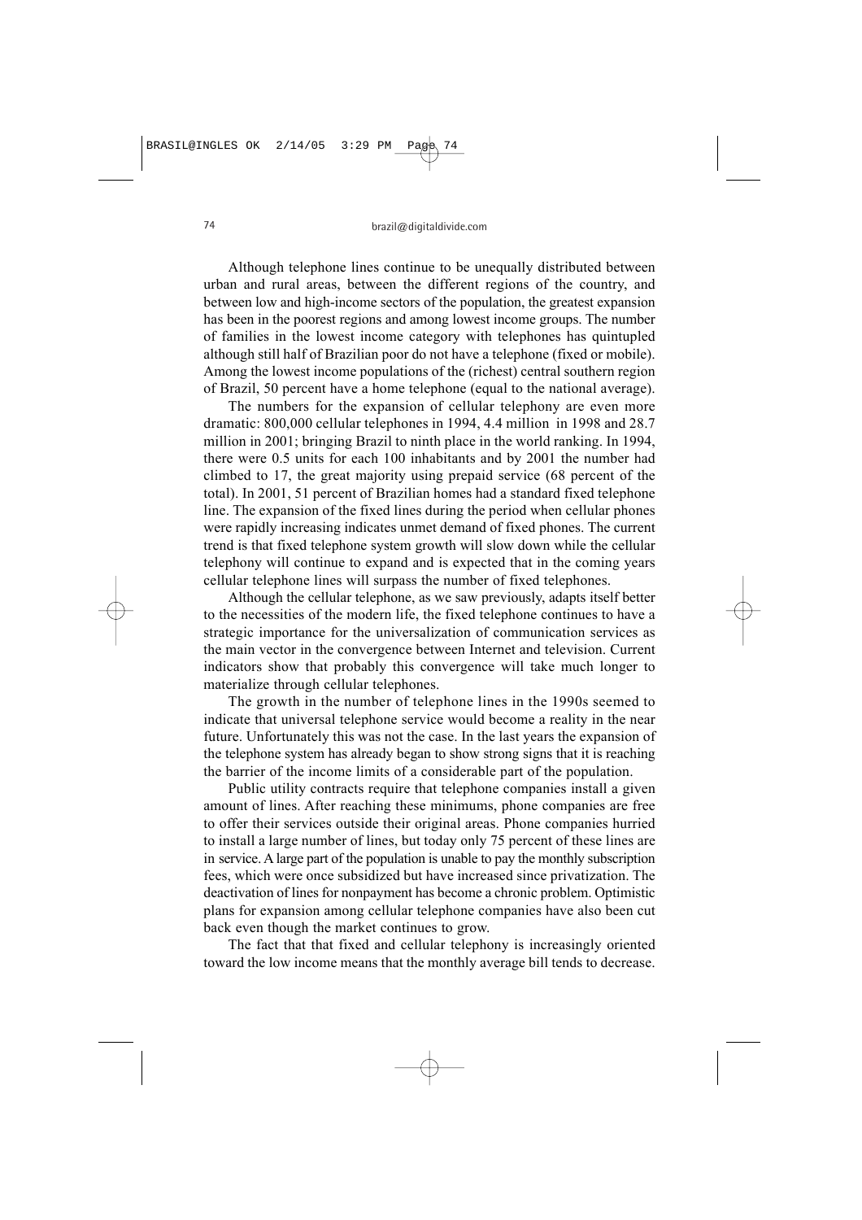Although telephone lines continue to be unequally distributed between urban and rural areas, between the different regions of the country, and between low and high-income sectors of the population, the greatest expansion has been in the poorest regions and among lowest income groups. The number of families in the lowest income category with telephones has quintupled although still half of Brazilian poor do not have a telephone (fixed or mobile). Among the lowest income populations of the (richest) central southern region of Brazil, 50 percent have a home telephone (equal to the national average).

The numbers for the expansion of cellular telephony are even more dramatic: 800,000 cellular telephones in 1994, 4.4 million in 1998 and 28.7 million in 2001; bringing Brazil to ninth place in the world ranking. In 1994, there were 0.5 units for each 100 inhabitants and by 2001 the number had climbed to 17, the great majority using prepaid service (68 percent of the total). In 2001, 51 percent of Brazilian homes had a standard fixed telephone line. The expansion of the fixed lines during the period when cellular phones were rapidly increasing indicates unmet demand of fixed phones. The current trend is that fixed telephone system growth will slow down while the cellular telephony will continue to expand and is expected that in the coming years cellular telephone lines will surpass the number of fixed telephones.

Although the cellular telephone, as we saw previously, adapts itself better to the necessities of the modern life, the fixed telephone continues to have a strategic importance for the universalization of communication services as the main vector in the convergence between Internet and television. Current indicators show that probably this convergence will take much longer to materialize through cellular telephones.

The growth in the number of telephone lines in the 1990s seemed to indicate that universal telephone service would become a reality in the near future. Unfortunately this was not the case. In the last years the expansion of the telephone system has already began to show strong signs that it is reaching the barrier of the income limits of a considerable part of the population.

Public utility contracts require that telephone companies install a given amount of lines. After reaching these minimums, phone companies are free to offer their services outside their original areas. Phone companies hurried to install a large number of lines, but today only 75 percent of these lines are in service. A large part of the population is unable to pay the monthly subscription fees, which were once subsidized but have increased since privatization. The deactivation of lines for nonpayment has become a chronic problem. Optimistic plans for expansion among cellular telephone companies have also been cut back even though the market continues to grow.

The fact that that fixed and cellular telephony is increasingly oriented toward the low income means that the monthly average bill tends to decrease.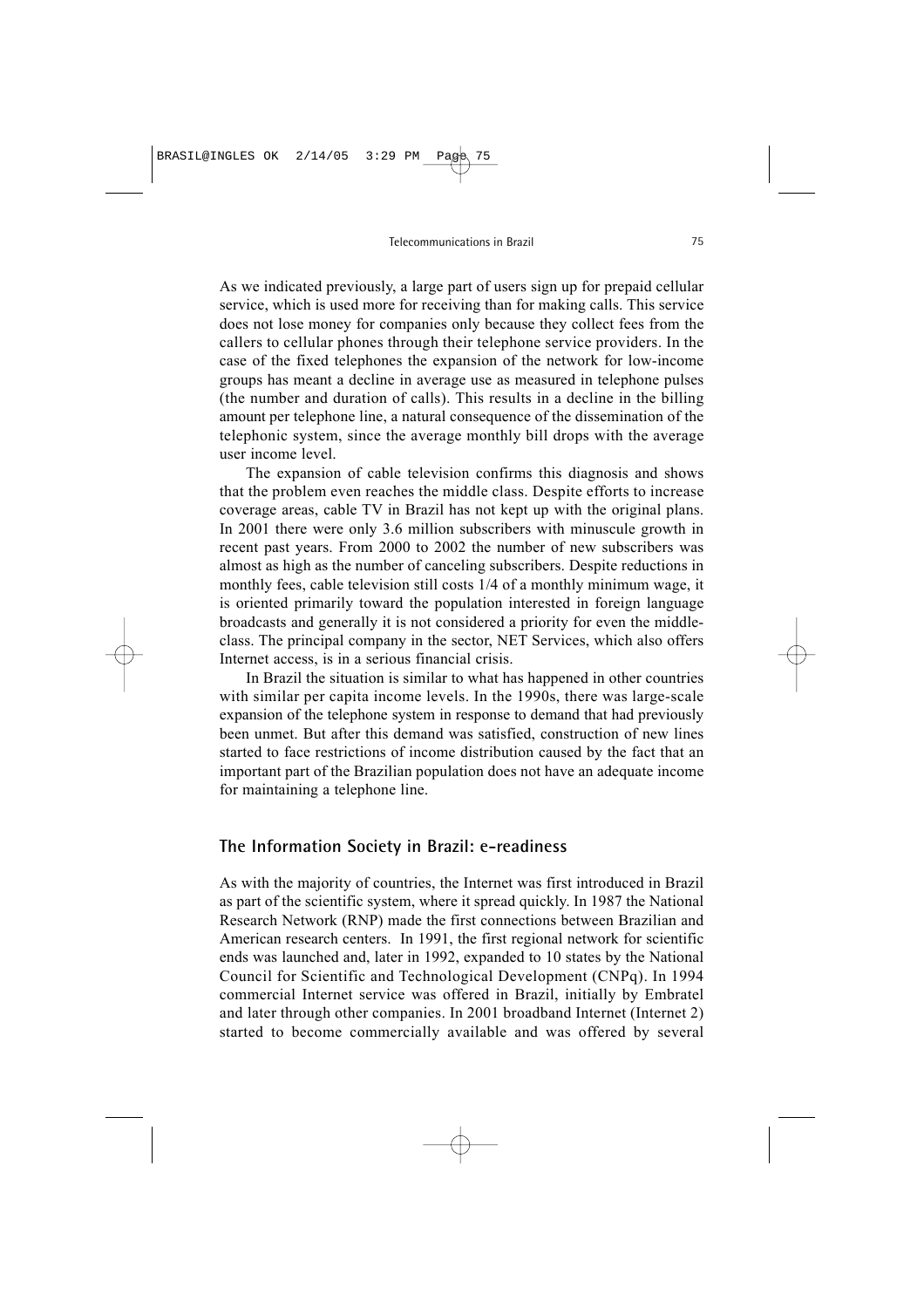As we indicated previously, a large part of users sign up for prepaid cellular service, which is used more for receiving than for making calls. This service does not lose money for companies only because they collect fees from the callers to cellular phones through their telephone service providers. In the case of the fixed telephones the expansion of the network for low-income groups has meant a decline in average use as measured in telephone pulses (the number and duration of calls). This results in a decline in the billing amount per telephone line, a natural consequence of the dissemination of the telephonic system, since the average monthly bill drops with the average user income level.

The expansion of cable television confirms this diagnosis and shows that the problem even reaches the middle class. Despite efforts to increase coverage areas, cable TV in Brazil has not kept up with the original plans. In 2001 there were only 3.6 million subscribers with minuscule growth in recent past years. From 2000 to 2002 the number of new subscribers was almost as high as the number of canceling subscribers. Despite reductions in monthly fees, cable television still costs 1/4 of a monthly minimum wage, it is oriented primarily toward the population interested in foreign language broadcasts and generally it is not considered a priority for even the middle-class. The principal company in the sector, NET Services, which also offers Internet access, is in a serious financial crisis.

In Brazil the situation is similar to what has happened in other countries with similar per capita income levels. In the 1990s, there was large-scale expansion of the telephone system in response to demand that had previously been unmet. But after this demand was satisfied, construction of new lines started to face restrictions of income distribution caused by the fact that an important part of the Brazilian population does not have an adequate income for maintaining a telephone line.

## The Information Society in Brazil: e-readiness

As with the majority of countries, the Internet was first introduced in Brazil as part of the scientific system, where it spread quickly. In 1987 the National Research Network (RNP) made the first connections between Brazilian and American research centers. In 1991, the first regional network for scientific ends was launched and, later in 1992, expanded to 10 states by the National Council for Scientific and Technological Development (CNPq). In 1994 commercial Internet service was offered in Brazil, initially by Embratel and later through other companies. In 2001 broadband Internet (Internet 2) started to become commercially available and was offered by several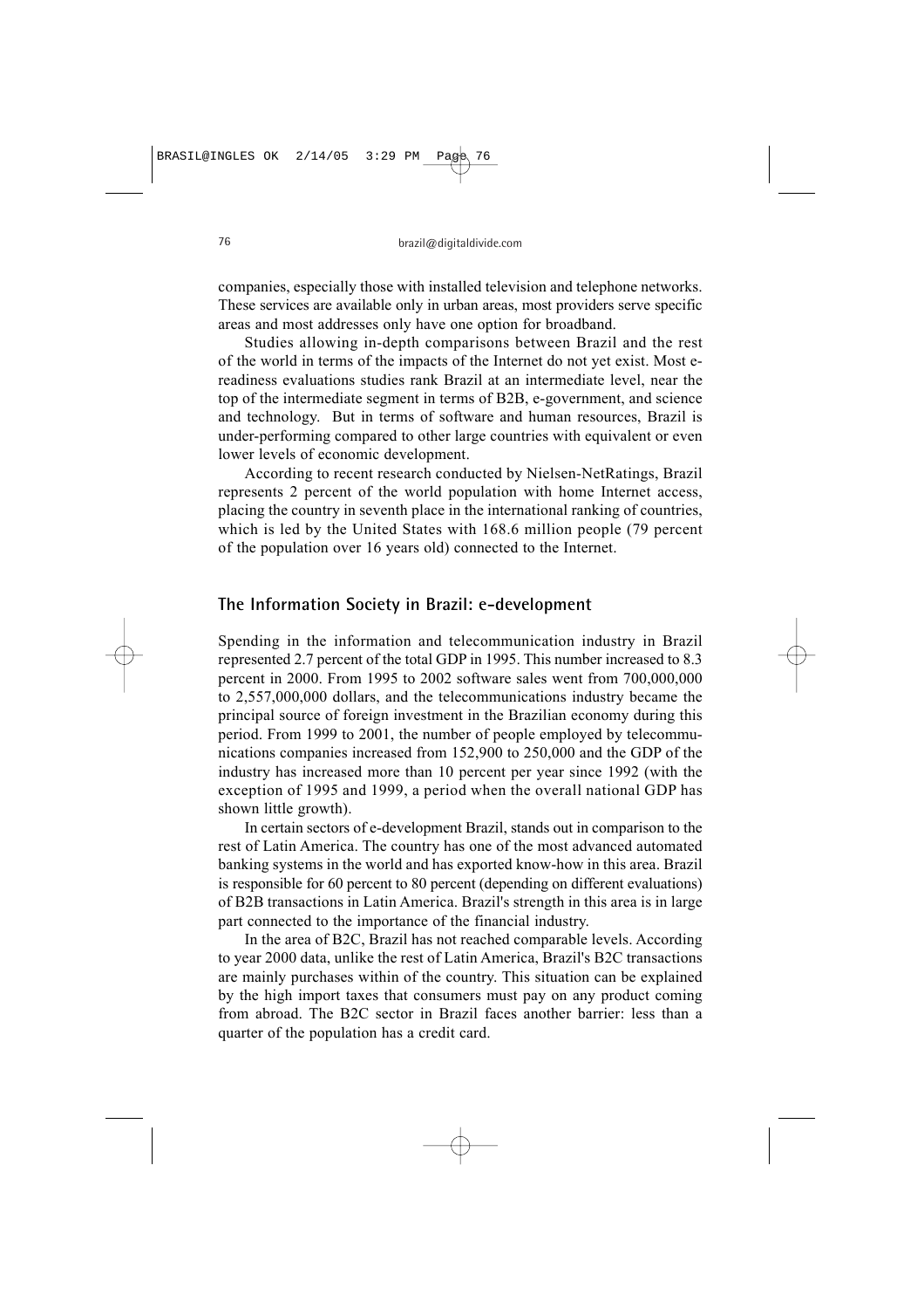companies, especially those with installed television and telephone networks. These services are available only in urban areas, most providers serve specific areas and most addresses only have one option for broadband.

Studies allowing in-depth comparisons between Brazil and the rest of the world in terms of the impacts of the Internet do not yet exist. Most e-readiness evaluations studies rank Brazil at an intermediate level, near the top of the intermediate segment in terms of B2B, e-government, and science and technology. But in terms of software and human resources, Brazil is under-performing compared to other large countries with equivalent or even lower levels of economic development.

According to recent research conducted by Nielsen-NetRatings, Brazil represents 2 percent of the world population with home Internet access, placing the country in seventh place in the international ranking of countries, which is led by the United States with 168.6 million people (79 percent of the population over 16 years old) connected to the Internet.

## The Information Society in Brazil: e-development

Spending in the information and telecommunication industry in Brazil represented 2.7 percent of the total GDP in 1995. This number increased to 8.3 percent in 2000. From 1995 to 2002 software sales went from 700,000,000 to 2,557,000,000 dollars, and the telecommunications industry became the principal source of foreign investment in the Brazilian economy during this period. From 1999 to 2001, the number of people employed by telecommunications companies increased from 152,900 to 250,000 and the GDP of the industry has increased more than 10 percent per year since 1992 (with the exception of 1995 and 1999, a period when the overall national GDP has shown little growth).

In certain sectors of e-development Brazil, stands out in comparison to the rest of Latin America. The country has one of the most advanced automated banking systems in the world and has exported know-how in this area. Brazil is responsible for 60 percent to 80 percent (depending on different evaluations) of B2B transactions in Latin America. Brazil's strength in this area is in large part connected to the importance of the financial industry.

In the area of B2C, Brazil has not reached comparable levels. According to year 2000 data, unlike the rest of Latin America, Brazil's B2C transactions are mainly purchases within of the country. This situation can be explained by the high import taxes that consumers must pay on any product coming from abroad. The B2C sector in Brazil faces another barrier: less than a quarter of the population has a credit card.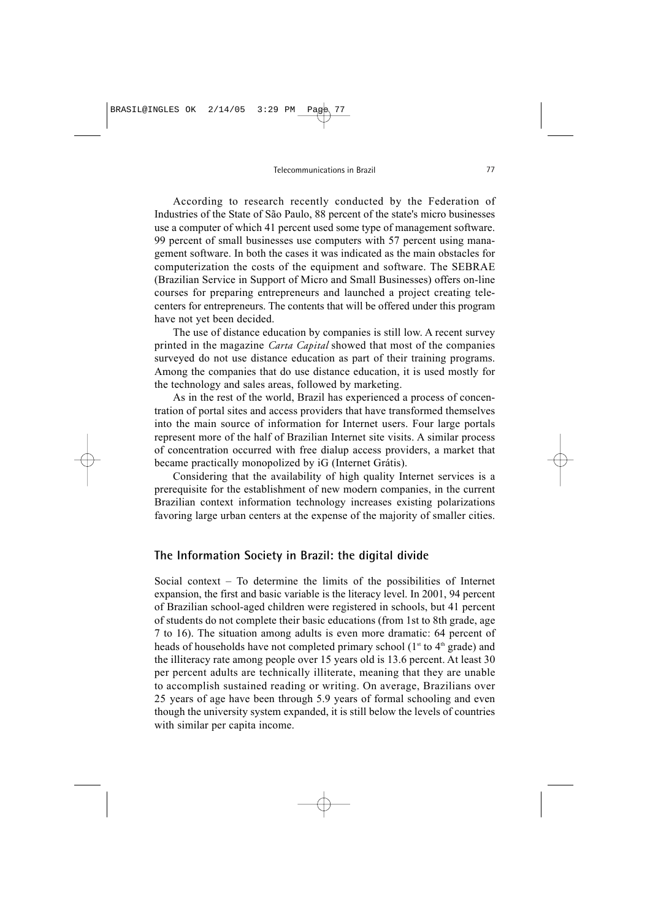According to research recently conducted by the Federation of Industries of the State of São Paulo, 88 percent of the state's micro businesses use a computer of which 41 percent used some type of management software. 99 percent of small businesses use computers with 57 percent using management software. In both the cases it was indicated as the main obstacles for computerization the costs of the equipment and software. The SEBRAE (Brazilian Service in Support of Micro and Small Businesses) offers on-line courses for preparing entrepreneurs and launched a project creating telecenters for entrepreneurs. The contents that will be offered under this program have not yet been decided.

The use of distance education by companies is still low. A recent survey printed in the magazine *Carta Capital* showed that most of the companies surveyed do not use distance education as part of their training programs. Among the companies that do use distance education, it is used mostly for the technology and sales areas, followed by marketing.

As in the rest of the world, Brazil has experienced a process of concentration of portal sites and access providers that have transformed themselves into the main source of information for Internet users. Four large portals represent more of the half of Brazilian Internet site visits. A similar process of concentration occurred with free dialup access providers, a market that became practically monopolized by iG (Internet Grátis).

Considering that the availability of high quality Internet services is a prerequisite for the establishment of new modern companies, in the current Brazilian context information technology increases existing polarizations favoring large urban centers at the expense of the majority of smaller cities.

## The Information Society in Brazil: the digital divide

Social context – To determine the limits of the possibilities of Internet expansion, the first and basic variable is the literacy level. In 2001, 94 percent of Brazilian school-aged children were registered in schools, but 41 percent of students do not complete their basic educations (from 1st to 8th grade, age 7 to 16). The situation among adults is even more dramatic: 64 percent of heads of households have not completed primary school (1st to 4th grade) and the illiteracy rate among people over 15 years old is 13.6 percent. At least 30 per percent adults are technically illiterate, meaning that they are unable to accomplish sustained reading or writing. On average, Brazilians over 25 years of age have been through 5.9 years of formal schooling and even though the university system expanded, it is still below the levels of countries with similar per capita income.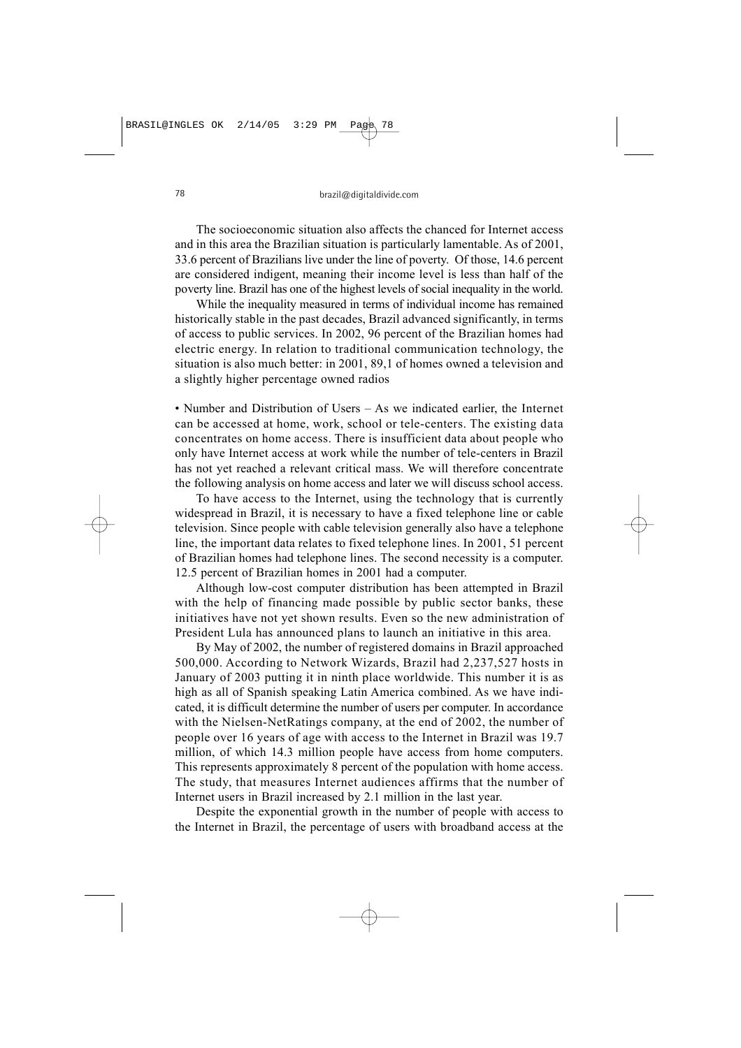The socioeconomic situation also affects the chanced for Internet access and in this area the Brazilian situation is particularly lamentable. As of 2001, 33.6 percent of Brazilians live under the line of poverty. Of those, 14.6 percent are considered indigent, meaning their income level is less than half of the poverty line. Brazil has one of the highest levels of social inequality in the world.

While the inequality measured in terms of individual income has remained historically stable in the past decades, Brazil advanced significantly, in terms of access to public services. In 2002, 96 percent of the Brazilian homes had electric energy. In relation to traditional communication technology, the situation is also much better: in 2001, 89,1 of homes owned a television and a slightly higher percentage owned radios

• Number and Distribution of Users – As we indicated earlier, the Internet can be accessed at home, work, school or tele-centers. The existing data concentrates on home access. There is insufficient data about people who only have Internet access at work while the number of tele-centers in Brazil has not yet reached a relevant critical mass. We will therefore concentrate the following analysis on home access and later we will discuss school access.

To have access to the Internet, using the technology that is currently widespread in Brazil, it is necessary to have a fixed telephone line or cable television. Since people with cable television generally also have a telephone line, the important data relates to fixed telephone lines. In 2001, 51 percent of Brazilian homes had telephone lines. The second necessity is a computer. 12.5 percent of Brazilian homes in 2001 had a computer.

Although low-cost computer distribution has been attempted in Brazil with the help of financing made possible by public sector banks, these initiatives have not yet shown results. Even so the new administration of President Lula has announced plans to launch an initiative in this area.

By May of 2002, the number of registered domains in Brazil approached 500,000. According to Network Wizards, Brazil had 2,237,527 hosts in January of 2003 putting it in ninth place worldwide. This number it is as high as all of Spanish speaking Latin America combined. As we have indicated, it is difficult determine the number of users per computer. In accordance with the Nielsen-NetRatings company, at the end of 2002, the number of people over 16 years of age with access to the Internet in Brazil was 19.7 million, of which 14.3 million people have access from home computers. This represents approximately 8 percent of the population with home access. The study, that measures Internet audiences affirms that the number of Internet users in Brazil increased by 2.1 million in the last year.

Despite the exponential growth in the number of people with access to the Internet in Brazil, the percentage of users with broadband access at the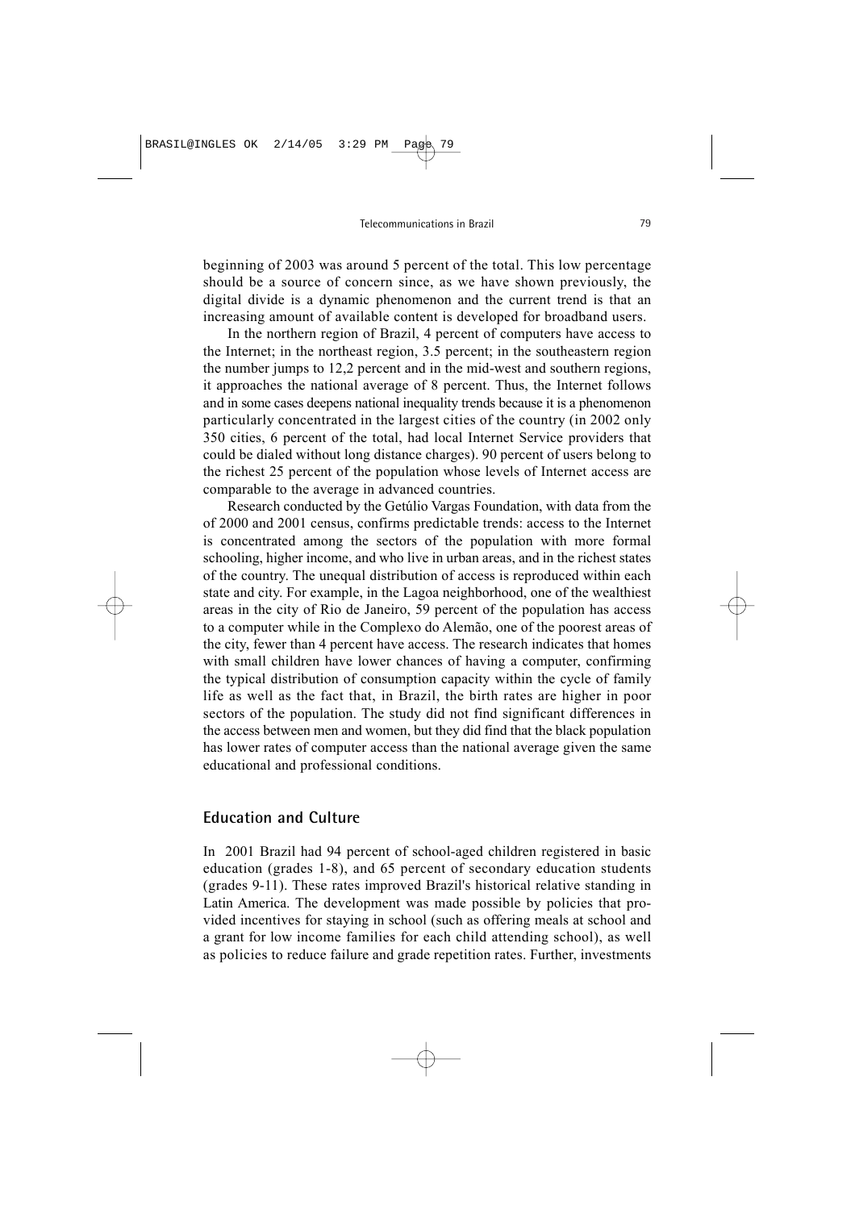beginning of 2003 was around 5 percent of the total. This low percentage should be a source of concern since, as we have shown previously, the digital divide is a dynamic phenomenon and the current trend is that an increasing amount of available content is developed for broadband users.

In the northern region of Brazil, 4 percent of computers have access to the Internet; in the northeast region, 3.5 percent; in the southeastern region the number jumps to 12,2 percent and in the mid-west and southern regions, it approaches the national average of 8 percent. Thus, the Internet follows and in some cases deepens national inequality trends because it is a phenomenon particularly concentrated in the largest cities of the country (in 2002 only 350 cities, 6 percent of the total, had local Internet Service providers that could be dialed without long distance charges). 90 percent of users belong to the richest 25 percent of the population whose levels of Internet access are comparable to the average in advanced countries.

Research conducted by the Getúlio Vargas Foundation, with data from the of 2000 and 2001 census, confirms predictable trends: access to the Internet is concentrated among the sectors of the population with more formal schooling, higher income, and who live in urban areas, and in the richest states of the country. The unequal distribution of access is reproduced within each state and city. For example, in the Lagoa neighborhood, one of the wealthiest areas in the city of Rio de Janeiro, 59 percent of the population has access to a computer while in the Complexo do Alemão, one of the poorest areas of the city, fewer than 4 percent have access. The research indicates that homes with small children have lower chances of having a computer, confirming the typical distribution of consumption capacity within the cycle of family life as well as the fact that, in Brazil, the birth rates are higher in poor sectors of the population. The study did not find significant differences in the access between men and women, but they did find that the black population has lower rates of computer access than the national average given the same educational and professional conditions.

## Education and Culture

In 2001 Brazil had 94 percent of school-aged children registered in basic education (grades 1-8), and 65 percent of secondary education students (grades 9-11). These rates improved Brazil's historical relative standing in Latin America. The development was made possible by policies that provided incentives for staying in school (such as offering meals at school and a grant for low income families for each child attending school), as well as policies to reduce failure and grade repetition rates. Further, investments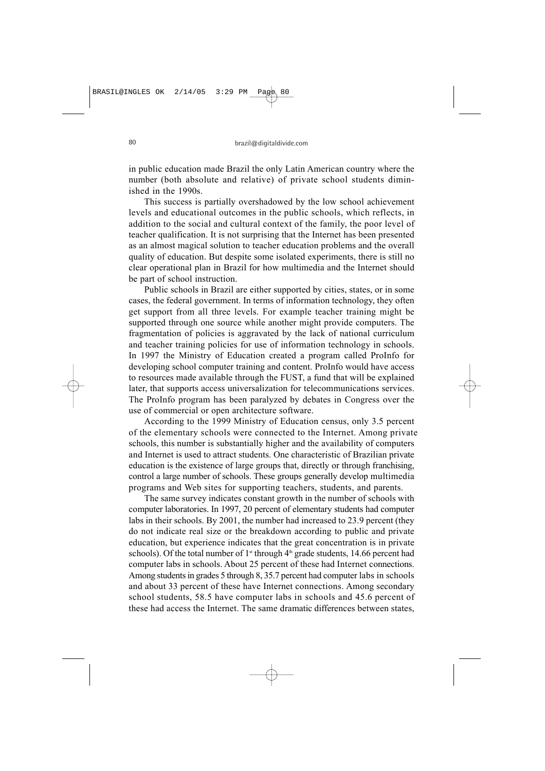in public education made Brazil the only Latin American country where the number (both absolute and relative) of private school students diminished in the 1990s.

This success is partially overshadowed by the low school achievement levels and educational outcomes in the public schools, which reflects, in addition to the social and cultural context of the family, the poor level of teacher qualification. It is not surprising that the Internet has been presented as an almost magical solution to teacher education problems and the overall quality of education. But despite some isolated experiments, there is still no clear operational plan in Brazil for how multimedia and the Internet should be part of school instruction.

Public schools in Brazil are either supported by cities, states, or in some cases, the federal government. In terms of information technology, they often get support from all three levels. For example teacher training might be supported through one source while another might provide computers. The fragmentation of policies is aggravated by the lack of national curriculum and teacher training policies for use of information technology in schools. In 1997 the Ministry of Education created a program called ProInfo for developing school computer training and content. ProInfo would have access to resources made available through the FUST, a fund that will be explained later, that supports access universalization for telecommunications services. The ProInfo program has been paralyzed by debates in Congress over the use of commercial or open architecture software.

According to the 1999 Ministry of Education census, only 3.5 percent of the elementary schools were connected to the Internet. Among private schools, this number is substantially higher and the availability of computers and Internet is used to attract students. One characteristic of Brazilian private education is the existence of large groups that, directly or through franchising, control a large number of schools. These groups generally develop multimedia programs and Web sites for supporting teachers, students, and parents.

The same survey indicates constant growth in the number of schools with computer laboratories. In 1997, 20 percent of elementary students had computer labs in their schools. By 2001, the number had increased to 23.9 percent (they do not indicate real size or the breakdown according to public and private education, but experience indicates that the great concentration is in private schools). Of the total number of 1st through 4th grade students, 14.66 percent had computer labs in schools. About 25 percent of these had Internet connections. Among students in grades 5 through 8, 35.7 percent had computer labs in schools and about 33 percent of these have Internet connections. Among secondary school students, 58.5 have computer labs in schools and 45.6 percent of these had access the Internet. The same dramatic differences between states,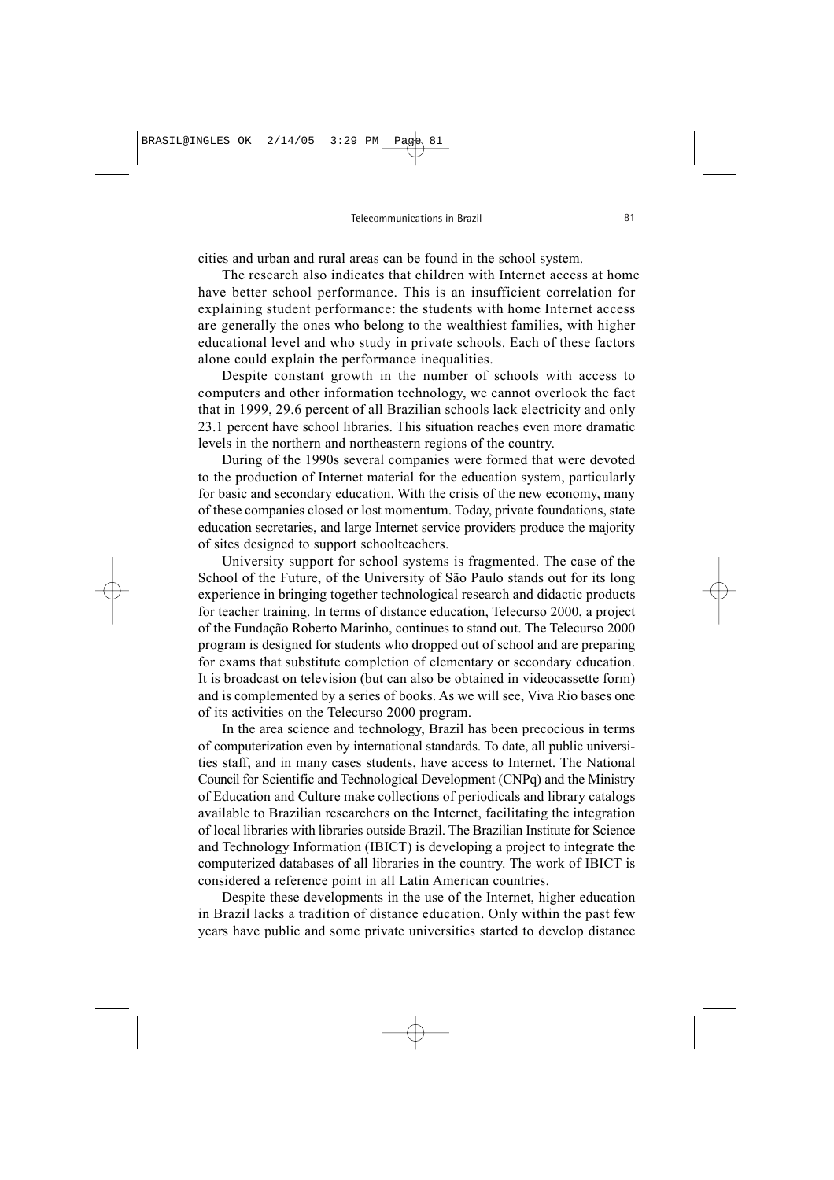cities and urban and rural areas can be found in the school system.

The research also indicates that children with Internet access at home have better school performance. This is an insufficient correlation for explaining student performance: the students with home Internet access are generally the ones who belong to the wealthiest families, with higher educational level and who study in private schools. Each of these factors alone could explain the performance inequalities.

Despite constant growth in the number of schools with access to computers and other information technology, we cannot overlook the fact that in 1999, 29.6 percent of all Brazilian schools lack electricity and only 23.1 percent have school libraries. This situation reaches even more dramatic levels in the northern and northeastern regions of the country.

During of the 1990s several companies were formed that were devoted to the production of Internet material for the education system, particularly for basic and secondary education. With the crisis of the new economy, many of these companies closed or lost momentum. Today, private foundations, state education secretaries, and large Internet service providers produce the majority of sites designed to support schoolteachers.

University support for school systems is fragmented. The case of the School of the Future, of the University of São Paulo stands out for its long experience in bringing together technological research and didactic products for teacher training. In terms of distance education, Telecurso 2000, a project of the Fundação Roberto Marinho, continues to stand out. The Telecurso 2000 program is designed for students who dropped out of school and are preparing for exams that substitute completion of elementary or secondary education. It is broadcast on television (but can also be obtained in videocassette form) and is complemented by a series of books. As we will see, Viva Rio bases one of its activities on the Telecurso 2000 program.

In the area science and technology, Brazil has been precocious in terms of computerization even by international standards. To date, all public universities staff, and in many cases students, have access to Internet. The National Council for Scientific and Technological Development (CNPq) and the Ministry of Education and Culture make collections of periodicals and library catalogs available to Brazilian researchers on the Internet, facilitating the integration of local libraries with libraries outside Brazil. The Brazilian Institute for Science and Technology Information (IBICT) is developing a project to integrate the computerized databases of all libraries in the country. The work of IBICT is considered a reference point in all Latin American countries.

Despite these developments in the use of the Internet, higher education in Brazil lacks a tradition of distance education. Only within the past few years have public and some private universities started to develop distance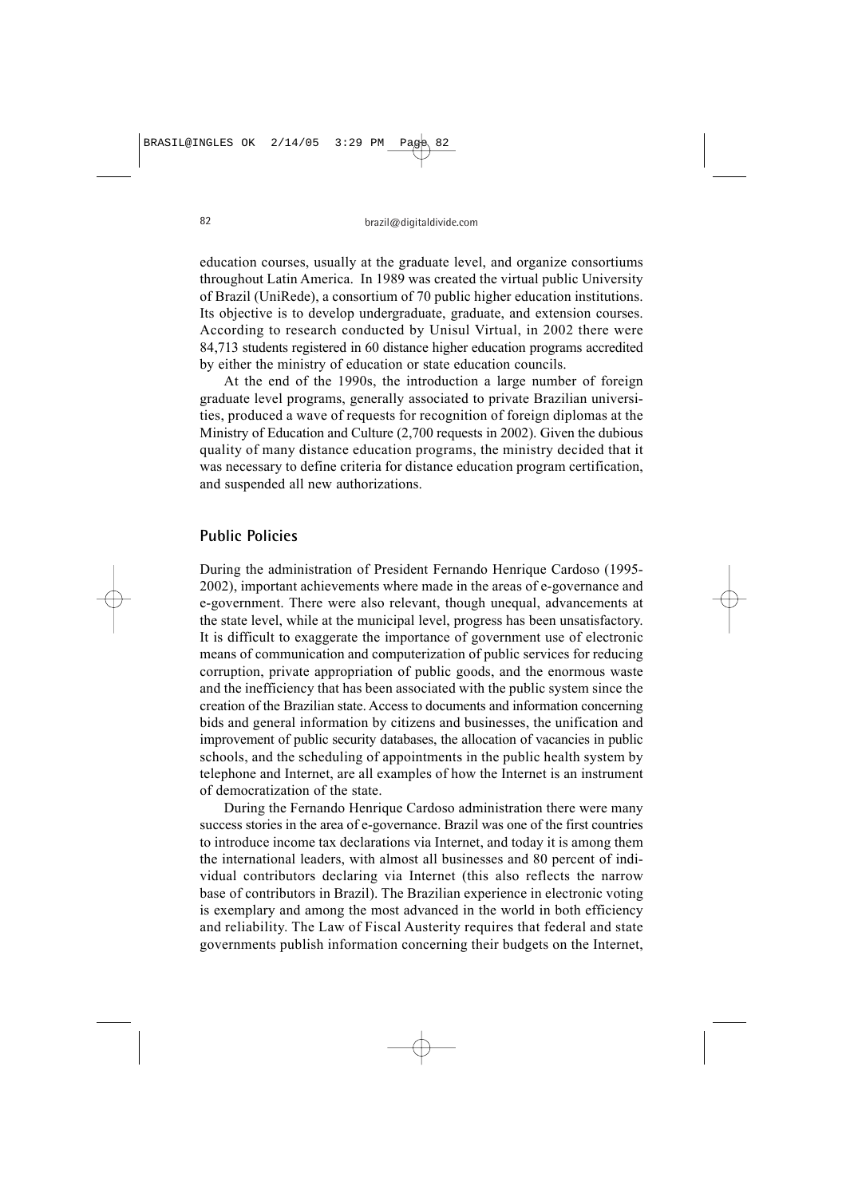education courses, usually at the graduate level, and organize consortiums throughout Latin America. In 1989 was created the virtual public University of Brazil (UniRede), a consortium of 70 public higher education institutions. Its objective is to develop undergraduate, graduate, and extension courses. According to research conducted by Unisul Virtual, in 2002 there were 84,713 students registered in 60 distance higher education programs accredited by either the ministry of education or state education councils.

At the end of the 1990s, the introduction a large number of foreign graduate level programs, generally associated to private Brazilian universities, produced a wave of requests for recognition of foreign diplomas at the Ministry of Education and Culture (2,700 requests in 2002). Given the dubious quality of many distance education programs, the ministry decided that it was necessary to define criteria for distance education program certification, and suspended all new authorizations.

## Public Policies

During the administration of President Fernando Henrique Cardoso (1995-2002), important achievements where made in the areas of e-governance and e-government. There were also relevant, though unequal, advancements at the state level, while at the municipal level, progress has been unsatisfactory. It is difficult to exaggerate the importance of government use of electronic means of communication and computerization of public services for reducing corruption, private appropriation of public goods, and the enormous waste and the inefficiency that has been associated with the public system since the creation of the Brazilian state. Access to documents and information concerning bids and general information by citizens and businesses, the unification and improvement of public security databases, the allocation of vacancies in public schools, and the scheduling of appointments in the public health system by telephone and Internet, are all examples of how the Internet is an instrument of democratization of the state.

During the Fernando Henrique Cardoso administration there were many success stories in the area of e-governance. Brazil was one of the first countries to introduce income tax declarations via Internet, and today it is among them the international leaders, with almost all businesses and 80 percent of individual contributors declaring via Internet (this also reflects the narrow base of contributors in Brazil). The Brazilian experience in electronic voting is exemplary and among the most advanced in the world in both efficiency and reliability. The Law of Fiscal Austerity requires that federal and state governments publish information concerning their budgets on the Internet,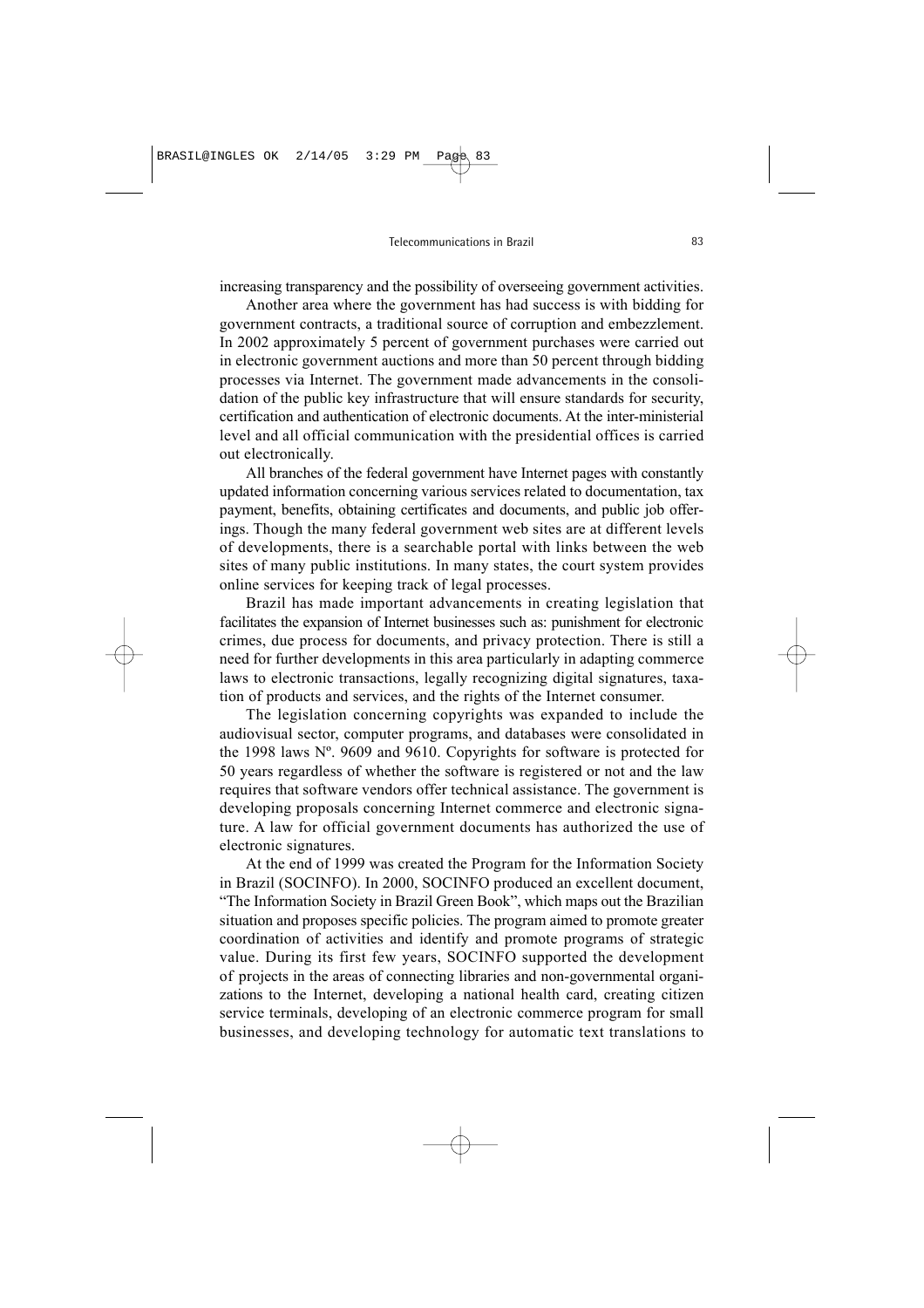increasing transparency and the possibility of overseeing government activities.

Another area where the government has had success is with bidding for government contracts, a traditional source of corruption and embezzlement. In 2002 approximately 5 percent of government purchases were carried out in electronic government auctions and more than 50 percent through bidding processes via Internet. The government made advancements in the consolidation of the public key infrastructure that will ensure standards for security, certification and authentication of electronic documents. At the inter-ministerial level and all official communication with the presidential offices is carried out electronically.

All branches of the federal government have Internet pages with constantly updated information concerning various services related to documentation, tax payment, benefits, obtaining certificates and documents, and public job offerings. Though the many federal government web sites are at different levels of developments, there is a searchable portal with links between the web sites of many public institutions. In many states, the court system provides online services for keeping track of legal processes.

Brazil has made important advancements in creating legislation that facilitates the expansion of Internet businesses such as: punishment for electronic crimes, due process for documents, and privacy protection. There is still a need for further developments in this area particularly in adapting commerce laws to electronic transactions, legally recognizing digital signatures, taxation of products and services, and the rights of the Internet consumer.

The legislation concerning copyrights was expanded to include the audiovisual sector, computer programs, and databases were consolidated in the 1998 laws Nº. 9609 and 9610. Copyrights for software is protected for 50 years regardless of whether the software is registered or not and the law requires that software vendors offer technical assistance. The government is developing proposals concerning Internet commerce and electronic signature. A law for official government documents has authorized the use of electronic signatures.

At the end of 1999 was created the Program for the Information Society in Brazil (SOCINFO). In 2000, SOCINFO produced an excellent document, "The Information Society in Brazil Green Book", which maps out the Brazilian situation and proposes specific policies. The program aimed to promote greater coordination of activities and identify and promote programs of strategic value. During its first few years, SOCINFO supported the development of projects in the areas of connecting libraries and non-governmental organizations to the Internet, developing a national health card, creating citizen service terminals, developing of an electronic commerce program for small businesses, and developing technology for automatic text translations to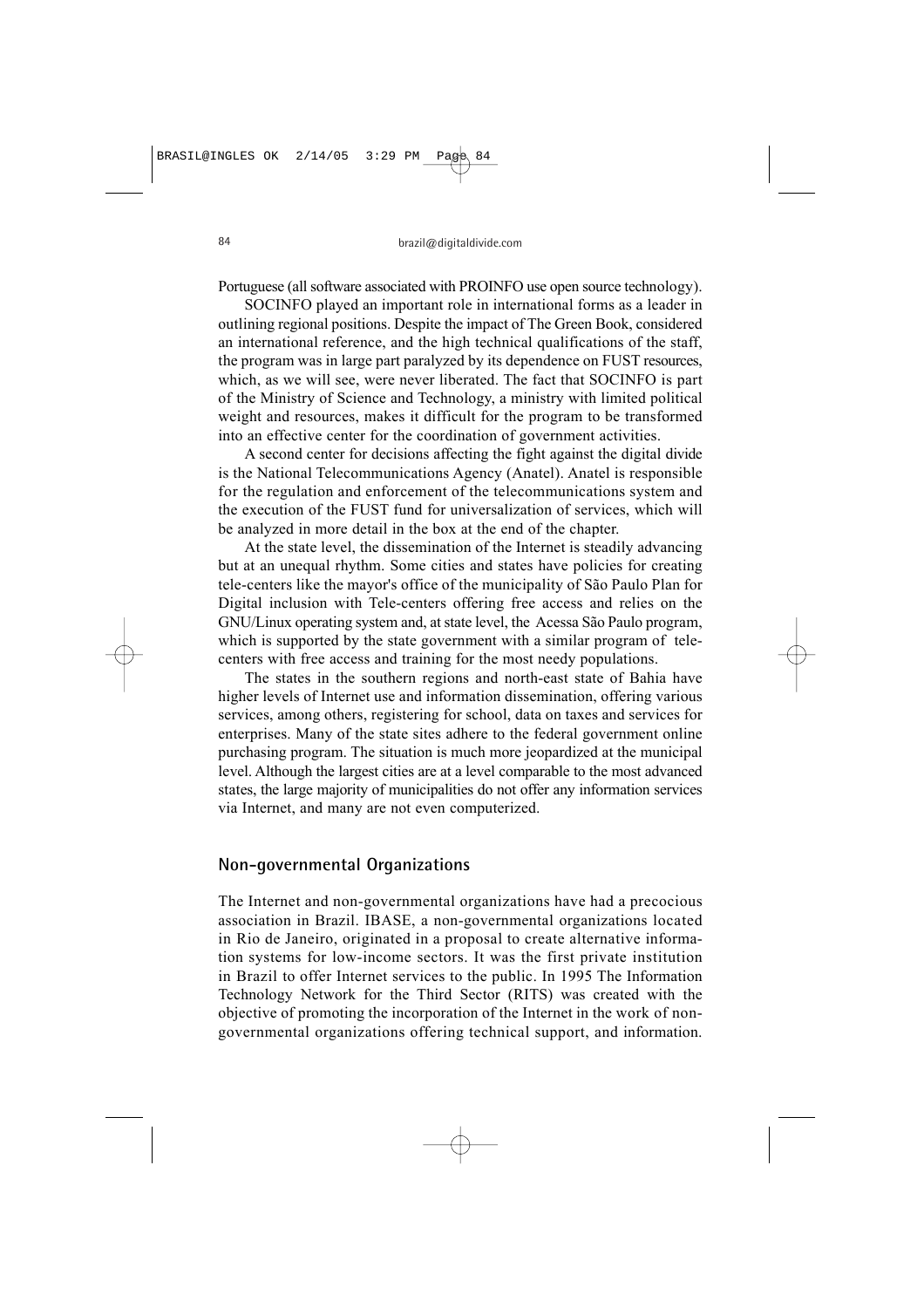Portuguese (all software associated with PROINFO use open source technology).

SOCINFO played an important role in international forms as a leader in outlining regional positions. Despite the impact of The Green Book, considered an international reference, and the high technical qualifications of the staff, the program was in large part paralyzed by its dependence on FUST resources, which, as we will see, were never liberated. The fact that SOCINFO is part of the Ministry of Science and Technology, a ministry with limited political weight and resources, makes it difficult for the program to be transformed into an effective center for the coordination of government activities.

A second center for decisions affecting the fight against the digital divide is the National Telecommunications Agency (Anatel). Anatel is responsible for the regulation and enforcement of the telecommunications system and the execution of the FUST fund for universalization of services, which will be analyzed in more detail in the box at the end of the chapter.

At the state level, the dissemination of the Internet is steadily advancing but at an unequal rhythm. Some cities and states have policies for creating tele-centers like the mayor's office of the municipality of São Paulo Plan for Digital inclusion with Tele-centers offering free access and relies on the GNU/Linux operating system and, at state level, the Acessa São Paulo program, which is supported by the state government with a similar program of tele-centers with free access and training for the most needy populations.

The states in the southern regions and north-east state of Bahia have higher levels of Internet use and information dissemination, offering various services, among others, registering for school, data on taxes and services for enterprises. Many of the state sites adhere to the federal government online purchasing program. The situation is much more jeopardized at the municipal level. Although the largest cities are at a level comparable to the most advanced states, the large majority of municipalities do not offer any information services via Internet, and many are not even computerized.

## Non-governmental Organizations

The Internet and non-governmental organizations have had a precocious association in Brazil. IBASE, a non-governmental organizations located in Rio de Janeiro, originated in a proposal to create alternative information systems for low-income sectors. It was the first private institution in Brazil to offer Internet services to the public. In 1995 The Information Technology Network for the Third Sector (RITS) was created with the objective of promoting the incorporation of the Internet in the work of non-governmental organizations offering technical support, and information.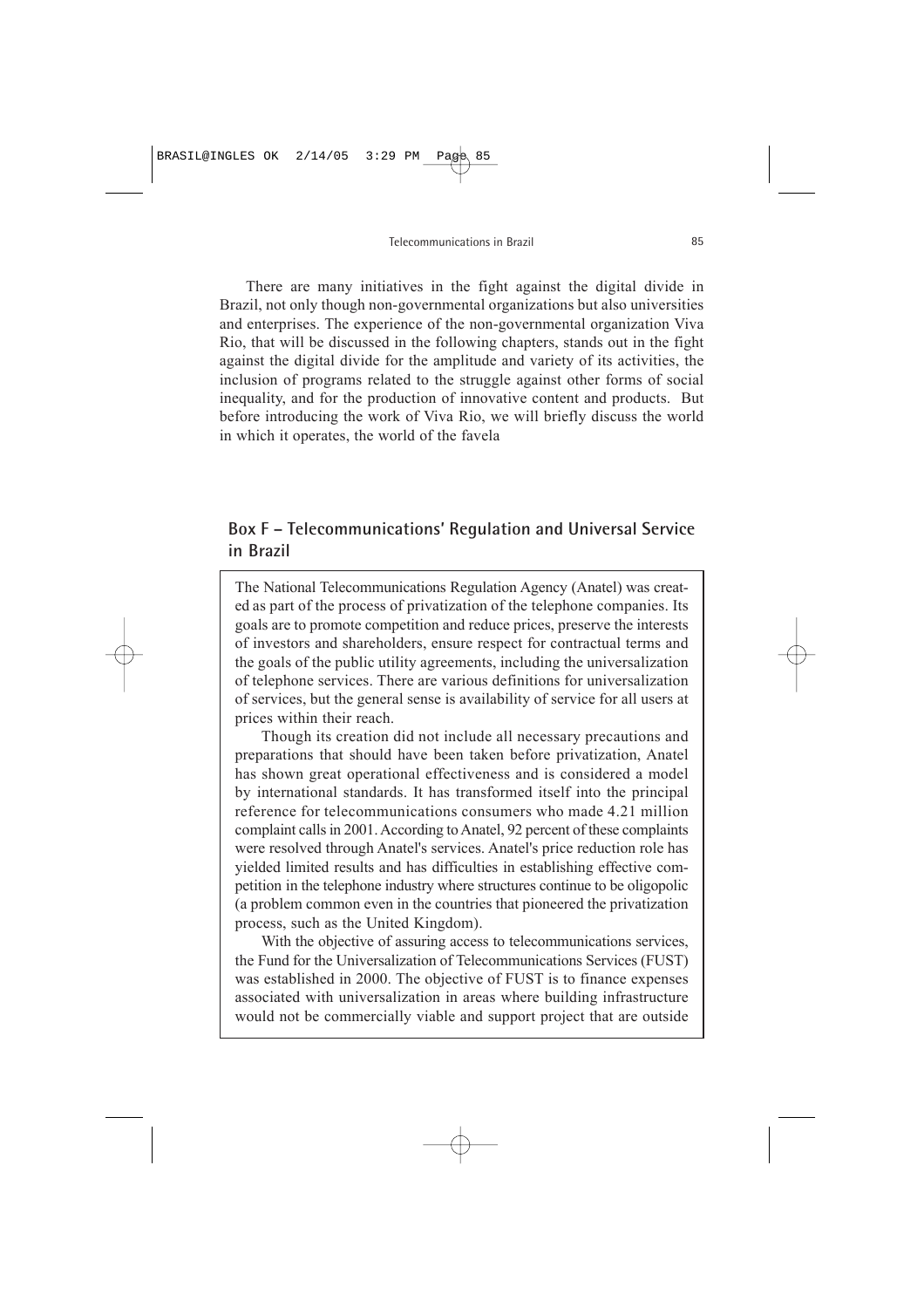There are many initiatives in the fight against the digital divide in Brazil, not only though non-governmental organizations but also universities and enterprises. The experience of the non-governmental organization Viva Rio, that will be discussed in the following chapters, stands out in the fight against the digital divide for the amplitude and variety of its activities, the inclusion of programs related to the struggle against other forms of social inequality, and for the production of innovative content and products. But before introducing the work of Viva Rio, we will briefly discuss the world in which it operates, the world of the favela

## Box F – Telecommunications' Regulation and Universal Service in Brazil

The National Telecommunications Regulation Agency (Anatel) was created as part of the process of privatization of the telephone companies. Its goals are to promote competition and reduce prices, preserve the interests of investors and shareholders, ensure respect for contractual terms and the goals of the public utility agreements, including the universalization of telephone services. There are various definitions for universalization of services, but the general sense is availability of service for all users at prices within their reach.

Though its creation did not include all necessary precautions and preparations that should have been taken before privatization, Anatel has shown great operational effectiveness and is considered a model by international standards. It has transformed itself into the principal reference for telecommunications consumers who made 4.21 million complaint calls in 2001. According to Anatel, 92 percent of these complaints were resolved through Anatel's services. Anatel's price reduction role has yielded limited results and has difficulties in establishing effective competition in the telephone industry where structures continue to be oligopolic (a problem common even in the countries that pioneered the privatization process, such as the United Kingdom).

With the objective of assuring access to telecommunications services, the Fund for the Universalization of Telecommunications Services (FUST) was established in 2000. The objective of FUST is to finance expenses associated with universalization in areas where building infrastructure would not be commercially viable and support project that are outside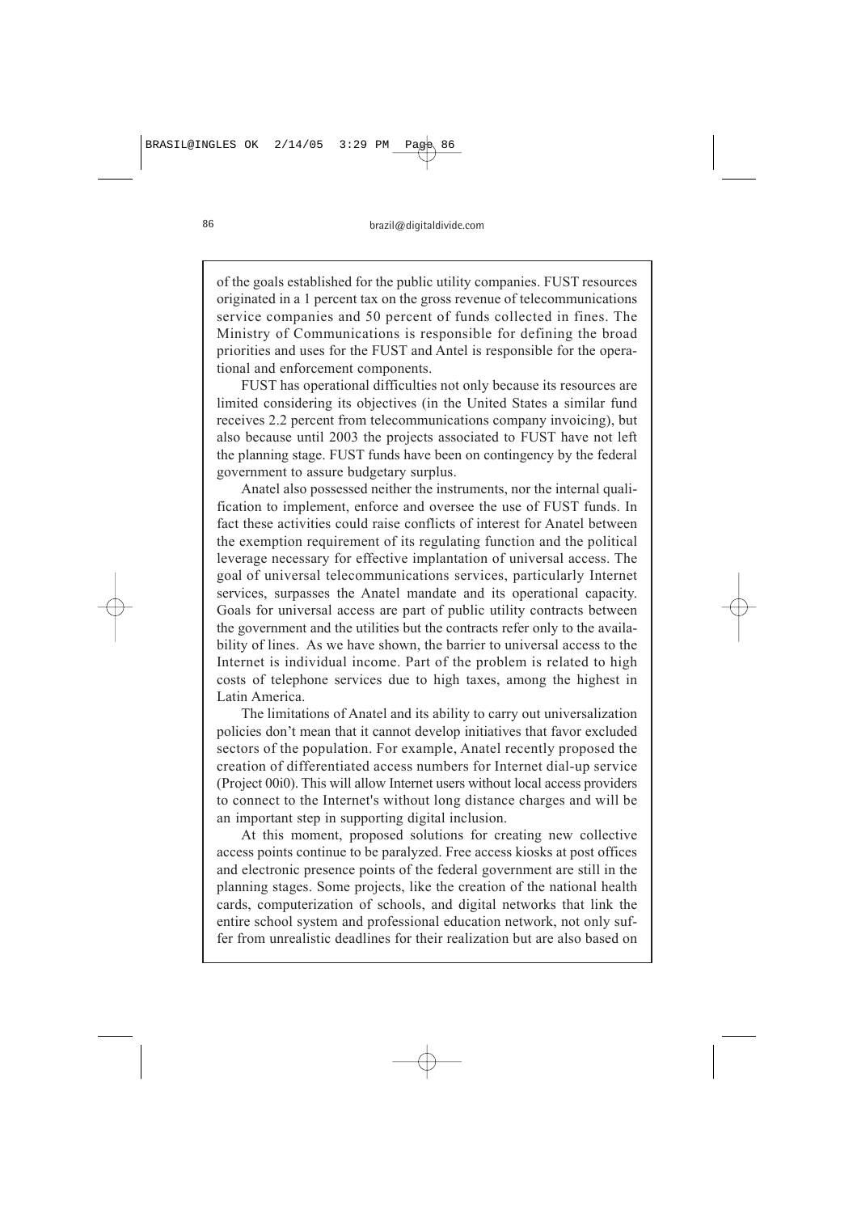of the goals established for the public utility companies. FUST resources originated in a 1 percent tax on the gross revenue of telecommunications service companies and 50 percent of funds collected in fines. The Ministry of Communications is responsible for defining the broad priorities and uses for the FUST and Antel is responsible for the operational and enforcement components.

FUST has operational difficulties not only because its resources are limited considering its objectives (in the United States a similar fund receives 2.2 percent from telecommunications company invoicing), but also because until 2003 the projects associated to FUST have not left the planning stage. FUST funds have been on contingency by the federal government to assure budgetary surplus.

Anatel also possessed neither the instruments, nor the internal qualification to implement, enforce and oversee the use of FUST funds. In fact these activities could raise conflicts of interest for Anatel between the exemption requirement of its regulating function and the political leverage necessary for effective implantation of universal access. The goal of universal telecommunications services, particularly Internet services, surpasses the Anatel mandate and its operational capacity. Goals for universal access are part of public utility contracts between the government and the utilities but the contracts refer only to the availability of lines. As we have shown, the barrier to universal access to the Internet is individual income. Part of the problem is related to high costs of telephone services due to high taxes, among the highest in Latin America.

The limitations of Anatel and its ability to carry out universalization policies don't mean that it cannot develop initiatives that favor excluded sectors of the population. For example, Anatel recently proposed the creation of differentiated access numbers for Internet dial-up service (Project 00i0). This will allow Internet users without local access providers to connect to the Internet's without long distance charges and will be an important step in supporting digital inclusion.

At this moment, proposed solutions for creating new collective access points continue to be paralyzed. Free access kiosks at post offices and electronic presence points of the federal government are still in the planning stages. Some projects, like the creation of the national health cards, computerization of schools, and digital networks that link the entire school system and professional education network, not only suffer from unrealistic deadlines for their realization but are also based on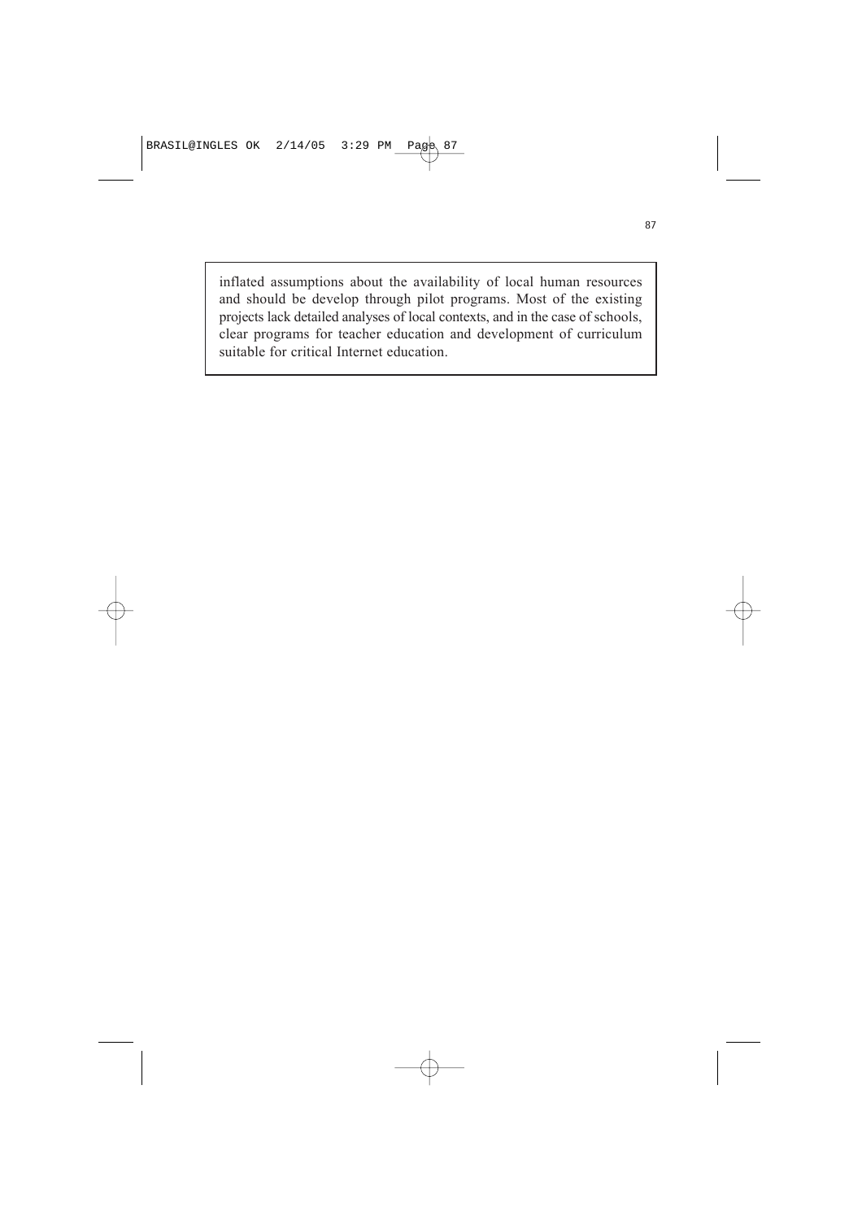inflated assumptions about the availability of local human resources and should be develop through pilot programs. Most of the existing projects lack detailed analyses of local contexts, and in the case of schools, clear programs for teacher education and development of curriculum suitable for critical Internet education.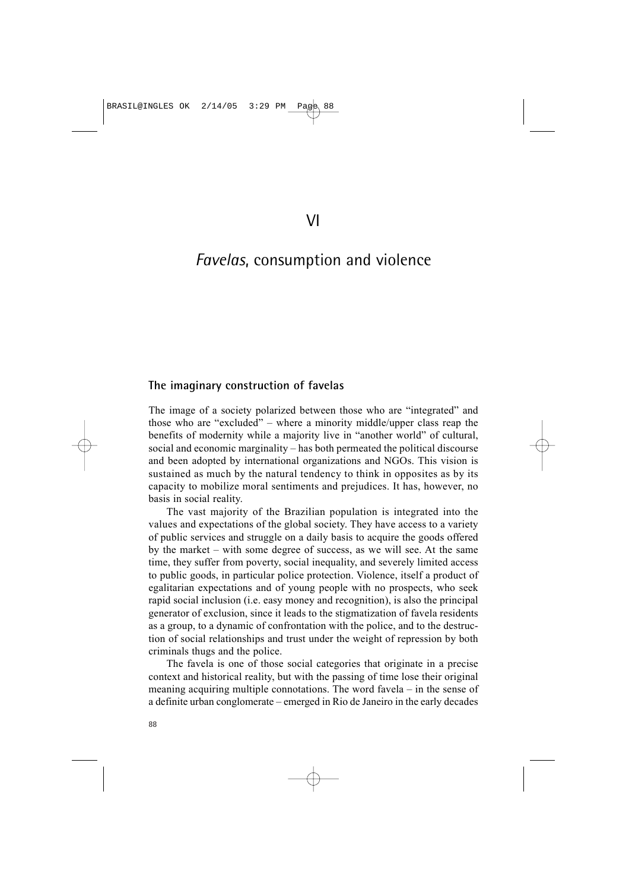# VI

# *Favelas*, consumption and violence

## The imaginary construction of favelas

The image of a society polarized between those who are "integrated" and those who are "excluded" – where a minority middle/upper class reap the benefits of modernity while a majority live in "another world" of cultural, social and economic marginality – has both permeated the political discourse and been adopted by international organizations and NGOs. This vision is sustained as much by the natural tendency to think in opposites as by its capacity to mobilize moral sentiments and prejudices. It has, however, no basis in social reality.

The vast majority of the Brazilian population is integrated into the values and expectations of the global society. They have access to a variety of public services and struggle on a daily basis to acquire the goods offered by the market – with some degree of success, as we will see. At the same time, they suffer from poverty, social inequality, and severely limited access to public goods, in particular police protection. Violence, itself a product of egalitarian expectations and of young people with no prospects, who seek rapid social inclusion (i.e. easy money and recognition), is also the principal generator of exclusion, since it leads to the stigmatization of favela residents as a group, to a dynamic of confrontation with the police, and to the destruction of social relationships and trust under the weight of repression by both criminals thugs and the police.

The favela is one of those social categories that originate in a precise context and historical reality, but with the passing of time lose their original meaning acquiring multiple connotations. The word favela – in the sense of a definite urban conglomerate – emerged in Rio de Janeiro in the early decades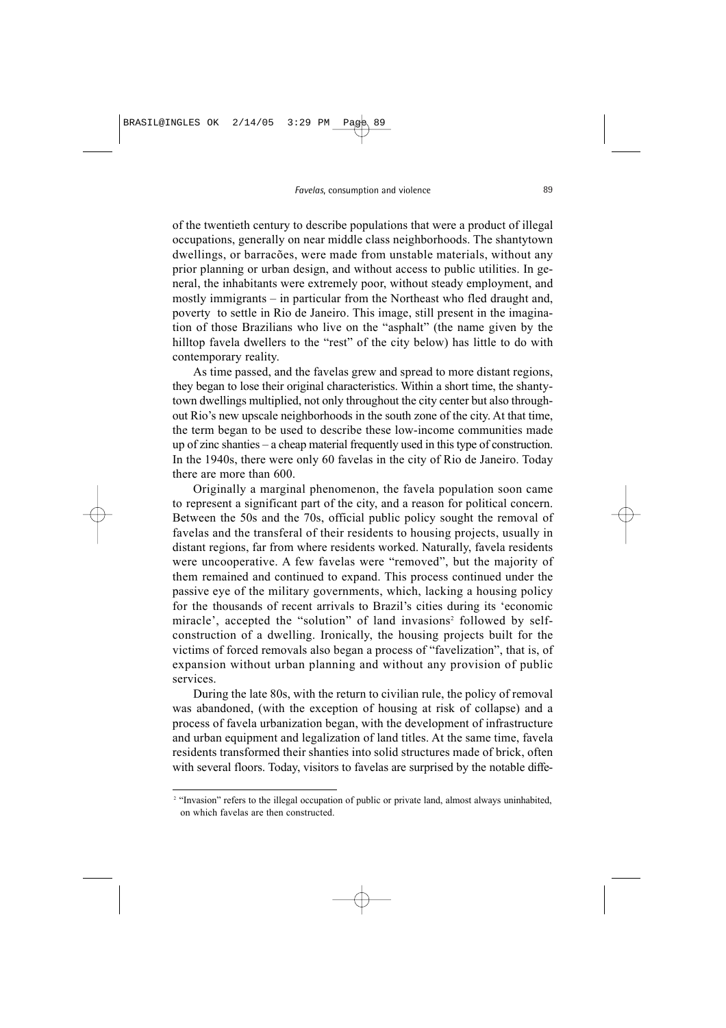of the twentieth century to describe populations that were a product of illegal occupations, generally on near middle class neighborhoods. The shantytown dwellings, or barracões, were made from unstable materials, without any prior planning or urban design, and without access to public utilities. In general, the inhabitants were extremely poor, without steady employment, and mostly immigrants – in particular from the Northeast who fled draught and, poverty to settle in Rio de Janeiro. This image, still present in the imagination of those Brazilians who live on the "asphalt" (the name given by the hilltop favela dwellers to the "rest" of the city below) has little to do with contemporary reality.

As time passed, and the favelas grew and spread to more distant regions, they began to lose their original characteristics. Within a short time, the shantytown dwellings multiplied, not only throughout the city center but also throughout Rio's new upscale neighborhoods in the south zone of the city. At that time, the term began to be used to describe these low-income communities made up of zinc shanties – a cheap material frequently used in this type of construction. In the 1940s, there were only 60 favelas in the city of Rio de Janeiro. Today there are more than 600.

Originally a marginal phenomenon, the favela population soon came to represent a significant part of the city, and a reason for political concern. Between the 50s and the 70s, official public policy sought the removal of favelas and the transferal of their residents to housing projects, usually in distant regions, far from where residents worked. Naturally, favela residents were uncooperative. A few favelas were "removed", but the majority of them remained and continued to expand. This process continued under the passive eye of the military governments, which, lacking a housing policy for the thousands of recent arrivals to Brazil's cities during its 'economic miracle', accepted the "solution" of land invasions[2] followed by self-construction of a dwelling. Ironically, the housing projects built for the victims of forced removals also began a process of "favelization", that is, of expansion without urban planning and without any provision of public services.

During the late 80s, with the return to civilian rule, the policy of removal was abandoned, (with the exception of housing at risk of collapse) and a process of favela urbanization began, with the development of infrastructure and urban equipment and legalization of land titles. At the same time, favela residents transformed their shanties into solid structures made of brick, often with several floors. Today, visitors to favelas are surprised by the notable diffe-

[2] "Invasion" refers to the illegal occupation of public or private land, almost always uninhabited, on which favelas are then constructed.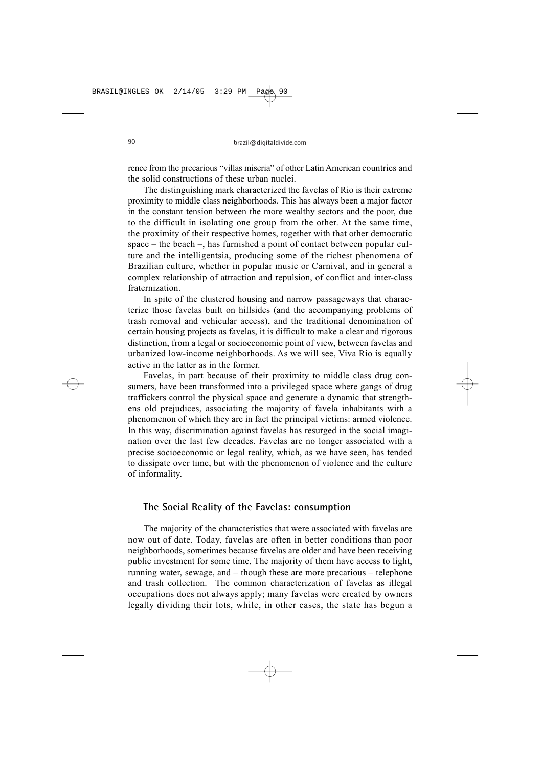rence from the precarious "villas miseria" of other Latin American countries and the solid constructions of these urban nuclei.

The distinguishing mark characterized the favelas of Rio is their extreme proximity to middle class neighborhoods. This has always been a major factor in the constant tension between the more wealthy sectors and the poor, due to the difficult in isolating one group from the other. At the same time, the proximity of their respective homes, together with that other democratic space – the beach –, has furnished a point of contact between popular culture and the intelligentsia, producing some of the richest phenomena of Brazilian culture, whether in popular music or Carnival, and in general a complex relationship of attraction and repulsion, of conflict and inter-class fraternization.

In spite of the clustered housing and narrow passageways that characterize those favelas built on hillsides (and the accompanying problems of trash removal and vehicular access), and the traditional denomination of certain housing projects as favelas, it is difficult to make a clear and rigorous distinction, from a legal or socioeconomic point of view, between favelas and urbanized low-income neighborhoods. As we will see, Viva Rio is equally active in the latter as in the former.

Favelas, in part because of their proximity to middle class drug consumers, have been transformed into a privileged space where gangs of drug traffickers control the physical space and generate a dynamic that strengthens old prejudices, associating the majority of favela inhabitants with a phenomenon of which they are in fact the principal victims: armed violence. In this way, discrimination against favelas has resurged in the social imagination over the last few decades. Favelas are no longer associated with a precise socioeconomic or legal reality, which, as we have seen, has tended to dissipate over time, but with the phenomenon of violence and the culture of informality.

## The Social Reality of the Favelas: consumption

The majority of the characteristics that were associated with favelas are now out of date. Today, favelas are often in better conditions than poor neighborhoods, sometimes because favelas are older and have been receiving public investment for some time. The majority of them have access to light, running water, sewage, and – though these are more precarious – telephone and trash collection. The common characterization of favelas as illegal occupations does not always apply; many favelas were created by owners legally dividing their lots, while, in other cases, the state has begun a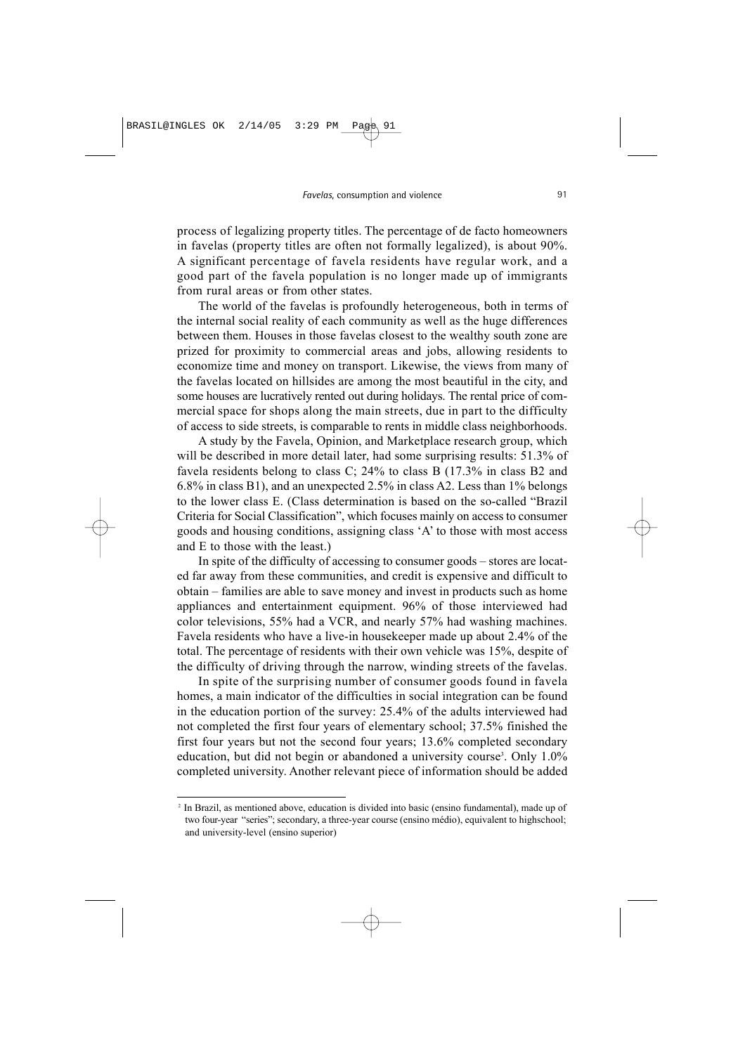process of legalizing property titles. The percentage of de facto homeowners in favelas (property titles are often not formally legalized), is about 90%. A significant percentage of favela residents have regular work, and a good part of the favela population is no longer made up of immigrants from rural areas or from other states.

The world of the favelas is profoundly heterogeneous, both in terms of the internal social reality of each community as well as the huge differences between them. Houses in those favelas closest to the wealthy south zone are prized for proximity to commercial areas and jobs, allowing residents to economize time and money on transport. Likewise, the views from many of the favelas located on hillsides are among the most beautiful in the city, and some houses are lucratively rented out during holidays. The rental price of commercial space for shops along the main streets, due in part to the difficulty of access to side streets, is comparable to rents in middle class neighborhoods.

A study by the Favela, Opinion, and Marketplace research group, which will be described in more detail later, had some surprising results: 51.3% of favela residents belong to class C; 24% to class B (17.3% in class B2 and 6.8% in class B1), and an unexpected 2.5% in class A2. Less than 1% belongs to the lower class E. (Class determination is based on the so-called "Brazil Criteria for Social Classification", which focuses mainly on access to consumer goods and housing conditions, assigning class 'A' to those with most access and E to those with the least.)

In spite of the difficulty of accessing to consumer goods – stores are located far away from these communities, and credit is expensive and difficult to obtain – families are able to save money and invest in products such as home appliances and entertainment equipment. 96% of those interviewed had color televisions, 55% had a VCR, and nearly 57% had washing machines. Favela residents who have a live-in housekeeper made up about 2.4% of the total. The percentage of residents with their own vehicle was 15%, despite of the difficulty of driving through the narrow, winding streets of the favelas.

In spite of the surprising number of consumer goods found in favela homes, a main indicator of the difficulties in social integration can be found in the education portion of the survey: 25.4% of the adults interviewed had not completed the first four years of elementary school; 37.5% finished the first four years but not the second four years; 13.6% completed secondary education, but did not begin or abandoned a university course[3]. Only 1.0% completed university. Another relevant piece of information should be added

---

[2] In Brazil, as mentioned above, education is divided into basic (ensino fundamental), made up of two four-year "series"; secondary, a three-year course (ensino médio), equivalent to highschool; and university-level (ensino superior)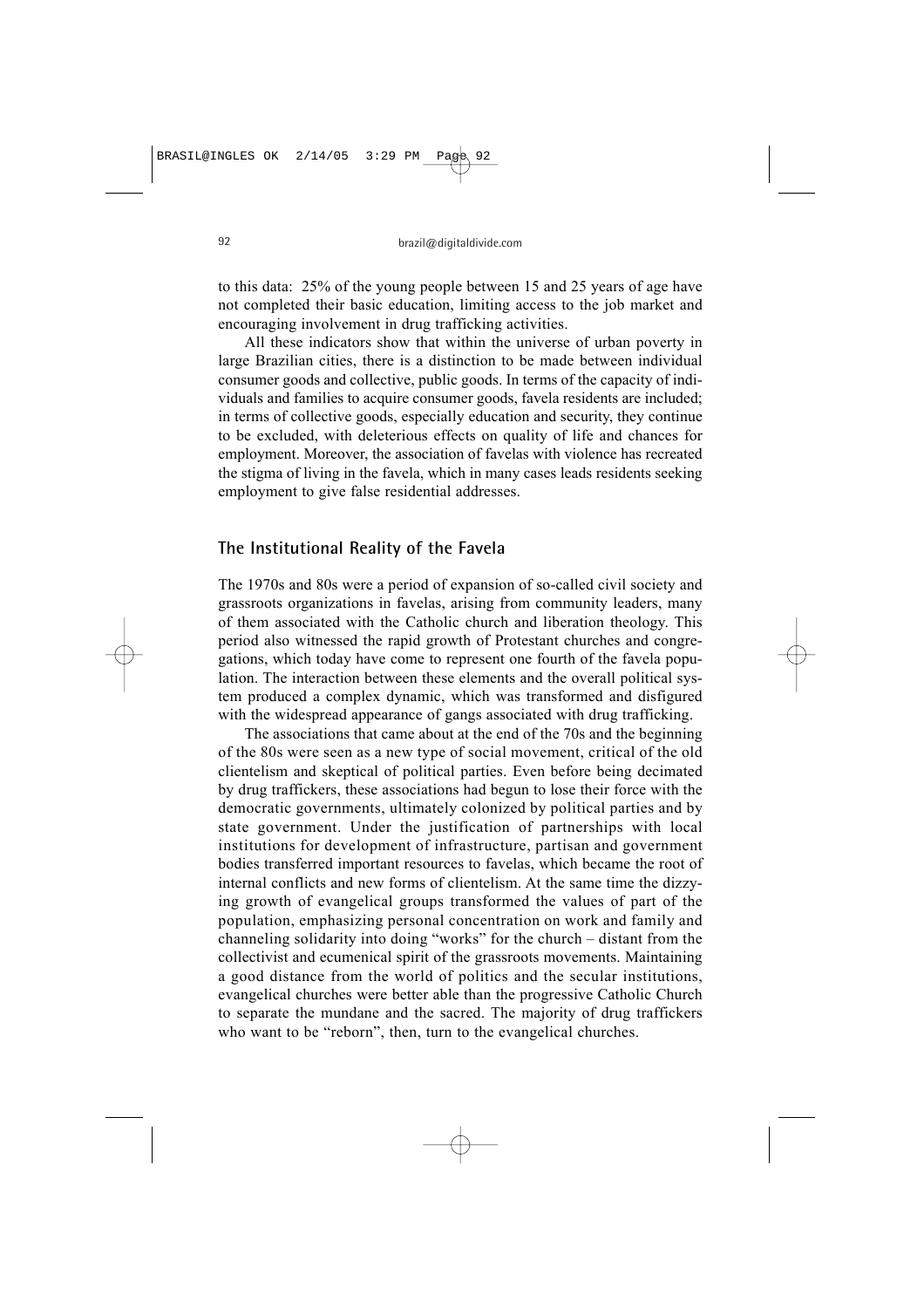to this data: 25% of the young people between 15 and 25 years of age have not completed their basic education, limiting access to the job market and encouraging involvement in drug trafficking activities.

All these indicators show that within the universe of urban poverty in large Brazilian cities, there is a distinction to be made between individual consumer goods and collective, public goods. In terms of the capacity of individuals and families to acquire consumer goods, favela residents are included; in terms of collective goods, especially education and security, they continue to be excluded, with deleterious effects on quality of life and chances for employment. Moreover, the association of favelas with violence has recreated the stigma of living in the favela, which in many cases leads residents seeking employment to give false residential addresses.

## The Institutional Reality of the Favela

The 1970s and 80s were a period of expansion of so-called civil society and grassroots organizations in favelas, arising from community leaders, many of them associated with the Catholic church and liberation theology. This period also witnessed the rapid growth of Protestant churches and congregations, which today have come to represent one fourth of the favela population. The interaction between these elements and the overall political system produced a complex dynamic, which was transformed and disfigured with the widespread appearance of gangs associated with drug trafficking.

The associations that came about at the end of the 70s and the beginning of the 80s were seen as a new type of social movement, critical of the old clientelism and skeptical of political parties. Even before being decimated by drug traffickers, these associations had begun to lose their force with the democratic governments, ultimately colonized by political parties and by state government. Under the justification of partnerships with local institutions for development of infrastructure, partisan and government bodies transferred important resources to favelas, which became the root of internal conflicts and new forms of clientelism. At the same time the dizzying growth of evangelical groups transformed the values of part of the population, emphasizing personal concentration on work and family and channeling solidarity into doing "works" for the church – distant from the collectivist and ecumenical spirit of the grassroots movements. Maintaining a good distance from the world of politics and the secular institutions, evangelical churches were better able than the progressive Catholic Church to separate the mundane and the sacred. The majority of drug traffickers who want to be "reborn", then, turn to the evangelical churches.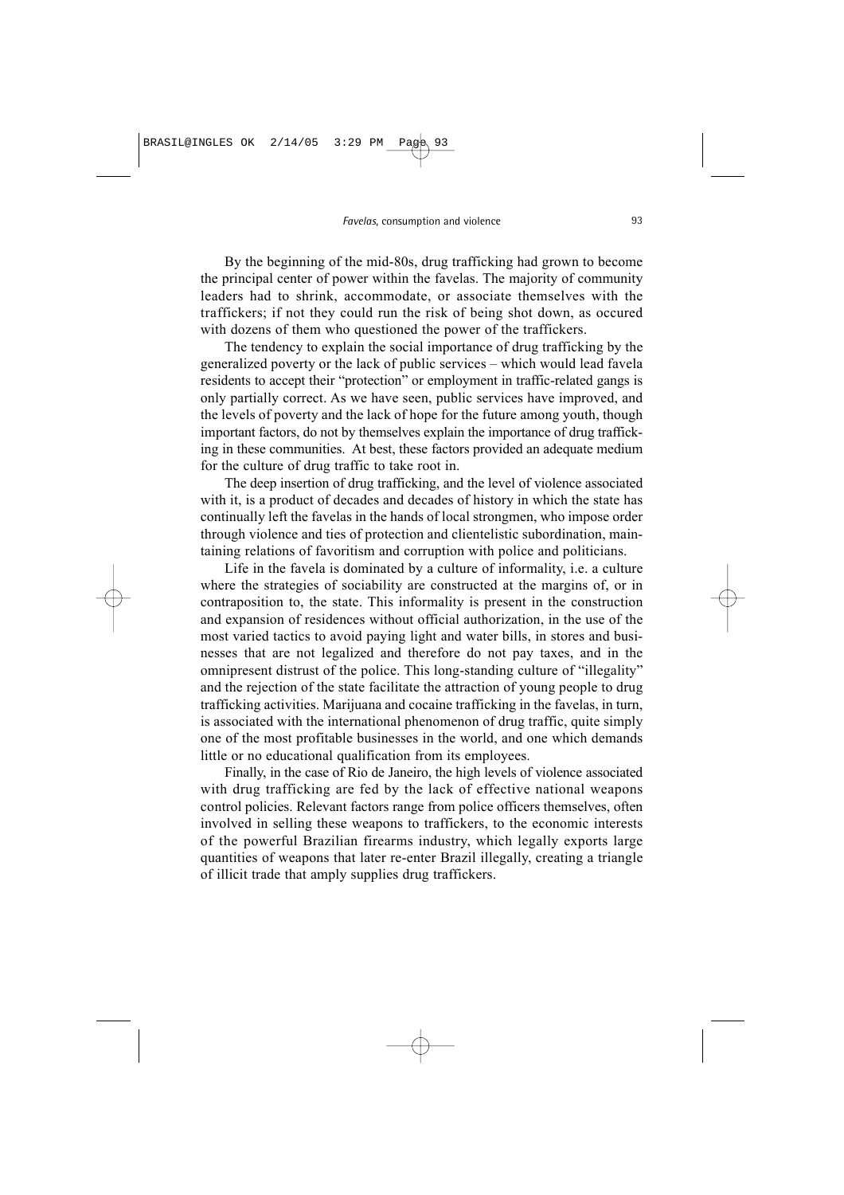By the beginning of the mid-80s, drug trafficking had grown to become the principal center of power within the favelas. The majority of community leaders had to shrink, accommodate, or associate themselves with the traffickers; if not they could run the risk of being shot down, as occured with dozens of them who questioned the power of the traffickers.

The tendency to explain the social importance of drug trafficking by the generalized poverty or the lack of public services – which would lead favela residents to accept their "protection" or employment in traffic-related gangs is only partially correct. As we have seen, public services have improved, and the levels of poverty and the lack of hope for the future among youth, though important factors, do not by themselves explain the importance of drug trafficking in these communities. At best, these factors provided an adequate medium for the culture of drug traffic to take root in.

The deep insertion of drug trafficking, and the level of violence associated with it, is a product of decades and decades of history in which the state has continually left the favelas in the hands of local strongmen, who impose order through violence and ties of protection and clientelistic subordination, maintaining relations of favoritism and corruption with police and politicians.

Life in the favela is dominated by a culture of informality, i.e. a culture where the strategies of sociability are constructed at the margins of, or in contraposition to, the state. This informality is present in the construction and expansion of residences without official authorization, in the use of the most varied tactics to avoid paying light and water bills, in stores and businesses that are not legalized and therefore do not pay taxes, and in the omnipresent distrust of the police. This long-standing culture of "illegality" and the rejection of the state facilitate the attraction of young people to drug trafficking activities. Marijuana and cocaine trafficking in the favelas, in turn, is associated with the international phenomenon of drug traffic, quite simply one of the most profitable businesses in the world, and one which demands little or no educational qualification from its employees.

Finally, in the case of Rio de Janeiro, the high levels of violence associated with drug trafficking are fed by the lack of effective national weapons control policies. Relevant factors range from police officers themselves, often involved in selling these weapons to traffickers, to the economic interests of the powerful Brazilian firearms industry, which legally exports large quantities of weapons that later re-enter Brazil illegally, creating a triangle of illicit trade that amply supplies drug traffickers.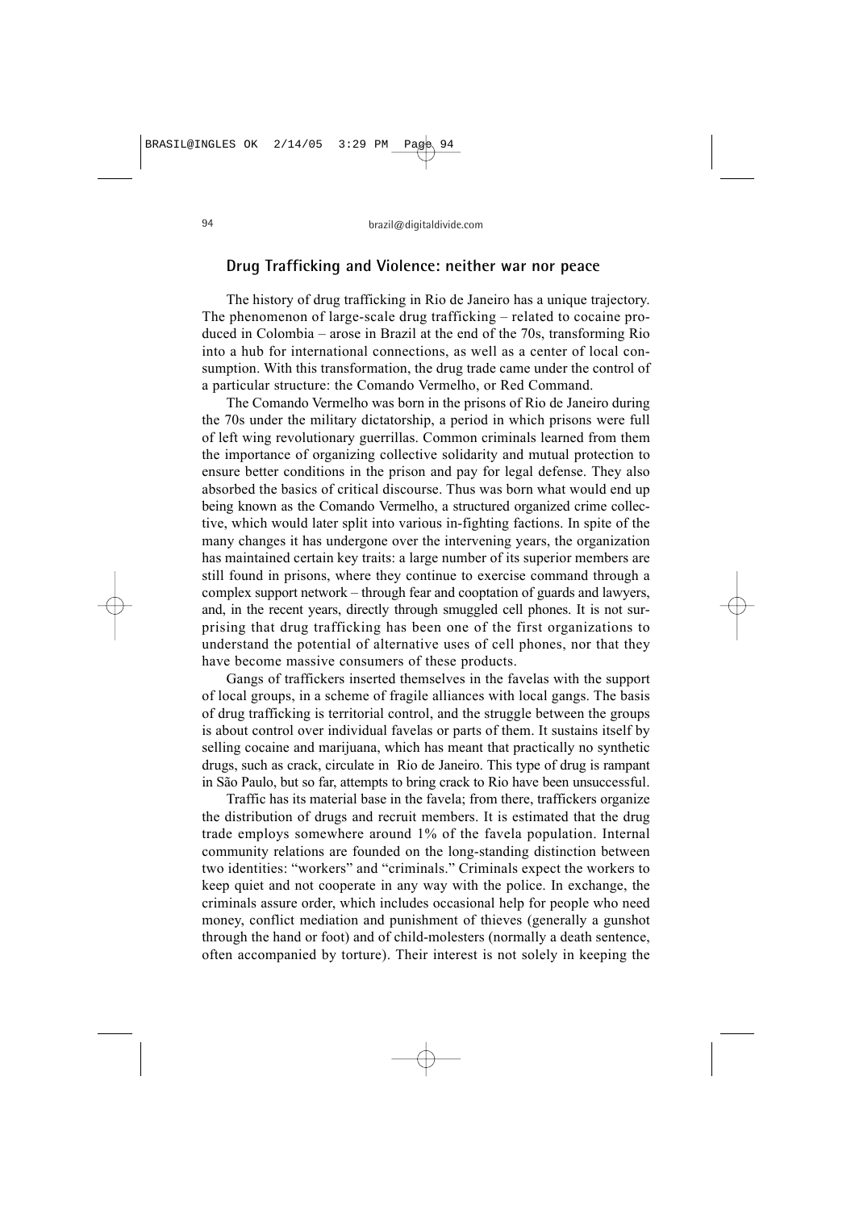## Drug Trafficking and Violence: neither war nor peace

The history of drug trafficking in Rio de Janeiro has a unique trajectory. The phenomenon of large-scale drug trafficking – related to cocaine produced in Colombia – arose in Brazil at the end of the 70s, transforming Rio into a hub for international connections, as well as a center of local consumption. With this transformation, the drug trade came under the control of a particular structure: the Comando Vermelho, or Red Command.

The Comando Vermelho was born in the prisons of Rio de Janeiro during the 70s under the military dictatorship, a period in which prisons were full of left wing revolutionary guerrillas. Common criminals learned from them the importance of organizing collective solidarity and mutual protection to ensure better conditions in the prison and pay for legal defense. They also absorbed the basics of critical discourse. Thus was born what would end up being known as the Comando Vermelho, a structured organized crime collective, which would later split into various in-fighting factions. In spite of the many changes it has undergone over the intervening years, the organization has maintained certain key traits: a large number of its superior members are still found in prisons, where they continue to exercise command through a complex support network – through fear and cooptation of guards and lawyers, and, in the recent years, directly through smuggled cell phones. It is not surprising that drug trafficking has been one of the first organizations to understand the potential of alternative uses of cell phones, nor that they have become massive consumers of these products.

Gangs of traffickers inserted themselves in the favelas with the support of local groups, in a scheme of fragile alliances with local gangs. The basis of drug trafficking is territorial control, and the struggle between the groups is about control over individual favelas or parts of them. It sustains itself by selling cocaine and marijuana, which has meant that practically no synthetic drugs, such as crack, circulate in Rio de Janeiro. This type of drug is rampant in São Paulo, but so far, attempts to bring crack to Rio have been unsuccessful.

Traffic has its material base in the favela; from there, traffickers organize the distribution of drugs and recruit members. It is estimated that the drug trade employs somewhere around 1% of the favela population. Internal community relations are founded on the long-standing distinction between two identities: "workers" and "criminals." Criminals expect the workers to keep quiet and not cooperate in any way with the police. In exchange, the criminals assure order, which includes occasional help for people who need money, conflict mediation and punishment of thieves (generally a gunshot through the hand or foot) and of child-molesters (normally a death sentence, often accompanied by torture). Their interest is not solely in keeping the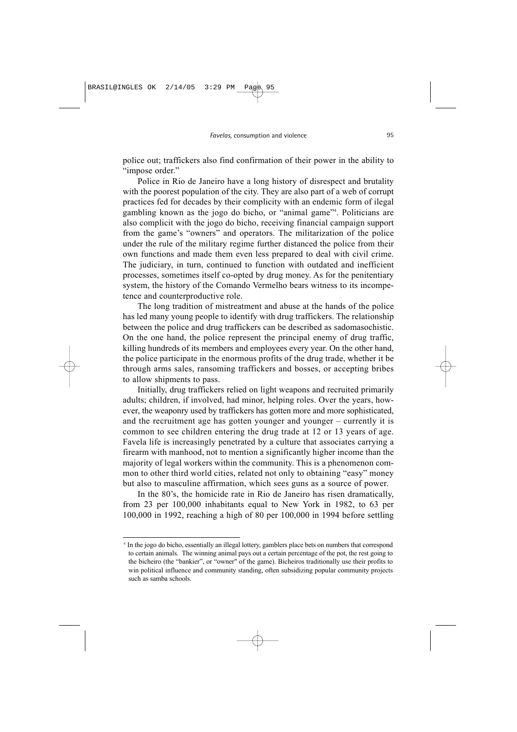police out; traffickers also find confirmation of their power in the ability to "impose order."

Police in Rio de Janeiro have a long history of disrespect and brutality with the poorest population of the city. They are also part of a web of corrupt practices fed for decades by their complicity with an endemic form of ilegal gambling known as the jogo do bicho, or "animal game"[4]. Politicians are also complicit with the jogo do bicho, receiving financial campaign support from the game's "owners" and operators. The militarization of the police under the rule of the military regime further distanced the police from their own functions and made them even less prepared to deal with civil crime. The judiciary, in turn, continued to function with outdated and inefficient processes, sometimes itself co-opted by drug money. As for the penitentiary system, the history of the Comando Vermelho bears witness to its incompetence and counterproductive role.

The long tradition of mistreatment and abuse at the hands of the police has led many young people to identify with drug traffickers. The relationship between the police and drug traffickers can be described as sadomasochistic. On the one hand, the police represent the principal enemy of drug traffic, killing hundreds of its members and employees every year. On the other hand, the police participate in the enormous profits of the drug trade, whether it be through arms sales, ransoming traffickers and bosses, or accepting bribes to allow shipments to pass.

Initially, drug traffickers relied on light weapons and recruited primarily adults; children, if involved, had minor, helping roles. Over the years, however, the weaponry used by traffickers has gotten more and more sophisticated, and the recruitment age has gotten younger and younger – currently it is common to see children entering the drug trade at 12 or 13 years of age. Favela life is increasingly penetrated by a culture that associates carrying a firearm with manhood, not to mention a significantly higher income than the majority of legal workers within the community. This is a phenomenon common to other third world cities, related not only to obtaining "easy" money but also to masculine affirmation, which sees guns as a source of power.

In the 80's, the homicide rate in Rio de Janeiro has risen dramatically, from 23 per 100,000 inhabitants equal to New York in 1982, to 63 per 100,000 in 1992, reaching a high of 80 per 100,000 in 1994 before settling

[4] In the jogo do bicho, essentially an illegal lottery, gamblers place bets on numbers that correspond to certain animals. The winning animal pays out a certain percentage of the pot, the rest going to the bicheiro (the "bankier", or "owner" of the game). Bicheiros traditionally use their profits to win political influence and community standing, often subsidizing popular community projects such as samba schools.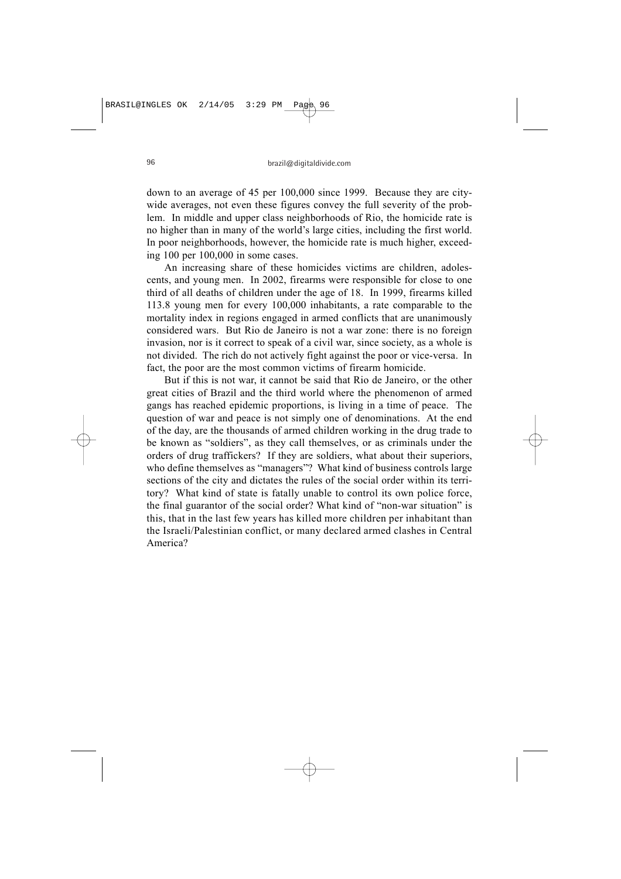down to an average of 45 per 100,000 since 1999. Because they are city-wide averages, not even these figures convey the full severity of the problem. In middle and upper class neighborhoods of Rio, the homicide rate is no higher than in many of the world's large cities, including the first world. In poor neighborhoods, however, the homicide rate is much higher, exceeding 100 per 100,000 in some cases.

An increasing share of these homicides victims are children, adolescents, and young men. In 2002, firearms were responsible for close to one third of all deaths of children under the age of 18. In 1999, firearms killed 113.8 young men for every 100,000 inhabitants, a rate comparable to the mortality index in regions engaged in armed conflicts that are unanimously considered wars. But Rio de Janeiro is not a war zone: there is no foreign invasion, nor is it correct to speak of a civil war, since society, as a whole is not divided. The rich do not actively fight against the poor or vice-versa. In fact, the poor are the most common victims of firearm homicide.

But if this is not war, it cannot be said that Rio de Janeiro, or the other great cities of Brazil and the third world where the phenomenon of armed gangs has reached epidemic proportions, is living in a time of peace. The question of war and peace is not simply one of denominations. At the end of the day, are the thousands of armed children working in the drug trade to be known as "soldiers", as they call themselves, or as criminals under the orders of drug traffickers? If they are soldiers, what about their superiors, who define themselves as "managers"? What kind of business controls large sections of the city and dictates the rules of the social order within its territory? What kind of state is fatally unable to control its own police force, the final guarantor of the social order? What kind of "non-war situation" is this, that in the last few years has killed more children per inhabitant than the Israeli/Palestinian conflict, or many declared armed clashes in Central America?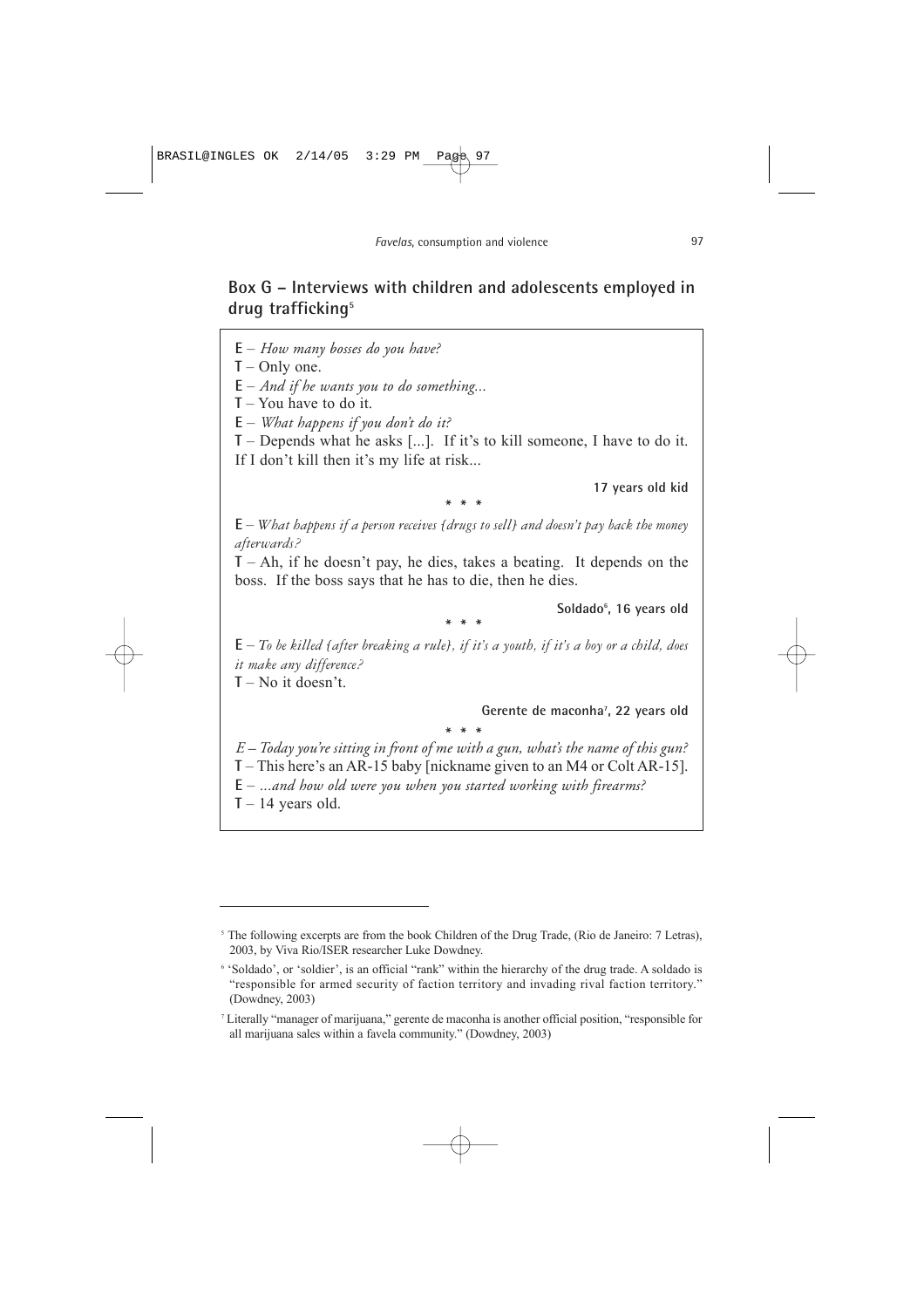## Box G – Interviews with children and adolescents employed in drug trafficking[5]

**E** – *How many bosses do you have?*
**T** – Only one.
**E** – *And if he wants you to do something...*
**T** – You have to do it.
**E** – *What happens if you don't do it?*
**T** – Depends what he asks [...]. If it's to kill someone, I have to do it. If I don't kill then it's my life at risk...

**17 years old kid**

\* \* \*

**E** – *What happens if a person receives {drugs to sell} and doesn't pay back the money afterwards?*
**T** – Ah, if he doesn't pay, he dies, takes a beating. It depends on the boss. If the boss says that he has to die, then he dies.

**Soldado[6], 16 years old**

\* \* \*

**E** – *To be killed {after breaking a rule}, if it's a youth, if it's a boy or a child, does it make any difference?*
**T** – No it doesn't.

**Gerente de maconha[7], 22 years old**

\* \* \*

*E – Today you're sitting in front of me with a gun, what's the name of this gun?*
**T** – This here's an AR-15 baby [nickname given to an M4 or Colt AR-15].
**E** – *...and how old were you when you started working with firearms?*
**T** – 14 years old.

---

[5] The following excerpts are from the book Children of the Drug Trade, (Rio de Janeiro: 7 Letras), 2003, by Viva Rio/ISER researcher Luke Dowdney.

[6] 'Soldado', or 'soldier', is an official "rank" within the hierarchy of the drug trade. A soldado is "responsible for armed security of faction territory and invading rival faction territory." (Dowdney, 2003)

[7] Literally "manager of marijuana," gerente de maconha is another official position, "responsible for all marijuana sales within a favela community." (Dowdney, 2003)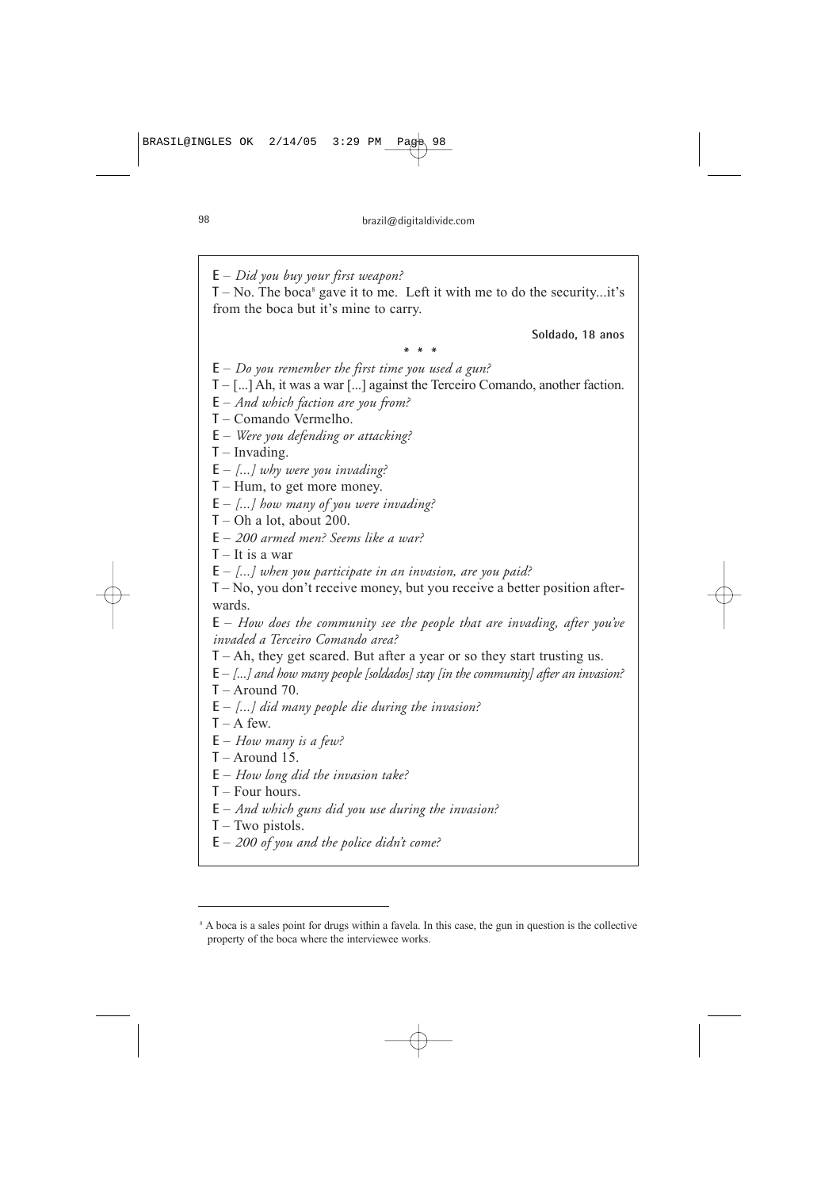**E** – *Did you buy your first weapon?*

**T** – No. The boca[8] gave it to me. Left it with me to do the security...it's from the boca but it's mine to carry.

**Soldado, 18 anos**

\* \* \*

**E** – *Do you remember the first time you used a gun?*

**T** – [...] Ah, it was a war [...] against the Terceiro Comando, another faction.

**E** – *And which faction are you from?*

**T** – Comando Vermelho.

**E** – *Were you defending or attacking?*

**T** – Invading.

**E** – *[...] why were you invading?*

**T** – Hum, to get more money.

**E** – *[...] how many of you were invading?*

**T** – Oh a lot, about 200.

**E** – *200 armed men? Seems like a war?*

**T** – It is a war

**E** – *[...] when you participate in an invasion, are you paid?*

**T** – No, you don't receive money, but you receive a better position afterwards.

**E** – *How does the community see the people that are invading, after you've invaded a Terceiro Comando area?*

**T** – Ah, they get scared. But after a year or so they start trusting us.

**E** – *[...] and how many people [soldados] stay [in the community] after an invasion?*

**T** – Around 70.

**E** – *[...] did many people die during the invasion?*

**T** – A few.

**E** – *How many is a few?*

**T** – Around 15.

**E** – *How long did the invasion take?*

**T** – Four hours.

**E** – *And which guns did you use during the invasion?*

**T** – Two pistols.

**E** – *200 of you and the police didn't come?*

---

[8] A boca is a sales point for drugs within a favela. In this case, the gun in question is the collective property of the boca where the interviewee works.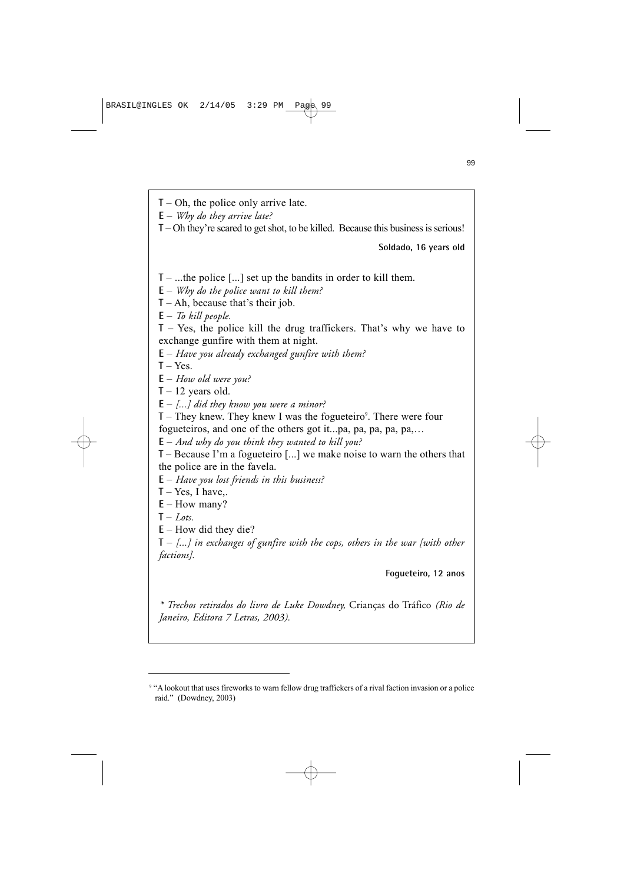**T** – Oh, the police only arrive late.
**E** – *Why do they arrive late?*
**T** – Oh they're scared to get shot, to be killed. Because this business is serious!

**Soldado, 16 years old**

**T** – ...the police [...] set up the bandits in order to kill them.
**E** – *Why do the police want to kill them?*
**T** – Ah, because that's their job.
**E** – *To kill people.*
**T** – Yes, the police kill the drug traffickers. That's why we have to exchange gunfire with them at night.
**E** – *Have you already exchanged gunfire with them?*
**T** – Yes.
**E** – *How old were you?*
**T** – 12 years old.
**E** – *[...] did they know you were a minor?*
**T** – They knew. They knew I was the fogueteiro[9]. There were four fogueteiros, and one of the others got it...pa, pa, pa, pa, pa,…
**E** – *And why do you think they wanted to kill you?*
**T** – Because I'm a fogueteiro [...] we make noise to warn the others that the police are in the favela.
**E** – *Have you lost friends in this business?*
**T** – Yes, I have,.
**E** – How many?
**T** – *Lots.*
**E** – How did they die?
**T** – *[...] in exchanges of gunfire with the cops, others in the war [with other factions].*

**Fogueteiro, 12 anos**

*\* Trechos retirados do livro de Luke Dowdney,* Crianças do Tráfico *(Rio de Janeiro, Editora 7 Letras, 2003).*

---

[9] "A lookout that uses fireworks to warn fellow drug traffickers of a rival faction invasion or a police raid." (Dowdney, 2003)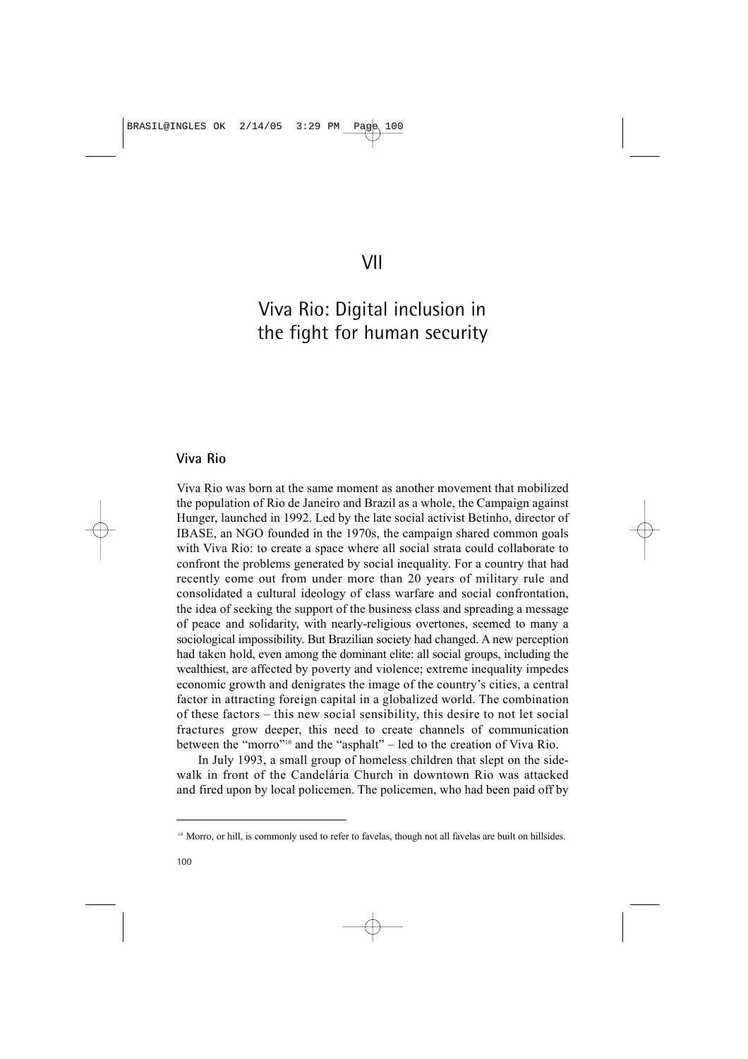# VII

# Viva Rio: Digital inclusion in the fight for human security

## Viva Rio

Viva Rio was born at the same moment as another movement that mobilized the population of Rio de Janeiro and Brazil as a whole, the Campaign against Hunger, launched in 1992. Led by the late social activist Betinho, director of IBASE, an NGO founded in the 1970s, the campaign shared common goals with Viva Rio: to create a space where all social strata could collaborate to confront the problems generated by social inequality. For a country that had recently come out from under more than 20 years of military rule and consolidated a cultural ideology of class warfare and social confrontation, the idea of seeking the support of the business class and spreading a message of peace and solidarity, with nearly-religious overtones, seemed to many a sociological impossibility. But Brazilian society had changed. A new perception had taken hold, even among the dominant elite: all social groups, including the wealthiest, are affected by poverty and violence; extreme inequality impedes economic growth and denigrates the image of the country's cities, a central factor in attracting foreign capital in a globalized world. The combination of these factors – this new social sensibility, this desire to not let social fractures grow deeper, this need to create channels of communication between the "morro"[10] and the "asphalt" – led to the creation of Viva Rio.

In July 1993, a small group of homeless children that slept on the sidewalk in front of the Candelária Church in downtown Rio was attacked and fired upon by local policemen. The policemen, who had been paid off by

[10] Morro, or hill, is commonly used to refer to favelas, though not all favelas are built on hillsides.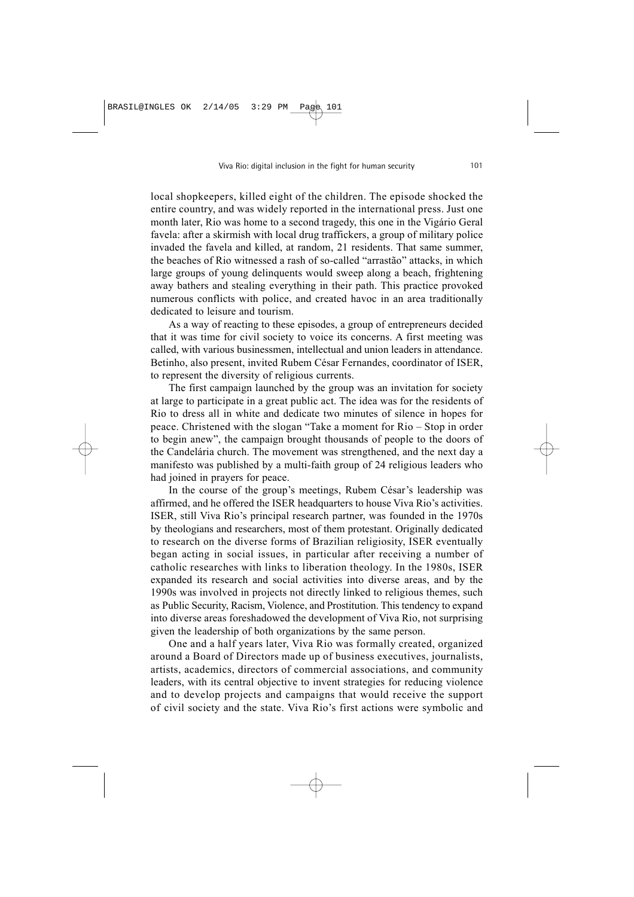local shopkeepers, killed eight of the children. The episode shocked the entire country, and was widely reported in the international press. Just one month later, Rio was home to a second tragedy, this one in the Vigário Geral favela: after a skirmish with local drug traffickers, a group of military police invaded the favela and killed, at random, 21 residents. That same summer, the beaches of Rio witnessed a rash of so-called "arrastão" attacks, in which large groups of young delinquents would sweep along a beach, frightening away bathers and stealing everything in their path. This practice provoked numerous conflicts with police, and created havoc in an area traditionally dedicated to leisure and tourism.

As a way of reacting to these episodes, a group of entrepreneurs decided that it was time for civil society to voice its concerns. A first meeting was called, with various businessmen, intellectual and union leaders in attendance. Betinho, also present, invited Rubem César Fernandes, coordinator of ISER, to represent the diversity of religious currents.

The first campaign launched by the group was an invitation for society at large to participate in a great public act. The idea was for the residents of Rio to dress all in white and dedicate two minutes of silence in hopes for peace. Christened with the slogan "Take a moment for Rio – Stop in order to begin anew", the campaign brought thousands of people to the doors of the Candelária church. The movement was strengthened, and the next day a manifesto was published by a multi-faith group of 24 religious leaders who had joined in prayers for peace.

In the course of the group's meetings, Rubem César's leadership was affirmed, and he offered the ISER headquarters to house Viva Rio's activities. ISER, still Viva Rio's principal research partner, was founded in the 1970s by theologians and researchers, most of them protestant. Originally dedicated to research on the diverse forms of Brazilian religiosity, ISER eventually began acting in social issues, in particular after receiving a number of catholic researches with links to liberation theology. In the 1980s, ISER expanded its research and social activities into diverse areas, and by the 1990s was involved in projects not directly linked to religious themes, such as Public Security, Racism, Violence, and Prostitution. This tendency to expand into diverse areas foreshadowed the development of Viva Rio, not surprising given the leadership of both organizations by the same person.

One and a half years later, Viva Rio was formally created, organized around a Board of Directors made up of business executives, journalists, artists, academics, directors of commercial associations, and community leaders, with its central objective to invent strategies for reducing violence and to develop projects and campaigns that would receive the support of civil society and the state. Viva Rio's first actions were symbolic and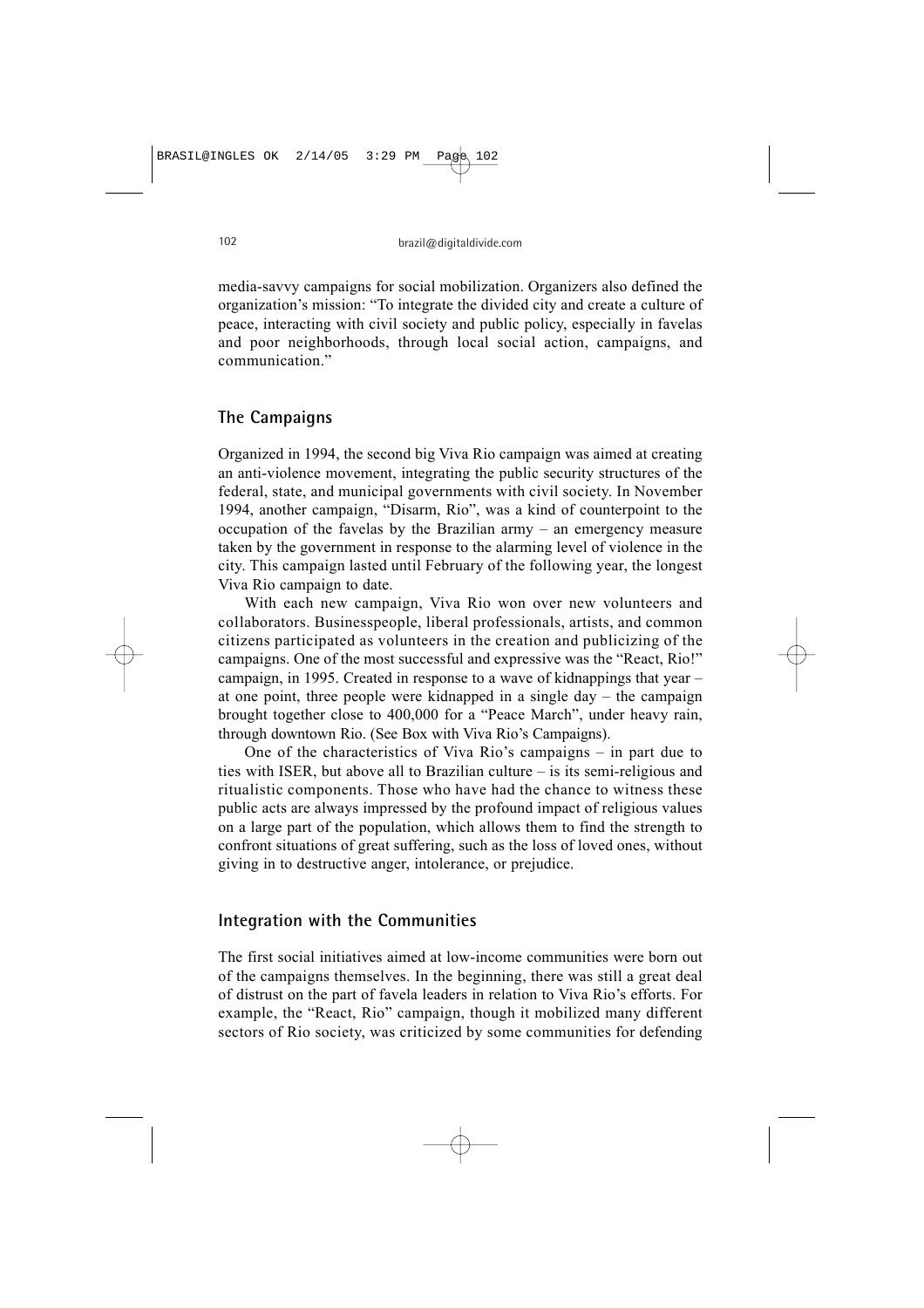media-savvy campaigns for social mobilization. Organizers also defined the organization's mission: "To integrate the divided city and create a culture of peace, interacting with civil society and public policy, especially in favelas and poor neighborhoods, through local social action, campaigns, and communication."

## The Campaigns

Organized in 1994, the second big Viva Rio campaign was aimed at creating an anti-violence movement, integrating the public security structures of the federal, state, and municipal governments with civil society. In November 1994, another campaign, "Disarm, Rio", was a kind of counterpoint to the occupation of the favelas by the Brazilian army – an emergency measure taken by the government in response to the alarming level of violence in the city. This campaign lasted until February of the following year, the longest Viva Rio campaign to date.

With each new campaign, Viva Rio won over new volunteers and collaborators. Businesspeople, liberal professionals, artists, and common citizens participated as volunteers in the creation and publicizing of the campaigns. One of the most successful and expressive was the "React, Rio!" campaign, in 1995. Created in response to a wave of kidnappings that year – at one point, three people were kidnapped in a single day – the campaign brought together close to 400,000 for a "Peace March", under heavy rain, through downtown Rio. (See Box with Viva Rio's Campaigns).

One of the characteristics of Viva Rio's campaigns – in part due to ties with ISER, but above all to Brazilian culture – is its semi-religious and ritualistic components. Those who have had the chance to witness these public acts are always impressed by the profound impact of religious values on a large part of the population, which allows them to find the strength to confront situations of great suffering, such as the loss of loved ones, without giving in to destructive anger, intolerance, or prejudice.

## Integration with the Communities

The first social initiatives aimed at low-income communities were born out of the campaigns themselves. In the beginning, there was still a great deal of distrust on the part of favela leaders in relation to Viva Rio's efforts. For example, the "React, Rio" campaign, though it mobilized many different sectors of Rio society, was criticized by some communities for defending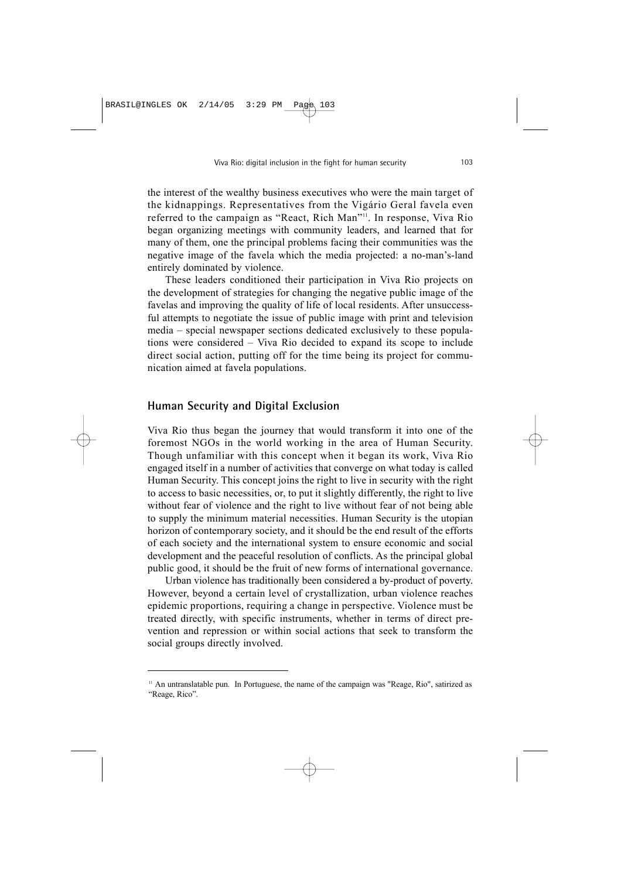the interest of the wealthy business executives who were the main target of the kidnappings. Representatives from the Vigário Geral favela even referred to the campaign as "React, Rich Man"[11]. In response, Viva Rio began organizing meetings with community leaders, and learned that for many of them, one the principal problems facing their communities was the negative image of the favela which the media projected: a no-man's-land entirely dominated by violence.

These leaders conditioned their participation in Viva Rio projects on the development of strategies for changing the negative public image of the favelas and improving the quality of life of local residents. After unsuccessful attempts to negotiate the issue of public image with print and television media – special newspaper sections dedicated exclusively to these populations were considered – Viva Rio decided to expand its scope to include direct social action, putting off for the time being its project for communication aimed at favela populations.

## Human Security and Digital Exclusion

Viva Rio thus began the journey that would transform it into one of the foremost NGOs in the world working in the area of Human Security. Though unfamiliar with this concept when it began its work, Viva Rio engaged itself in a number of activities that converge on what today is called Human Security. This concept joins the right to live in security with the right to access to basic necessities, or, to put it slightly differently, the right to live without fear of violence and the right to live without fear of not being able to supply the minimum material necessities. Human Security is the utopian horizon of contemporary society, and it should be the end result of the efforts of each society and the international system to ensure economic and social development and the peaceful resolution of conflicts. As the principal global public good, it should be the fruit of new forms of international governance.

Urban violence has traditionally been considered a by-product of poverty. However, beyond a certain level of crystallization, urban violence reaches epidemic proportions, requiring a change in perspective. Violence must be treated directly, with specific instruments, whether in terms of direct prevention and repression or within social actions that seek to transform the social groups directly involved.

---

[11] An untranslatable pun. In Portuguese, the name of the campaign was "Reage, Rio", satirized as "Reage, Rico".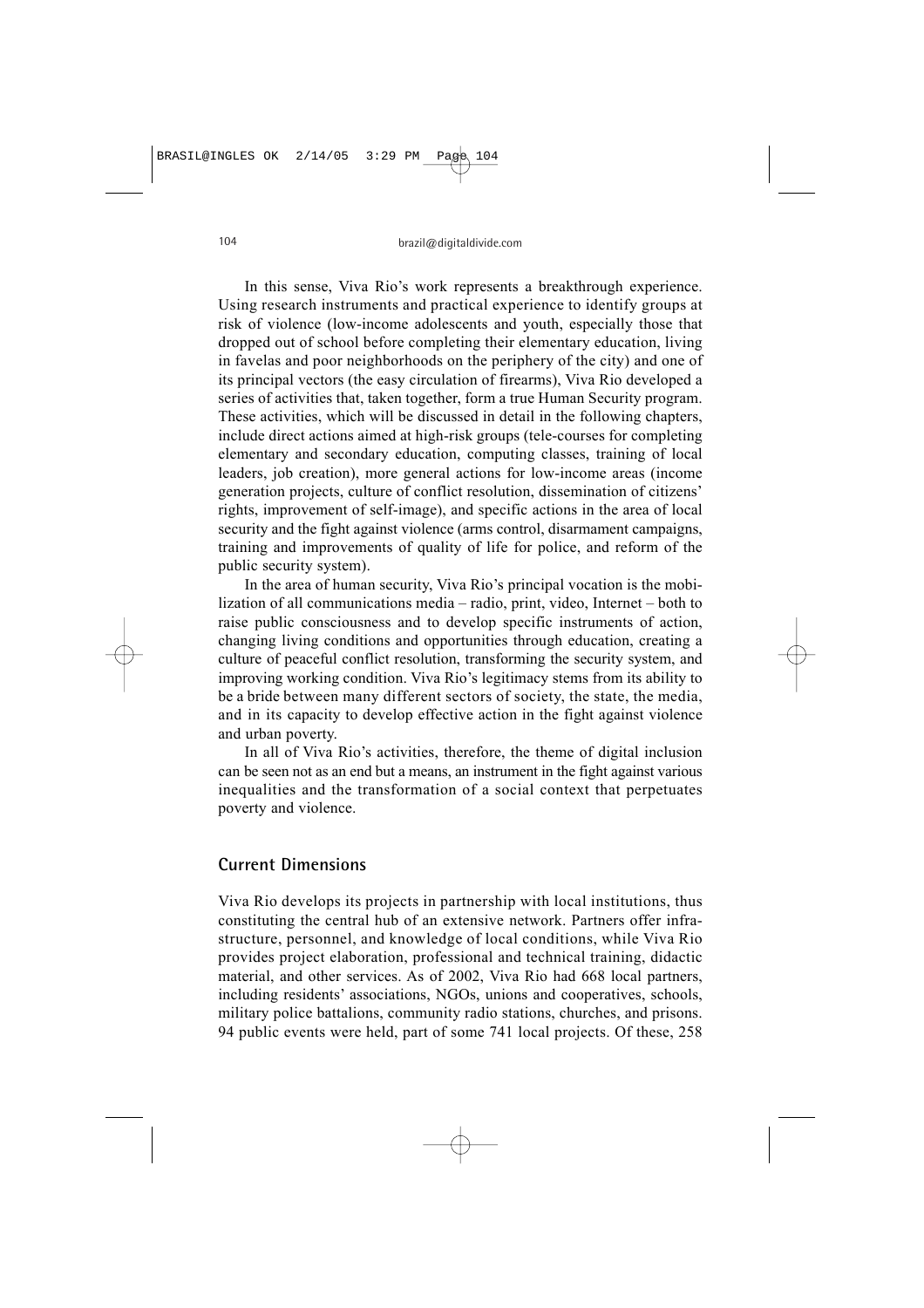In this sense, Viva Rio's work represents a breakthrough experience. Using research instruments and practical experience to identify groups at risk of violence (low-income adolescents and youth, especially those that dropped out of school before completing their elementary education, living in favelas and poor neighborhoods on the periphery of the city) and one of its principal vectors (the easy circulation of firearms), Viva Rio developed a series of activities that, taken together, form a true Human Security program. These activities, which will be discussed in detail in the following chapters, include direct actions aimed at high-risk groups (tele-courses for completing elementary and secondary education, computing classes, training of local leaders, job creation), more general actions for low-income areas (income generation projects, culture of conflict resolution, dissemination of citizens' rights, improvement of self-image), and specific actions in the area of local security and the fight against violence (arms control, disarmament campaigns, training and improvements of quality of life for police, and reform of the public security system).

In the area of human security, Viva Rio's principal vocation is the mobilization of all communications media – radio, print, video, Internet – both to raise public consciousness and to develop specific instruments of action, changing living conditions and opportunities through education, creating a culture of peaceful conflict resolution, transforming the security system, and improving working condition. Viva Rio's legitimacy stems from its ability to be a bride between many different sectors of society, the state, the media, and in its capacity to develop effective action in the fight against violence and urban poverty.

In all of Viva Rio's activities, therefore, the theme of digital inclusion can be seen not as an end but a means, an instrument in the fight against various inequalities and the transformation of a social context that perpetuates poverty and violence.

## Current Dimensions

Viva Rio develops its projects in partnership with local institutions, thus constituting the central hub of an extensive network. Partners offer infrastructure, personnel, and knowledge of local conditions, while Viva Rio provides project elaboration, professional and technical training, didactic material, and other services. As of 2002, Viva Rio had 668 local partners, including residents' associations, NGOs, unions and cooperatives, schools, military police battalions, community radio stations, churches, and prisons. 94 public events were held, part of some 741 local projects. Of these, 258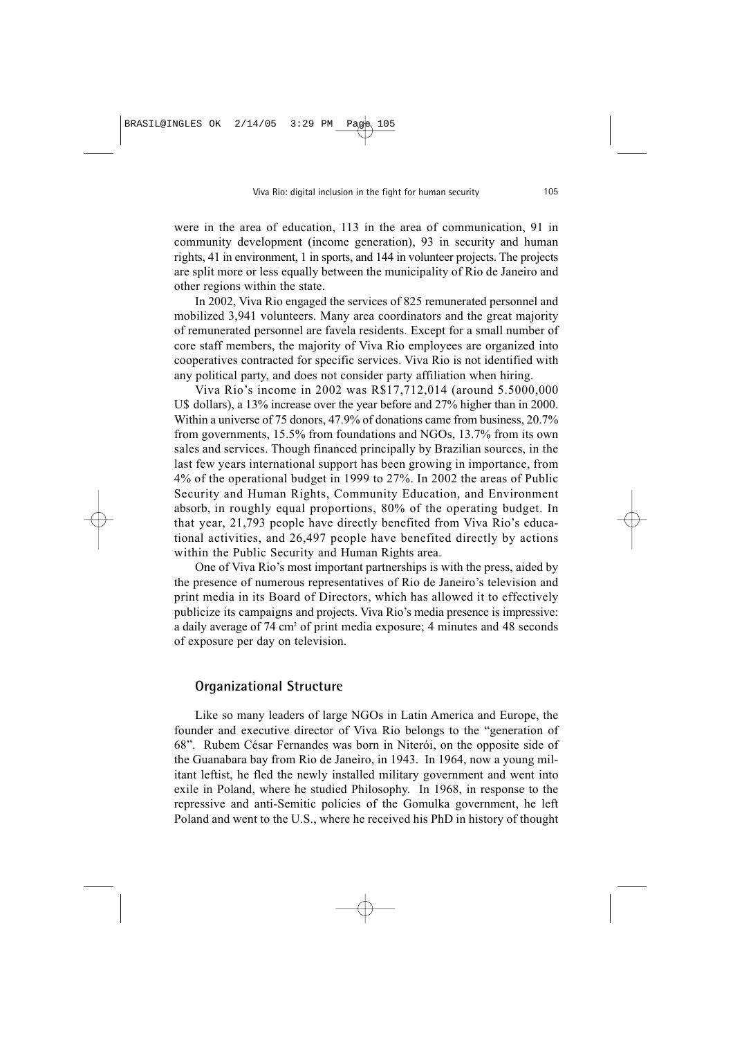were in the area of education, 113 in the area of communication, 91 in community development (income generation), 93 in security and human rights, 41 in environment, 1 in sports, and 144 in volunteer projects. The projects are split more or less equally between the municipality of Rio de Janeiro and other regions within the state.

In 2002, Viva Rio engaged the services of 825 remunerated personnel and mobilized 3,941 volunteers. Many area coordinators and the great majority of remunerated personnel are favela residents. Except for a small number of core staff members, the majority of Viva Rio employees are organized into cooperatives contracted for specific services. Viva Rio is not identified with any political party, and does not consider party affiliation when hiring.

Viva Rio's income in 2002 was R$17,712,014 (around 5.5000,000 U$ dollars), a 13% increase over the year before and 27% higher than in 2000. Within a universe of 75 donors, 47.9% of donations came from business, 20.7% from governments, 15.5% from foundations and NGOs, 13.7% from its own sales and services. Though financed principally by Brazilian sources, in the last few years international support has been growing in importance, from 4% of the operational budget in 1999 to 27%. In 2002 the areas of Public Security and Human Rights, Community Education, and Environment absorb, in roughly equal proportions, 80% of the operating budget. In that year, 21,793 people have directly benefited from Viva Rio's educational activities, and 26,497 people have benefited directly by actions within the Public Security and Human Rights area.

One of Viva Rio's most important partnerships is with the press, aided by the presence of numerous representatives of Rio de Janeiro's television and print media in its Board of Directors, which has allowed it to effectively publicize its campaigns and projects. Viva Rio's media presence is impressive: a daily average of 74 $cm^2$ of print media exposure; 4 minutes and 48 seconds of exposure per day on television.

## Organizational Structure

Like so many leaders of large NGOs in Latin America and Europe, the founder and executive director of Viva Rio belongs to the "generation of 68". Rubem César Fernandes was born in Niterói, on the opposite side of the Guanabara bay from Rio de Janeiro, in 1943. In 1964, now a young militant leftist, he fled the newly installed military government and went into exile in Poland, where he studied Philosophy. In 1968, in response to the repressive and anti-Semitic policies of the Gomulka government, he left Poland and went to the U.S., where he received his PhD in history of thought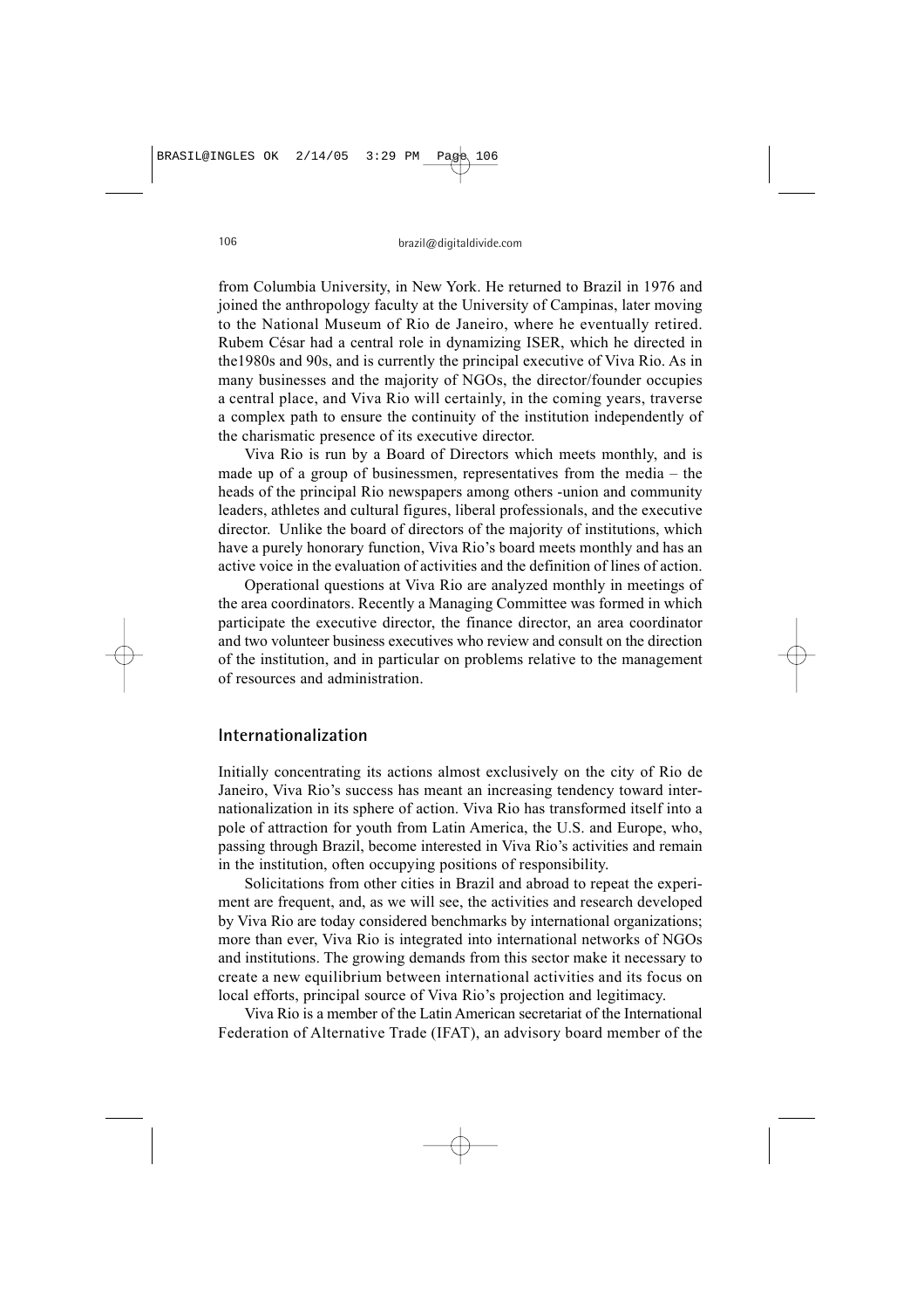from Columbia University, in New York. He returned to Brazil in 1976 and joined the anthropology faculty at the University of Campinas, later moving to the National Museum of Rio de Janeiro, where he eventually retired. Rubem César had a central role in dynamizing ISER, which he directed in the1980s and 90s, and is currently the principal executive of Viva Rio. As in many businesses and the majority of NGOs, the director/founder occupies a central place, and Viva Rio will certainly, in the coming years, traverse a complex path to ensure the continuity of the institution independently of the charismatic presence of its executive director.

Viva Rio is run by a Board of Directors which meets monthly, and is made up of a group of businessmen, representatives from the media – the heads of the principal Rio newspapers among others -union and community leaders, athletes and cultural figures, liberal professionals, and the executive director. Unlike the board of directors of the majority of institutions, which have a purely honorary function, Viva Rio's board meets monthly and has an active voice in the evaluation of activities and the definition of lines of action.

Operational questions at Viva Rio are analyzed monthly in meetings of the area coordinators. Recently a Managing Committee was formed in which participate the executive director, the finance director, an area coordinator and two volunteer business executives who review and consult on the direction of the institution, and in particular on problems relative to the management of resources and administration.

## Internationalization

Initially concentrating its actions almost exclusively on the city of Rio de Janeiro, Viva Rio's success has meant an increasing tendency toward internationalization in its sphere of action. Viva Rio has transformed itself into a pole of attraction for youth from Latin America, the U.S. and Europe, who, passing through Brazil, become interested in Viva Rio's activities and remain in the institution, often occupying positions of responsibility.

Solicitations from other cities in Brazil and abroad to repeat the experiment are frequent, and, as we will see, the activities and research developed by Viva Rio are today considered benchmarks by international organizations; more than ever, Viva Rio is integrated into international networks of NGOs and institutions. The growing demands from this sector make it necessary to create a new equilibrium between international activities and its focus on local efforts, principal source of Viva Rio's projection and legitimacy.

Viva Rio is a member of the Latin American secretariat of the International Federation of Alternative Trade (IFAT), an advisory board member of the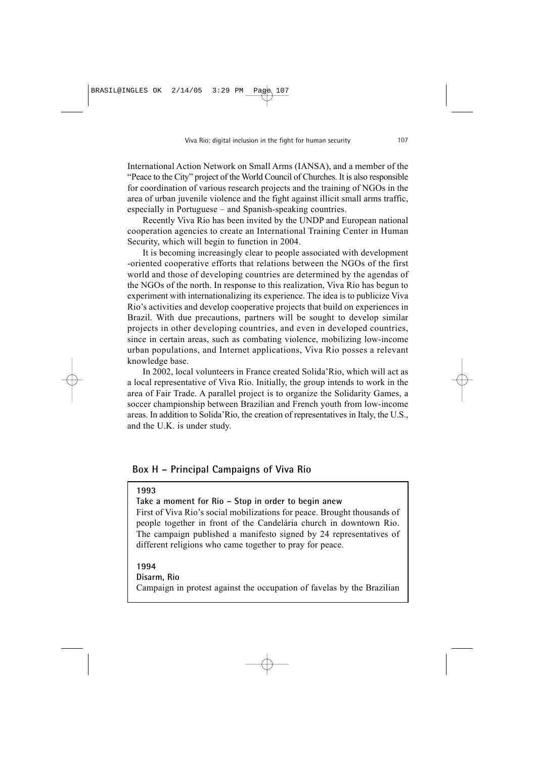International Action Network on Small Arms (IANSA), and a member of the "Peace to the City" project of the World Council of Churches. It is also responsible for coordination of various research projects and the training of NGOs in the area of urban juvenile violence and the fight against illicit small arms traffic, especially in Portuguese – and Spanish-speaking countries.

Recently Viva Rio has been invited by the UNDP and European national cooperation agencies to create an International Training Center in Human Security, which will begin to function in 2004.

It is becoming increasingly clear to people associated with development -oriented cooperative efforts that relations between the NGOs of the first world and those of developing countries are determined by the agendas of the NGOs of the north. In response to this realization, Viva Rio has begun to experiment with internationalizing its experience. The idea is to publicize Viva Rio's activities and develop cooperative projects that build on experiences in Brazil. With due precautions, partners will be sought to develop similar projects in other developing countries, and even in developed countries, since in certain areas, such as combating violence, mobilizing low-income urban populations, and Internet applications, Viva Rio posses a relevant knowledge base.

In 2002, local volunteers in France created Solida'Rio, which will act as a local representative of Viva Rio. Initially, the group intends to work in the area of Fair Trade. A parallel project is to organize the Solidarity Games, a soccer championship between Brazilian and French youth from low-income areas. In addition to Solida'Rio, the creation of representatives in Italy, the U.S., and the U.K. is under study.

## Box H – Principal Campaigns of Viva Rio

**1993**

**Take a moment for Rio – Stop in order to begin anew**

First of Viva Rio's social mobilizations for peace. Brought thousands of people together in front of the Candelária church in downtown Rio. The campaign published a manifesto signed by 24 representatives of different religions who came together to pray for peace.

**1994**

**Disarm, Rio**

Campaign in protest against the occupation of favelas by the Brazilian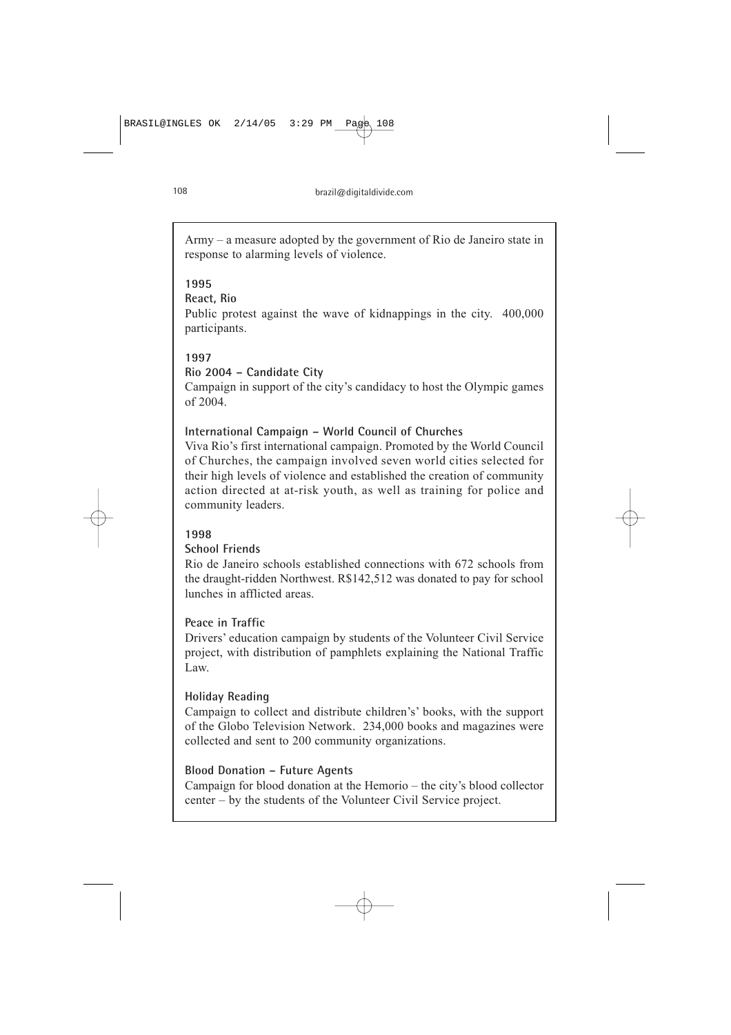Army – a measure adopted by the government of Rio de Janeiro state in response to alarming levels of violence.

**1995**

**React, Rio**

Public protest against the wave of kidnappings in the city. 400,000 participants.

**1997**

**Rio 2004 – Candidate City**

Campaign in support of the city's candidacy to host the Olympic games of 2004.

**International Campaign – World Council of Churches**

Viva Rio's first international campaign. Promoted by the World Council of Churches, the campaign involved seven world cities selected for their high levels of violence and established the creation of community action directed at at-risk youth, as well as training for police and community leaders.

**1998**

**School Friends**

Rio de Janeiro schools established connections with 672 schools from the draught-ridden Northwest. R$142,512 was donated to pay for school lunches in afflicted areas.

**Peace in Traffic**

Drivers' education campaign by students of the Volunteer Civil Service project, with distribution of pamphlets explaining the National Traffic Law.

**Holiday Reading**

Campaign to collect and distribute children's' books, with the support of the Globo Television Network. 234,000 books and magazines were collected and sent to 200 community organizations.

**Blood Donation – Future Agents**

Campaign for blood donation at the Hemorio – the city's blood collector center – by the students of the Volunteer Civil Service project.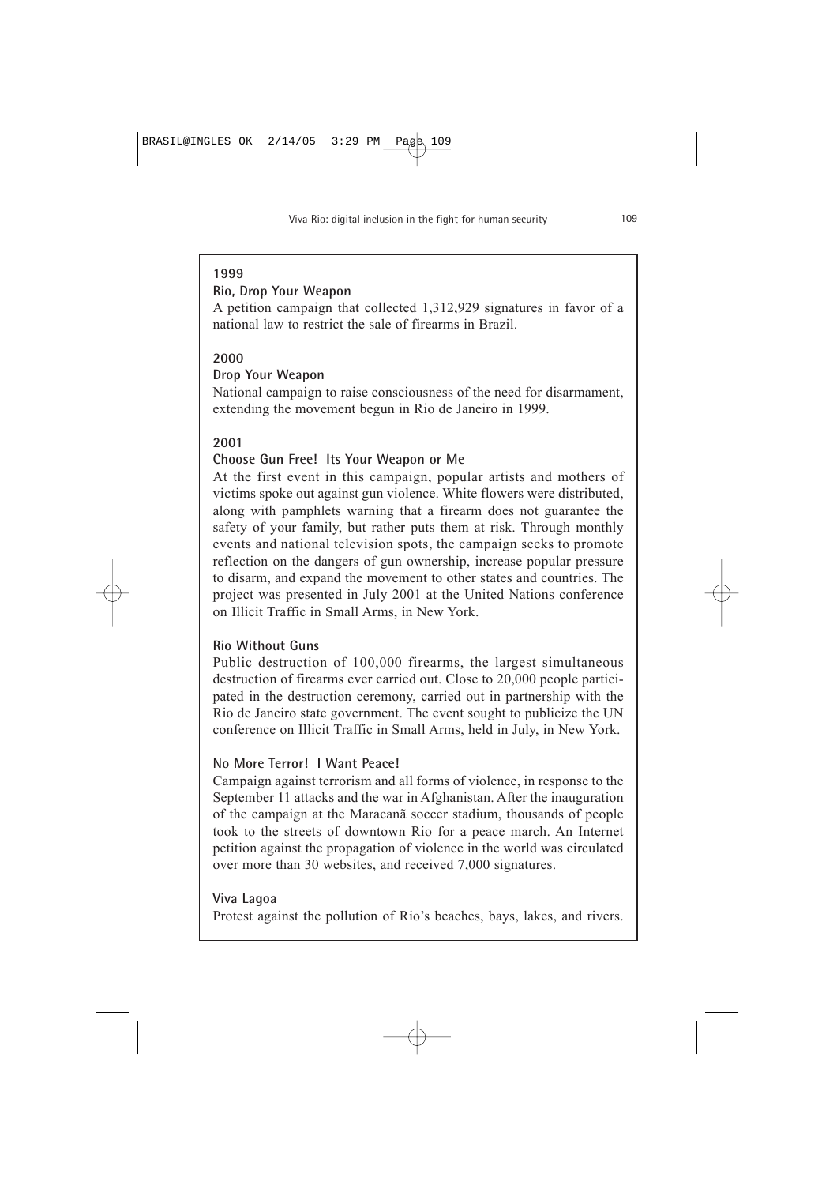**1999**

**Rio, Drop Your Weapon**

A petition campaign that collected 1,312,929 signatures in favor of a national law to restrict the sale of firearms in Brazil.

**2000**

**Drop Your Weapon**

National campaign to raise consciousness of the need for disarmament, extending the movement begun in Rio de Janeiro in 1999.

**2001**

**Choose Gun Free! Its Your Weapon or Me**

At the first event in this campaign, popular artists and mothers of victims spoke out against gun violence. White flowers were distributed, along with pamphlets warning that a firearm does not guarantee the safety of your family, but rather puts them at risk. Through monthly events and national television spots, the campaign seeks to promote reflection on the dangers of gun ownership, increase popular pressure to disarm, and expand the movement to other states and countries. The project was presented in July 2001 at the United Nations conference on Illicit Traffic in Small Arms, in New York.

**Rio Without Guns**

Public destruction of 100,000 firearms, the largest simultaneous destruction of firearms ever carried out. Close to 20,000 people participated in the destruction ceremony, carried out in partnership with the Rio de Janeiro state government. The event sought to publicize the UN conference on Illicit Traffic in Small Arms, held in July, in New York.

**No More Terror! I Want Peace!**

Campaign against terrorism and all forms of violence, in response to the September 11 attacks and the war in Afghanistan. After the inauguration of the campaign at the Maracanã soccer stadium, thousands of people took to the streets of downtown Rio for a peace march. An Internet petition against the propagation of violence in the world was circulated over more than 30 websites, and received 7,000 signatures.

**Viva Lagoa**

Protest against the pollution of Rio's beaches, bays, lakes, and rivers.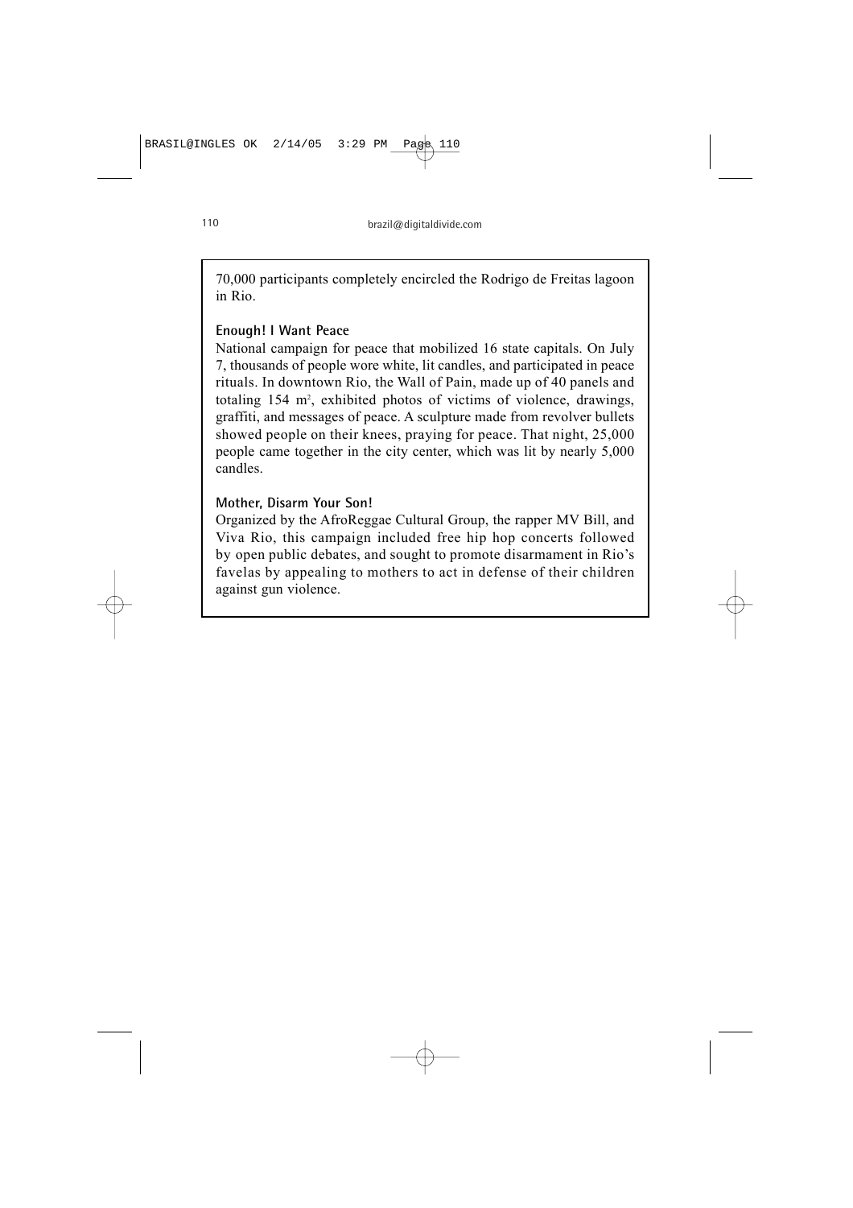70,000 participants completely encircled the Rodrigo de Freitas lagoon in Rio.

**Enough! I Want Peace**

National campaign for peace that mobilized 16 state capitals. On July 7, thousands of people wore white, lit candles, and participated in peace rituals. In downtown Rio, the Wall of Pain, made up of 40 panels and totaling 154 $m^2$, exhibited photos of victims of violence, drawings, graffiti, and messages of peace. A sculpture made from revolver bullets showed people on their knees, praying for peace. That night, 25,000 people came together in the city center, which was lit by nearly 5,000 candles.

**Mother, Disarm Your Son!**

Organized by the AfroReggae Cultural Group, the rapper MV Bill, and Viva Rio, this campaign included free hip hop concerts followed by open public debates, and sought to promote disarmament in Rio's favelas by appealing to mothers to act in defense of their children against gun violence.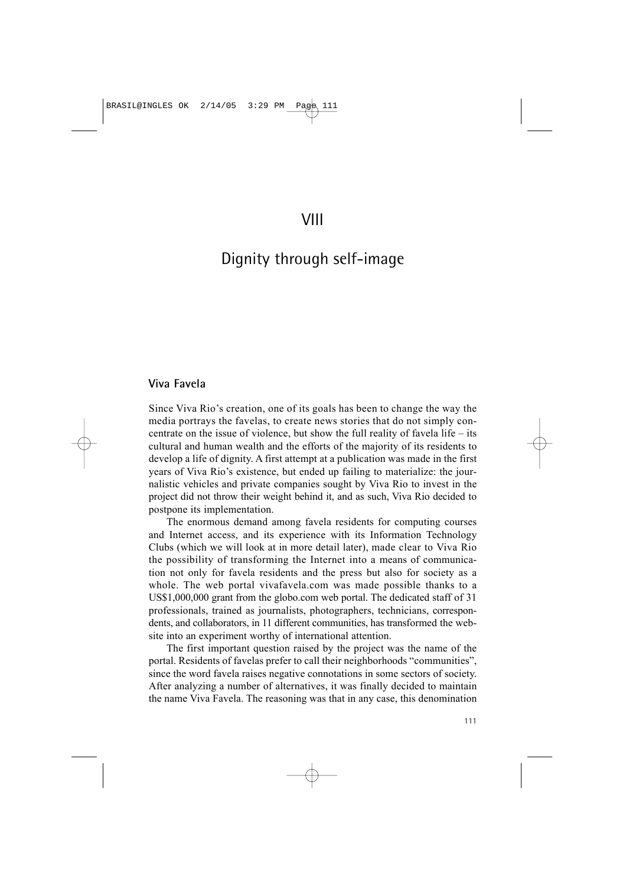# VIII

# Dignity through self-image

## Viva Favela

Since Viva Rio's creation, one of its goals has been to change the way the media portrays the favelas, to create news stories that do not simply concentrate on the issue of violence, but show the full reality of favela life – its cultural and human wealth and the efforts of the majority of its residents to develop a life of dignity. A first attempt at a publication was made in the first years of Viva Rio's existence, but ended up failing to materialize: the journalistic vehicles and private companies sought by Viva Rio to invest in the project did not throw their weight behind it, and as such, Viva Rio decided to postpone its implementation.

The enormous demand among favela residents for computing courses and Internet access, and its experience with its Information Technology Clubs (which we will look at in more detail later), made clear to Viva Rio the possibility of transforming the Internet into a means of communication not only for favela residents and the press but also for society as a whole. The web portal vivafavela.com was made possible thanks to a US$1,000,000 grant from the globo.com web portal. The dedicated staff of 31 professionals, trained as journalists, photographers, technicians, correspondents, and collaborators, in 11 different communities, has transformed the website into an experiment worthy of international attention.

The first important question raised by the project was the name of the portal. Residents of favelas prefer to call their neighborhoods "communities", since the word favela raises negative connotations in some sectors of society. After analyzing a number of alternatives, it was finally decided to maintain the name Viva Favela. The reasoning was that in any case, this denomination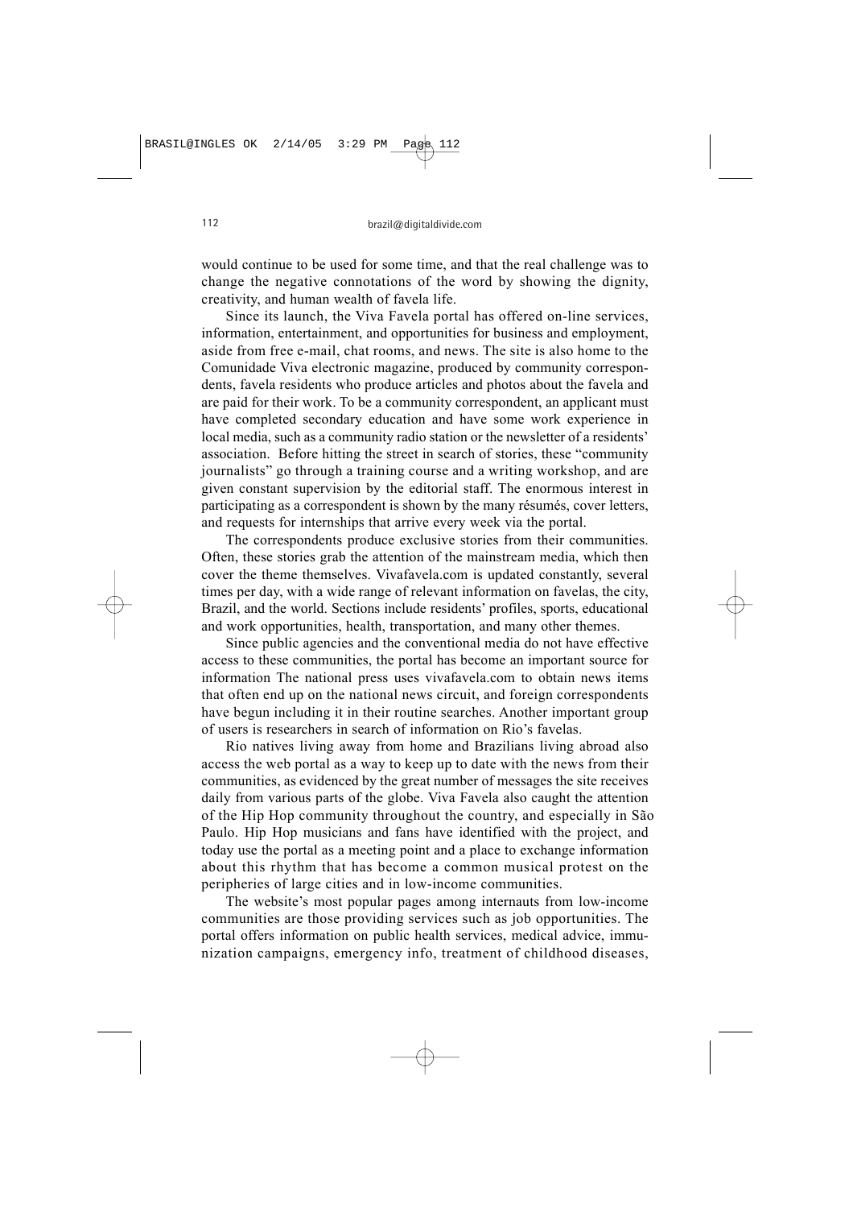would continue to be used for some time, and that the real challenge was to change the negative connotations of the word by showing the dignity, creativity, and human wealth of favela life.

Since its launch, the Viva Favela portal has offered on-line services, information, entertainment, and opportunities for business and employment, aside from free e-mail, chat rooms, and news. The site is also home to the Comunidade Viva electronic magazine, produced by community correspondents, favela residents who produce articles and photos about the favela and are paid for their work. To be a community correspondent, an applicant must have completed secondary education and have some work experience in local media, such as a community radio station or the newsletter of a residents' association. Before hitting the street in search of stories, these "community journalists" go through a training course and a writing workshop, and are given constant supervision by the editorial staff. The enormous interest in participating as a correspondent is shown by the many résumés, cover letters, and requests for internships that arrive every week via the portal.

The correspondents produce exclusive stories from their communities. Often, these stories grab the attention of the mainstream media, which then cover the theme themselves. Vivafavela.com is updated constantly, several times per day, with a wide range of relevant information on favelas, the city, Brazil, and the world. Sections include residents' profiles, sports, educational and work opportunities, health, transportation, and many other themes.

Since public agencies and the conventional media do not have effective access to these communities, the portal has become an important source for information The national press uses vivafavela.com to obtain news items that often end up on the national news circuit, and foreign correspondents have begun including it in their routine searches. Another important group of users is researchers in search of information on Rio's favelas.

Rio natives living away from home and Brazilians living abroad also access the web portal as a way to keep up to date with the news from their communities, as evidenced by the great number of messages the site receives daily from various parts of the globe. Viva Favela also caught the attention of the Hip Hop community throughout the country, and especially in São Paulo. Hip Hop musicians and fans have identified with the project, and today use the portal as a meeting point and a place to exchange information about this rhythm that has become a common musical protest on the peripheries of large cities and in low-income communities.

The website's most popular pages among internauts from low-income communities are those providing services such as job opportunities. The portal offers information on public health services, medical advice, immunization campaigns, emergency info, treatment of childhood diseases,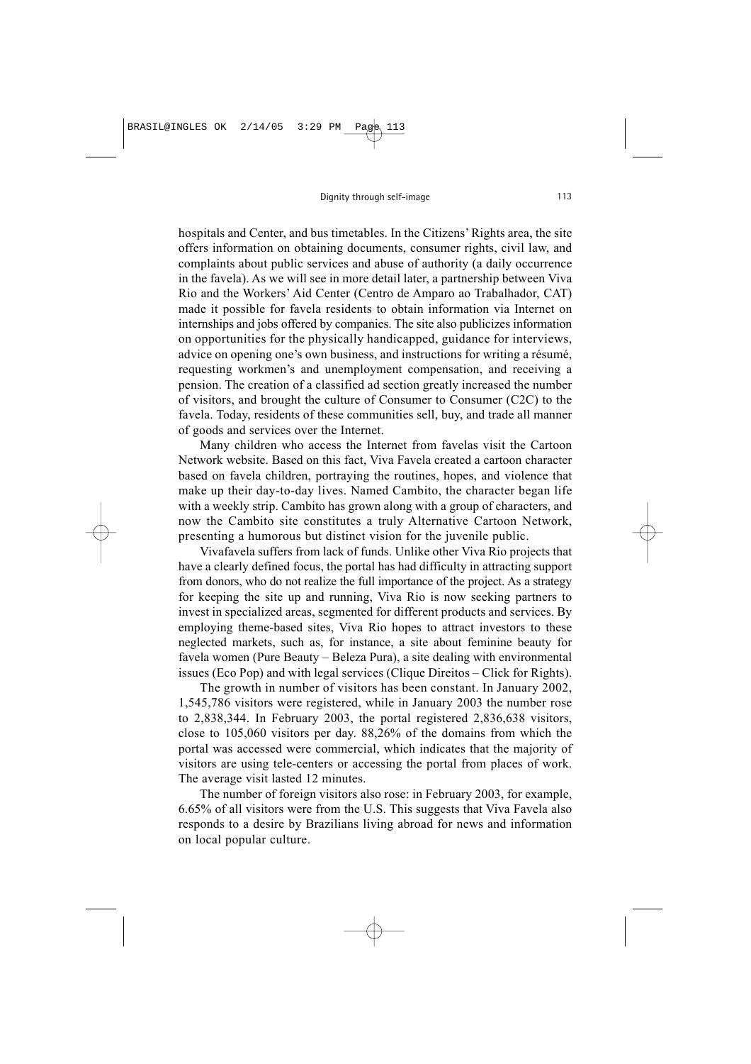hospitals and Center, and bus timetables. In the Citizens' Rights area, the site offers information on obtaining documents, consumer rights, civil law, and complaints about public services and abuse of authority (a daily occurrence in the favela). As we will see in more detail later, a partnership between Viva Rio and the Workers' Aid Center (Centro de Amparo ao Trabalhador, CAT) made it possible for favela residents to obtain information via Internet on internships and jobs offered by companies. The site also publicizes information on opportunities for the physically handicapped, guidance for interviews, advice on opening one's own business, and instructions for writing a résumé, requesting workmen's and unemployment compensation, and receiving a pension. The creation of a classified ad section greatly increased the number of visitors, and brought the culture of Consumer to Consumer (C2C) to the favela. Today, residents of these communities sell, buy, and trade all manner of goods and services over the Internet.

Many children who access the Internet from favelas visit the Cartoon Network website. Based on this fact, Viva Favela created a cartoon character based on favela children, portraying the routines, hopes, and violence that make up their day-to-day lives. Named Cambito, the character began life with a weekly strip. Cambito has grown along with a group of characters, and now the Cambito site constitutes a truly Alternative Cartoon Network, presenting a humorous but distinct vision for the juvenile public.

Vivafavela suffers from lack of funds. Unlike other Viva Rio projects that have a clearly defined focus, the portal has had difficulty in attracting support from donors, who do not realize the full importance of the project. As a strategy for keeping the site up and running, Viva Rio is now seeking partners to invest in specialized areas, segmented for different products and services. By employing theme-based sites, Viva Rio hopes to attract investors to these neglected markets, such as, for instance, a site about feminine beauty for favela women (Pure Beauty – Beleza Pura), a site dealing with environmental issues (Eco Pop) and with legal services (Clique Direitos – Click for Rights).

The growth in number of visitors has been constant. In January 2002, 1,545,786 visitors were registered, while in January 2003 the number rose to 2,838,344. In February 2003, the portal registered 2,836,638 visitors, close to 105,060 visitors per day. 88,26% of the domains from which the portal was accessed were commercial, which indicates that the majority of visitors are using tele-centers or accessing the portal from places of work. The average visit lasted 12 minutes.

The number of foreign visitors also rose: in February 2003, for example, 6.65% of all visitors were from the U.S. This suggests that Viva Favela also responds to a desire by Brazilians living abroad for news and information on local popular culture.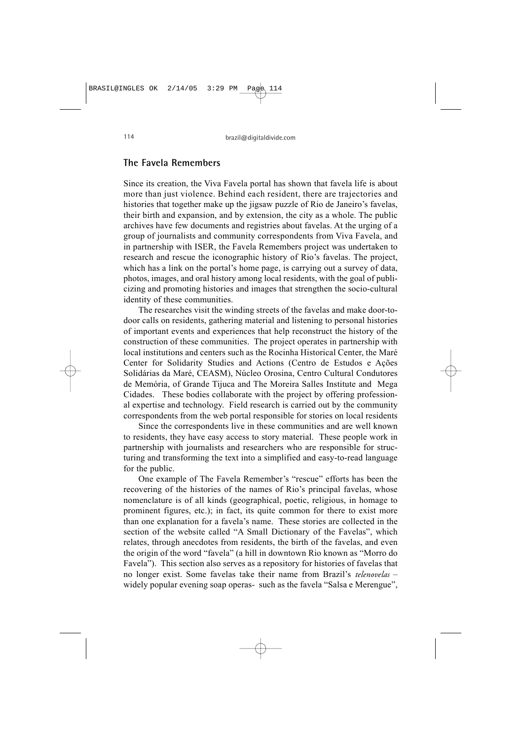## The Favela Remembers

Since its creation, the Viva Favela portal has shown that favela life is about more than just violence. Behind each resident, there are trajectories and histories that together make up the jigsaw puzzle of Rio de Janeiro's favelas, their birth and expansion, and by extension, the city as a whole. The public archives have few documents and registries about favelas. At the urging of a group of journalists and community correspondents from Viva Favela, and in partnership with ISER, the Favela Remembers project was undertaken to research and rescue the iconographic history of Rio's favelas. The project, which has a link on the portal's home page, is carrying out a survey of data, photos, images, and oral history among local residents, with the goal of publicizing and promoting histories and images that strengthen the socio-cultural identity of these communities.

The researches visit the winding streets of the favelas and make door-to-door calls on residents, gathering material and listening to personal histories of important events and experiences that help reconstruct the history of the construction of these communities. The project operates in partnership with local institutions and centers such as the Rocinha Historical Center, the Maré Center for Solidarity Studies and Actions (Centro de Estudos e Ações Solidárias da Maré, CEASM), Núcleo Orosina, Centro Cultural Condutores de Memória, of Grande Tijuca and The Moreira Salles Institute and Mega Cidades. These bodies collaborate with the project by offering professional expertise and technology. Field research is carried out by the community correspondents from the web portal responsible for stories on local residents

Since the correspondents live in these communities and are well known to residents, they have easy access to story material. These people work in partnership with journalists and researchers who are responsible for structuring and transforming the text into a simplified and easy-to-read language for the public.

One example of The Favela Remember's "rescue" efforts has been the recovering of the histories of the names of Rio's principal favelas, whose nomenclature is of all kinds (geographical, poetic, religious, in homage to prominent figures, etc.); in fact, its quite common for there to exist more than one explanation for a favela's name. These stories are collected in the section of the website called "A Small Dictionary of the Favelas", which relates, through anecdotes from residents, the birth of the favelas, and even the origin of the word "favela" (a hill in downtown Rio known as "Morro do Favela"). This section also serves as a repository for histories of favelas that no longer exist. Some favelas take their name from Brazil's *telenovelas* – widely popular evening soap operas- such as the favela "Salsa e Merengue",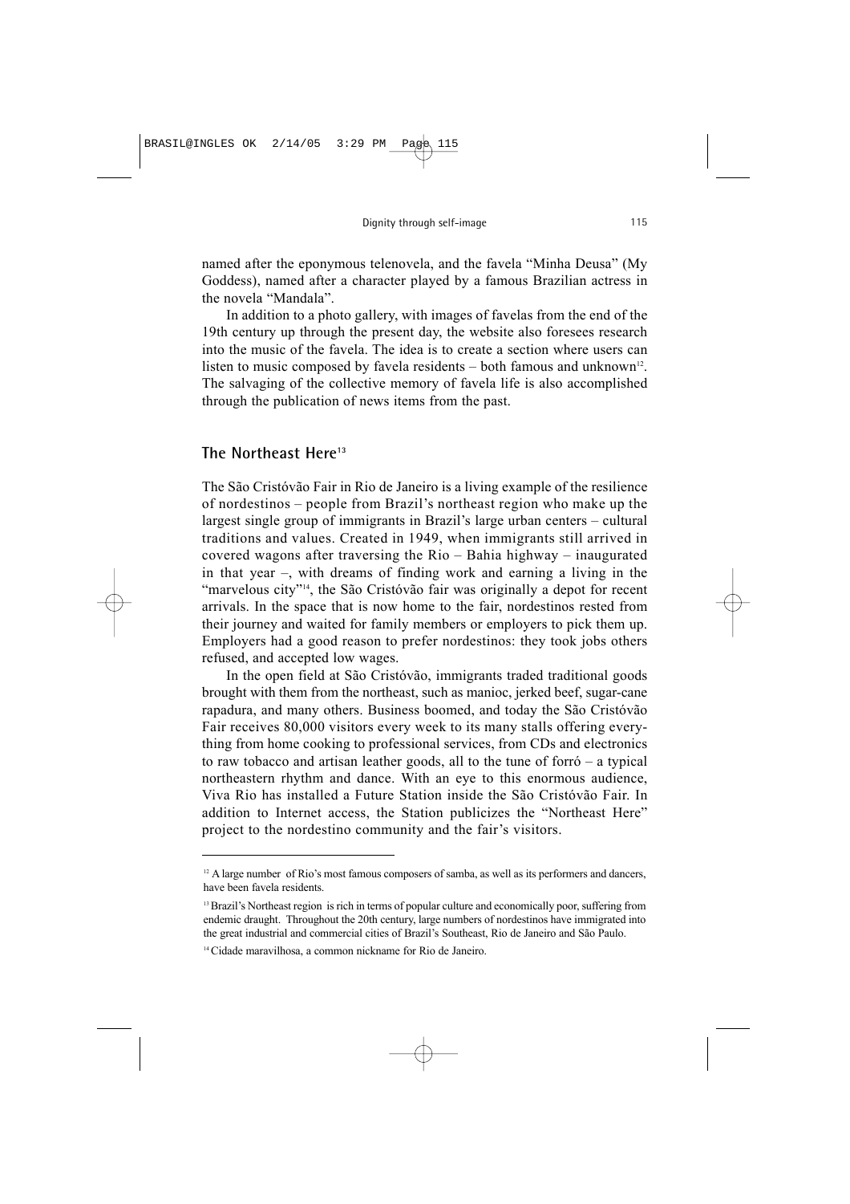named after the eponymous telenovela, and the favela "Minha Deusa" (My Goddess), named after a character played by a famous Brazilian actress in the novela "Mandala".

In addition to a photo gallery, with images of favelas from the end of the 19th century up through the present day, the website also foresees research into the music of the favela. The idea is to create a section where users can listen to music composed by favela residents – both famous and unknown[12]. The salvaging of the collective memory of favela life is also accomplished through the publication of news items from the past.

## The Northeast Here[13]

The São Cristóvão Fair in Rio de Janeiro is a living example of the resilience of nordestinos – people from Brazil's northeast region who make up the largest single group of immigrants in Brazil's large urban centers – cultural traditions and values. Created in 1949, when immigrants still arrived in covered wagons after traversing the Rio – Bahia highway – inaugurated in that year –, with dreams of finding work and earning a living in the "marvelous city"[14], the São Cristóvão fair was originally a depot for recent arrivals. In the space that is now home to the fair, nordestinos rested from their journey and waited for family members or employers to pick them up. Employers had a good reason to prefer nordestinos: they took jobs others refused, and accepted low wages.

In the open field at São Cristóvão, immigrants traded traditional goods brought with them from the northeast, such as manioc, jerked beef, sugar-cane rapadura, and many others. Business boomed, and today the São Cristóvão Fair receives 80,000 visitors every week to its many stalls offering everything from home cooking to professional services, from CDs and electronics to raw tobacco and artisan leather goods, all to the tune of forró – a typical northeastern rhythm and dance. With an eye to this enormous audience, Viva Rio has installed a Future Station inside the São Cristóvão Fair. In addition to Internet access, the Station publicizes the "Northeast Here" project to the nordestino community and the fair's visitors.

---

[12] A large number of Rio's most famous composers of samba, as well as its performers and dancers, have been favela residents.

[13] Brazil's Northeast region is rich in terms of popular culture and economically poor, suffering from endemic draught. Throughout the 20th century, large numbers of nordestinos have immigrated into the great industrial and commercial cities of Brazil's Southeast, Rio de Janeiro and São Paulo.

[14] Cidade maravilhosa, a common nickname for Rio de Janeiro.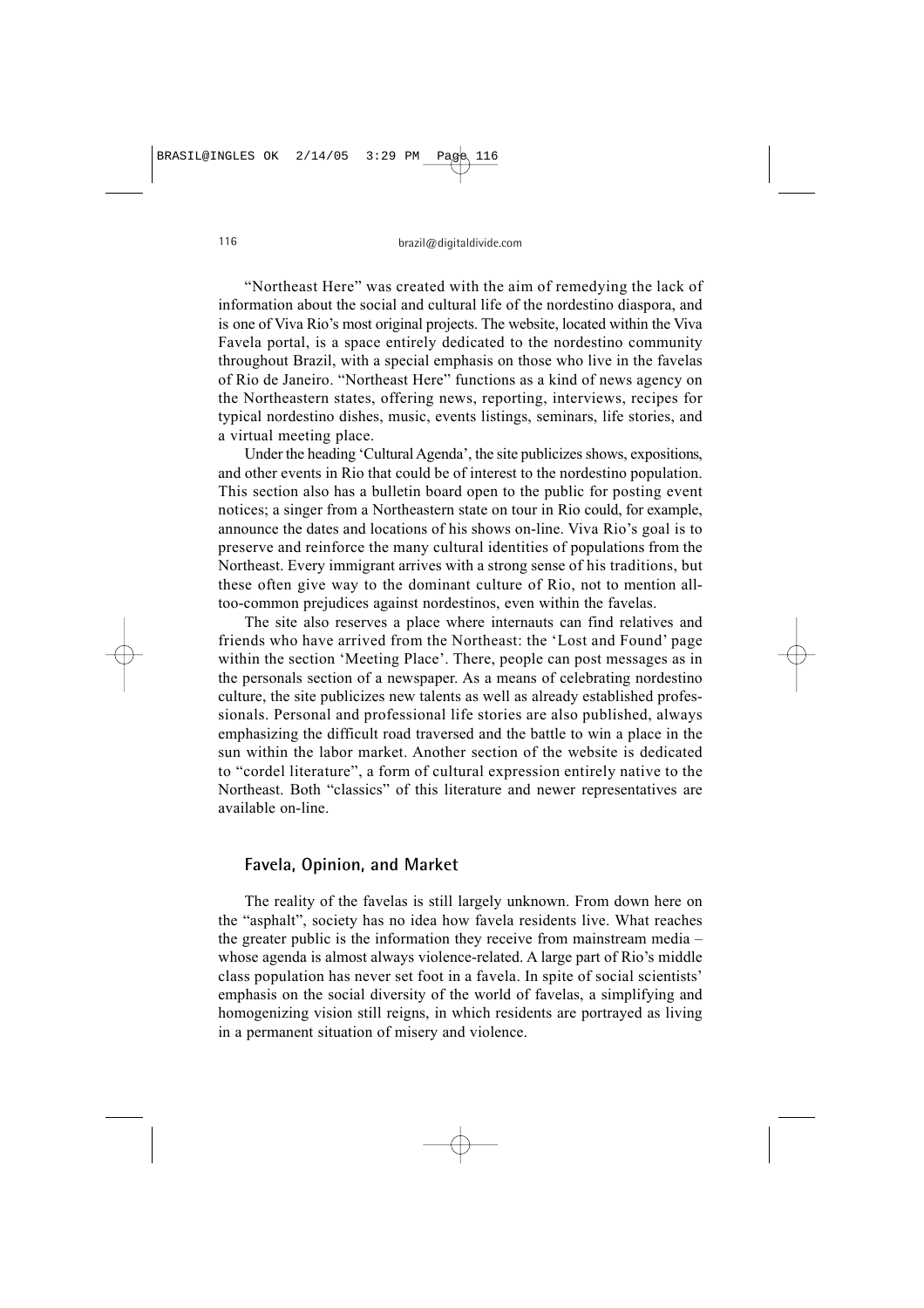"Northeast Here" was created with the aim of remedying the lack of information about the social and cultural life of the nordestino diaspora, and is one of Viva Rio's most original projects. The website, located within the Viva Favela portal, is a space entirely dedicated to the nordestino community throughout Brazil, with a special emphasis on those who live in the favelas of Rio de Janeiro. "Northeast Here" functions as a kind of news agency on the Northeastern states, offering news, reporting, interviews, recipes for typical nordestino dishes, music, events listings, seminars, life stories, and a virtual meeting place.

Under the heading 'Cultural Agenda', the site publicizes shows, expositions, and other events in Rio that could be of interest to the nordestino population. This section also has a bulletin board open to the public for posting event notices; a singer from a Northeastern state on tour in Rio could, for example, announce the dates and locations of his shows on-line. Viva Rio's goal is to preserve and reinforce the many cultural identities of populations from the Northeast. Every immigrant arrives with a strong sense of his traditions, but these often give way to the dominant culture of Rio, not to mention all-too-common prejudices against nordestinos, even within the favelas.

The site also reserves a place where internauts can find relatives and friends who have arrived from the Northeast: the 'Lost and Found' page within the section 'Meeting Place'. There, people can post messages as in the personals section of a newspaper. As a means of celebrating nordestino culture, the site publicizes new talents as well as already established professionals. Personal and professional life stories are also published, always emphasizing the difficult road traversed and the battle to win a place in the sun within the labor market. Another section of the website is dedicated to "cordel literature", a form of cultural expression entirely native to the Northeast. Both "classics" of this literature and newer representatives are available on-line.

## Favela, Opinion, and Market

The reality of the favelas is still largely unknown. From down here on the "asphalt", society has no idea how favela residents live. What reaches the greater public is the information they receive from mainstream media – whose agenda is almost always violence-related. A large part of Rio's middle class population has never set foot in a favela. In spite of social scientists' emphasis on the social diversity of the world of favelas, a simplifying and homogenizing vision still reigns, in which residents are portrayed as living in a permanent situation of misery and violence.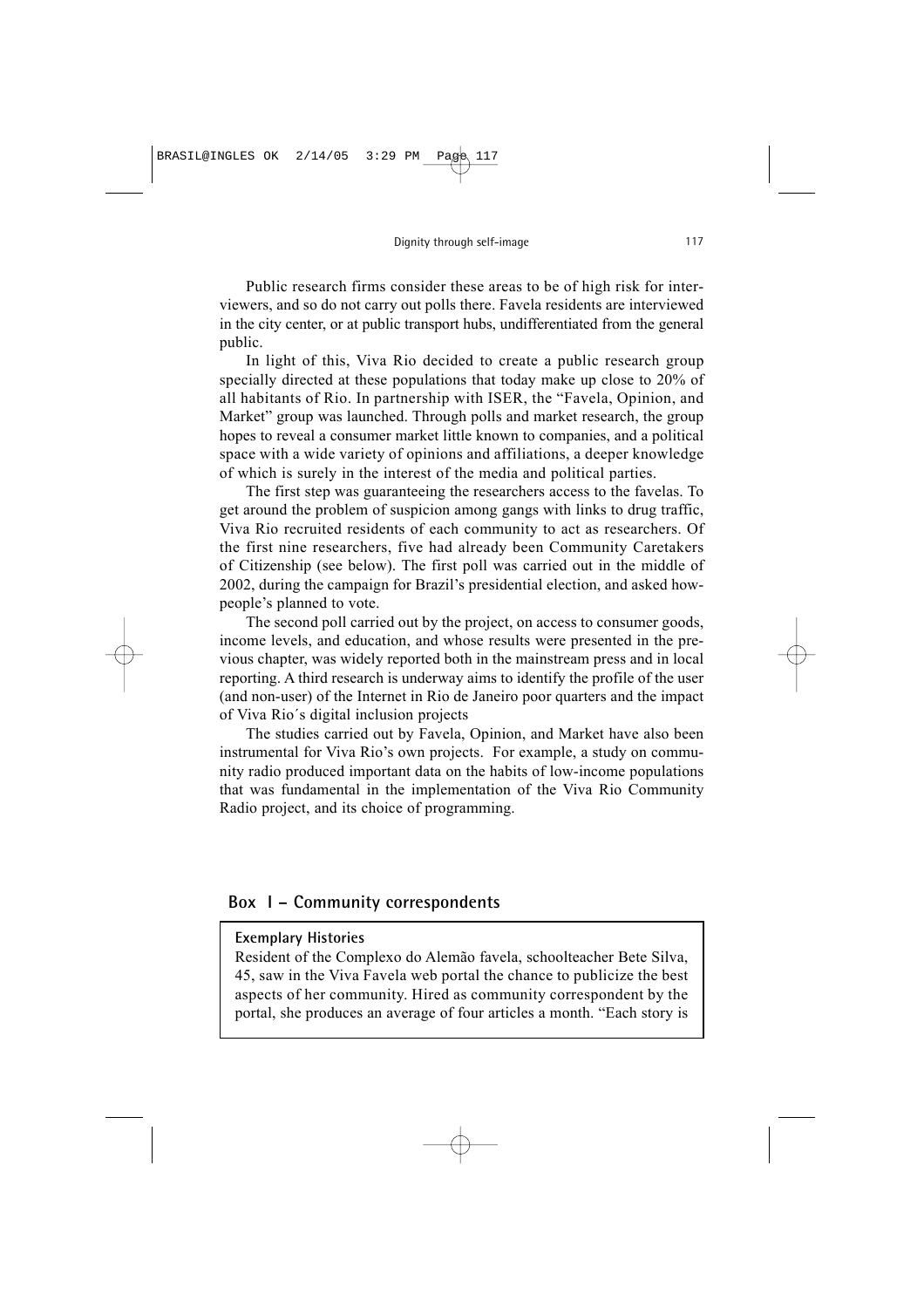Public research firms consider these areas to be of high risk for interviewers, and so do not carry out polls there. Favela residents are interviewed in the city center, or at public transport hubs, undifferentiated from the general public.

In light of this, Viva Rio decided to create a public research group specially directed at these populations that today make up close to 20% of all habitants of Rio. In partnership with ISER, the "Favela, Opinion, and Market" group was launched. Through polls and market research, the group hopes to reveal a consumer market little known to companies, and a political space with a wide variety of opinions and affiliations, a deeper knowledge of which is surely in the interest of the media and political parties.

The first step was guaranteeing the researchers access to the favelas. To get around the problem of suspicion among gangs with links to drug traffic, Viva Rio recruited residents of each community to act as researchers. Of the first nine researchers, five had already been Community Caretakers of Citizenship (see below). The first poll was carried out in the middle of 2002, during the campaign for Brazil's presidential election, and asked how-people's planned to vote.

The second poll carried out by the project, on access to consumer goods, income levels, and education, and whose results were presented in the previous chapter, was widely reported both in the mainstream press and in local reporting. A third research is underway aims to identify the profile of the user (and non-user) of the Internet in Rio de Janeiro poor quarters and the impact of Viva Rio´s digital inclusion projects

The studies carried out by Favela, Opinion, and Market have also been instrumental for Viva Rio's own projects. For example, a study on community radio produced important data on the habits of low-income populations that was fundamental in the implementation of the Viva Rio Community Radio project, and its choice of programming.

## Box I – Community correspondents

**Exemplary Histories**

Resident of the Complexo do Alemão favela, schoolteacher Bete Silva, 45, saw in the Viva Favela web portal the chance to publicize the best aspects of her community. Hired as community correspondent by the portal, she produces an average of four articles a month. "Each story is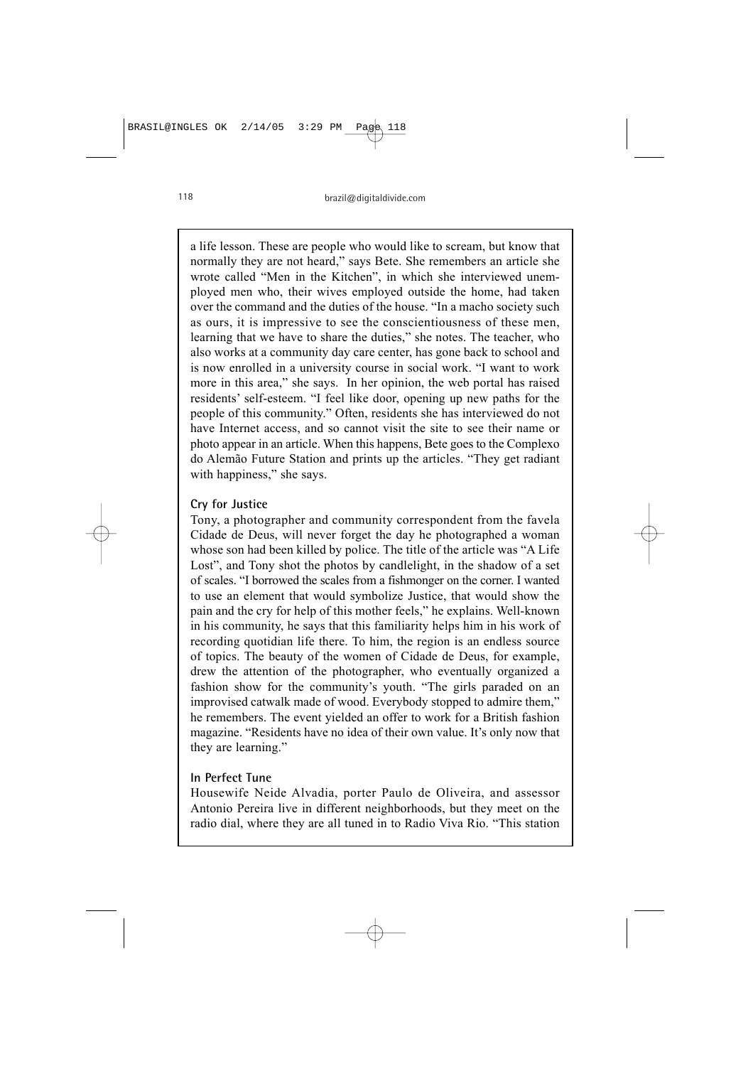a life lesson. These are people who would like to scream, but know that normally they are not heard," says Bete. She remembers an article she wrote called "Men in the Kitchen", in which she interviewed unemployed men who, their wives employed outside the home, had taken over the command and the duties of the house. "In a macho society such as ours, it is impressive to see the conscientiousness of these men, learning that we have to share the duties," she notes. The teacher, who also works at a community day care center, has gone back to school and is now enrolled in a university course in social work. "I want to work more in this area," she says. In her opinion, the web portal has raised residents' self-esteem. "I feel like door, opening up new paths for the people of this community." Often, residents she has interviewed do not have Internet access, and so cannot visit the site to see their name or photo appear in an article. When this happens, Bete goes to the Complexo do Alemão Future Station and prints up the articles. "They get radiant with happiness," she says.

**Cry for Justice**

Tony, a photographer and community correspondent from the favela Cidade de Deus, will never forget the day he photographed a woman whose son had been killed by police. The title of the article was "A Life Lost", and Tony shot the photos by candlelight, in the shadow of a set of scales. "I borrowed the scales from a fishmonger on the corner. I wanted to use an element that would symbolize Justice, that would show the pain and the cry for help of this mother feels," he explains. Well-known in his community, he says that this familiarity helps him in his work of recording quotidian life there. To him, the region is an endless source of topics. The beauty of the women of Cidade de Deus, for example, drew the attention of the photographer, who eventually organized a fashion show for the community's youth. "The girls paraded on an improvised catwalk made of wood. Everybody stopped to admire them," he remembers. The event yielded an offer to work for a British fashion magazine. "Residents have no idea of their own value. It's only now that they are learning."

**In Perfect Tune**

Housewife Neide Alvadia, porter Paulo de Oliveira, and assessor Antonio Pereira live in different neighborhoods, but they meet on the radio dial, where they are all tuned in to Radio Viva Rio. "This station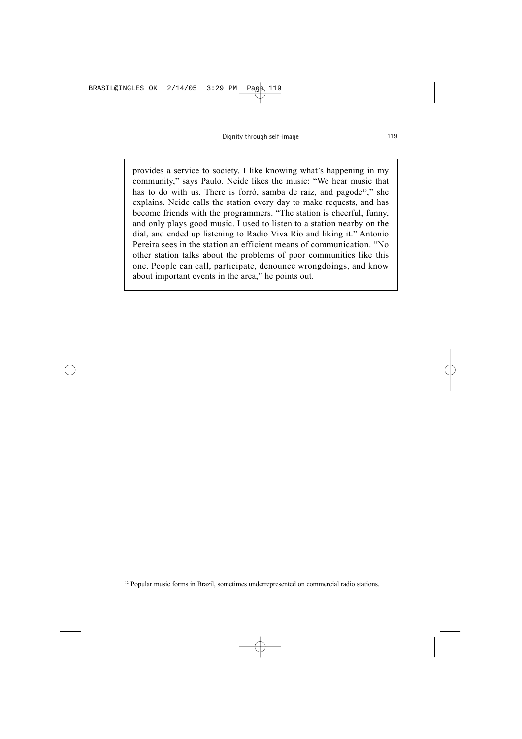provides a service to society. I like knowing what's happening in my community," says Paulo. Neide likes the music: "We hear music that has to do with us. There is forró, samba de raiz, and pagode[15]," she explains. Neide calls the station every day to make requests, and has become friends with the programmers. "The station is cheerful, funny, and only plays good music. I used to listen to a station nearby on the dial, and ended up listening to Radio Viva Rio and liking it." Antonio Pereira sees in the station an efficient means of communication. "No other station talks about the problems of poor communities like this one. People can call, participate, denounce wrongdoings, and know about important events in the area," he points out.

---

[12] Popular music forms in Brazil, sometimes underrepresented on commercial radio stations.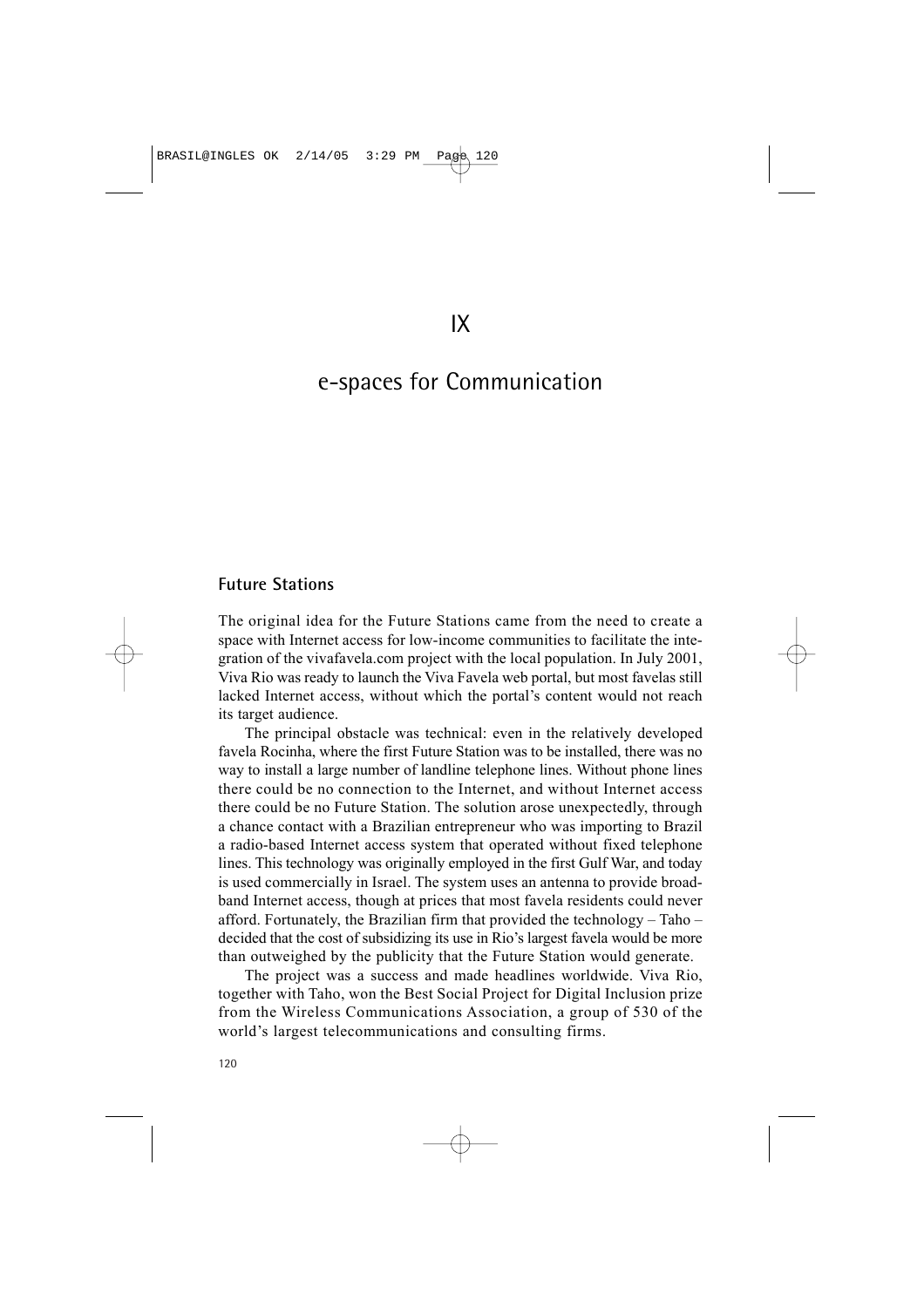# IX

# e-spaces for Communication

## Future Stations

The original idea for the Future Stations came from the need to create a space with Internet access for low-income communities to facilitate the integration of the vivafavela.com project with the local population. In July 2001, Viva Rio was ready to launch the Viva Favela web portal, but most favelas still lacked Internet access, without which the portal's content would not reach its target audience.

The principal obstacle was technical: even in the relatively developed favela Rocinha, where the first Future Station was to be installed, there was no way to install a large number of landline telephone lines. Without phone lines there could be no connection to the Internet, and without Internet access there could be no Future Station. The solution arose unexpectedly, through a chance contact with a Brazilian entrepreneur who was importing to Brazil a radio-based Internet access system that operated without fixed telephone lines. This technology was originally employed in the first Gulf War, and today is used commercially in Israel. The system uses an antenna to provide broadband Internet access, though at prices that most favela residents could never afford. Fortunately, the Brazilian firm that provided the technology – Taho – decided that the cost of subsidizing its use in Rio's largest favela would be more than outweighed by the publicity that the Future Station would generate.

The project was a success and made headlines worldwide. Viva Rio, together with Taho, won the Best Social Project for Digital Inclusion prize from the Wireless Communications Association, a group of 530 of the world's largest telecommunications and consulting firms.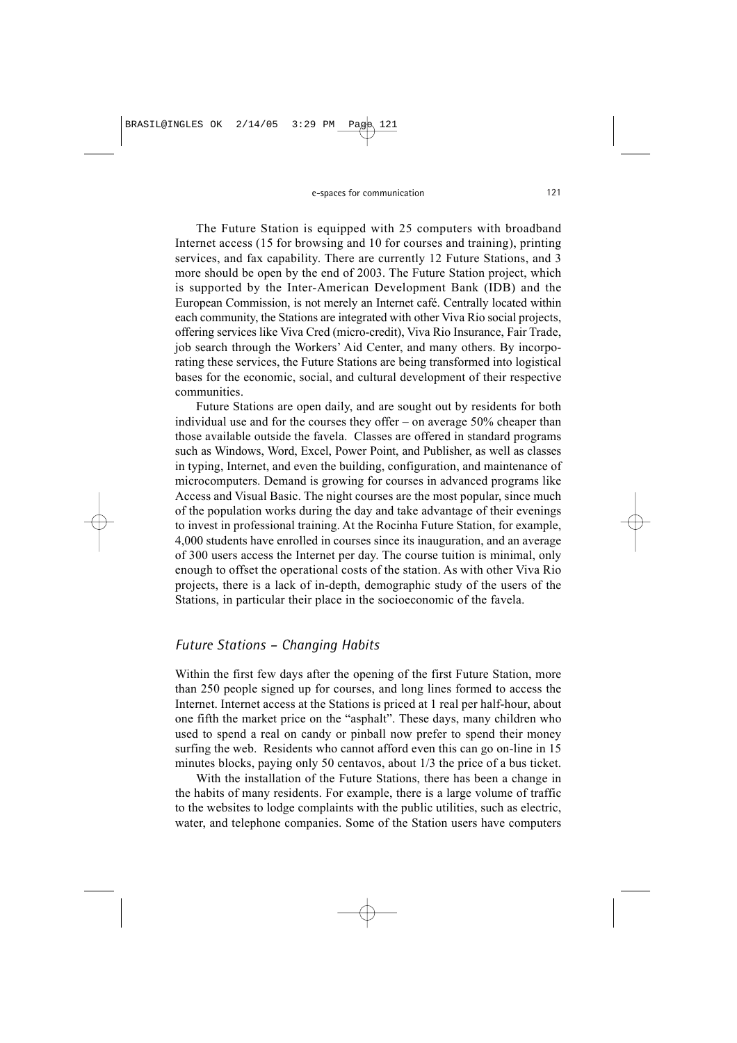The Future Station is equipped with 25 computers with broadband Internet access (15 for browsing and 10 for courses and training), printing services, and fax capability. There are currently 12 Future Stations, and 3 more should be open by the end of 2003. The Future Station project, which is supported by the Inter-American Development Bank (IDB) and the European Commission, is not merely an Internet café. Centrally located within each community, the Stations are integrated with other Viva Rio social projects, offering services like Viva Cred (micro-credit), Viva Rio Insurance, Fair Trade, job search through the Workers' Aid Center, and many others. By incorporating these services, the Future Stations are being transformed into logistical bases for the economic, social, and cultural development of their respective communities.

Future Stations are open daily, and are sought out by residents for both individual use and for the courses they offer – on average 50% cheaper than those available outside the favela. Classes are offered in standard programs such as Windows, Word, Excel, Power Point, and Publisher, as well as classes in typing, Internet, and even the building, configuration, and maintenance of microcomputers. Demand is growing for courses in advanced programs like Access and Visual Basic. The night courses are the most popular, since much of the population works during the day and take advantage of their evenings to invest in professional training. At the Rocinha Future Station, for example, 4,000 students have enrolled in courses since its inauguration, and an average of 300 users access the Internet per day. The course tuition is minimal, only enough to offset the operational costs of the station. As with other Viva Rio projects, there is a lack of in-depth, demographic study of the users of the Stations, in particular their place in the socioeconomic of the favela.

## *Future Stations – Changing Habits*

Within the first few days after the opening of the first Future Station, more than 250 people signed up for courses, and long lines formed to access the Internet. Internet access at the Stations is priced at 1 real per half-hour, about one fifth the market price on the "asphalt". These days, many children who used to spend a real on candy or pinball now prefer to spend their money surfing the web. Residents who cannot afford even this can go on-line in 15 minutes blocks, paying only 50 centavos, about 1/3 the price of a bus ticket.

With the installation of the Future Stations, there has been a change in the habits of many residents. For example, there is a large volume of traffic to the websites to lodge complaints with the public utilities, such as electric, water, and telephone companies. Some of the Station users have computers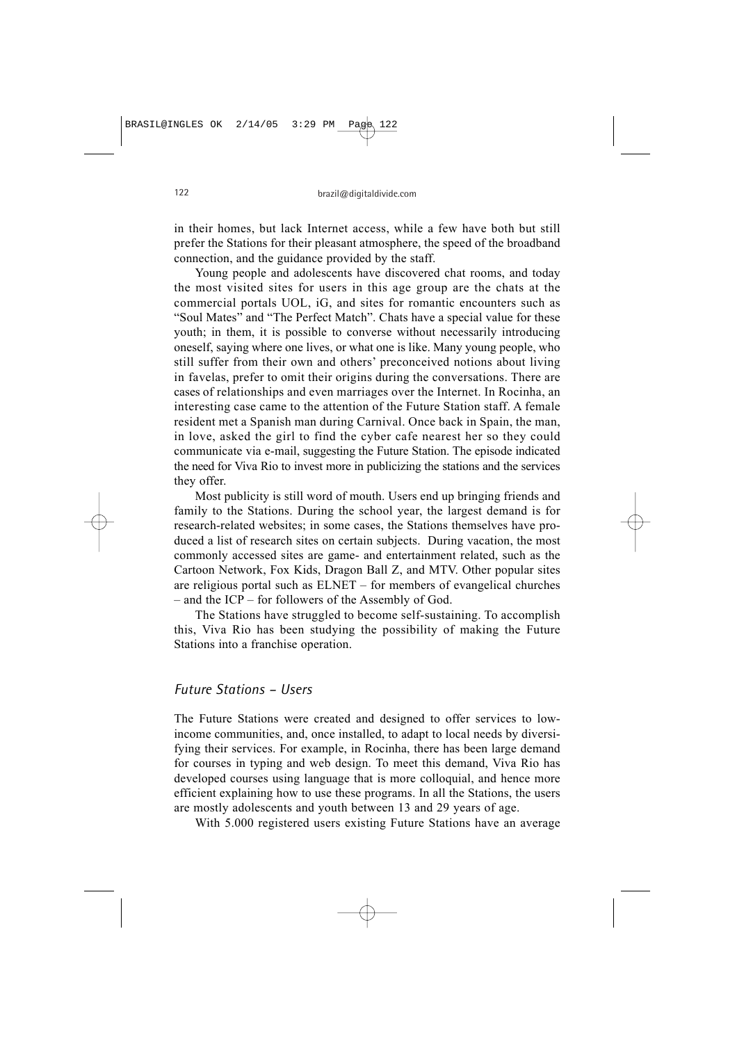in their homes, but lack Internet access, while a few have both but still prefer the Stations for their pleasant atmosphere, the speed of the broadband connection, and the guidance provided by the staff.

Young people and adolescents have discovered chat rooms, and today the most visited sites for users in this age group are the chats at the commercial portals UOL, iG, and sites for romantic encounters such as "Soul Mates" and "The Perfect Match". Chats have a special value for these youth; in them, it is possible to converse without necessarily introducing oneself, saying where one lives, or what one is like. Many young people, who still suffer from their own and others' preconceived notions about living in favelas, prefer to omit their origins during the conversations. There are cases of relationships and even marriages over the Internet. In Rocinha, an interesting case came to the attention of the Future Station staff. A female resident met a Spanish man during Carnival. Once back in Spain, the man, in love, asked the girl to find the cyber cafe nearest her so they could communicate via e-mail, suggesting the Future Station. The episode indicated the need for Viva Rio to invest more in publicizing the stations and the services they offer.

Most publicity is still word of mouth. Users end up bringing friends and family to the Stations. During the school year, the largest demand is for research-related websites; in some cases, the Stations themselves have produced a list of research sites on certain subjects. During vacation, the most commonly accessed sites are game- and entertainment related, such as the Cartoon Network, Fox Kids, Dragon Ball Z, and MTV. Other popular sites are religious portal such as ELNET – for members of evangelical churches – and the ICP – for followers of the Assembly of God.

The Stations have struggled to become self-sustaining. To accomplish this, Viva Rio has been studying the possibility of making the Future Stations into a franchise operation.

## *Future Stations – Users*

The Future Stations were created and designed to offer services to low-income communities, and, once installed, to adapt to local needs by diversifying their services. For example, in Rocinha, there has been large demand for courses in typing and web design. To meet this demand, Viva Rio has developed courses using language that is more colloquial, and hence more efficient explaining how to use these programs. In all the Stations, the users are mostly adolescents and youth between 13 and 29 years of age.

With 5.000 registered users existing Future Stations have an average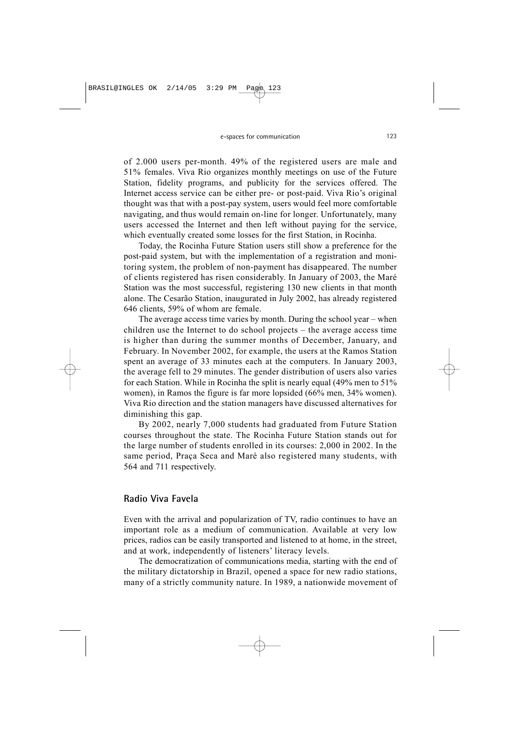of 2.000 users per-month. 49% of the registered users are male and 51% females. Viva Rio organizes monthly meetings on use of the Future Station, fidelity programs, and publicity for the services offered. The Internet access service can be either pre- or post-paid. Viva Rio's original thought was that with a post-pay system, users would feel more comfortable navigating, and thus would remain on-line for longer. Unfortunately, many users accessed the Internet and then left without paying for the service, which eventually created some losses for the first Station, in Rocinha.

Today, the Rocinha Future Station users still show a preference for the post-paid system, but with the implementation of a registration and monitoring system, the problem of non-payment has disappeared. The number of clients registered has risen considerably. In January of 2003, the Maré Station was the most successful, registering 130 new clients in that month alone. The Cesarão Station, inaugurated in July 2002, has already registered 646 clients, 59% of whom are female.

The average access time varies by month. During the school year – when children use the Internet to do school projects – the average access time is higher than during the summer months of December, January, and February. In November 2002, for example, the users at the Ramos Station spent an average of 33 minutes each at the computers. In January 2003, the average fell to 29 minutes. The gender distribution of users also varies for each Station. While in Rocinha the split is nearly equal (49% men to 51% women), in Ramos the figure is far more lopsided (66% men, 34% women). Viva Rio direction and the station managers have discussed alternatives for diminishing this gap.

By 2002, nearly 7,000 students had graduated from Future Station courses throughout the state. The Rocinha Future Station stands out for the large number of students enrolled in its courses: 2,000 in 2002. In the same period, Praça Seca and Maré also registered many students, with 564 and 711 respectively.

## Radio Viva Favela

Even with the arrival and popularization of TV, radio continues to have an important role as a medium of communication. Available at very low prices, radios can be easily transported and listened to at home, in the street, and at work, independently of listeners' literacy levels.

The democratization of communications media, starting with the end of the military dictatorship in Brazil, opened a space for new radio stations, many of a strictly community nature. In 1989, a nationwide movement of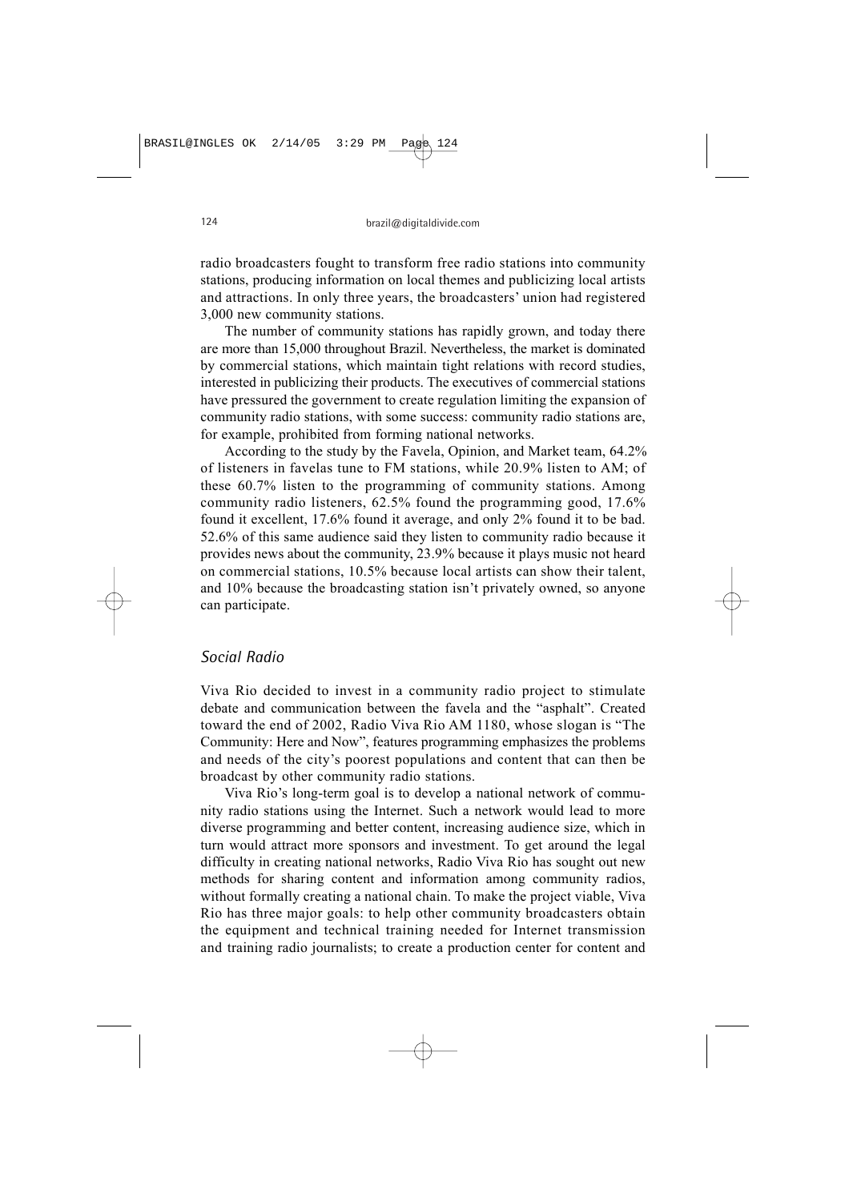radio broadcasters fought to transform free radio stations into community stations, producing information on local themes and publicizing local artists and attractions. In only three years, the broadcasters' union had registered 3,000 new community stations.

The number of community stations has rapidly grown, and today there are more than 15,000 throughout Brazil. Nevertheless, the market is dominated by commercial stations, which maintain tight relations with record studies, interested in publicizing their products. The executives of commercial stations have pressured the government to create regulation limiting the expansion of community radio stations, with some success: community radio stations are, for example, prohibited from forming national networks.

According to the study by the Favela, Opinion, and Market team, 64.2% of listeners in favelas tune to FM stations, while 20.9% listen to AM; of these 60.7% listen to the programming of community stations. Among community radio listeners, 62.5% found the programming good, 17.6% found it excellent, 17.6% found it average, and only 2% found it to be bad. 52.6% of this same audience said they listen to community radio because it provides news about the community, 23.9% because it plays music not heard on commercial stations, 10.5% because local artists can show their talent, and 10% because the broadcasting station isn't privately owned, so anyone can participate.

## *Social Radio*

Viva Rio decided to invest in a community radio project to stimulate debate and communication between the favela and the "asphalt". Created toward the end of 2002, Radio Viva Rio AM 1180, whose slogan is "The Community: Here and Now", features programming emphasizes the problems and needs of the city's poorest populations and content that can then be broadcast by other community radio stations.

Viva Rio's long-term goal is to develop a national network of community radio stations using the Internet. Such a network would lead to more diverse programming and better content, increasing audience size, which in turn would attract more sponsors and investment. To get around the legal difficulty in creating national networks, Radio Viva Rio has sought out new methods for sharing content and information among community radios, without formally creating a national chain. To make the project viable, Viva Rio has three major goals: to help other community broadcasters obtain the equipment and technical training needed for Internet transmission and training radio journalists; to create a production center for content and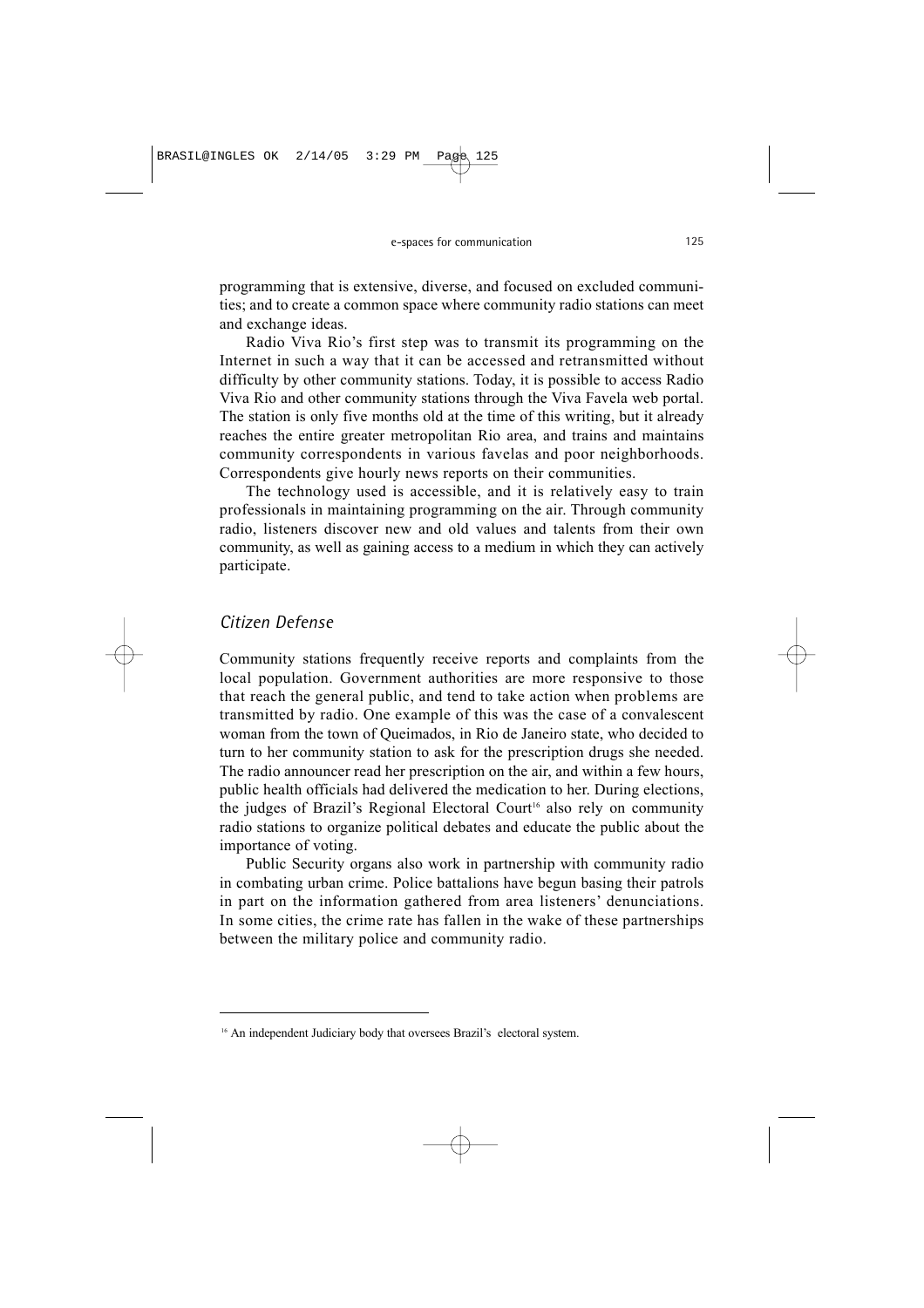programming that is extensive, diverse, and focused on excluded communities; and to create a common space where community radio stations can meet and exchange ideas.

Radio Viva Rio's first step was to transmit its programming on the Internet in such a way that it can be accessed and retransmitted without difficulty by other community stations. Today, it is possible to access Radio Viva Rio and other community stations through the Viva Favela web portal. The station is only five months old at the time of this writing, but it already reaches the entire greater metropolitan Rio area, and trains and maintains community correspondents in various favelas and poor neighborhoods. Correspondents give hourly news reports on their communities.

The technology used is accessible, and it is relatively easy to train professionals in maintaining programming on the air. Through community radio, listeners discover new and old values and talents from their own community, as well as gaining access to a medium in which they can actively participate.

## *Citizen Defense*

Community stations frequently receive reports and complaints from the local population. Government authorities are more responsive to those that reach the general public, and tend to take action when problems are transmitted by radio. One example of this was the case of a convalescent woman from the town of Queimados, in Rio de Janeiro state, who decided to turn to her community station to ask for the prescription drugs she needed. The radio announcer read her prescription on the air, and within a few hours, public health officials had delivered the medication to her. During elections, the judges of Brazil's Regional Electoral Court[16] also rely on community radio stations to organize political debates and educate the public about the importance of voting.

Public Security organs also work in partnership with community radio in combating urban crime. Police battalions have begun basing their patrols in part on the information gathered from area listeners' denunciations. In some cities, the crime rate has fallen in the wake of these partnerships between the military police and community radio.

---

[16] An independent Judiciary body that oversees Brazil's electoral system.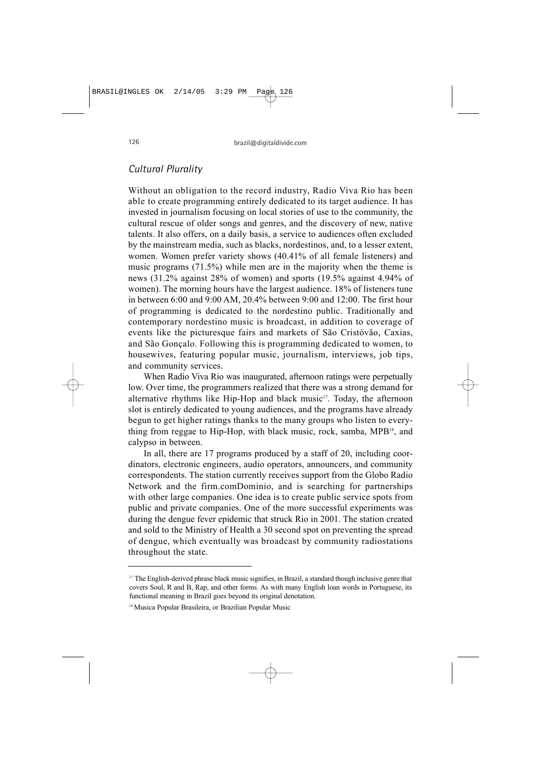## *Cultural Plurality*

Without an obligation to the record industry, Radio Viva Rio has been able to create programming entirely dedicated to its target audience. It has invested in journalism focusing on local stories of use to the community, the cultural rescue of older songs and genres, and the discovery of new, native talents. It also offers, on a daily basis, a service to audiences often excluded by the mainstream media, such as blacks, nordestinos, and, to a lesser extent, women. Women prefer variety shows (40.41% of all female listeners) and music programs (71.5%) while men are in the majority when the theme is news (31.2% against 28% of women) and sports (19.5% against 4.94% of women). The morning hours have the largest audience. 18% of listeners tune in between 6:00 and 9:00 AM, 20.4% between 9:00 and 12:00. The first hour of programming is dedicated to the nordestino public. Traditionally and contemporary nordestino music is broadcast, in addition to coverage of events like the picturesque fairs and markets of São Cristóvão, Caxias, and São Gonçalo. Following this is programming dedicated to women, to housewives, featuring popular music, journalism, interviews, job tips, and community services.

When Radio Viva Rio was inaugurated, afternoon ratings were perpetually low. Over time, the programmers realized that there was a strong demand for alternative rhythms like Hip-Hop and black music[17]. Today, the afternoon slot is entirely dedicated to young audiences, and the programs have already begun to get higher ratings thanks to the many groups who listen to everything from reggae to Hip-Hop, with black music, rock, samba, MPB[18], and calypso in between.

In all, there are 17 programs produced by a staff of 20, including coordinators, electronic engineers, audio operators, announcers, and community correspondents. The station currently receives support from the Globo Radio Network and the firm.comDominio, and is searching for partnerships with other large companies. One idea is to create public service spots from public and private companies. One of the more successful experiments was during the dengue fever epidemic that struck Rio in 2001. The station created and sold to the Ministry of Health a 30 second spot on preventing the spread of dengue, which eventually was broadcast by community radiostations throughout the state.

---

[17] The English-derived phrase black music signifies, in Brazil, a standard though inclusive genre that covers Soul, R and B, Rap, and other forms. As with many English loan words in Portuguese, its functional meaning in Brazil goes beyond its original denotation.

[18] Musica Popular Brasileira, or Brazilian Popular Music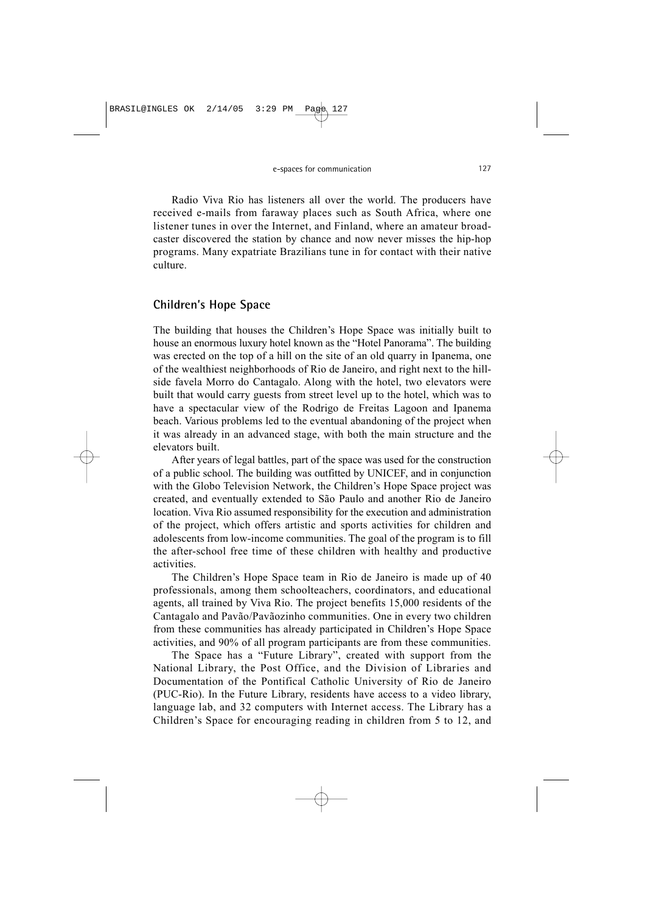Radio Viva Rio has listeners all over the world. The producers have received e-mails from faraway places such as South Africa, where one listener tunes in over the Internet, and Finland, where an amateur broadcaster discovered the station by chance and now never misses the hip-hop programs. Many expatriate Brazilians tune in for contact with their native culture.

## Children's Hope Space

The building that houses the Children's Hope Space was initially built to house an enormous luxury hotel known as the "Hotel Panorama". The building was erected on the top of a hill on the site of an old quarry in Ipanema, one of the wealthiest neighborhoods of Rio de Janeiro, and right next to the hillside favela Morro do Cantagalo. Along with the hotel, two elevators were built that would carry guests from street level up to the hotel, which was to have a spectacular view of the Rodrigo de Freitas Lagoon and Ipanema beach. Various problems led to the eventual abandoning of the project when it was already in an advanced stage, with both the main structure and the elevators built.

After years of legal battles, part of the space was used for the construction of a public school. The building was outfitted by UNICEF, and in conjunction with the Globo Television Network, the Children's Hope Space project was created, and eventually extended to São Paulo and another Rio de Janeiro location. Viva Rio assumed responsibility for the execution and administration of the project, which offers artistic and sports activities for children and adolescents from low-income communities. The goal of the program is to fill the after-school free time of these children with healthy and productive activities.

The Children's Hope Space team in Rio de Janeiro is made up of 40 professionals, among them schoolteachers, coordinators, and educational agents, all trained by Viva Rio. The project benefits 15,000 residents of the Cantagalo and Pavão/Pavãozinho communities. One in every two children from these communities has already participated in Children's Hope Space activities, and 90% of all program participants are from these communities.

The Space has a "Future Library", created with support from the National Library, the Post Office, and the Division of Libraries and Documentation of the Pontifical Catholic University of Rio de Janeiro (PUC-Rio). In the Future Library, residents have access to a video library, language lab, and 32 computers with Internet access. The Library has a Children's Space for encouraging reading in children from 5 to 12, and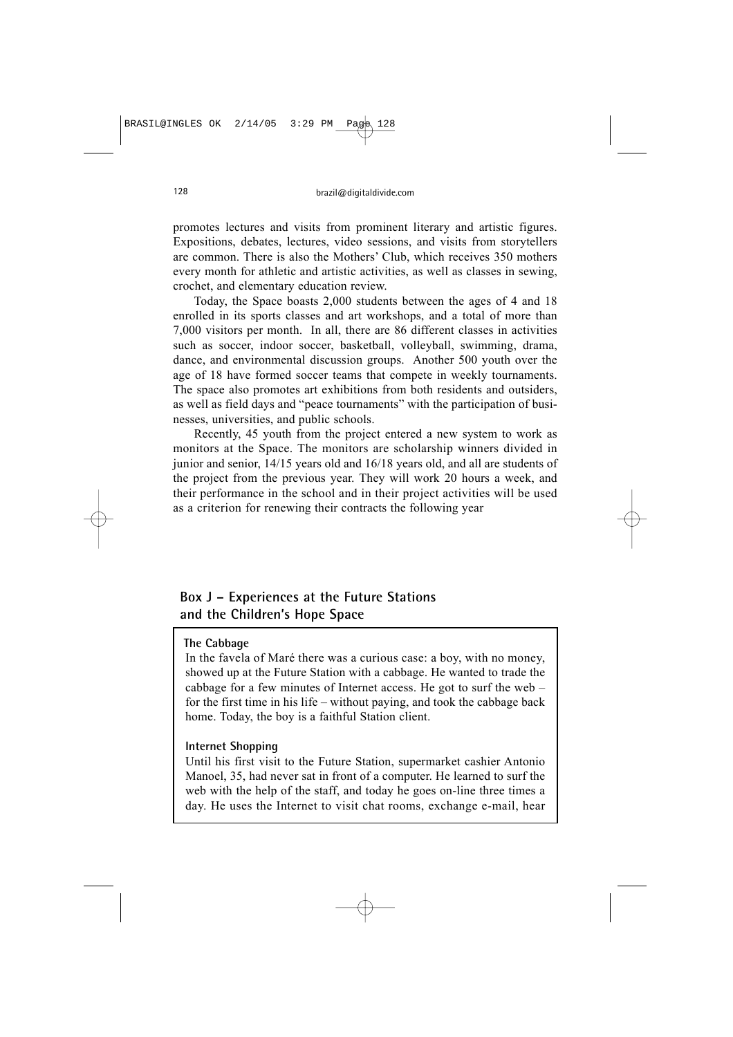promotes lectures and visits from prominent literary and artistic figures. Expositions, debates, lectures, video sessions, and visits from storytellers are common. There is also the Mothers' Club, which receives 350 mothers every month for athletic and artistic activities, as well as classes in sewing, crochet, and elementary education review.

Today, the Space boasts 2,000 students between the ages of 4 and 18 enrolled in its sports classes and art workshops, and a total of more than 7,000 visitors per month. In all, there are 86 different classes in activities such as soccer, indoor soccer, basketball, volleyball, swimming, drama, dance, and environmental discussion groups. Another 500 youth over the age of 18 have formed soccer teams that compete in weekly tournaments. The space also promotes art exhibitions from both residents and outsiders, as well as field days and "peace tournaments" with the participation of businesses, universities, and public schools.

Recently, 45 youth from the project entered a new system to work as monitors at the Space. The monitors are scholarship winners divided in junior and senior, 14/15 years old and 16/18 years old, and all are students of the project from the previous year. They will work 20 hours a week, and their performance in the school and in their project activities will be used as a criterion for renewing their contracts the following year

## Box J – Experiences at the Future Stations and the Children's Hope Space

**The Cabbage**

In the favela of Maré there was a curious case: a boy, with no money, showed up at the Future Station with a cabbage. He wanted to trade the cabbage for a few minutes of Internet access. He got to surf the web – for the first time in his life – without paying, and took the cabbage back home. Today, the boy is a faithful Station client.

**Internet Shopping**

Until his first visit to the Future Station, supermarket cashier Antonio Manoel, 35, had never sat in front of a computer. He learned to surf the web with the help of the staff, and today he goes on-line three times a day. He uses the Internet to visit chat rooms, exchange e-mail, hear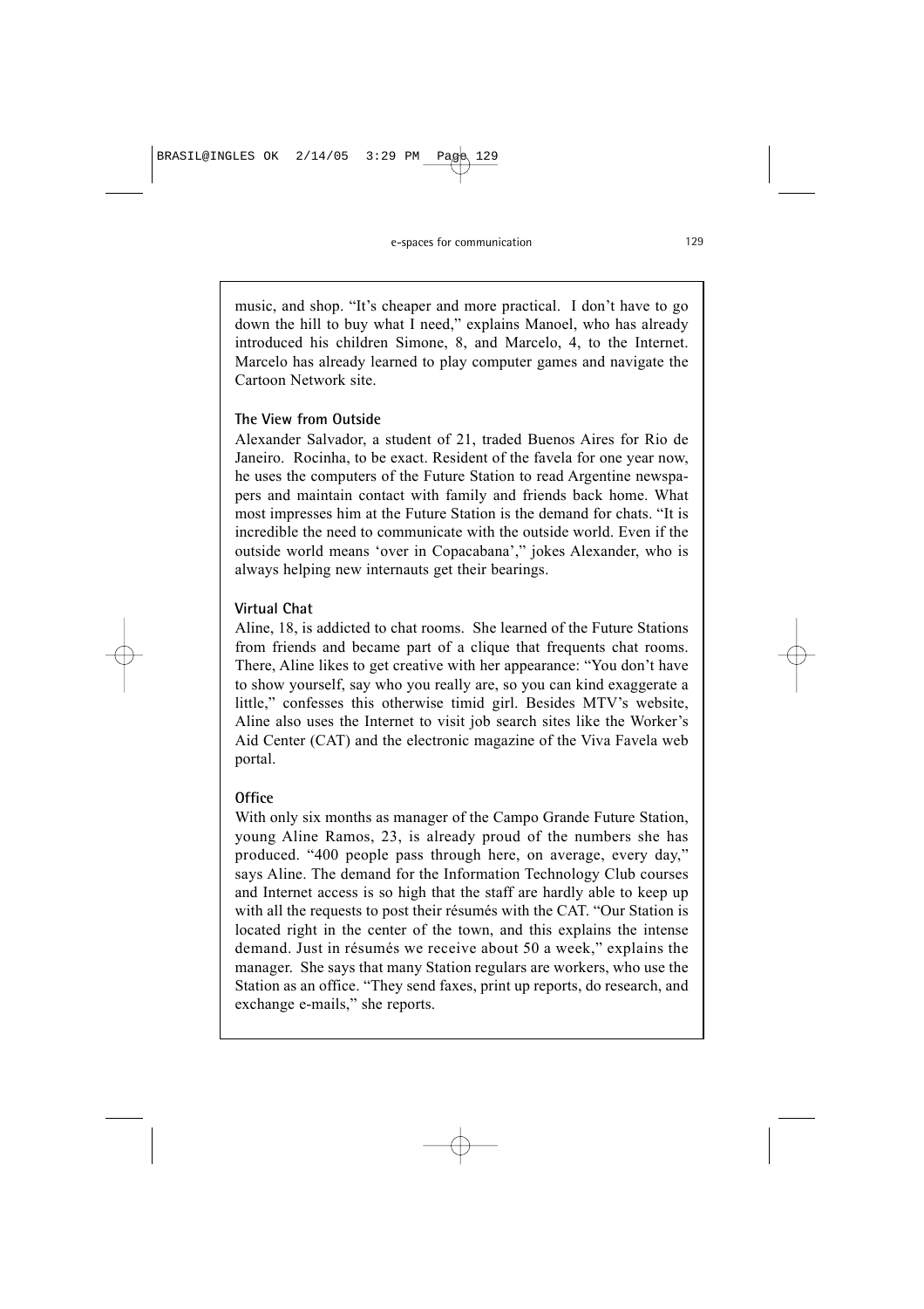music, and shop. "It's cheaper and more practical. I don't have to go down the hill to buy what I need," explains Manoel, who has already introduced his children Simone, 8, and Marcelo, 4, to the Internet. Marcelo has already learned to play computer games and navigate the Cartoon Network site.

**The View from Outside**

Alexander Salvador, a student of 21, traded Buenos Aires for Rio de Janeiro. Rocinha, to be exact. Resident of the favela for one year now, he uses the computers of the Future Station to read Argentine newspapers and maintain contact with family and friends back home. What most impresses him at the Future Station is the demand for chats. "It is incredible the need to communicate with the outside world. Even if the outside world means 'over in Copacabana'," jokes Alexander, who is always helping new internauts get their bearings.

**Virtual Chat**

Aline, 18, is addicted to chat rooms. She learned of the Future Stations from friends and became part of a clique that frequents chat rooms. There, Aline likes to get creative with her appearance: "You don't have to show yourself, say who you really are, so you can kind exaggerate a little," confesses this otherwise timid girl. Besides MTV's website, Aline also uses the Internet to visit job search sites like the Worker's Aid Center (CAT) and the electronic magazine of the Viva Favela web portal.

**Office**

With only six months as manager of the Campo Grande Future Station, young Aline Ramos, 23, is already proud of the numbers she has produced. "400 people pass through here, on average, every day," says Aline. The demand for the Information Technology Club courses and Internet access is so high that the staff are hardly able to keep up with all the requests to post their résumés with the CAT. "Our Station is located right in the center of the town, and this explains the intense demand. Just in résumés we receive about 50 a week," explains the manager. She says that many Station regulars are workers, who use the Station as an office. "They send faxes, print up reports, do research, and exchange e-mails," she reports.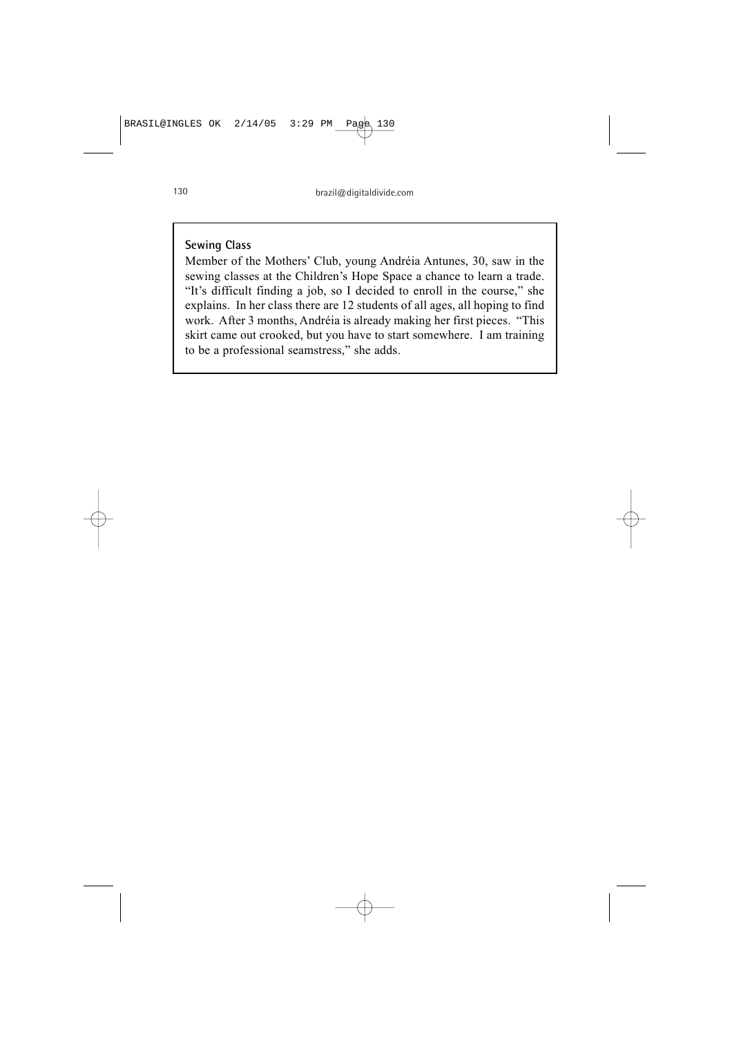**Sewing Class**

Member of the Mothers' Club, young Andréia Antunes, 30, saw in the sewing classes at the Children's Hope Space a chance to learn a trade. "It's difficult finding a job, so I decided to enroll in the course," she explains. In her class there are 12 students of all ages, all hoping to find work. After 3 months, Andréia is already making her first pieces. "This skirt came out crooked, but you have to start somewhere. I am training to be a professional seamstress," she adds.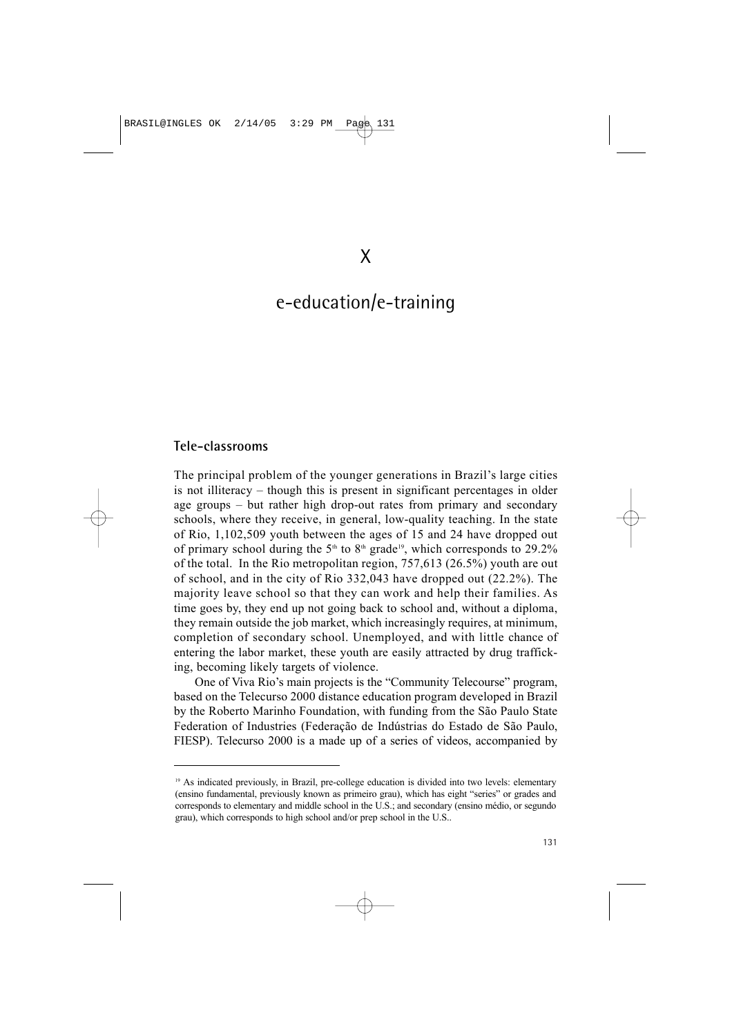# X

# e-education/e-training

## Tele-classrooms

The principal problem of the younger generations in Brazil's large cities is not illiteracy – though this is present in significant percentages in older age groups – but rather high drop-out rates from primary and secondary schools, where they receive, in general, low-quality teaching. In the state of Rio, 1,102,509 youth between the ages of 15 and 24 have dropped out of primary school during the 5th to 8th grade[19], which corresponds to 29.2% of the total. In the Rio metropolitan region, 757,613 (26.5%) youth are out of school, and in the city of Rio 332,043 have dropped out (22.2%). The majority leave school so that they can work and help their families. As time goes by, they end up not going back to school and, without a diploma, they remain outside the job market, which increasingly requires, at minimum, completion of secondary school. Unemployed, and with little chance of entering the labor market, these youth are easily attracted by drug trafficking, becoming likely targets of violence.

One of Viva Rio's main projects is the "Community Telecourse" program, based on the Telecurso 2000 distance education program developed in Brazil by the Roberto Marinho Foundation, with funding from the São Paulo State Federation of Industries (Federação de Indústrias do Estado de São Paulo, FIESP). Telecurso 2000 is a made up of a series of videos, accompanied by

[19] As indicated previously, in Brazil, pre-college education is divided into two levels: elementary (ensino fundamental, previously known as primeiro grau), which has eight "series" or grades and corresponds to elementary and middle school in the U.S.; and secondary (ensino médio, or segundo grau), which corresponds to high school and/or prep school in the U.S..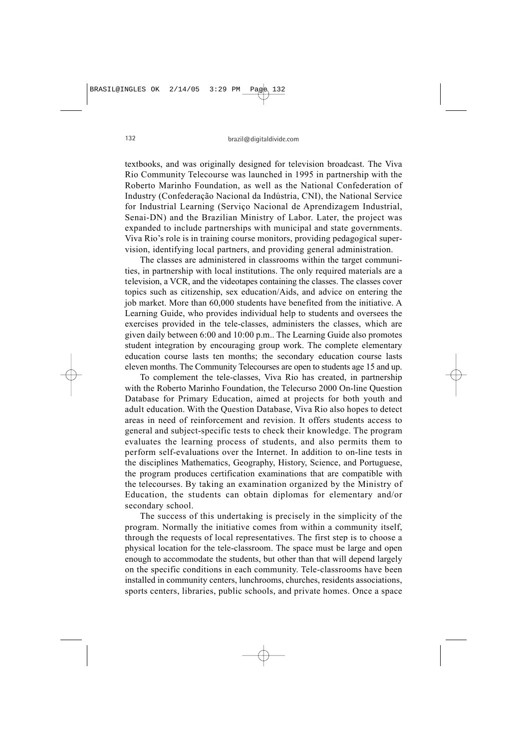textbooks, and was originally designed for television broadcast. The Viva Rio Community Telecourse was launched in 1995 in partnership with the Roberto Marinho Foundation, as well as the National Confederation of Industry (Confederação Nacional da Indústria, CNI), the National Service for Industrial Learning (Serviço Nacional de Aprendizagem Industrial, Senai-DN) and the Brazilian Ministry of Labor. Later, the project was expanded to include partnerships with municipal and state governments. Viva Rio's role is in training course monitors, providing pedagogical supervision, identifying local partners, and providing general administration.

The classes are administered in classrooms within the target communities, in partnership with local institutions. The only required materials are a television, a VCR, and the videotapes containing the classes. The classes cover topics such as citizenship, sex education/Aids, and advice on entering the job market. More than 60,000 students have benefited from the initiative. A Learning Guide, who provides individual help to students and oversees the exercises provided in the tele-classes, administers the classes, which are given daily between 6:00 and 10:00 p.m.. The Learning Guide also promotes student integration by encouraging group work. The complete elementary education course lasts ten months; the secondary education course lasts eleven months. The Community Telecourses are open to students age 15 and up.

To complement the tele-classes, Viva Rio has created, in partnership with the Roberto Marinho Foundation, the Telecurso 2000 On-line Question Database for Primary Education, aimed at projects for both youth and adult education. With the Question Database, Viva Rio also hopes to detect areas in need of reinforcement and revision. It offers students access to general and subject-specific tests to check their knowledge. The program evaluates the learning process of students, and also permits them to perform self-evaluations over the Internet. In addition to on-line tests in the disciplines Mathematics, Geography, History, Science, and Portuguese, the program produces certification examinations that are compatible with the telecourses. By taking an examination organized by the Ministry of Education, the students can obtain diplomas for elementary and/or secondary school.

The success of this undertaking is precisely in the simplicity of the program. Normally the initiative comes from within a community itself, through the requests of local representatives. The first step is to choose a physical location for the tele-classroom. The space must be large and open enough to accommodate the students, but other than that will depend largely on the specific conditions in each community. Tele-classrooms have been installed in community centers, lunchrooms, churches, residents associations, sports centers, libraries, public schools, and private homes. Once a space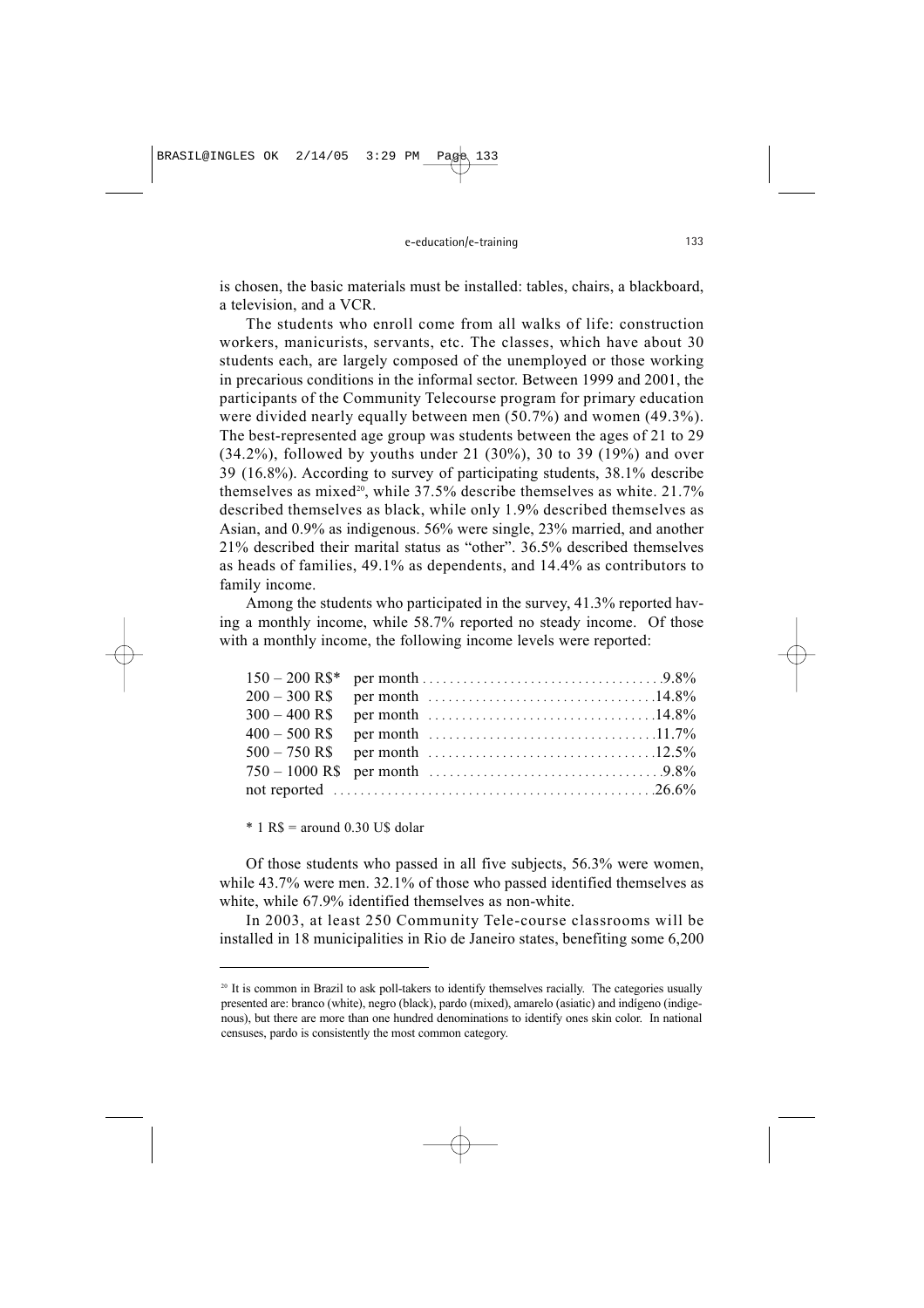is chosen, the basic materials must be installed: tables, chairs, a blackboard, a television, and a VCR.

The students who enroll come from all walks of life: construction workers, manicurists, servants, etc. The classes, which have about 30 students each, are largely composed of the unemployed or those working in precarious conditions in the informal sector. Between 1999 and 2001, the participants of the Community Telecourse program for primary education were divided nearly equally between men (50.7%) and women (49.3%). The best-represented age group was students between the ages of 21 to 29 (34.2%), followed by youths under 21 (30%), 30 to 39 (19%) and over 39 (16.8%). According to survey of participating students, 38.1% describe themselves as mixed[20], while 37.5% describe themselves as white. 21.7% described themselves as black, while only 1.9% described themselves as Asian, and 0.9% as indigenous. 56% were single, 23% married, and another 21% described their marital status as "other". 36.5% described themselves as heads of families, 49.1% as dependents, and 14.4% as contributors to family income.

Among the students who participated in the survey, 41.3% reported having a monthly income, while 58.7% reported no steady income. Of those with a monthly income, the following income levels were reported:

| Income | | |
|---|---|---|
| 150 – 200 R$* | per month | 9.8% |
| 200 – 300 R$ | per month | 14.8% |
| 300 – 400 R$ | per month | 14.8% |
| 400 – 500 R$ | per month | 11.7% |
| 500 – 750 R$ | per month | 12.5% |
| 750 – 1000 R$ | per month | 9.8% |
| not reported | | 26.6% |

\* 1 R$ = around 0.30 U$ dolar

Of those students who passed in all five subjects, 56.3% were women, while 43.7% were men. 32.1% of those who passed identified themselves as white, while 67.9% identified themselves as non-white.

In 2003, at least 250 Community Tele-course classrooms will be installed in 18 municipalities in Rio de Janeiro states, benefiting some 6,200

[20] It is common in Brazil to ask poll-takers to identify themselves racially. The categories usually presented are: branco (white), negro (black), pardo (mixed), amarelo (asiatic) and indígeno (indigenous), but there are more than one hundred denominations to identify ones skin color. In national censuses, pardo is consistently the most common category.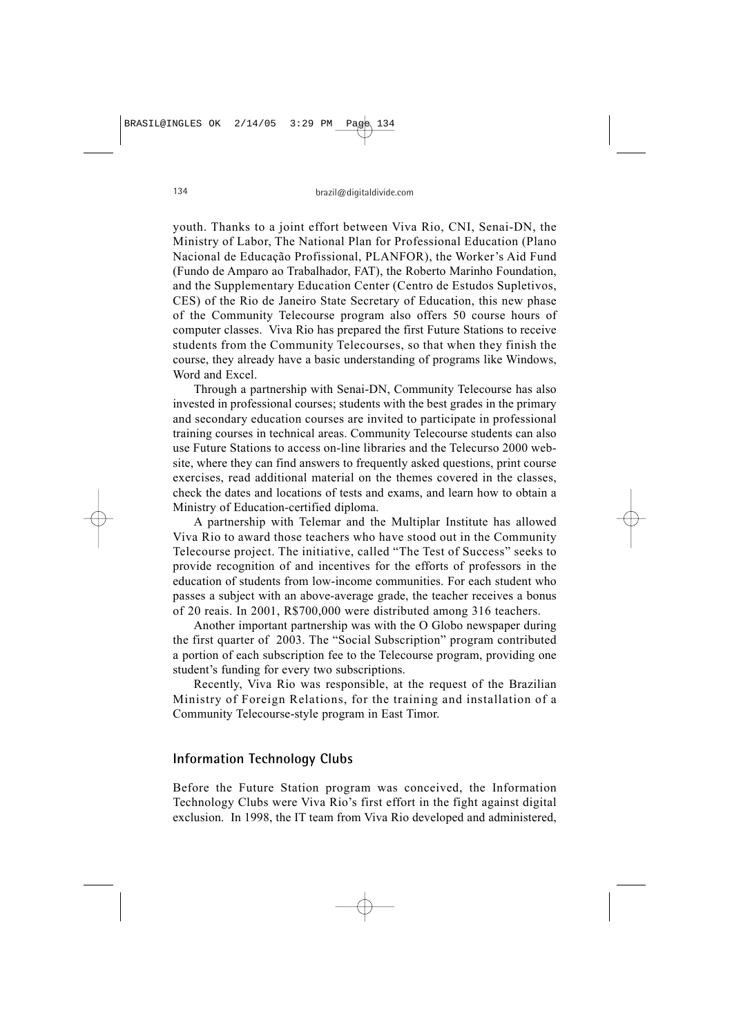youth. Thanks to a joint effort between Viva Rio, CNI, Senai-DN, the Ministry of Labor, The National Plan for Professional Education (Plano Nacional de Educação Profissional, PLANFOR), the Worker's Aid Fund (Fundo de Amparo ao Trabalhador, FAT), the Roberto Marinho Foundation, and the Supplementary Education Center (Centro de Estudos Supletivos, CES) of the Rio de Janeiro State Secretary of Education, this new phase of the Community Telecourse program also offers 50 course hours of computer classes. Viva Rio has prepared the first Future Stations to receive students from the Community Telecourses, so that when they finish the course, they already have a basic understanding of programs like Windows, Word and Excel.

Through a partnership with Senai-DN, Community Telecourse has also invested in professional courses; students with the best grades in the primary and secondary education courses are invited to participate in professional training courses in technical areas. Community Telecourse students can also use Future Stations to access on-line libraries and the Telecurso 2000 website, where they can find answers to frequently asked questions, print course exercises, read additional material on the themes covered in the classes, check the dates and locations of tests and exams, and learn how to obtain a Ministry of Education-certified diploma.

A partnership with Telemar and the Multiplar Institute has allowed Viva Rio to award those teachers who have stood out in the Community Telecourse project. The initiative, called "The Test of Success" seeks to provide recognition of and incentives for the efforts of professors in the education of students from low-income communities. For each student who passes a subject with an above-average grade, the teacher receives a bonus of 20 reais. In 2001, R$700,000 were distributed among 316 teachers.

Another important partnership was with the O Globo newspaper during the first quarter of 2003. The "Social Subscription" program contributed a portion of each subscription fee to the Telecourse program, providing one student's funding for every two subscriptions.

Recently, Viva Rio was responsible, at the request of the Brazilian Ministry of Foreign Relations, for the training and installation of a Community Telecourse-style program in East Timor.

## Information Technology Clubs

Before the Future Station program was conceived, the Information Technology Clubs were Viva Rio's first effort in the fight against digital exclusion. In 1998, the IT team from Viva Rio developed and administered,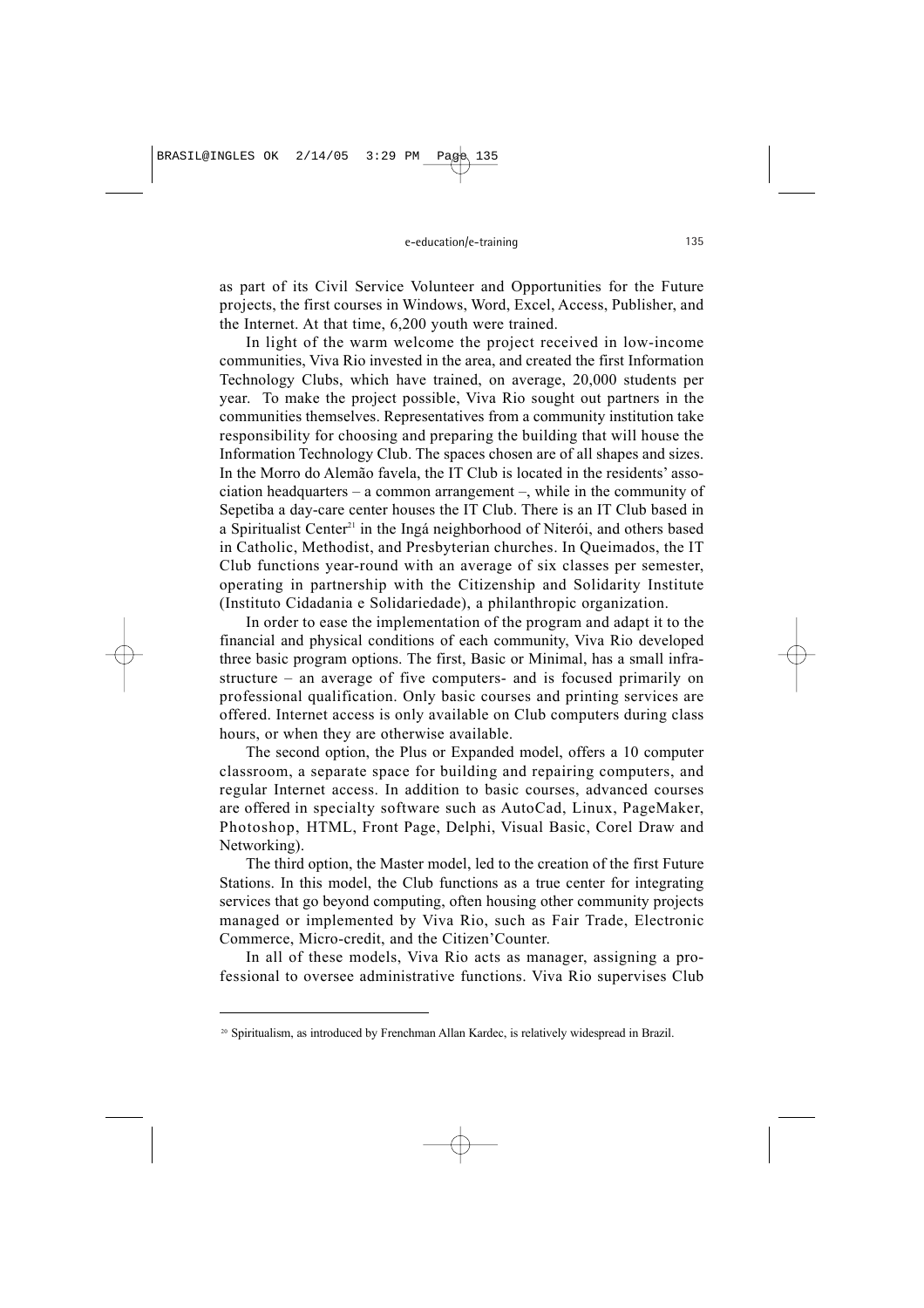as part of its Civil Service Volunteer and Opportunities for the Future projects, the first courses in Windows, Word, Excel, Access, Publisher, and the Internet. At that time, 6,200 youth were trained.

In light of the warm welcome the project received in low-income communities, Viva Rio invested in the area, and created the first Information Technology Clubs, which have trained, on average, 20,000 students per year. To make the project possible, Viva Rio sought out partners in the communities themselves. Representatives from a community institution take responsibility for choosing and preparing the building that will house the Information Technology Club. The spaces chosen are of all shapes and sizes. In the Morro do Alemão favela, the IT Club is located in the residents' association headquarters – a common arrangement –, while in the community of Sepetiba a day-care center houses the IT Club. There is an IT Club based in a Spiritualist Center[21] in the Ingá neighborhood of Niterói, and others based in Catholic, Methodist, and Presbyterian churches. In Queimados, the IT Club functions year-round with an average of six classes per semester, operating in partnership with the Citizenship and Solidarity Institute (Instituto Cidadania e Solidariedade), a philanthropic organization.

In order to ease the implementation of the program and adapt it to the financial and physical conditions of each community, Viva Rio developed three basic program options. The first, Basic or Minimal, has a small infrastructure – an average of five computers- and is focused primarily on professional qualification. Only basic courses and printing services are offered. Internet access is only available on Club computers during class hours, or when they are otherwise available.

The second option, the Plus or Expanded model, offers a 10 computer classroom, a separate space for building and repairing computers, and regular Internet access. In addition to basic courses, advanced courses are offered in specialty software such as AutoCad, Linux, PageMaker, Photoshop, HTML, Front Page, Delphi, Visual Basic, Corel Draw and Networking).

The third option, the Master model, led to the creation of the first Future Stations. In this model, the Club functions as a true center for integrating services that go beyond computing, often housing other community projects managed or implemented by Viva Rio, such as Fair Trade, Electronic Commerce, Micro-credit, and the Citizen'Counter.

In all of these models, Viva Rio acts as manager, assigning a professional to oversee administrative functions. Viva Rio supervises Club

---

[20] Spiritualism, as introduced by Frenchman Allan Kardec, is relatively widespread in Brazil.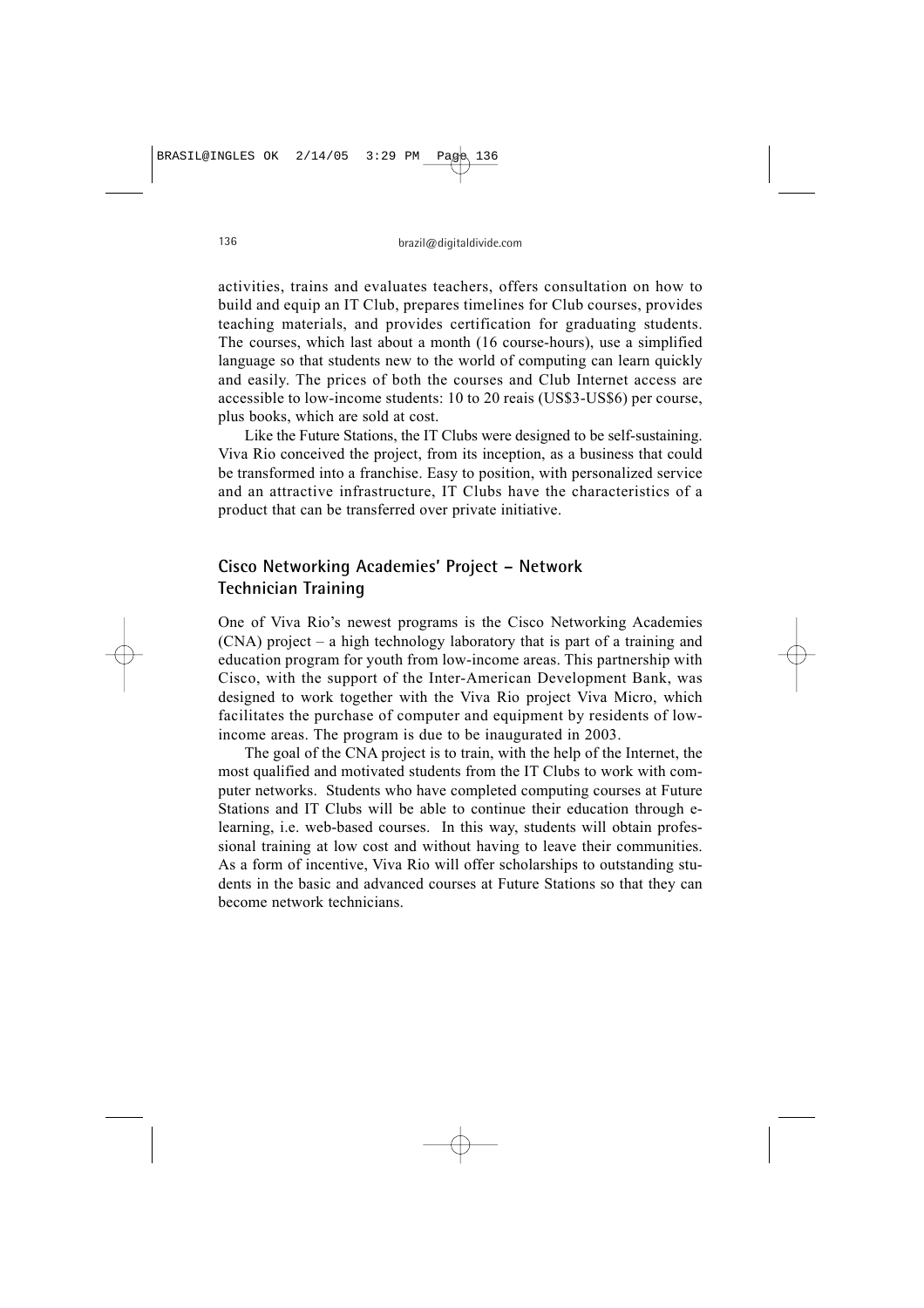activities, trains and evaluates teachers, offers consultation on how to build and equip an IT Club, prepares timelines for Club courses, provides teaching materials, and provides certification for graduating students. The courses, which last about a month (16 course-hours), use a simplified language so that students new to the world of computing can learn quickly and easily. The prices of both the courses and Club Internet access are accessible to low-income students: 10 to 20 reais (US$3-US$6) per course, plus books, which are sold at cost.

Like the Future Stations, the IT Clubs were designed to be self-sustaining. Viva Rio conceived the project, from its inception, as a business that could be transformed into a franchise. Easy to position, with personalized service and an attractive infrastructure, IT Clubs have the characteristics of a product that can be transferred over private initiative.

## Cisco Networking Academies' Project – Network Technician Training

One of Viva Rio's newest programs is the Cisco Networking Academies (CNA) project – a high technology laboratory that is part of a training and education program for youth from low-income areas. This partnership with Cisco, with the support of the Inter-American Development Bank, was designed to work together with the Viva Rio project Viva Micro, which facilitates the purchase of computer and equipment by residents of low-income areas. The program is due to be inaugurated in 2003.

The goal of the CNA project is to train, with the help of the Internet, the most qualified and motivated students from the IT Clubs to work with computer networks. Students who have completed computing courses at Future Stations and IT Clubs will be able to continue their education through e-learning, i.e. web-based courses. In this way, students will obtain professional training at low cost and without having to leave their communities. As a form of incentive, Viva Rio will offer scholarships to outstanding students in the basic and advanced courses at Future Stations so that they can become network technicians.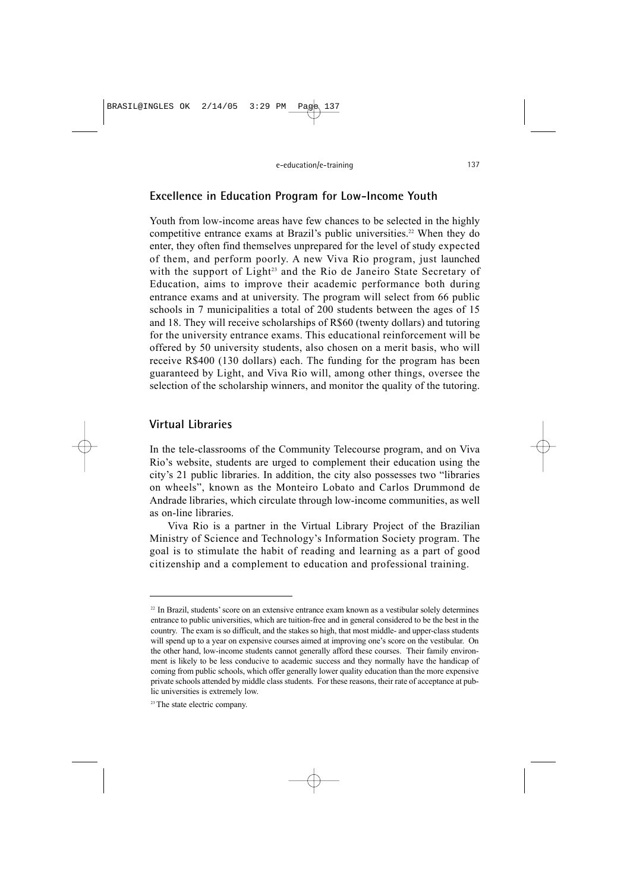## Excellence in Education Program for Low-Income Youth

Youth from low-income areas have few chances to be selected in the highly competitive entrance exams at Brazil's public universities.[22] When they do enter, they often find themselves unprepared for the level of study expected of them, and perform poorly. A new Viva Rio program, just launched with the support of Light[23] and the Rio de Janeiro State Secretary of Education, aims to improve their academic performance both during entrance exams and at university. The program will select from 66 public schools in 7 municipalities a total of 200 students between the ages of 15 and 18. They will receive scholarships of R$60 (twenty dollars) and tutoring for the university entrance exams. This educational reinforcement will be offered by 50 university students, also chosen on a merit basis, who will receive R$400 (130 dollars) each. The funding for the program has been guaranteed by Light, and Viva Rio will, among other things, oversee the selection of the scholarship winners, and monitor the quality of the tutoring.

## Virtual Libraries

In the tele-classrooms of the Community Telecourse program, and on Viva Rio's website, students are urged to complement their education using the city's 21 public libraries. In addition, the city also possesses two "libraries on wheels", known as the Monteiro Lobato and Carlos Drummond de Andrade libraries, which circulate through low-income communities, as well as on-line libraries.

Viva Rio is a partner in the Virtual Library Project of the Brazilian Ministry of Science and Technology's Information Society program. The goal is to stimulate the habit of reading and learning as a part of good citizenship and a complement to education and professional training.

---

[22] In Brazil, students' score on an extensive entrance exam known as a vestibular solely determines entrance to public universities, which are tuition-free and in general considered to be the best in the country. The exam is so difficult, and the stakes so high, that most middle- and upper-class students will spend up to a year on expensive courses aimed at improving one's score on the vestibular. On the other hand, low-income students cannot generally afford these courses. Their family environment is likely to be less conducive to academic success and they normally have the handicap of coming from public schools, which offer generally lower quality education than the more expensive private schools attended by middle class students. For these reasons, their rate of acceptance at public universities is extremely low.

[23] The state electric company.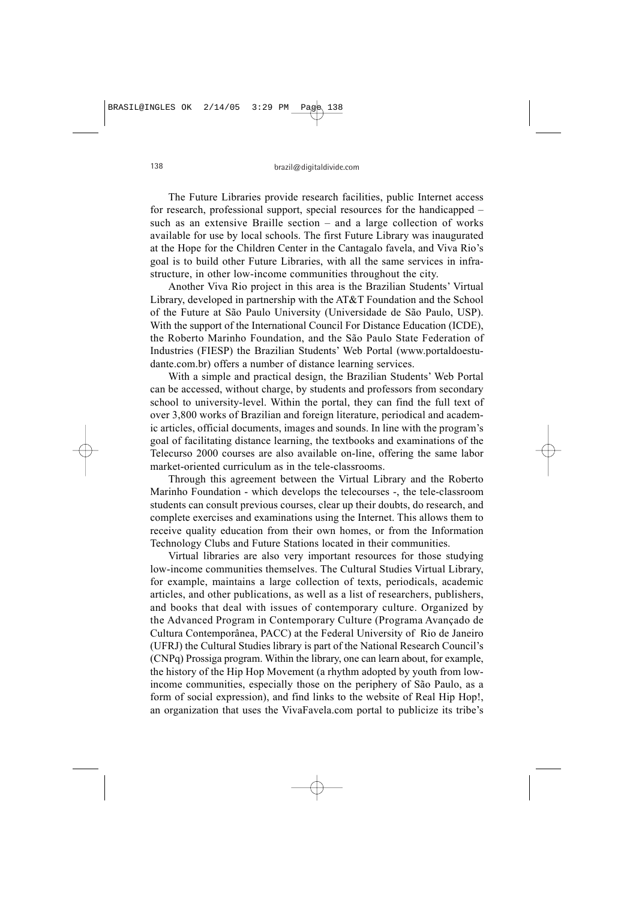The Future Libraries provide research facilities, public Internet access for research, professional support, special resources for the handicapped – such as an extensive Braille section – and a large collection of works available for use by local schools. The first Future Library was inaugurated at the Hope for the Children Center in the Cantagalo favela, and Viva Rio's goal is to build other Future Libraries, with all the same services in infrastructure, in other low-income communities throughout the city.

Another Viva Rio project in this area is the Brazilian Students' Virtual Library, developed in partnership with the AT&T Foundation and the School of the Future at São Paulo University (Universidade de São Paulo, USP). With the support of the International Council For Distance Education (ICDE), the Roberto Marinho Foundation, and the São Paulo State Federation of Industries (FIESP) the Brazilian Students' Web Portal (www.portaldoestudante.com.br) offers a number of distance learning services.

With a simple and practical design, the Brazilian Students' Web Portal can be accessed, without charge, by students and professors from secondary school to university-level. Within the portal, they can find the full text of over 3,800 works of Brazilian and foreign literature, periodical and academic articles, official documents, images and sounds. In line with the program's goal of facilitating distance learning, the textbooks and examinations of the Telecurso 2000 courses are also available on-line, offering the same labor market-oriented curriculum as in the tele-classrooms.

Through this agreement between the Virtual Library and the Roberto Marinho Foundation - which develops the telecourses -, the tele-classroom students can consult previous courses, clear up their doubts, do research, and complete exercises and examinations using the Internet. This allows them to receive quality education from their own homes, or from the Information Technology Clubs and Future Stations located in their communities.

Virtual libraries are also very important resources for those studying low-income communities themselves. The Cultural Studies Virtual Library, for example, maintains a large collection of texts, periodicals, academic articles, and other publications, as well as a list of researchers, publishers, and books that deal with issues of contemporary culture. Organized by the Advanced Program in Contemporary Culture (Programa Avançado de Cultura Contemporânea, PACC) at the Federal University of Rio de Janeiro (UFRJ) the Cultural Studies library is part of the National Research Council's (CNPq) Prossiga program. Within the library, one can learn about, for example, the history of the Hip Hop Movement (a rhythm adopted by youth from low-income communities, especially those on the periphery of São Paulo, as a form of social expression), and find links to the website of Real Hip Hop!, an organization that uses the VivaFavela.com portal to publicize its tribe's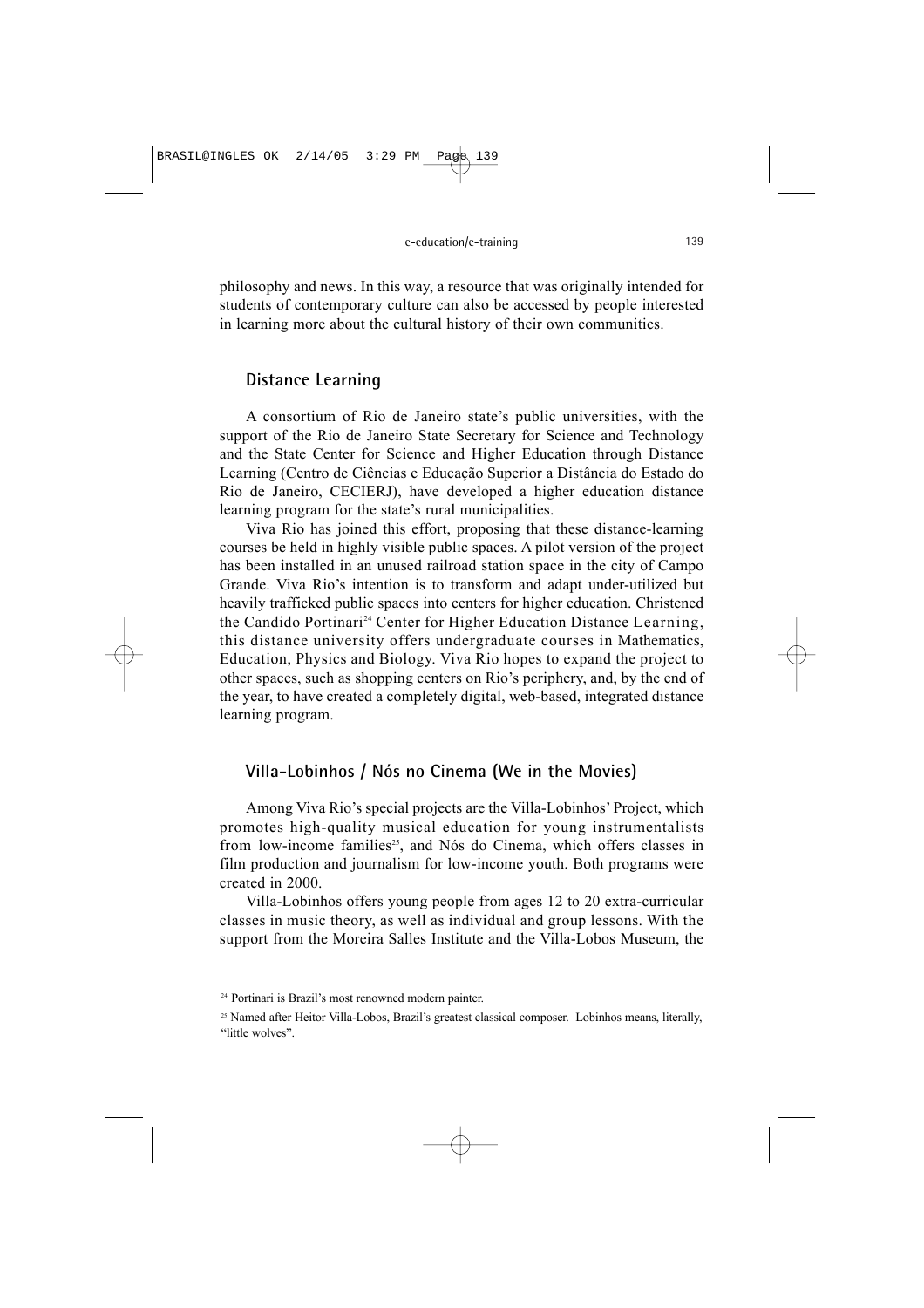philosophy and news. In this way, a resource that was originally intended for students of contemporary culture can also be accessed by people interested in learning more about the cultural history of their own communities.

## Distance Learning

A consortium of Rio de Janeiro state's public universities, with the support of the Rio de Janeiro State Secretary for Science and Technology and the State Center for Science and Higher Education through Distance Learning (Centro de Ciências e Educação Superior a Distância do Estado do Rio de Janeiro, CECIERJ), have developed a higher education distance learning program for the state's rural municipalities.

Viva Rio has joined this effort, proposing that these distance-learning courses be held in highly visible public spaces. A pilot version of the project has been installed in an unused railroad station space in the city of Campo Grande. Viva Rio's intention is to transform and adapt under-utilized but heavily trafficked public spaces into centers for higher education. Christened the Candido Portinari[24] Center for Higher Education Distance Learning, this distance university offers undergraduate courses in Mathematics, Education, Physics and Biology. Viva Rio hopes to expand the project to other spaces, such as shopping centers on Rio's periphery, and, by the end of the year, to have created a completely digital, web-based, integrated distance learning program.

## Villa-Lobinhos / Nós no Cinema (We in the Movies)

Among Viva Rio's special projects are the Villa-Lobinhos' Project, which promotes high-quality musical education for young instrumentalists from low-income families[25], and Nós do Cinema, which offers classes in film production and journalism for low-income youth. Both programs were created in 2000.

Villa-Lobinhos offers young people from ages 12 to 20 extra-curricular classes in music theory, as well as individual and group lessons. With the support from the Moreira Salles Institute and the Villa-Lobos Museum, the

---

[24] Portinari is Brazil's most renowned modern painter.

[25] Named after Heitor Villa-Lobos, Brazil's greatest classical composer. Lobinhos means, literally, "little wolves".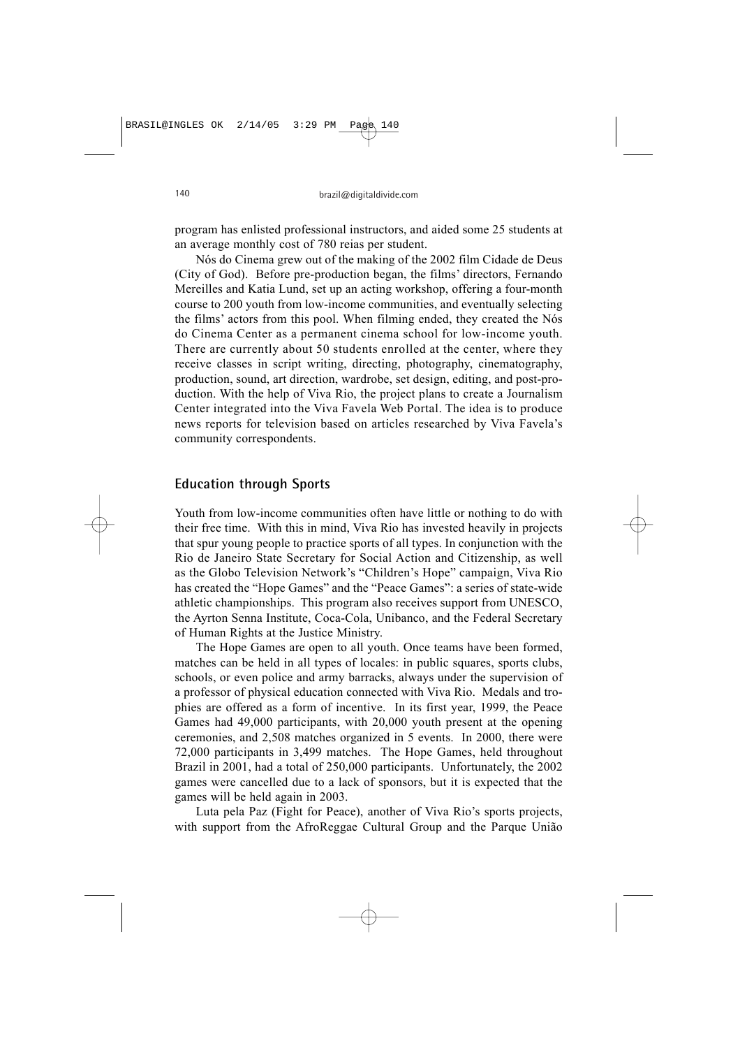program has enlisted professional instructors, and aided some 25 students at an average monthly cost of 780 reias per student.

Nós do Cinema grew out of the making of the 2002 film Cidade de Deus (City of God). Before pre-production began, the films' directors, Fernando Mereilles and Katia Lund, set up an acting workshop, offering a four-month course to 200 youth from low-income communities, and eventually selecting the films' actors from this pool. When filming ended, they created the Nós do Cinema Center as a permanent cinema school for low-income youth. There are currently about 50 students enrolled at the center, where they receive classes in script writing, directing, photography, cinematography, production, sound, art direction, wardrobe, set design, editing, and post-production. With the help of Viva Rio, the project plans to create a Journalism Center integrated into the Viva Favela Web Portal. The idea is to produce news reports for television based on articles researched by Viva Favela's community correspondents.

## Education through Sports

Youth from low-income communities often have little or nothing to do with their free time. With this in mind, Viva Rio has invested heavily in projects that spur young people to practice sports of all types. In conjunction with the Rio de Janeiro State Secretary for Social Action and Citizenship, as well as the Globo Television Network's "Children's Hope" campaign, Viva Rio has created the "Hope Games" and the "Peace Games": a series of state-wide athletic championships. This program also receives support from UNESCO, the Ayrton Senna Institute, Coca-Cola, Unibanco, and the Federal Secretary of Human Rights at the Justice Ministry.

The Hope Games are open to all youth. Once teams have been formed, matches can be held in all types of locales: in public squares, sports clubs, schools, or even police and army barracks, always under the supervision of a professor of physical education connected with Viva Rio. Medals and trophies are offered as a form of incentive. In its first year, 1999, the Peace Games had 49,000 participants, with 20,000 youth present at the opening ceremonies, and 2,508 matches organized in 5 events. In 2000, there were 72,000 participants in 3,499 matches. The Hope Games, held throughout Brazil in 2001, had a total of 250,000 participants. Unfortunately, the 2002 games were cancelled due to a lack of sponsors, but it is expected that the games will be held again in 2003.

Luta pela Paz (Fight for Peace), another of Viva Rio's sports projects, with support from the AfroReggae Cultural Group and the Parque União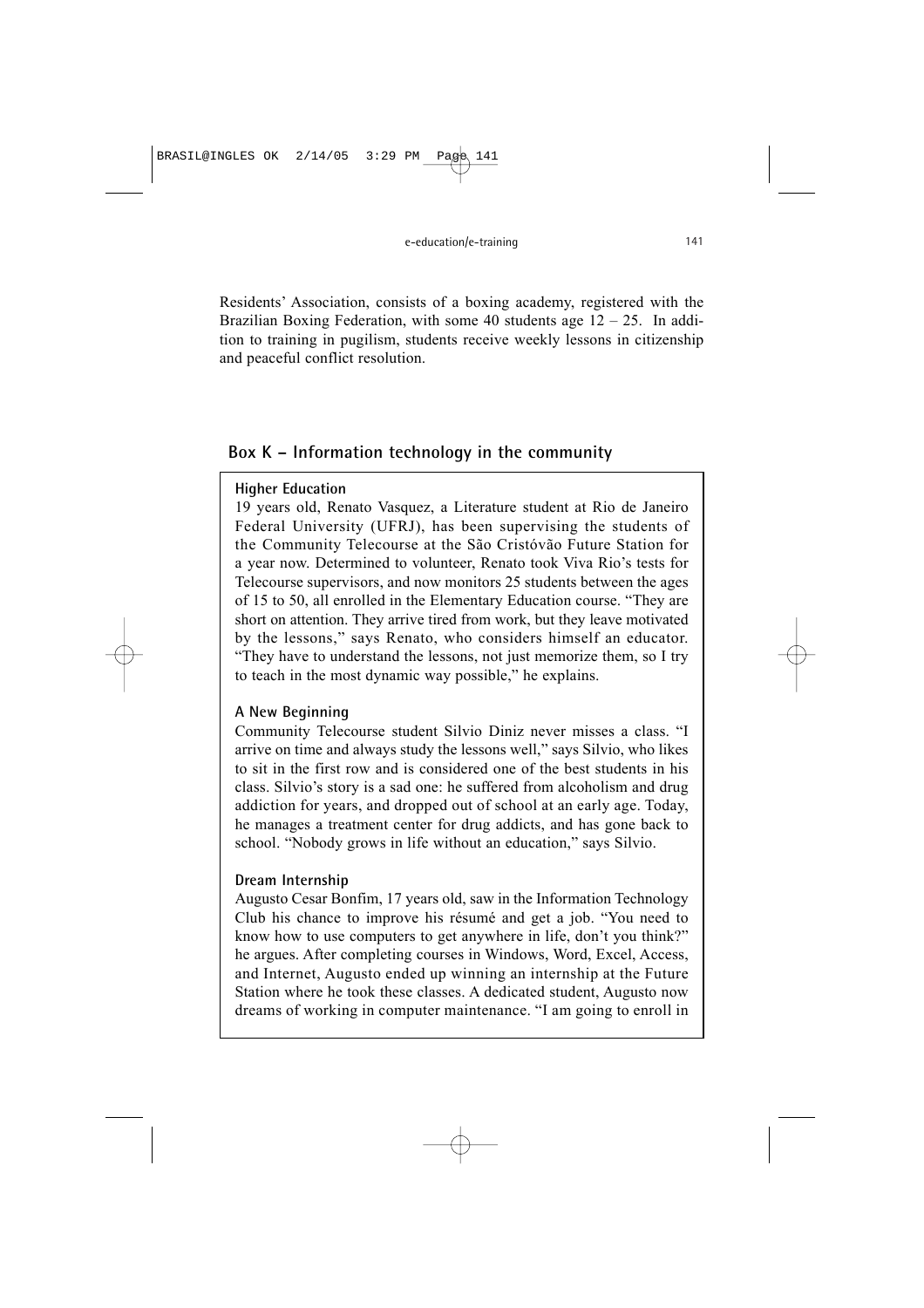Residents' Association, consists of a boxing academy, registered with the Brazilian Boxing Federation, with some 40 students age 12 – 25. In addition to training in pugilism, students receive weekly lessons in citizenship and peaceful conflict resolution.

## Box K – Information technology in the community

**Higher Education**

19 years old, Renato Vasquez, a Literature student at Rio de Janeiro Federal University (UFRJ), has been supervising the students of the Community Telecourse at the São Cristóvão Future Station for a year now. Determined to volunteer, Renato took Viva Rio's tests for Telecourse supervisors, and now monitors 25 students between the ages of 15 to 50, all enrolled in the Elementary Education course. "They are short on attention. They arrive tired from work, but they leave motivated by the lessons," says Renato, who considers himself an educator. "They have to understand the lessons, not just memorize them, so I try to teach in the most dynamic way possible," he explains.

**A New Beginning**

Community Telecourse student Silvio Diniz never misses a class. "I arrive on time and always study the lessons well," says Silvio, who likes to sit in the first row and is considered one of the best students in his class. Silvio's story is a sad one: he suffered from alcoholism and drug addiction for years, and dropped out of school at an early age. Today, he manages a treatment center for drug addicts, and has gone back to school. "Nobody grows in life without an education," says Silvio.

**Dream Internship**

Augusto Cesar Bonfim, 17 years old, saw in the Information Technology Club his chance to improve his résumé and get a job. "You need to know how to use computers to get anywhere in life, don't you think?" he argues. After completing courses in Windows, Word, Excel, Access, and Internet, Augusto ended up winning an internship at the Future Station where he took these classes. A dedicated student, Augusto now dreams of working in computer maintenance. "I am going to enroll in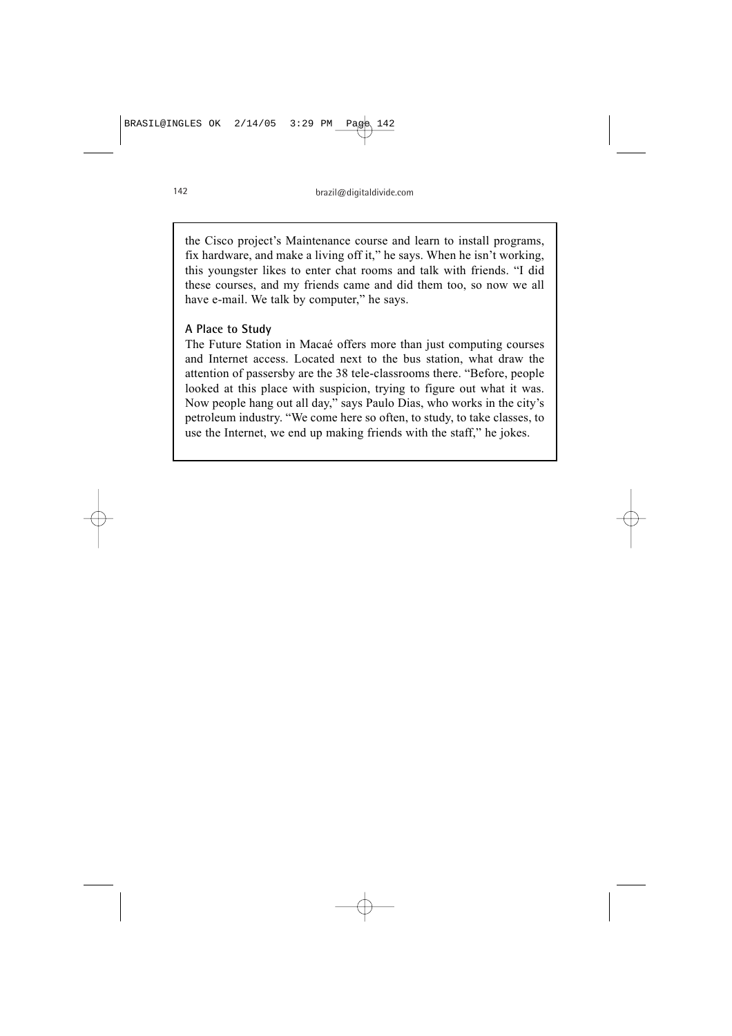the Cisco project's Maintenance course and learn to install programs, fix hardware, and make a living off it," he says. When he isn't working, this youngster likes to enter chat rooms and talk with friends. "I did these courses, and my friends came and did them too, so now we all have e-mail. We talk by computer," he says.

### A Place to Study

The Future Station in Macaé offers more than just computing courses and Internet access. Located next to the bus station, what draw the attention of passersby are the 38 tele-classrooms there. "Before, people looked at this place with suspicion, trying to figure out what it was. Now people hang out all day," says Paulo Dias, who works in the city's petroleum industry. "We come here so often, to study, to take classes, to use the Internet, we end up making friends with the staff," he jokes.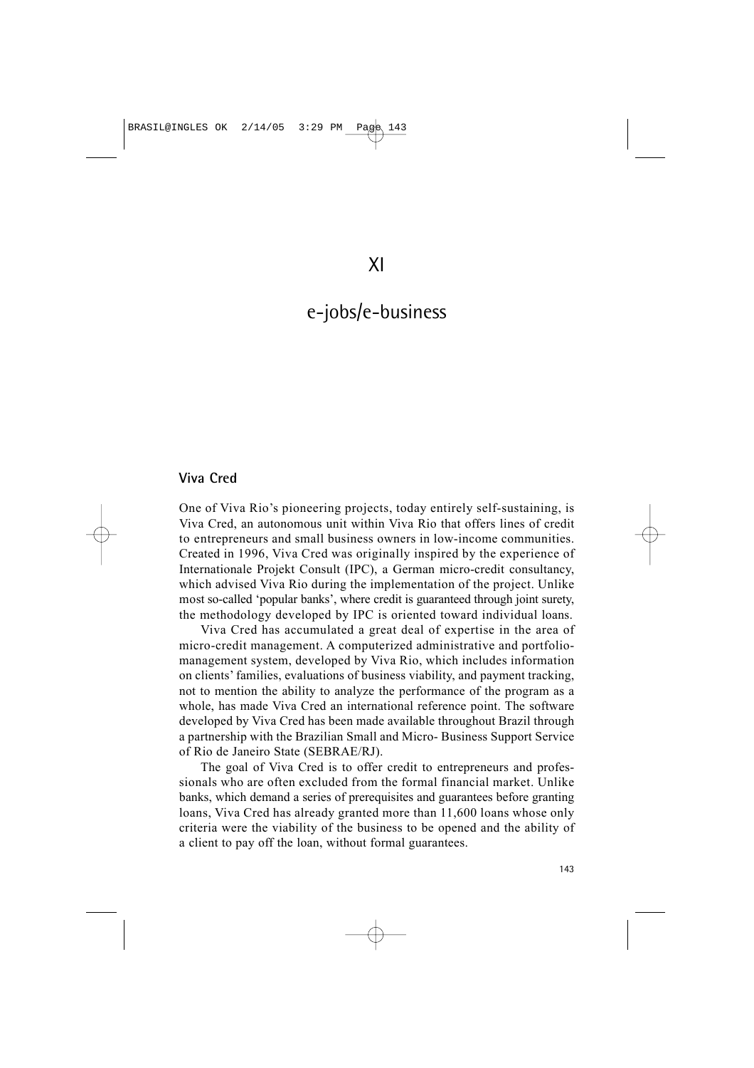# XI

# e-jobs/e-business

## Viva Cred

One of Viva Rio's pioneering projects, today entirely self-sustaining, is Viva Cred, an autonomous unit within Viva Rio that offers lines of credit to entrepreneurs and small business owners in low-income communities. Created in 1996, Viva Cred was originally inspired by the experience of Internationale Projekt Consult (IPC), a German micro-credit consultancy, which advised Viva Rio during the implementation of the project. Unlike most so-called 'popular banks', where credit is guaranteed through joint surety, the methodology developed by IPC is oriented toward individual loans.

Viva Cred has accumulated a great deal of expertise in the area of micro-credit management. A computerized administrative and portfolio-management system, developed by Viva Rio, which includes information on clients' families, evaluations of business viability, and payment tracking, not to mention the ability to analyze the performance of the program as a whole, has made Viva Cred an international reference point. The software developed by Viva Cred has been made available throughout Brazil through a partnership with the Brazilian Small and Micro- Business Support Service of Rio de Janeiro State (SEBRAE/RJ).

The goal of Viva Cred is to offer credit to entrepreneurs and professionals who are often excluded from the formal financial market. Unlike banks, which demand a series of prerequisites and guarantees before granting loans, Viva Cred has already granted more than 11,600 loans whose only criteria were the viability of the business to be opened and the ability of a client to pay off the loan, without formal guarantees.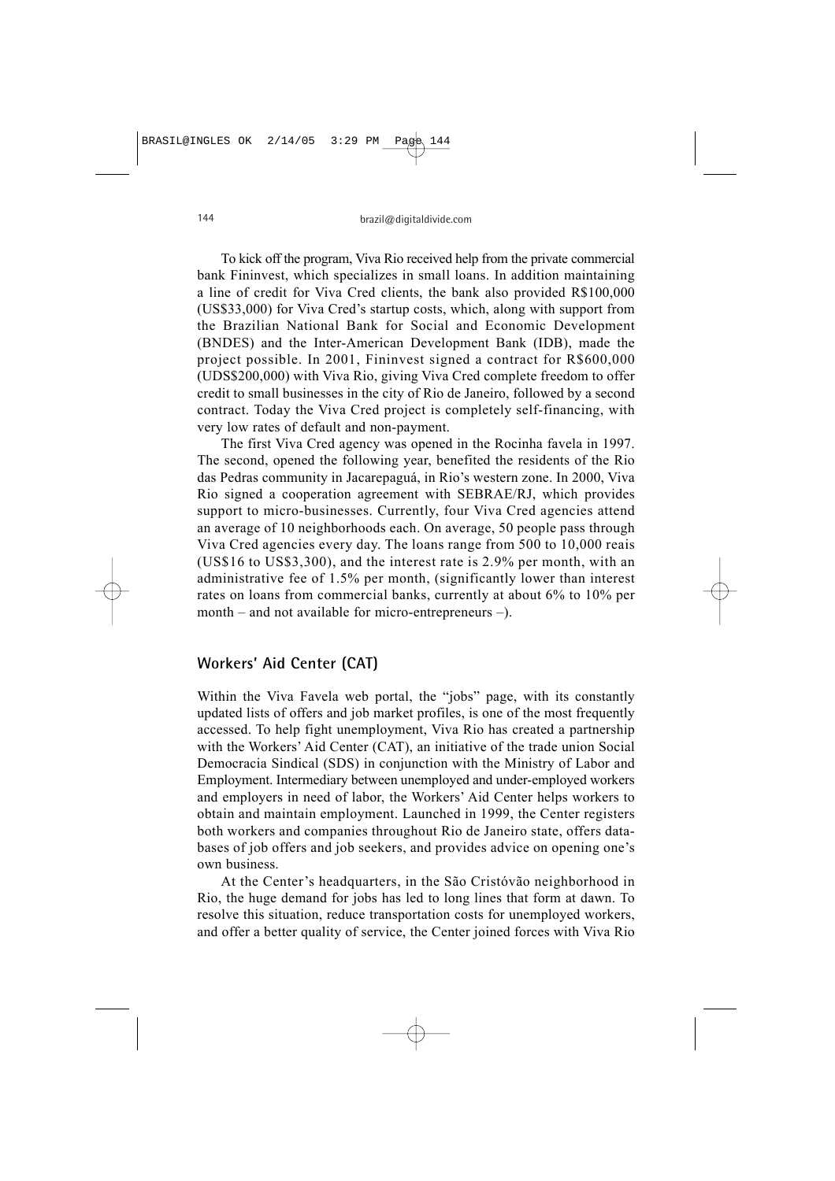To kick off the program, Viva Rio received help from the private commercial bank Fininvest, which specializes in small loans. In addition maintaining a line of credit for Viva Cred clients, the bank also provided R$100,000 (US$33,000) for Viva Cred's startup costs, which, along with support from the Brazilian National Bank for Social and Economic Development (BNDES) and the Inter-American Development Bank (IDB), made the project possible. In 2001, Fininvest signed a contract for R$600,000 (UDS$200,000) with Viva Rio, giving Viva Cred complete freedom to offer credit to small businesses in the city of Rio de Janeiro, followed by a second contract. Today the Viva Cred project is completely self-financing, with very low rates of default and non-payment.

The first Viva Cred agency was opened in the Rocinha favela in 1997. The second, opened the following year, benefited the residents of the Rio das Pedras community in Jacarepaguá, in Rio's western zone. In 2000, Viva Rio signed a cooperation agreement with SEBRAE/RJ, which provides support to micro-businesses. Currently, four Viva Cred agencies attend an average of 10 neighborhoods each. On average, 50 people pass through Viva Cred agencies every day. The loans range from 500 to 10,000 reais (US$16 to US$3,300), and the interest rate is 2.9% per month, with an administrative fee of 1.5% per month, (significantly lower than interest rates on loans from commercial banks, currently at about 6% to 10% per month – and not available for micro-entrepreneurs –).

## Workers' Aid Center (CAT)

Within the Viva Favela web portal, the "jobs" page, with its constantly updated lists of offers and job market profiles, is one of the most frequently accessed. To help fight unemployment, Viva Rio has created a partnership with the Workers' Aid Center (CAT), an initiative of the trade union Social Democracia Sindical (SDS) in conjunction with the Ministry of Labor and Employment. Intermediary between unemployed and under-employed workers and employers in need of labor, the Workers' Aid Center helps workers to obtain and maintain employment. Launched in 1999, the Center registers both workers and companies throughout Rio de Janeiro state, offers databases of job offers and job seekers, and provides advice on opening one's own business.

At the Center's headquarters, in the São Cristóvão neighborhood in Rio, the huge demand for jobs has led to long lines that form at dawn. To resolve this situation, reduce transportation costs for unemployed workers, and offer a better quality of service, the Center joined forces with Viva Rio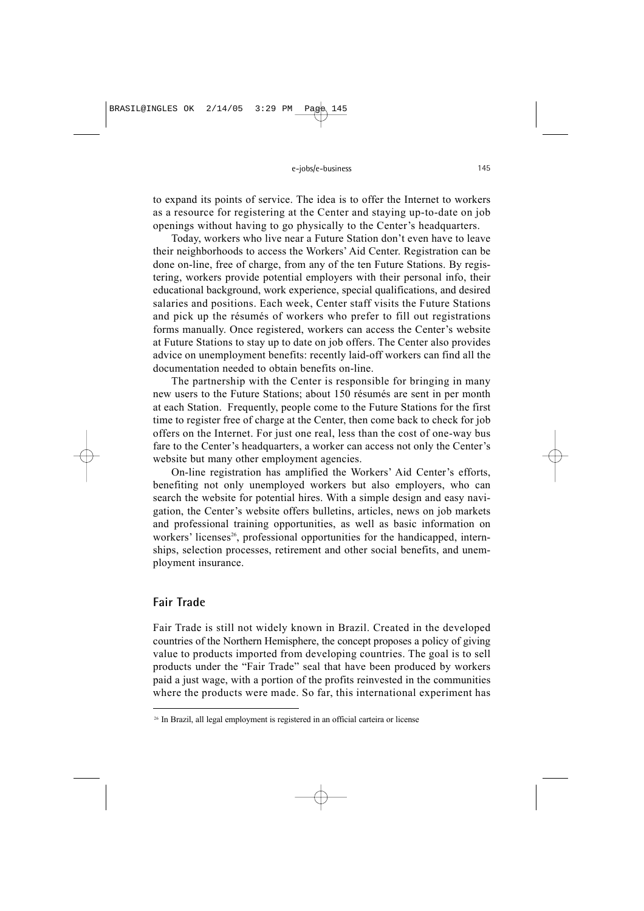to expand its points of service. The idea is to offer the Internet to workers as a resource for registering at the Center and staying up-to-date on job openings without having to go physically to the Center's headquarters.

Today, workers who live near a Future Station don't even have to leave their neighborhoods to access the Workers' Aid Center. Registration can be done on-line, free of charge, from any of the ten Future Stations. By registering, workers provide potential employers with their personal info, their educational background, work experience, special qualifications, and desired salaries and positions. Each week, Center staff visits the Future Stations and pick up the résumés of workers who prefer to fill out registrations forms manually. Once registered, workers can access the Center's website at Future Stations to stay up to date on job offers. The Center also provides advice on unemployment benefits: recently laid-off workers can find all the documentation needed to obtain benefits on-line.

The partnership with the Center is responsible for bringing in many new users to the Future Stations; about 150 résumés are sent in per month at each Station. Frequently, people come to the Future Stations for the first time to register free of charge at the Center, then come back to check for job offers on the Internet. For just one real, less than the cost of one-way bus fare to the Center's headquarters, a worker can access not only the Center's website but many other employment agencies.

On-line registration has amplified the Workers' Aid Center's efforts, benefiting not only unemployed workers but also employers, who can search the website for potential hires. With a simple design and easy navigation, the Center's website offers bulletins, articles, news on job markets and professional training opportunities, as well as basic information on workers' licenses[26], professional opportunities for the handicapped, internships, selection processes, retirement and other social benefits, and unemployment insurance.

## Fair Trade

Fair Trade is still not widely known in Brazil. Created in the developed countries of the Northern Hemisphere, the concept proposes a policy of giving value to products imported from developing countries. The goal is to sell products under the "Fair Trade" seal that have been produced by workers paid a just wage, with a portion of the profits reinvested in the communities where the products were made. So far, this international experiment has

---

[26] In Brazil, all legal employment is registered in an official carteira or license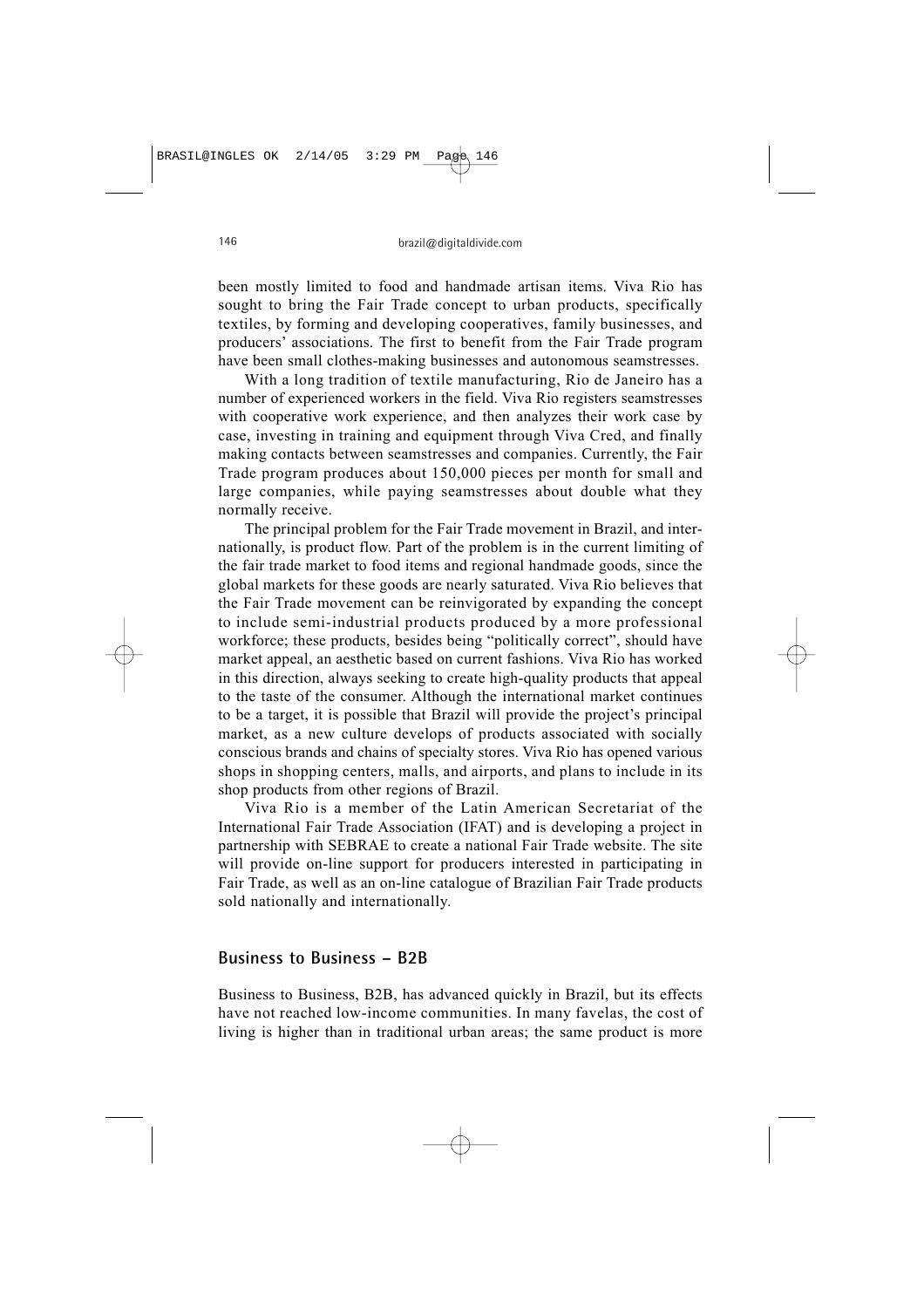been mostly limited to food and handmade artisan items. Viva Rio has sought to bring the Fair Trade concept to urban products, specifically textiles, by forming and developing cooperatives, family businesses, and producers' associations. The first to benefit from the Fair Trade program have been small clothes-making businesses and autonomous seamstresses.

With a long tradition of textile manufacturing, Rio de Janeiro has a number of experienced workers in the field. Viva Rio registers seamstresses with cooperative work experience, and then analyzes their work case by case, investing in training and equipment through Viva Cred, and finally making contacts between seamstresses and companies. Currently, the Fair Trade program produces about 150,000 pieces per month for small and large companies, while paying seamstresses about double what they normally receive.

The principal problem for the Fair Trade movement in Brazil, and internationally, is product flow. Part of the problem is in the current limiting of the fair trade market to food items and regional handmade goods, since the global markets for these goods are nearly saturated. Viva Rio believes that the Fair Trade movement can be reinvigorated by expanding the concept to include semi-industrial products produced by a more professional workforce; these products, besides being "politically correct", should have market appeal, an aesthetic based on current fashions. Viva Rio has worked in this direction, always seeking to create high-quality products that appeal to the taste of the consumer. Although the international market continues to be a target, it is possible that Brazil will provide the project's principal market, as a new culture develops of products associated with socially conscious brands and chains of specialty stores. Viva Rio has opened various shops in shopping centers, malls, and airports, and plans to include in its shop products from other regions of Brazil.

Viva Rio is a member of the Latin American Secretariat of the International Fair Trade Association (IFAT) and is developing a project in partnership with SEBRAE to create a national Fair Trade website. The site will provide on-line support for producers interested in participating in Fair Trade, as well as an on-line catalogue of Brazilian Fair Trade products sold nationally and internationally.

## Business to Business – B2B

Business to Business, B2B, has advanced quickly in Brazil, but its effects have not reached low-income communities. In many favelas, the cost of living is higher than in traditional urban areas; the same product is more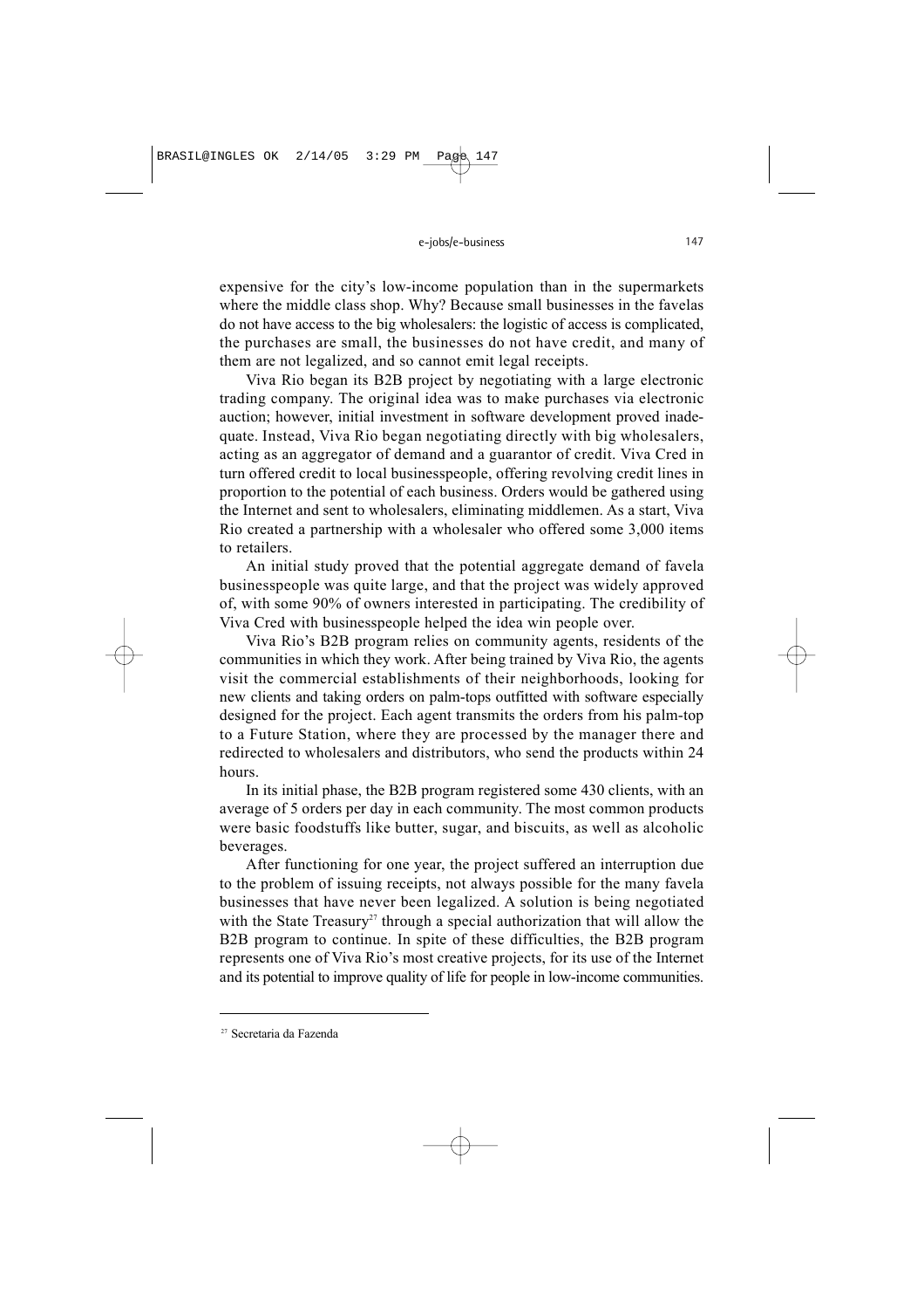expensive for the city's low-income population than in the supermarkets where the middle class shop. Why? Because small businesses in the favelas do not have access to the big wholesalers: the logistic of access is complicated, the purchases are small, the businesses do not have credit, and many of them are not legalized, and so cannot emit legal receipts.

Viva Rio began its B2B project by negotiating with a large electronic trading company. The original idea was to make purchases via electronic auction; however, initial investment in software development proved inadequate. Instead, Viva Rio began negotiating directly with big wholesalers, acting as an aggregator of demand and a guarantor of credit. Viva Cred in turn offered credit to local businesspeople, offering revolving credit lines in proportion to the potential of each business. Orders would be gathered using the Internet and sent to wholesalers, eliminating middlemen. As a start, Viva Rio created a partnership with a wholesaler who offered some 3,000 items to retailers.

An initial study proved that the potential aggregate demand of favela businesspeople was quite large, and that the project was widely approved of, with some 90% of owners interested in participating. The credibility of Viva Cred with businesspeople helped the idea win people over.

Viva Rio's B2B program relies on community agents, residents of the communities in which they work. After being trained by Viva Rio, the agents visit the commercial establishments of their neighborhoods, looking for new clients and taking orders on palm-tops outfitted with software especially designed for the project. Each agent transmits the orders from his palm-top to a Future Station, where they are processed by the manager there and redirected to wholesalers and distributors, who send the products within 24 hours.

In its initial phase, the B2B program registered some 430 clients, with an average of 5 orders per day in each community. The most common products were basic foodstuffs like butter, sugar, and biscuits, as well as alcoholic beverages.

After functioning for one year, the project suffered an interruption due to the problem of issuing receipts, not always possible for the many favela businesses that have never been legalized. A solution is being negotiated with the State Treasury[27] through a special authorization that will allow the B2B program to continue. In spite of these difficulties, the B2B program represents one of Viva Rio's most creative projects, for its use of the Internet and its potential to improve quality of life for people in low-income communities.

---

[27] Secretaria da Fazenda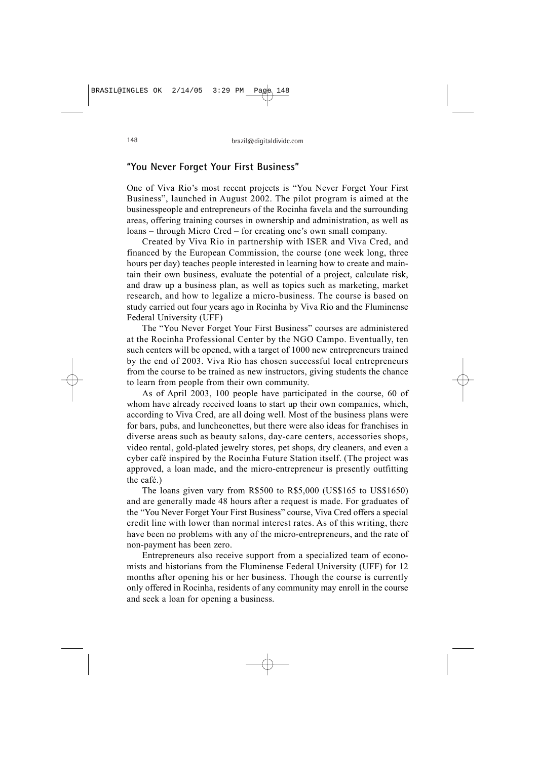## "You Never Forget Your First Business"

One of Viva Rio's most recent projects is "You Never Forget Your First Business", launched in August 2002. The pilot program is aimed at the businesspeople and entrepreneurs of the Rocinha favela and the surrounding areas, offering training courses in ownership and administration, as well as loans – through Micro Cred – for creating one's own small company.

Created by Viva Rio in partnership with ISER and Viva Cred, and financed by the European Commission, the course (one week long, three hours per day) teaches people interested in learning how to create and maintain their own business, evaluate the potential of a project, calculate risk, and draw up a business plan, as well as topics such as marketing, market research, and how to legalize a micro-business. The course is based on study carried out four years ago in Rocinha by Viva Rio and the Fluminense Federal University (UFF)

The "You Never Forget Your First Business" courses are administered at the Rocinha Professional Center by the NGO Campo. Eventually, ten such centers will be opened, with a target of 1000 new entrepreneurs trained by the end of 2003. Viva Rio has chosen successful local entrepreneurs from the course to be trained as new instructors, giving students the chance to learn from people from their own community.

As of April 2003, 100 people have participated in the course, 60 of whom have already received loans to start up their own companies, which, according to Viva Cred, are all doing well. Most of the business plans were for bars, pubs, and luncheonettes, but there were also ideas for franchises in diverse areas such as beauty salons, day-care centers, accessories shops, video rental, gold-plated jewelry stores, pet shops, dry cleaners, and even a cyber café inspired by the Rocinha Future Station itself. (The project was approved, a loan made, and the micro-entrepreneur is presently outfitting the café.)

The loans given vary from R$500 to R$5,000 (US$165 to US$1650) and are generally made 48 hours after a request is made. For graduates of the "You Never Forget Your First Business" course, Viva Cred offers a special credit line with lower than normal interest rates. As of this writing, there have been no problems with any of the micro-entrepreneurs, and the rate of non-payment has been zero.

Entrepreneurs also receive support from a specialized team of economists and historians from the Fluminense Federal University (UFF) for 12 months after opening his or her business. Though the course is currently only offered in Rocinha, residents of any community may enroll in the course and seek a loan for opening a business.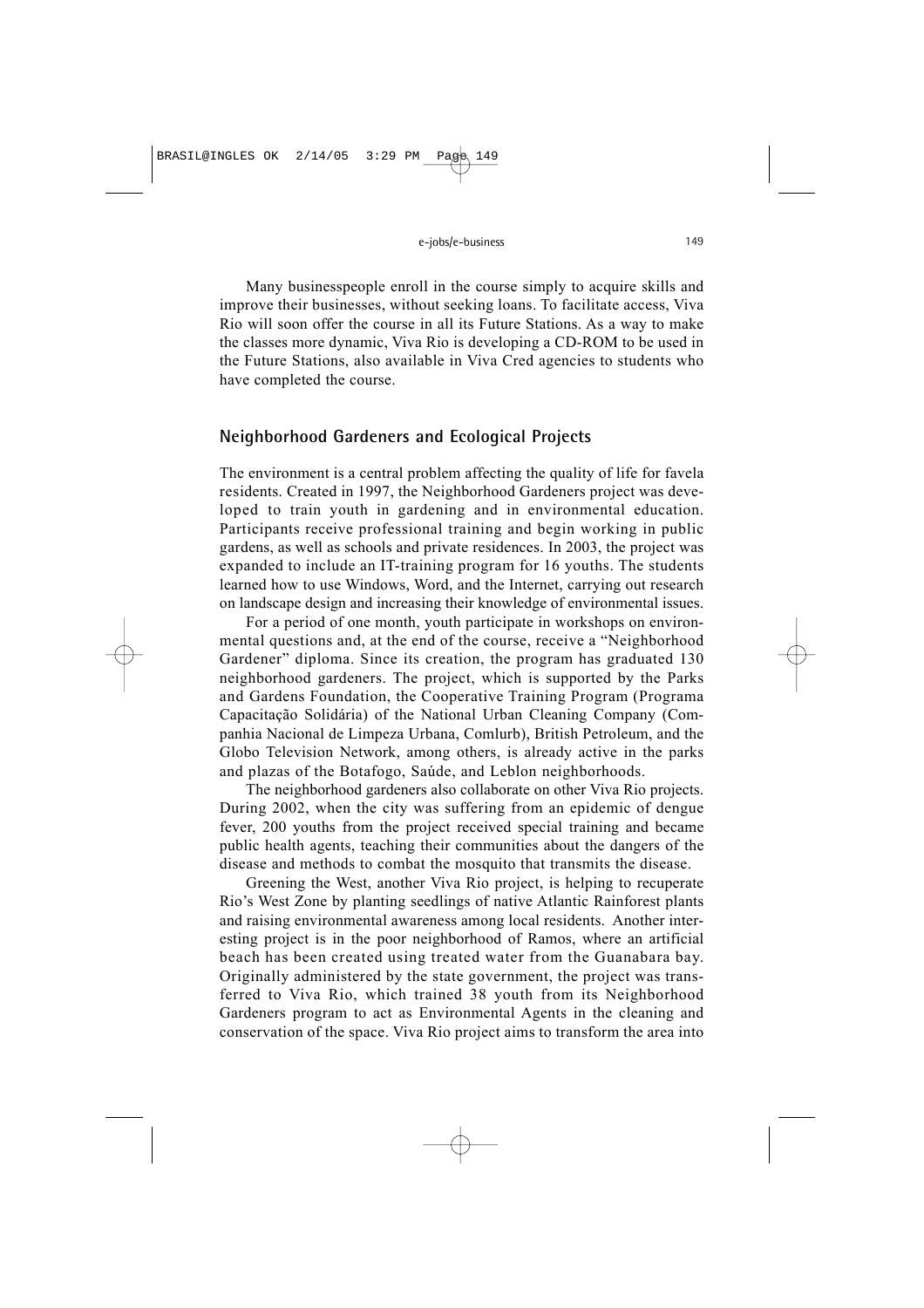Many businesspeople enroll in the course simply to acquire skills and improve their businesses, without seeking loans. To facilitate access, Viva Rio will soon offer the course in all its Future Stations. As a way to make the classes more dynamic, Viva Rio is developing a CD-ROM to be used in the Future Stations, also available in Viva Cred agencies to students who have completed the course.

## Neighborhood Gardeners and Ecological Projects

The environment is a central problem affecting the quality of life for favela residents. Created in 1997, the Neighborhood Gardeners project was developed to train youth in gardening and in environmental education. Participants receive professional training and begin working in public gardens, as well as schools and private residences. In 2003, the project was expanded to include an IT-training program for 16 youths. The students learned how to use Windows, Word, and the Internet, carrying out research on landscape design and increasing their knowledge of environmental issues.

For a period of one month, youth participate in workshops on environmental questions and, at the end of the course, receive a "Neighborhood Gardener" diploma. Since its creation, the program has graduated 130 neighborhood gardeners. The project, which is supported by the Parks and Gardens Foundation, the Cooperative Training Program (Programa Capacitação Solidária) of the National Urban Cleaning Company (Companhia Nacional de Limpeza Urbana, Comlurb), British Petroleum, and the Globo Television Network, among others, is already active in the parks and plazas of the Botafogo, Saúde, and Leblon neighborhoods.

The neighborhood gardeners also collaborate on other Viva Rio projects. During 2002, when the city was suffering from an epidemic of dengue fever, 200 youths from the project received special training and became public health agents, teaching their communities about the dangers of the disease and methods to combat the mosquito that transmits the disease.

Greening the West, another Viva Rio project, is helping to recuperate Rio's West Zone by planting seedlings of native Atlantic Rainforest plants and raising environmental awareness among local residents. Another interesting project is in the poor neighborhood of Ramos, where an artificial beach has been created using treated water from the Guanabara bay. Originally administered by the state government, the project was transferred to Viva Rio, which trained 38 youth from its Neighborhood Gardeners program to act as Environmental Agents in the cleaning and conservation of the space. Viva Rio project aims to transform the area into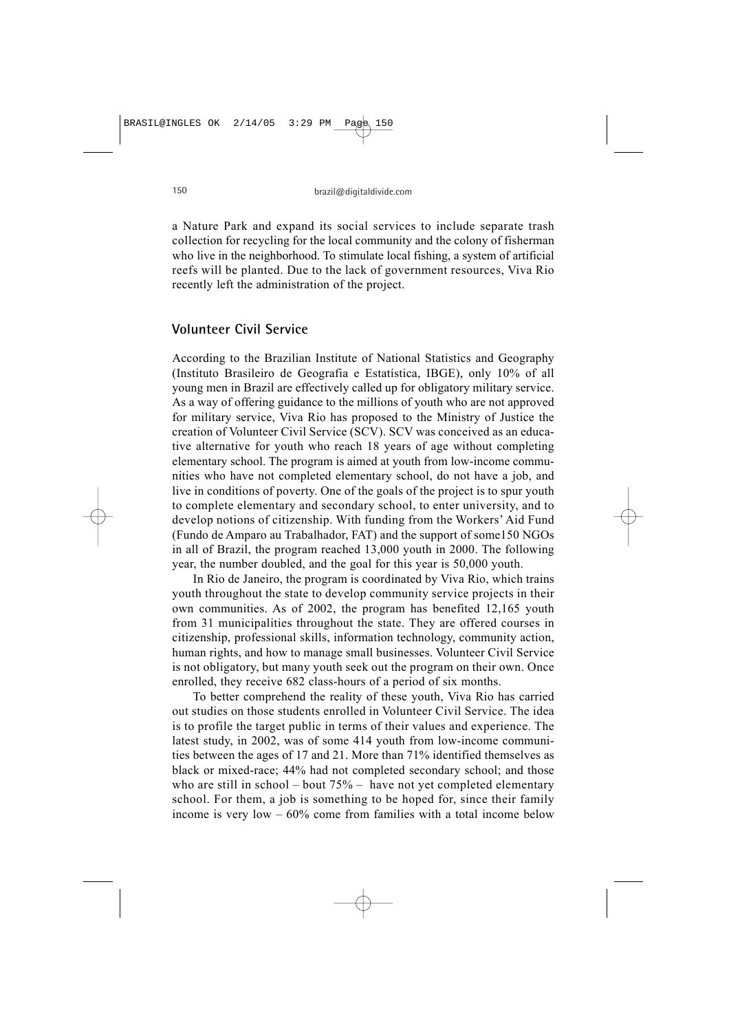a Nature Park and expand its social services to include separate trash collection for recycling for the local community and the colony of fisherman who live in the neighborhood. To stimulate local fishing, a system of artificial reefs will be planted. Due to the lack of government resources, Viva Rio recently left the administration of the project.

## Volunteer Civil Service

According to the Brazilian Institute of National Statistics and Geography (Instituto Brasileiro de Geografia e Estatística, IBGE), only 10% of all young men in Brazil are effectively called up for obligatory military service. As a way of offering guidance to the millions of youth who are not approved for military service, Viva Rio has proposed to the Ministry of Justice the creation of Volunteer Civil Service (SCV). SCV was conceived as an educative alternative for youth who reach 18 years of age without completing elementary school. The program is aimed at youth from low-income communities who have not completed elementary school, do not have a job, and live in conditions of poverty. One of the goals of the project is to spur youth to complete elementary and secondary school, to enter university, and to develop notions of citizenship. With funding from the Workers' Aid Fund (Fundo de Amparo au Trabalhador, FAT) and the support of some150 NGOs in all of Brazil, the program reached 13,000 youth in 2000. The following year, the number doubled, and the goal for this year is 50,000 youth.

In Rio de Janeiro, the program is coordinated by Viva Rio, which trains youth throughout the state to develop community service projects in their own communities. As of 2002, the program has benefited 12,165 youth from 31 municipalities throughout the state. They are offered courses in citizenship, professional skills, information technology, community action, human rights, and how to manage small businesses. Volunteer Civil Service is not obligatory, but many youth seek out the program on their own. Once enrolled, they receive 682 class-hours of a period of six months.

To better comprehend the reality of these youth, Viva Rio has carried out studies on those students enrolled in Volunteer Civil Service. The idea is to profile the target public in terms of their values and experience. The latest study, in 2002, was of some 414 youth from low-income communities between the ages of 17 and 21. More than 71% identified themselves as black or mixed-race; 44% had not completed secondary school; and those who are still in school – bout 75% – have not yet completed elementary school. For them, a job is something to be hoped for, since their family income is very low – 60% come from families with a total income below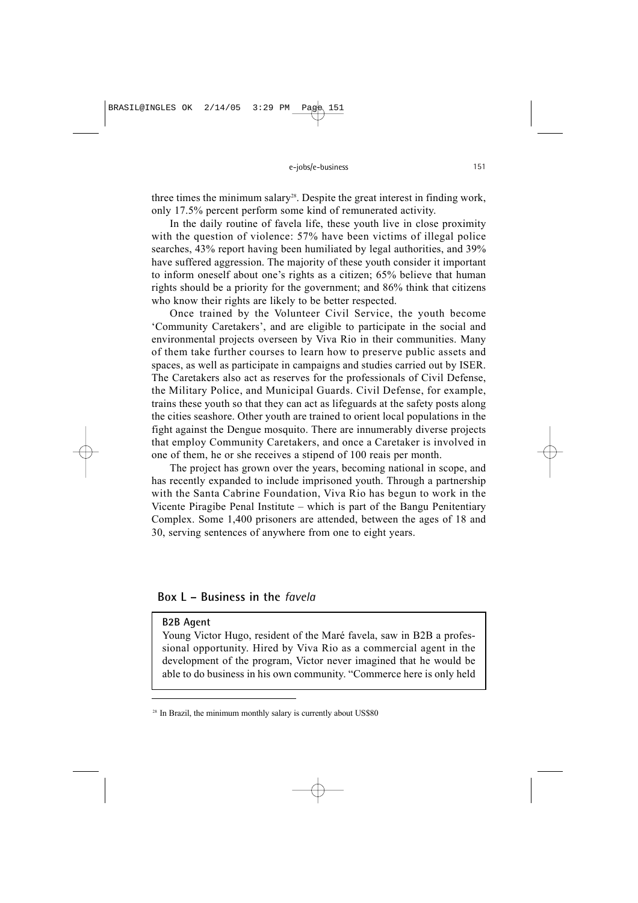three times the minimum salary[28]. Despite the great interest in finding work, only 17.5% percent perform some kind of remunerated activity.

In the daily routine of favela life, these youth live in close proximity with the question of violence: 57% have been victims of illegal police searches, 43% report having been humiliated by legal authorities, and 39% have suffered aggression. The majority of these youth consider it important to inform oneself about one's rights as a citizen; 65% believe that human rights should be a priority for the government; and 86% think that citizens who know their rights are likely to be better respected.

Once trained by the Volunteer Civil Service, the youth become 'Community Caretakers', and are eligible to participate in the social and environmental projects overseen by Viva Rio in their communities. Many of them take further courses to learn how to preserve public assets and spaces, as well as participate in campaigns and studies carried out by ISER. The Caretakers also act as reserves for the professionals of Civil Defense, the Military Police, and Municipal Guards. Civil Defense, for example, trains these youth so that they can act as lifeguards at the safety posts along the cities seashore. Other youth are trained to orient local populations in the fight against the Dengue mosquito. There are innumerably diverse projects that employ Community Caretakers, and once a Caretaker is involved in one of them, he or she receives a stipend of 100 reais per month.

The project has grown over the years, becoming national in scope, and has recently expanded to include imprisoned youth. Through a partnership with the Santa Cabrine Foundation, Viva Rio has begun to work in the Vicente Piragibe Penal Institute – which is part of the Bangu Penitentiary Complex. Some 1,400 prisoners are attended, between the ages of 18 and 30, serving sentences of anywhere from one to eight years.

## Box L – Business in the *favela*

**B2B Agent**

Young Victor Hugo, resident of the Maré favela, saw in B2B a professional opportunity. Hired by Viva Rio as a commercial agent in the development of the program, Victor never imagined that he would be able to do business in his own community. "Commerce here is only held

[28] In Brazil, the minimum monthly salary is currently about US$80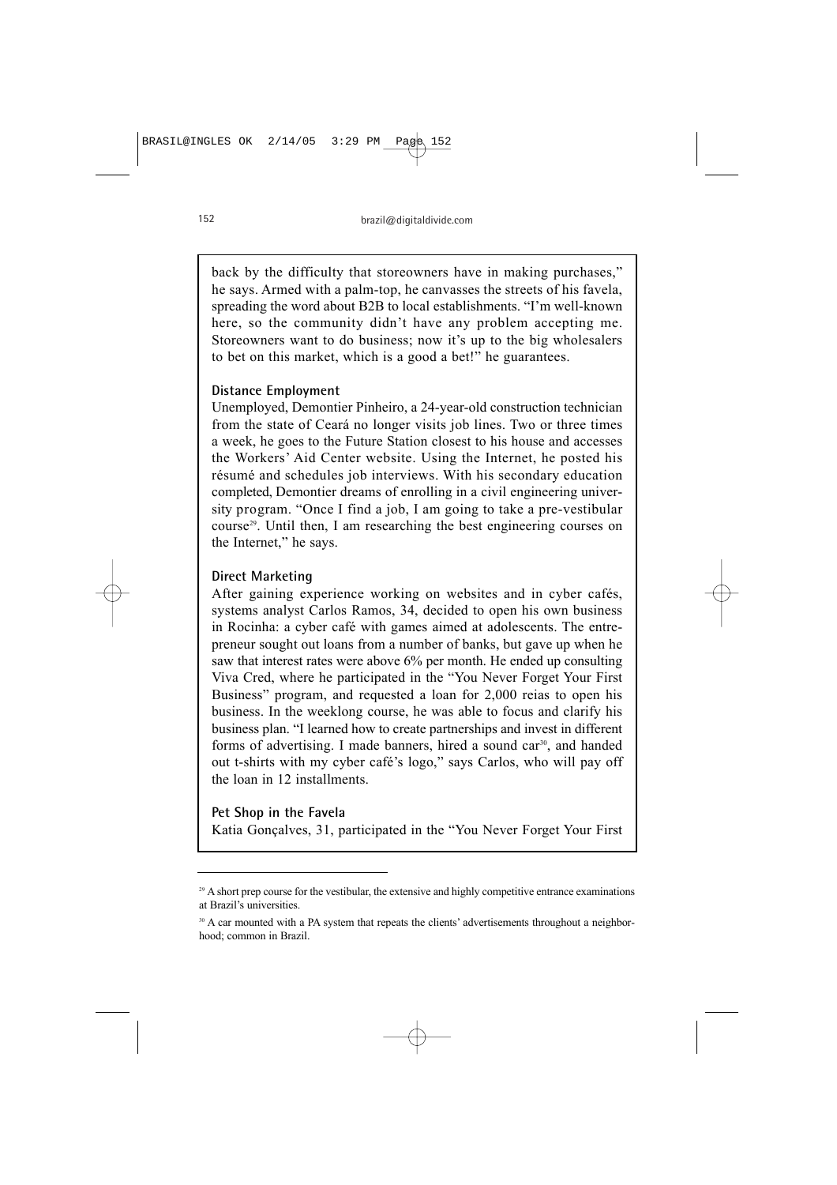back by the difficulty that storeowners have in making purchases," he says. Armed with a palm-top, he canvasses the streets of his favela, spreading the word about B2B to local establishments. "I'm well-known here, so the community didn't have any problem accepting me. Storeowners want to do business; now it's up to the big wholesalers to bet on this market, which is a good a bet!" he guarantees.

**Distance Employment**

Unemployed, Demontier Pinheiro, a 24-year-old construction technician from the state of Ceará no longer visits job lines. Two or three times a week, he goes to the Future Station closest to his house and accesses the Workers' Aid Center website. Using the Internet, he posted his résumé and schedules job interviews. With his secondary education completed, Demontier dreams of enrolling in a civil engineering university program. "Once I find a job, I am going to take a pre-vestibular course[29]. Until then, I am researching the best engineering courses on the Internet," he says.

**Direct Marketing**

After gaining experience working on websites and in cyber cafés, systems analyst Carlos Ramos, 34, decided to open his own business in Rocinha: a cyber café with games aimed at adolescents. The entrepreneur sought out loans from a number of banks, but gave up when he saw that interest rates were above 6% per month. He ended up consulting Viva Cred, where he participated in the "You Never Forget Your First Business" program, and requested a loan for 2,000 reias to open his business. In the weeklong course, he was able to focus and clarify his business plan. "I learned how to create partnerships and invest in different forms of advertising. I made banners, hired a sound car[30], and handed out t-shirts with my cyber café's logo," says Carlos, who will pay off the loan in 12 installments.

**Pet Shop in the Favela**

Katia Gonçalves, 31, participated in the "You Never Forget Your First

---

[29] A short prep course for the vestibular, the extensive and highly competitive entrance examinations at Brazil's universities.

[30] A car mounted with a PA system that repeats the clients' advertisements throughout a neighborhood; common in Brazil.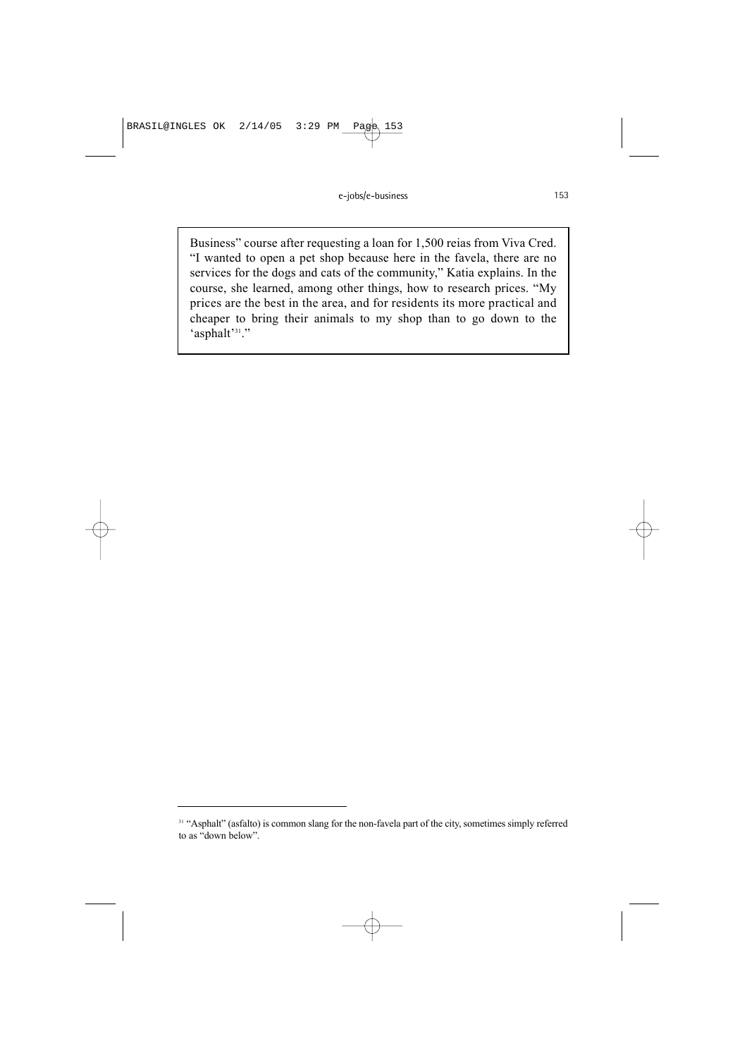Business" course after requesting a loan for 1,500 reias from Viva Cred. "I wanted to open a pet shop because here in the favela, there are no services for the dogs and cats of the community," Katia explains. In the course, she learned, among other things, how to research prices. "My prices are the best in the area, and for residents its more practical and cheaper to bring their animals to my shop than to go down to the 'asphalt'[31]."

---

[31] "Asphalt" (asfalto) is common slang for the non-favela part of the city, sometimes simply referred to as "down below".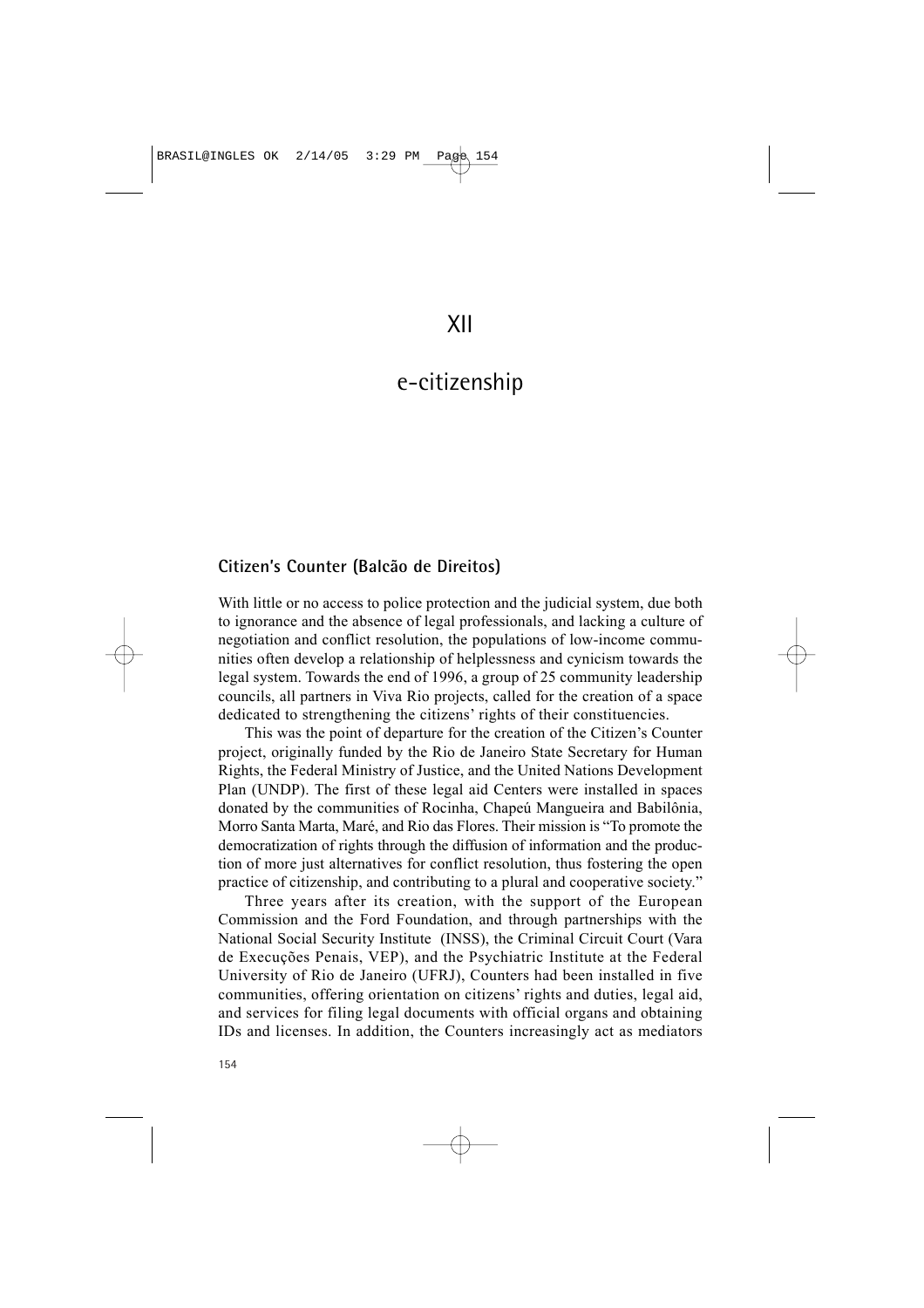# XII

# e-citizenship

## Citizen's Counter (Balcão de Direitos)

With little or no access to police protection and the judicial system, due both to ignorance and the absence of legal professionals, and lacking a culture of negotiation and conflict resolution, the populations of low-income communities often develop a relationship of helplessness and cynicism towards the legal system. Towards the end of 1996, a group of 25 community leadership councils, all partners in Viva Rio projects, called for the creation of a space dedicated to strengthening the citizens' rights of their constituencies.

This was the point of departure for the creation of the Citizen's Counter project, originally funded by the Rio de Janeiro State Secretary for Human Rights, the Federal Ministry of Justice, and the United Nations Development Plan (UNDP). The first of these legal aid Centers were installed in spaces donated by the communities of Rocinha, Chapeú Mangueira and Babilônia, Morro Santa Marta, Maré, and Rio das Flores. Their mission is "To promote the democratization of rights through the diffusion of information and the production of more just alternatives for conflict resolution, thus fostering the open practice of citizenship, and contributing to a plural and cooperative society."

Three years after its creation, with the support of the European Commission and the Ford Foundation, and through partnerships with the National Social Security Institute (INSS), the Criminal Circuit Court (Vara de Execuções Penais, VEP), and the Psychiatric Institute at the Federal University of Rio de Janeiro (UFRJ), Counters had been installed in five communities, offering orientation on citizens' rights and duties, legal aid, and services for filing legal documents with official organs and obtaining IDs and licenses. In addition, the Counters increasingly act as mediators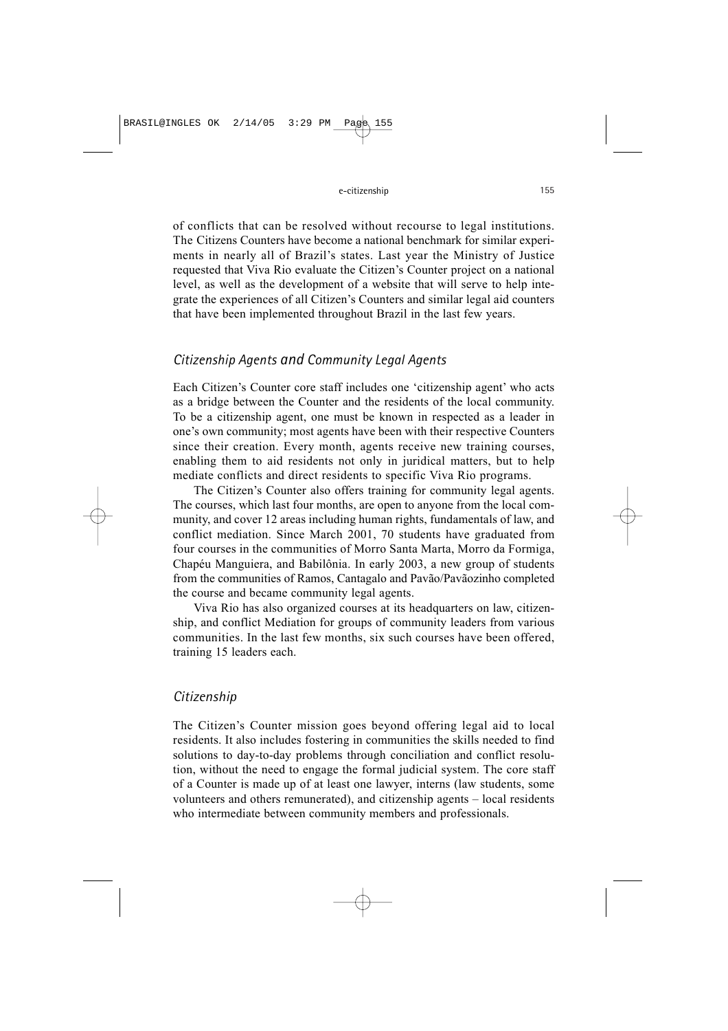of conflicts that can be resolved without recourse to legal institutions. The Citizens Counters have become a national benchmark for similar experiments in nearly all of Brazil's states. Last year the Ministry of Justice requested that Viva Rio evaluate the Citizen's Counter project on a national level, as well as the development of a website that will serve to help integrate the experiences of all Citizen's Counters and similar legal aid counters that have been implemented throughout Brazil in the last few years.

## *Citizenship Agents and Community Legal Agents*

Each Citizen's Counter core staff includes one 'citizenship agent' who acts as a bridge between the Counter and the residents of the local community. To be a citizenship agent, one must be known in respected as a leader in one's own community; most agents have been with their respective Counters since their creation. Every month, agents receive new training courses, enabling them to aid residents not only in juridical matters, but to help mediate conflicts and direct residents to specific Viva Rio programs.

The Citizen's Counter also offers training for community legal agents. The courses, which last four months, are open to anyone from the local community, and cover 12 areas including human rights, fundamentals of law, and conflict mediation. Since March 2001, 70 students have graduated from four courses in the communities of Morro Santa Marta, Morro da Formiga, Chapéu Manguiera, and Babilônia. In early 2003, a new group of students from the communities of Ramos, Cantagalo and Pavão/Pavãozinho completed the course and became community legal agents.

Viva Rio has also organized courses at its headquarters on law, citizenship, and conflict Mediation for groups of community leaders from various communities. In the last few months, six such courses have been offered, training 15 leaders each.

## *Citizenship*

The Citizen's Counter mission goes beyond offering legal aid to local residents. It also includes fostering in communities the skills needed to find solutions to day-to-day problems through conciliation and conflict resolution, without the need to engage the formal judicial system. The core staff of a Counter is made up of at least one lawyer, interns (law students, some volunteers and others remunerated), and citizenship agents – local residents who intermediate between community members and professionals.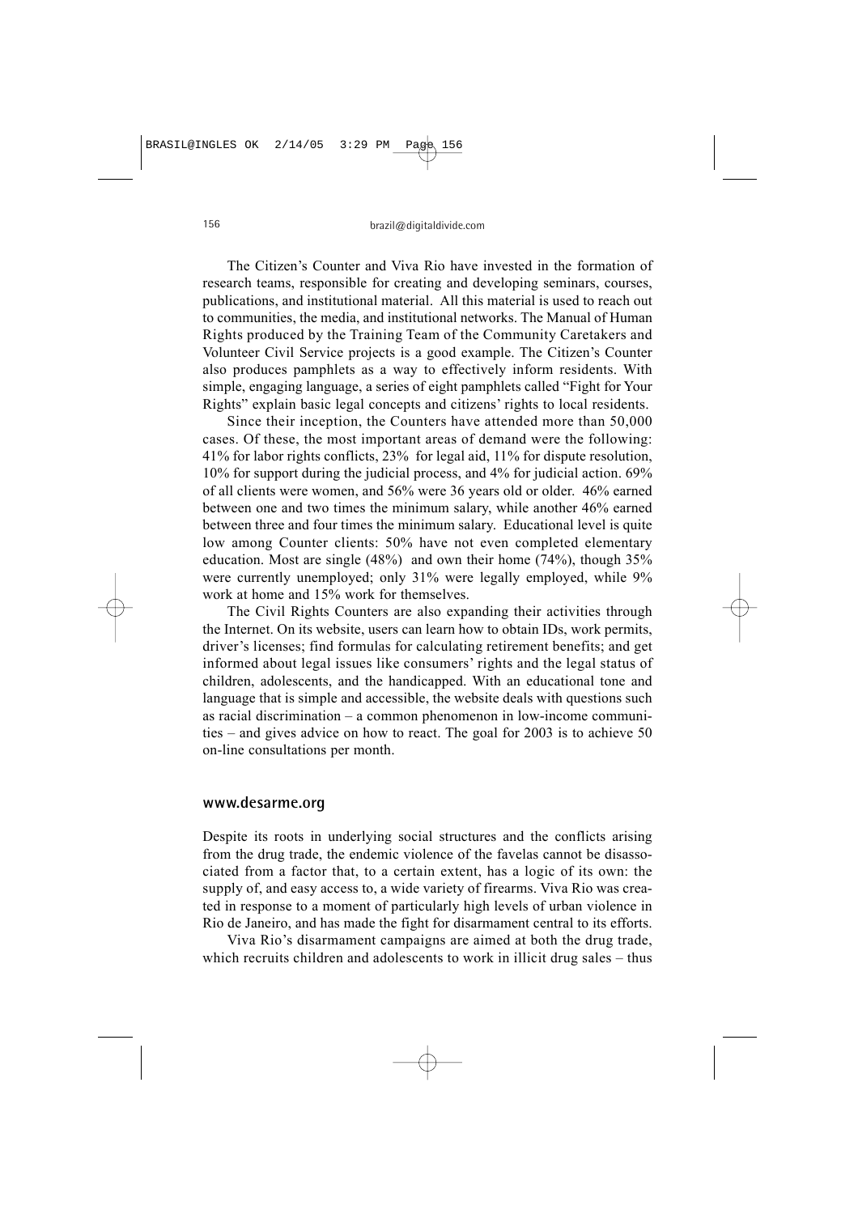The Citizen's Counter and Viva Rio have invested in the formation of research teams, responsible for creating and developing seminars, courses, publications, and institutional material. All this material is used to reach out to communities, the media, and institutional networks. The Manual of Human Rights produced by the Training Team of the Community Caretakers and Volunteer Civil Service projects is a good example. The Citizen's Counter also produces pamphlets as a way to effectively inform residents. With simple, engaging language, a series of eight pamphlets called "Fight for Your Rights" explain basic legal concepts and citizens' rights to local residents.

Since their inception, the Counters have attended more than 50,000 cases. Of these, the most important areas of demand were the following: 41% for labor rights conflicts, 23% for legal aid, 11% for dispute resolution, 10% for support during the judicial process, and 4% for judicial action. 69% of all clients were women, and 56% were 36 years old or older. 46% earned between one and two times the minimum salary, while another 46% earned between three and four times the minimum salary. Educational level is quite low among Counter clients: 50% have not even completed elementary education. Most are single (48%) and own their home (74%), though 35% were currently unemployed; only 31% were legally employed, while 9% work at home and 15% work for themselves.

The Civil Rights Counters are also expanding their activities through the Internet. On its website, users can learn how to obtain IDs, work permits, driver's licenses; find formulas for calculating retirement benefits; and get informed about legal issues like consumers' rights and the legal status of children, adolescents, and the handicapped. With an educational tone and language that is simple and accessible, the website deals with questions such as racial discrimination – a common phenomenon in low-income communities – and gives advice on how to react. The goal for 2003 is to achieve 50 on-line consultations per month.

## www.desarme.org

Despite its roots in underlying social structures and the conflicts arising from the drug trade, the endemic violence of the favelas cannot be disassociated from a factor that, to a certain extent, has a logic of its own: the supply of, and easy access to, a wide variety of firearms. Viva Rio was created in response to a moment of particularly high levels of urban violence in Rio de Janeiro, and has made the fight for disarmament central to its efforts.

Viva Rio's disarmament campaigns are aimed at both the drug trade, which recruits children and adolescents to work in illicit drug sales – thus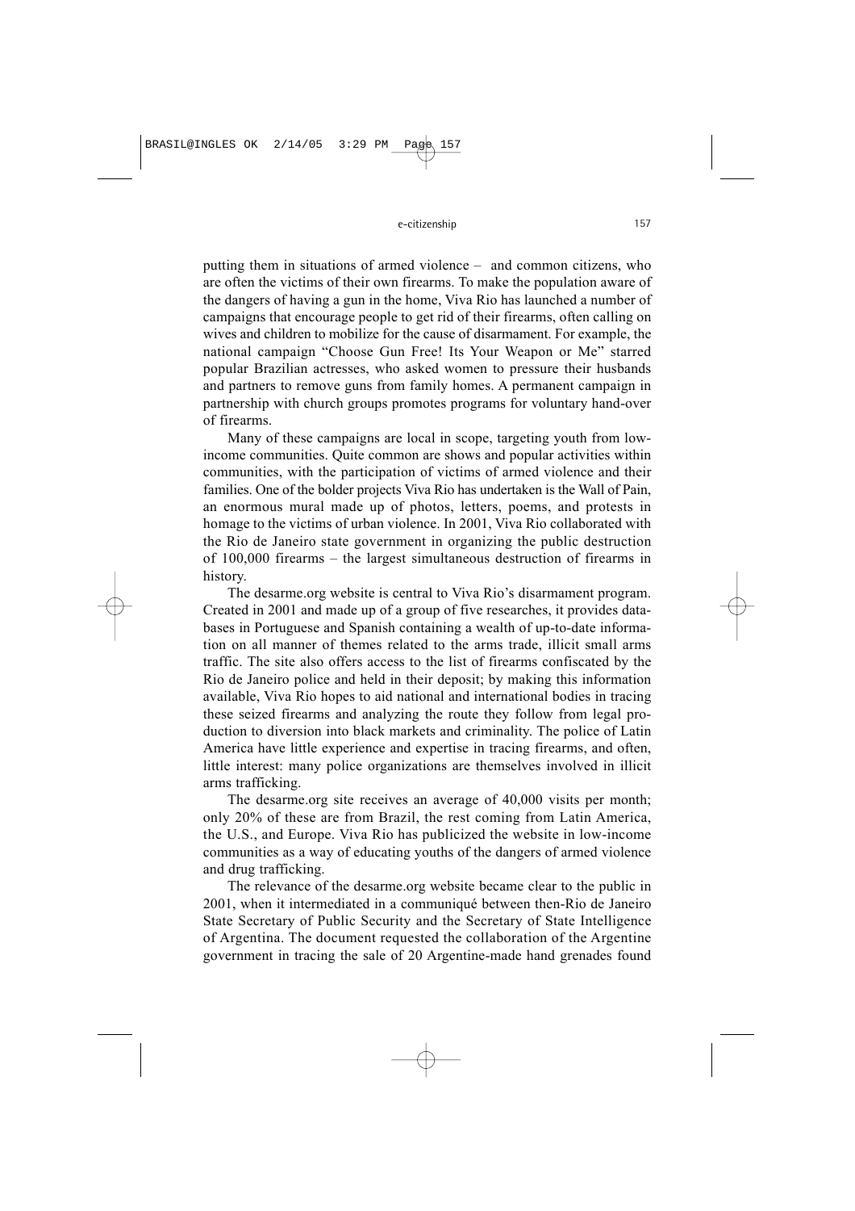putting them in situations of armed violence – and common citizens, who are often the victims of their own firearms. To make the population aware of the dangers of having a gun in the home, Viva Rio has launched a number of campaigns that encourage people to get rid of their firearms, often calling on wives and children to mobilize for the cause of disarmament. For example, the national campaign "Choose Gun Free! Its Your Weapon or Me" starred popular Brazilian actresses, who asked women to pressure their husbands and partners to remove guns from family homes. A permanent campaign in partnership with church groups promotes programs for voluntary hand-over of firearms.

Many of these campaigns are local in scope, targeting youth from low-income communities. Quite common are shows and popular activities within communities, with the participation of victims of armed violence and their families. One of the bolder projects Viva Rio has undertaken is the Wall of Pain, an enormous mural made up of photos, letters, poems, and protests in homage to the victims of urban violence. In 2001, Viva Rio collaborated with the Rio de Janeiro state government in organizing the public destruction of 100,000 firearms – the largest simultaneous destruction of firearms in history.

The desarme.org website is central to Viva Rio's disarmament program. Created in 2001 and made up of a group of five researches, it provides databases in Portuguese and Spanish containing a wealth of up-to-date information on all manner of themes related to the arms trade, illicit small arms traffic. The site also offers access to the list of firearms confiscated by the Rio de Janeiro police and held in their deposit; by making this information available, Viva Rio hopes to aid national and international bodies in tracing these seized firearms and analyzing the route they follow from legal production to diversion into black markets and criminality. The police of Latin America have little experience and expertise in tracing firearms, and often, little interest: many police organizations are themselves involved in illicit arms trafficking.

The desarme.org site receives an average of 40,000 visits per month; only 20% of these are from Brazil, the rest coming from Latin America, the U.S., and Europe. Viva Rio has publicized the website in low-income communities as a way of educating youths of the dangers of armed violence and drug trafficking.

The relevance of the desarme.org website became clear to the public in 2001, when it intermediated in a communiqué between then-Rio de Janeiro State Secretary of Public Security and the Secretary of State Intelligence of Argentina. The document requested the collaboration of the Argentine government in tracing the sale of 20 Argentine-made hand grenades found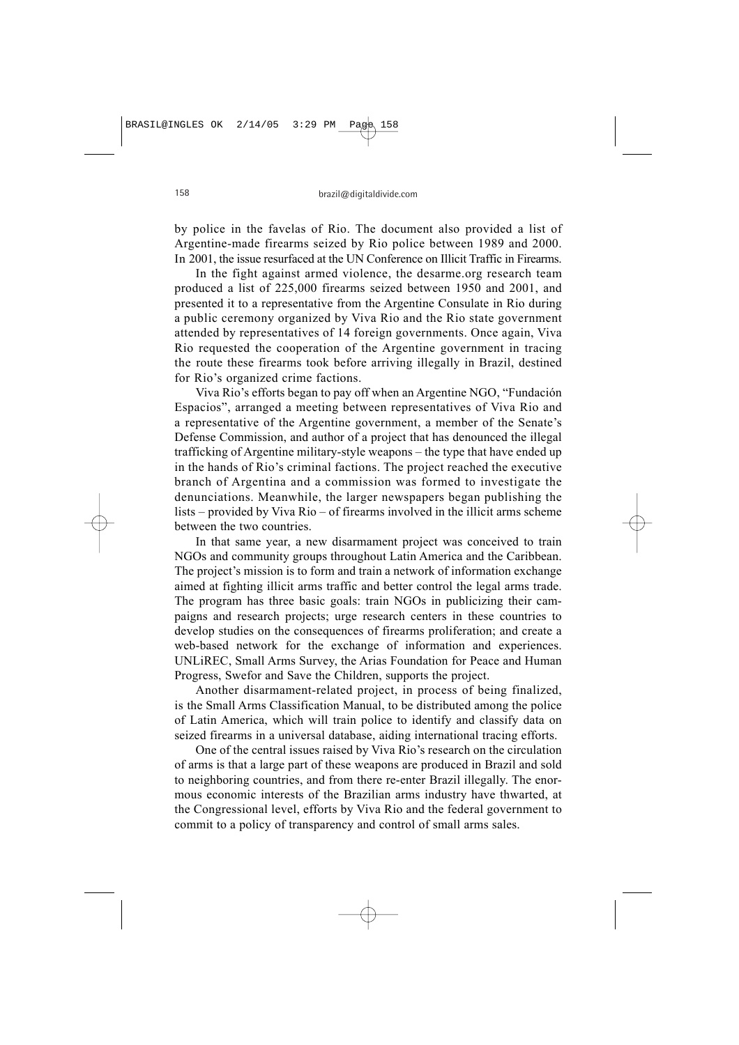by police in the favelas of Rio. The document also provided a list of Argentine-made firearms seized by Rio police between 1989 and 2000. In 2001, the issue resurfaced at the UN Conference on Illicit Traffic in Firearms.

In the fight against armed violence, the desarme.org research team produced a list of 225,000 firearms seized between 1950 and 2001, and presented it to a representative from the Argentine Consulate in Rio during a public ceremony organized by Viva Rio and the Rio state government attended by representatives of 14 foreign governments. Once again, Viva Rio requested the cooperation of the Argentine government in tracing the route these firearms took before arriving illegally in Brazil, destined for Rio's organized crime factions.

Viva Rio's efforts began to pay off when an Argentine NGO, "Fundación Espacios", arranged a meeting between representatives of Viva Rio and a representative of the Argentine government, a member of the Senate's Defense Commission, and author of a project that has denounced the illegal trafficking of Argentine military-style weapons – the type that have ended up in the hands of Rio's criminal factions. The project reached the executive branch of Argentina and a commission was formed to investigate the denunciations. Meanwhile, the larger newspapers began publishing the lists – provided by Viva Rio – of firearms involved in the illicit arms scheme between the two countries.

In that same year, a new disarmament project was conceived to train NGOs and community groups throughout Latin America and the Caribbean. The project's mission is to form and train a network of information exchange aimed at fighting illicit arms traffic and better control the legal arms trade. The program has three basic goals: train NGOs in publicizing their campaigns and research projects; urge research centers in these countries to develop studies on the consequences of firearms proliferation; and create a web-based network for the exchange of information and experiences. UNLiREC, Small Arms Survey, the Arias Foundation for Peace and Human Progress, Swefor and Save the Children, supports the project.

Another disarmament-related project, in process of being finalized, is the Small Arms Classification Manual, to be distributed among the police of Latin America, which will train police to identify and classify data on seized firearms in a universal database, aiding international tracing efforts.

One of the central issues raised by Viva Rio's research on the circulation of arms is that a large part of these weapons are produced in Brazil and sold to neighboring countries, and from there re-enter Brazil illegally. The enormous economic interests of the Brazilian arms industry have thwarted, at the Congressional level, efforts by Viva Rio and the federal government to commit to a policy of transparency and control of small arms sales.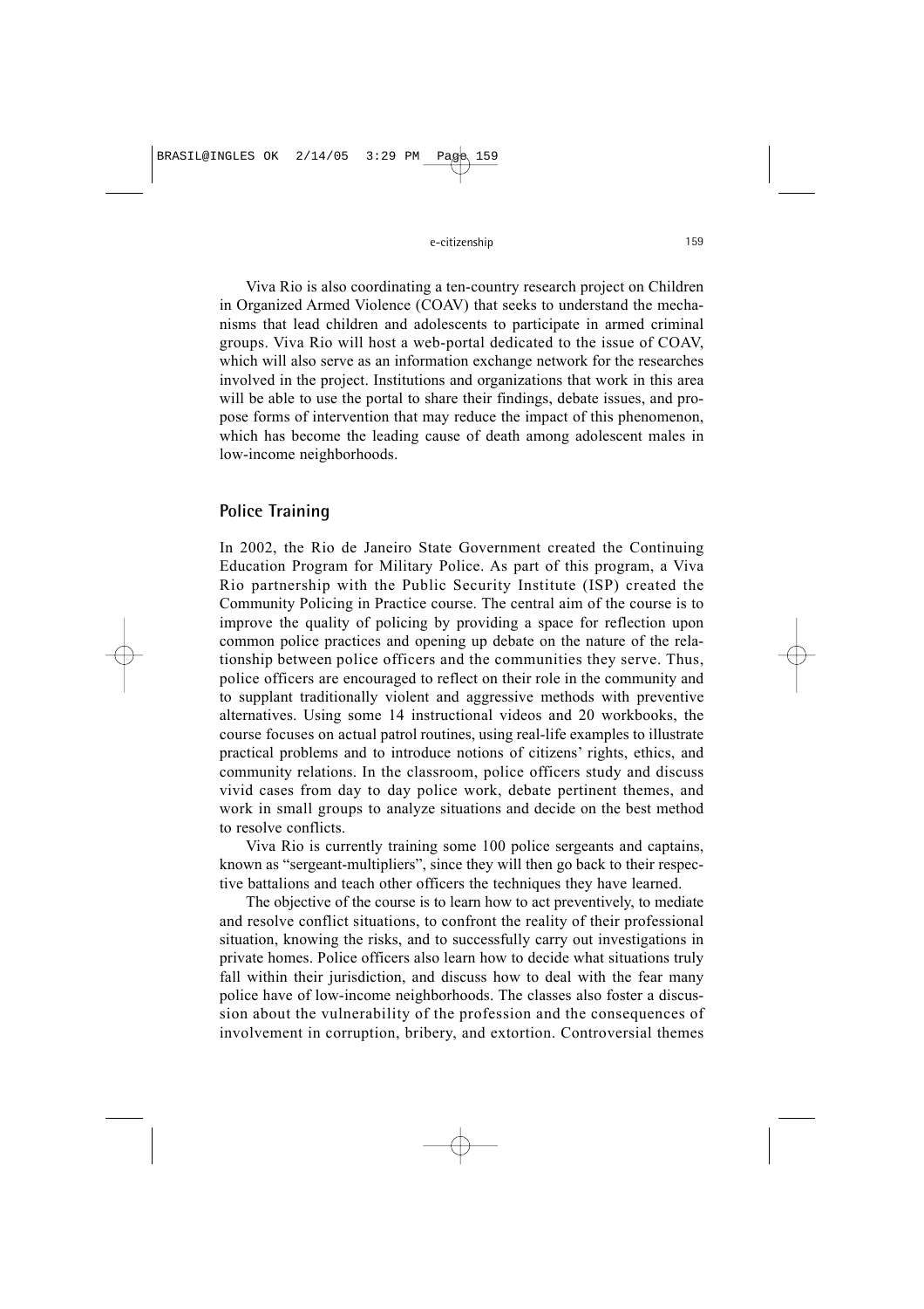Viva Rio is also coordinating a ten-country research project on Children in Organized Armed Violence (COAV) that seeks to understand the mechanisms that lead children and adolescents to participate in armed criminal groups. Viva Rio will host a web-portal dedicated to the issue of COAV, which will also serve as an information exchange network for the researches involved in the project. Institutions and organizations that work in this area will be able to use the portal to share their findings, debate issues, and propose forms of intervention that may reduce the impact of this phenomenon, which has become the leading cause of death among adolescent males in low-income neighborhoods.

## Police Training

In 2002, the Rio de Janeiro State Government created the Continuing Education Program for Military Police. As part of this program, a Viva Rio partnership with the Public Security Institute (ISP) created the Community Policing in Practice course. The central aim of the course is to improve the quality of policing by providing a space for reflection upon common police practices and opening up debate on the nature of the relationship between police officers and the communities they serve. Thus, police officers are encouraged to reflect on their role in the community and to supplant traditionally violent and aggressive methods with preventive alternatives. Using some 14 instructional videos and 20 workbooks, the course focuses on actual patrol routines, using real-life examples to illustrate practical problems and to introduce notions of citizens' rights, ethics, and community relations. In the classroom, police officers study and discuss vivid cases from day to day police work, debate pertinent themes, and work in small groups to analyze situations and decide on the best method to resolve conflicts.

Viva Rio is currently training some 100 police sergeants and captains, known as "sergeant-multipliers", since they will then go back to their respective battalions and teach other officers the techniques they have learned.

The objective of the course is to learn how to act preventively, to mediate and resolve conflict situations, to confront the reality of their professional situation, knowing the risks, and to successfully carry out investigations in private homes. Police officers also learn how to decide what situations truly fall within their jurisdiction, and discuss how to deal with the fear many police have of low-income neighborhoods. The classes also foster a discussion about the vulnerability of the profession and the consequences of involvement in corruption, bribery, and extortion. Controversial themes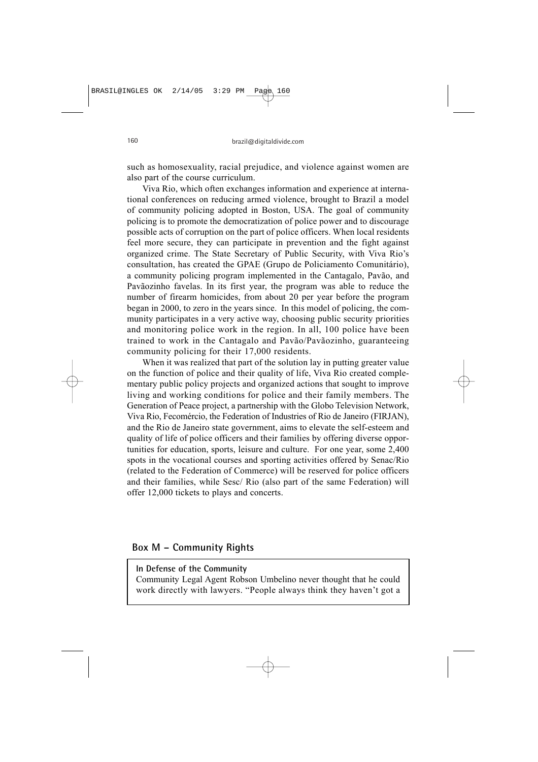such as homosexuality, racial prejudice, and violence against women are also part of the course curriculum.

Viva Rio, which often exchanges information and experience at international conferences on reducing armed violence, brought to Brazil a model of community policing adopted in Boston, USA. The goal of community policing is to promote the democratization of police power and to discourage possible acts of corruption on the part of police officers. When local residents feel more secure, they can participate in prevention and the fight against organized crime. The State Secretary of Public Security, with Viva Rio's consultation, has created the GPAE (Grupo de Policiamento Comunitário), a community policing program implemented in the Cantagalo, Pavão, and Pavãozinho favelas. In its first year, the program was able to reduce the number of firearm homicides, from about 20 per year before the program began in 2000, to zero in the years since. In this model of policing, the community participates in a very active way, choosing public security priorities and monitoring police work in the region. In all, 100 police have been trained to work in the Cantagalo and Pavão/Pavãozinho, guaranteeing community policing for their 17,000 residents.

When it was realized that part of the solution lay in putting greater value on the function of police and their quality of life, Viva Rio created complementary public policy projects and organized actions that sought to improve living and working conditions for police and their family members. The Generation of Peace project, a partnership with the Globo Television Network, Viva Rio, Fecomércio, the Federation of Industries of Rio de Janeiro (FIRJAN), and the Rio de Janeiro state government, aims to elevate the self-esteem and quality of life of police officers and their families by offering diverse opportunities for education, sports, leisure and culture. For one year, some 2,400 spots in the vocational courses and sporting activities offered by Senac/Rio (related to the Federation of Commerce) will be reserved for police officers and their families, while Sesc/ Rio (also part of the same Federation) will offer 12,000 tickets to plays and concerts.

## Box M – Community Rights

**In Defense of the Community**

Community Legal Agent Robson Umbelino never thought that he could work directly with lawyers. "People always think they haven't got a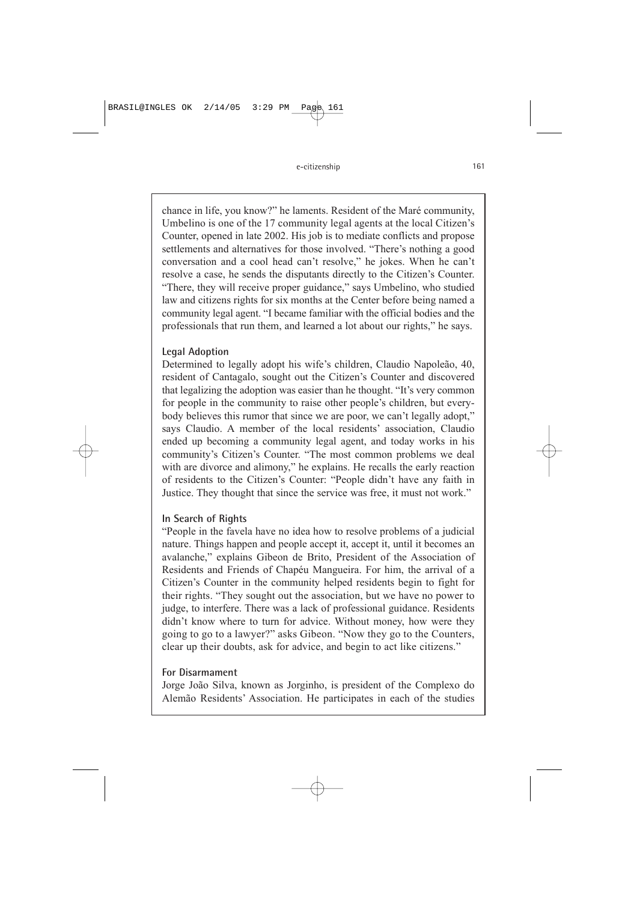chance in life, you know?" he laments. Resident of the Maré community, Umbelino is one of the 17 community legal agents at the local Citizen's Counter, opened in late 2002. His job is to mediate conflicts and propose settlements and alternatives for those involved. "There's nothing a good conversation and a cool head can't resolve," he jokes. When he can't resolve a case, he sends the disputants directly to the Citizen's Counter. "There, they will receive proper guidance," says Umbelino, who studied law and citizens rights for six months at the Center before being named a community legal agent. "I became familiar with the official bodies and the professionals that run them, and learned a lot about our rights," he says.

### Legal Adoption

Determined to legally adopt his wife's children, Claudio Napoleão, 40, resident of Cantagalo, sought out the Citizen's Counter and discovered that legalizing the adoption was easier than he thought. "It's very common for people in the community to raise other people's children, but everybody believes this rumor that since we are poor, we can't legally adopt," says Claudio. A member of the local residents' association, Claudio ended up becoming a community legal agent, and today works in his community's Citizen's Counter. "The most common problems we deal with are divorce and alimony," he explains. He recalls the early reaction of residents to the Citizen's Counter: "People didn't have any faith in Justice. They thought that since the service was free, it must not work."

### In Search of Rights

"People in the favela have no idea how to resolve problems of a judicial nature. Things happen and people accept it, accept it, until it becomes an avalanche," explains Gibeon de Brito, President of the Association of Residents and Friends of Chapéu Mangueira. For him, the arrival of a Citizen's Counter in the community helped residents begin to fight for their rights. "They sought out the association, but we have no power to judge, to interfere. There was a lack of professional guidance. Residents didn't know where to turn for advice. Without money, how were they going to go to a lawyer?" asks Gibeon. "Now they go to the Counters, clear up their doubts, ask for advice, and begin to act like citizens."

### For Disarmament

Jorge João Silva, known as Jorginho, is president of the Complexo do Alemão Residents' Association. He participates in each of the studies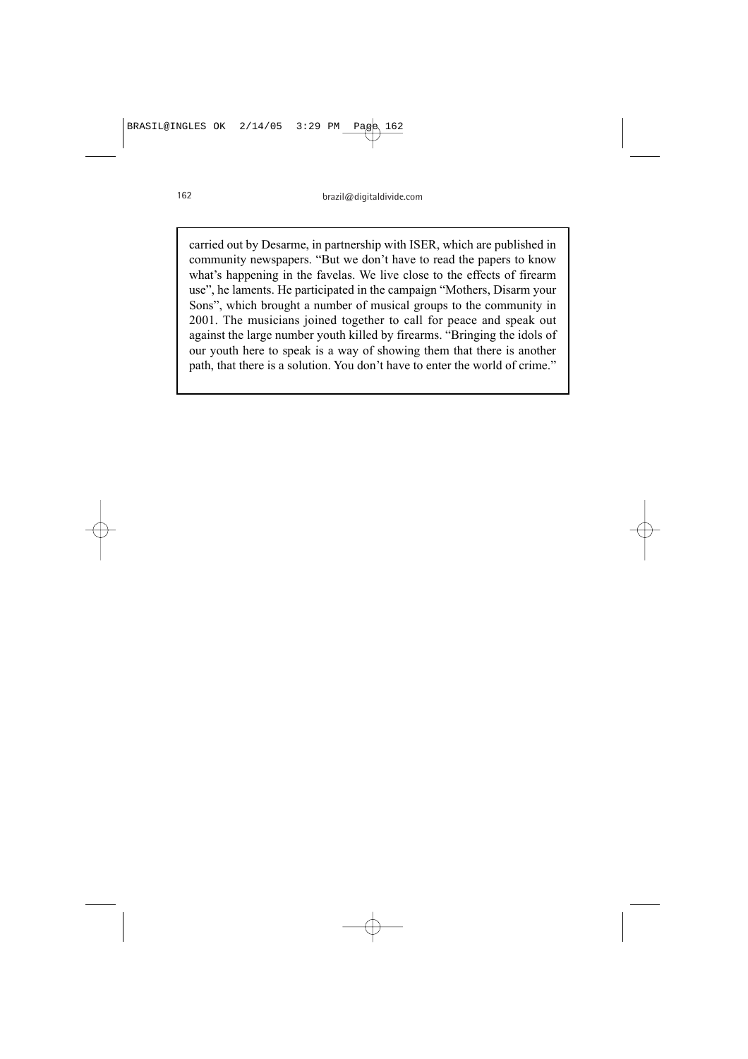carried out by Desarme, in partnership with ISER, which are published in community newspapers. "But we don't have to read the papers to know what's happening in the favelas. We live close to the effects of firearm use", he laments. He participated in the campaign "Mothers, Disarm your Sons", which brought a number of musical groups to the community in 2001. The musicians joined together to call for peace and speak out against the large number youth killed by firearms. "Bringing the idols of our youth here to speak is a way of showing them that there is another path, that there is a solution. You don't have to enter the world of crime."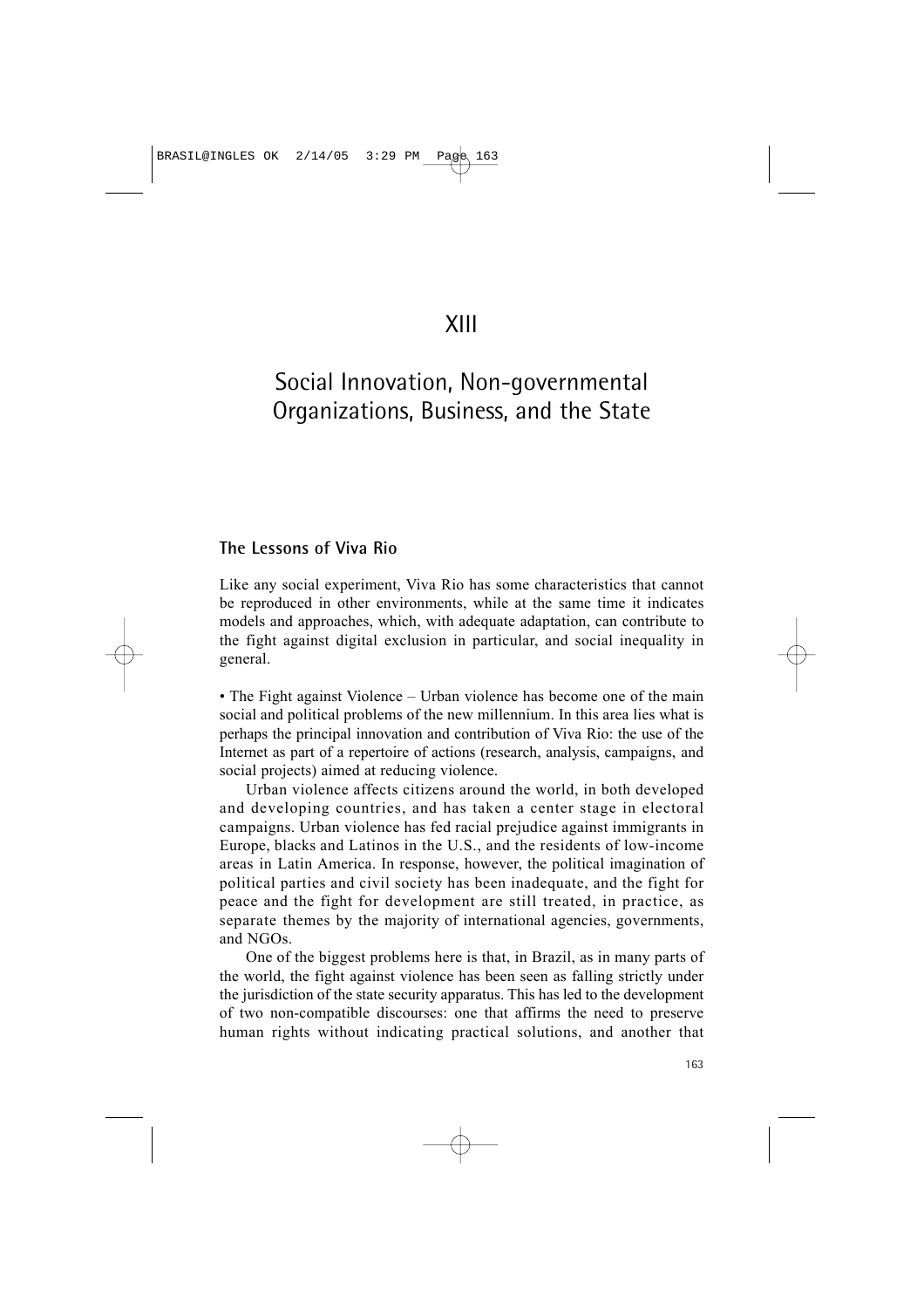# XIII

# Social Innovation, Non-governmental Organizations, Business, and the State

## The Lessons of Viva Rio

Like any social experiment, Viva Rio has some characteristics that cannot be reproduced in other environments, while at the same time it indicates models and approaches, which, with adequate adaptation, can contribute to the fight against digital exclusion in particular, and social inequality in general.

• The Fight against Violence – Urban violence has become one of the main social and political problems of the new millennium. In this area lies what is perhaps the principal innovation and contribution of Viva Rio: the use of the Internet as part of a repertoire of actions (research, analysis, campaigns, and social projects) aimed at reducing violence.

Urban violence affects citizens around the world, in both developed and developing countries, and has taken a center stage in electoral campaigns. Urban violence has fed racial prejudice against immigrants in Europe, blacks and Latinos in the U.S., and the residents of low-income areas in Latin America. In response, however, the political imagination of political parties and civil society has been inadequate, and the fight for peace and the fight for development are still treated, in practice, as separate themes by the majority of international agencies, governments, and NGOs.

One of the biggest problems here is that, in Brazil, as in many parts of the world, the fight against violence has been seen as falling strictly under the jurisdiction of the state security apparatus. This has led to the development of two non-compatible discourses: one that affirms the need to preserve human rights without indicating practical solutions, and another that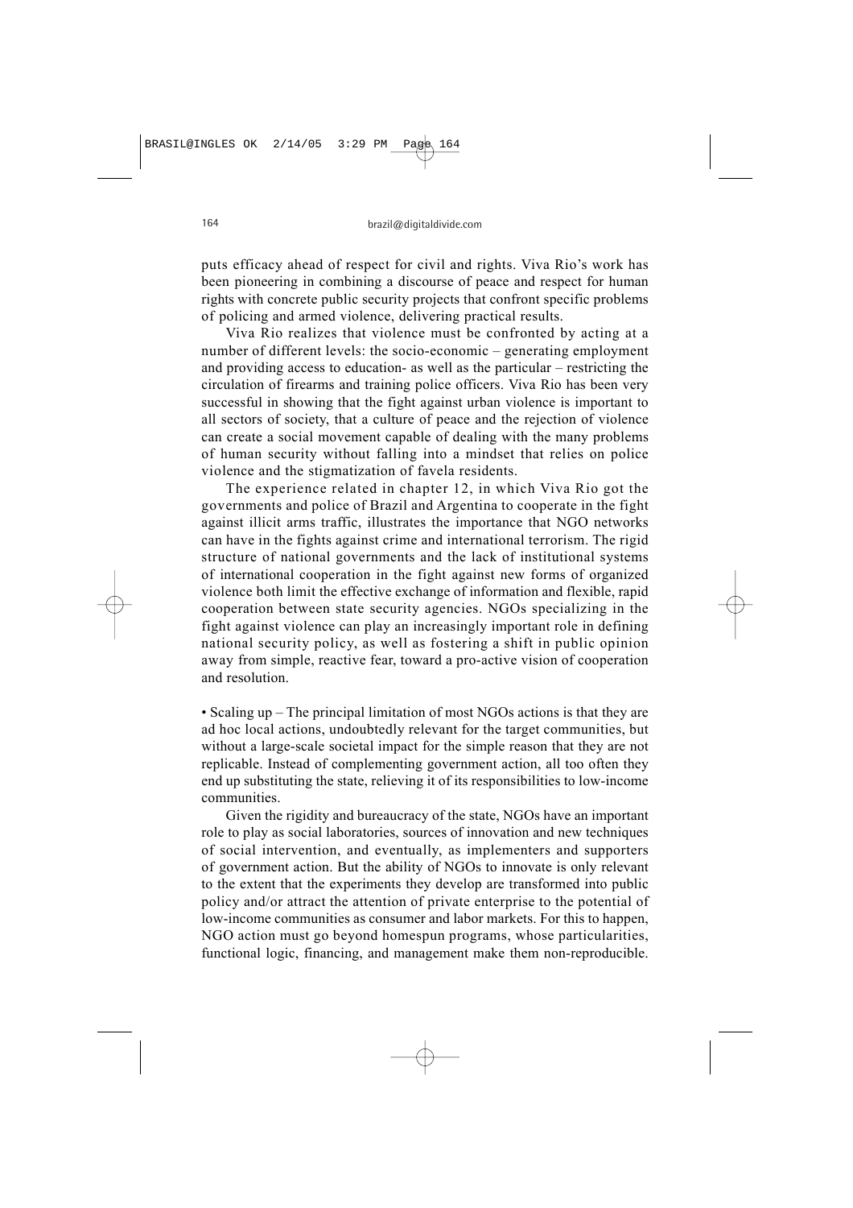puts efficacy ahead of respect for civil and rights. Viva Rio's work has been pioneering in combining a discourse of peace and respect for human rights with concrete public security projects that confront specific problems of policing and armed violence, delivering practical results.

Viva Rio realizes that violence must be confronted by acting at a number of different levels: the socio-economic – generating employment and providing access to education- as well as the particular – restricting the circulation of firearms and training police officers. Viva Rio has been very successful in showing that the fight against urban violence is important to all sectors of society, that a culture of peace and the rejection of violence can create a social movement capable of dealing with the many problems of human security without falling into a mindset that relies on police violence and the stigmatization of favela residents.

The experience related in chapter 12, in which Viva Rio got the governments and police of Brazil and Argentina to cooperate in the fight against illicit arms traffic, illustrates the importance that NGO networks can have in the fights against crime and international terrorism. The rigid structure of national governments and the lack of institutional systems of international cooperation in the fight against new forms of organized violence both limit the effective exchange of information and flexible, rapid cooperation between state security agencies. NGOs specializing in the fight against violence can play an increasingly important role in defining national security policy, as well as fostering a shift in public opinion away from simple, reactive fear, toward a pro-active vision of cooperation and resolution.

• Scaling up – The principal limitation of most NGOs actions is that they are ad hoc local actions, undoubtedly relevant for the target communities, but without a large-scale societal impact for the simple reason that they are not replicable. Instead of complementing government action, all too often they end up substituting the state, relieving it of its responsibilities to low-income communities.

Given the rigidity and bureaucracy of the state, NGOs have an important role to play as social laboratories, sources of innovation and new techniques of social intervention, and eventually, as implementers and supporters of government action. But the ability of NGOs to innovate is only relevant to the extent that the experiments they develop are transformed into public policy and/or attract the attention of private enterprise to the potential of low-income communities as consumer and labor markets. For this to happen, NGO action must go beyond homespun programs, whose particularities, functional logic, financing, and management make them non-reproducible.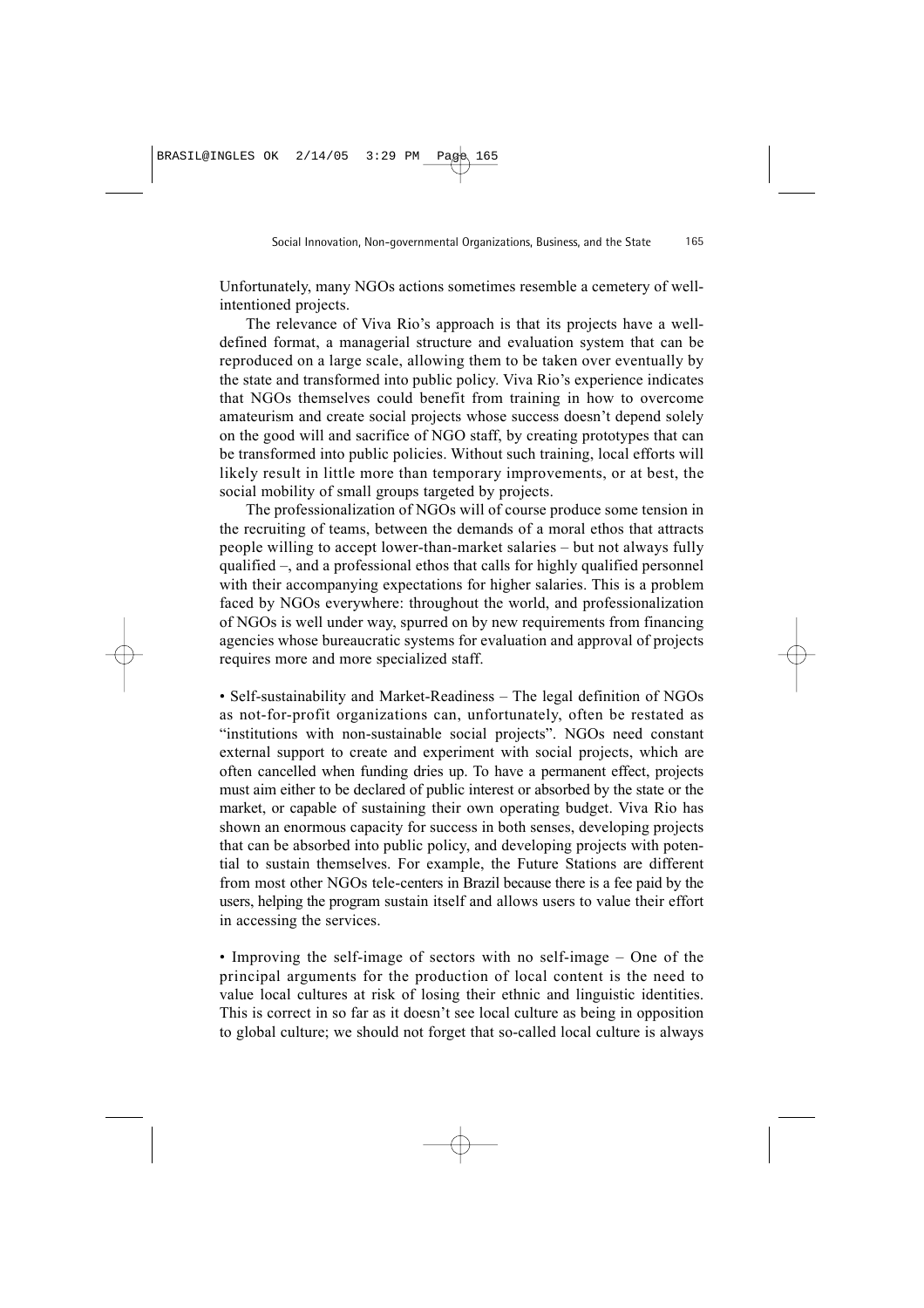Unfortunately, many NGOs actions sometimes resemble a cemetery of well-intentioned projects.

The relevance of Viva Rio's approach is that its projects have a well-defined format, a managerial structure and evaluation system that can be reproduced on a large scale, allowing them to be taken over eventually by the state and transformed into public policy. Viva Rio's experience indicates that NGOs themselves could benefit from training in how to overcome amateurism and create social projects whose success doesn't depend solely on the good will and sacrifice of NGO staff, by creating prototypes that can be transformed into public policies. Without such training, local efforts will likely result in little more than temporary improvements, or at best, the social mobility of small groups targeted by projects.

The professionalization of NGOs will of course produce some tension in the recruiting of teams, between the demands of a moral ethos that attracts people willing to accept lower-than-market salaries – but not always fully qualified –, and a professional ethos that calls for highly qualified personnel with their accompanying expectations for higher salaries. This is a problem faced by NGOs everywhere: throughout the world, and professionalization of NGOs is well under way, spurred on by new requirements from financing agencies whose bureaucratic systems for evaluation and approval of projects requires more and more specialized staff.

• Self-sustainability and Market-Readiness – The legal definition of NGOs as not-for-profit organizations can, unfortunately, often be restated as "institutions with non-sustainable social projects". NGOs need constant external support to create and experiment with social projects, which are often cancelled when funding dries up. To have a permanent effect, projects must aim either to be declared of public interest or absorbed by the state or the market, or capable of sustaining their own operating budget. Viva Rio has shown an enormous capacity for success in both senses, developing projects that can be absorbed into public policy, and developing projects with potential to sustain themselves. For example, the Future Stations are different from most other NGOs tele-centers in Brazil because there is a fee paid by the users, helping the program sustain itself and allows users to value their effort in accessing the services.

• Improving the self-image of sectors with no self-image – One of the principal arguments for the production of local content is the need to value local cultures at risk of losing their ethnic and linguistic identities. This is correct in so far as it doesn't see local culture as being in opposition to global culture; we should not forget that so-called local culture is always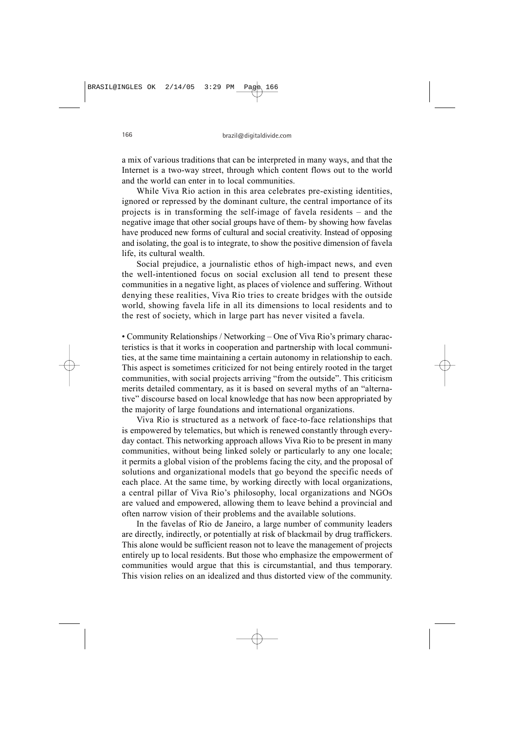a mix of various traditions that can be interpreted in many ways, and that the Internet is a two-way street, through which content flows out to the world and the world can enter in to local communities.

While Viva Rio action in this area celebrates pre-existing identities, ignored or repressed by the dominant culture, the central importance of its projects is in transforming the self-image of favela residents – and the negative image that other social groups have of them- by showing how favelas have produced new forms of cultural and social creativity. Instead of opposing and isolating, the goal is to integrate, to show the positive dimension of favela life, its cultural wealth.

Social prejudice, a journalistic ethos of high-impact news, and even the well-intentioned focus on social exclusion all tend to present these communities in a negative light, as places of violence and suffering. Without denying these realities, Viva Rio tries to create bridges with the outside world, showing favela life in all its dimensions to local residents and to the rest of society, which in large part has never visited a favela.

• Community Relationships / Networking – One of Viva Rio's primary characteristics is that it works in cooperation and partnership with local communities, at the same time maintaining a certain autonomy in relationship to each. This aspect is sometimes criticized for not being entirely rooted in the target communities, with social projects arriving "from the outside". This criticism merits detailed commentary, as it is based on several myths of an "alternative" discourse based on local knowledge that has now been appropriated by the majority of large foundations and international organizations.

Viva Rio is structured as a network of face-to-face relationships that is empowered by telematics, but which is renewed constantly through everyday contact. This networking approach allows Viva Rio to be present in many communities, without being linked solely or particularly to any one locale; it permits a global vision of the problems facing the city, and the proposal of solutions and organizational models that go beyond the specific needs of each place. At the same time, by working directly with local organizations, a central pillar of Viva Rio's philosophy, local organizations and NGOs are valued and empowered, allowing them to leave behind a provincial and often narrow vision of their problems and the available solutions.

In the favelas of Rio de Janeiro, a large number of community leaders are directly, indirectly, or potentially at risk of blackmail by drug traffickers. This alone would be sufficient reason not to leave the management of projects entirely up to local residents. But those who emphasize the empowerment of communities would argue that this is circumstantial, and thus temporary. This vision relies on an idealized and thus distorted view of the community.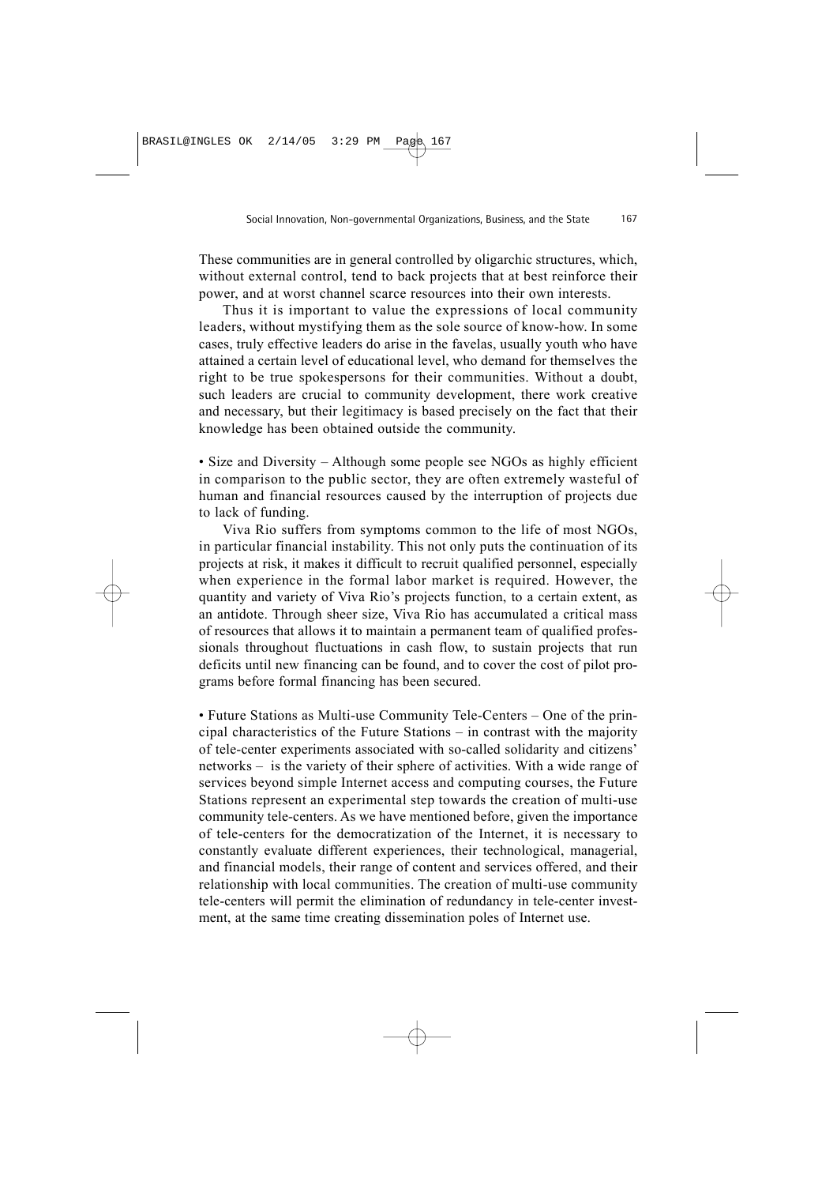These communities are in general controlled by oligarchic structures, which, without external control, tend to back projects that at best reinforce their power, and at worst channel scarce resources into their own interests.

Thus it is important to value the expressions of local community leaders, without mystifying them as the sole source of know-how. In some cases, truly effective leaders do arise in the favelas, usually youth who have attained a certain level of educational level, who demand for themselves the right to be true spokespersons for their communities. Without a doubt, such leaders are crucial to community development, there work creative and necessary, but their legitimacy is based precisely on the fact that their knowledge has been obtained outside the community.

• Size and Diversity – Although some people see NGOs as highly efficient in comparison to the public sector, they are often extremely wasteful of human and financial resources caused by the interruption of projects due to lack of funding.

Viva Rio suffers from symptoms common to the life of most NGOs, in particular financial instability. This not only puts the continuation of its projects at risk, it makes it difficult to recruit qualified personnel, especially when experience in the formal labor market is required. However, the quantity and variety of Viva Rio's projects function, to a certain extent, as an antidote. Through sheer size, Viva Rio has accumulated a critical mass of resources that allows it to maintain a permanent team of qualified professionals throughout fluctuations in cash flow, to sustain projects that run deficits until new financing can be found, and to cover the cost of pilot programs before formal financing has been secured.

• Future Stations as Multi-use Community Tele-Centers – One of the principal characteristics of the Future Stations – in contrast with the majority of tele-center experiments associated with so-called solidarity and citizens' networks – is the variety of their sphere of activities. With a wide range of services beyond simple Internet access and computing courses, the Future Stations represent an experimental step towards the creation of multi-use community tele-centers. As we have mentioned before, given the importance of tele-centers for the democratization of the Internet, it is necessary to constantly evaluate different experiences, their technological, managerial, and financial models, their range of content and services offered, and their relationship with local communities. The creation of multi-use community tele-centers will permit the elimination of redundancy in tele-center investment, at the same time creating dissemination poles of Internet use.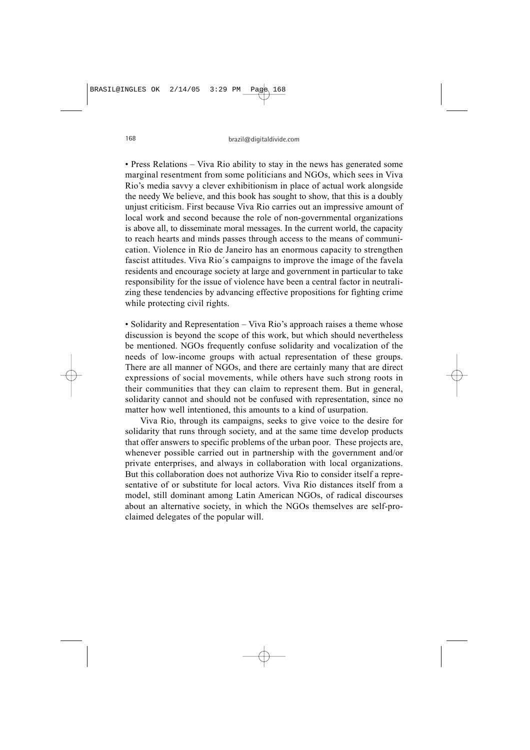• Press Relations – Viva Rio ability to stay in the news has generated some marginal resentment from some politicians and NGOs, which sees in Viva Rio's media savvy a clever exhibitionism in place of actual work alongside the needy We believe, and this book has sought to show, that this is a doubly unjust criticism. First because Viva Rio carries out an impressive amount of local work and second because the role of non-governmental organizations is above all, to disseminate moral messages. In the current world, the capacity to reach hearts and minds passes through access to the means of communication. Violence in Rio de Janeiro has an enormous capacity to strengthen fascist attitudes. Viva Rio´s campaigns to improve the image of the favela residents and encourage society at large and government in particular to take responsibility for the issue of violence have been a central factor in neutralizing these tendencies by advancing effective propositions for fighting crime while protecting civil rights.

• Solidarity and Representation – Viva Rio's approach raises a theme whose discussion is beyond the scope of this work, but which should nevertheless be mentioned. NGOs frequently confuse solidarity and vocalization of the needs of low-income groups with actual representation of these groups. There are all manner of NGOs, and there are certainly many that are direct expressions of social movements, while others have such strong roots in their communities that they can claim to represent them. But in general, solidarity cannot and should not be confused with representation, since no matter how well intentioned, this amounts to a kind of usurpation.

Viva Rio, through its campaigns, seeks to give voice to the desire for solidarity that runs through society, and at the same time develop products that offer answers to specific problems of the urban poor. These projects are, whenever possible carried out in partnership with the government and/or private enterprises, and always in collaboration with local organizations. But this collaboration does not authorize Viva Rio to consider itself a representative of or substitute for local actors. Viva Rio distances itself from a model, still dominant among Latin American NGOs, of radical discourses about an alternative society, in which the NGOs themselves are self-proclaimed delegates of the popular will.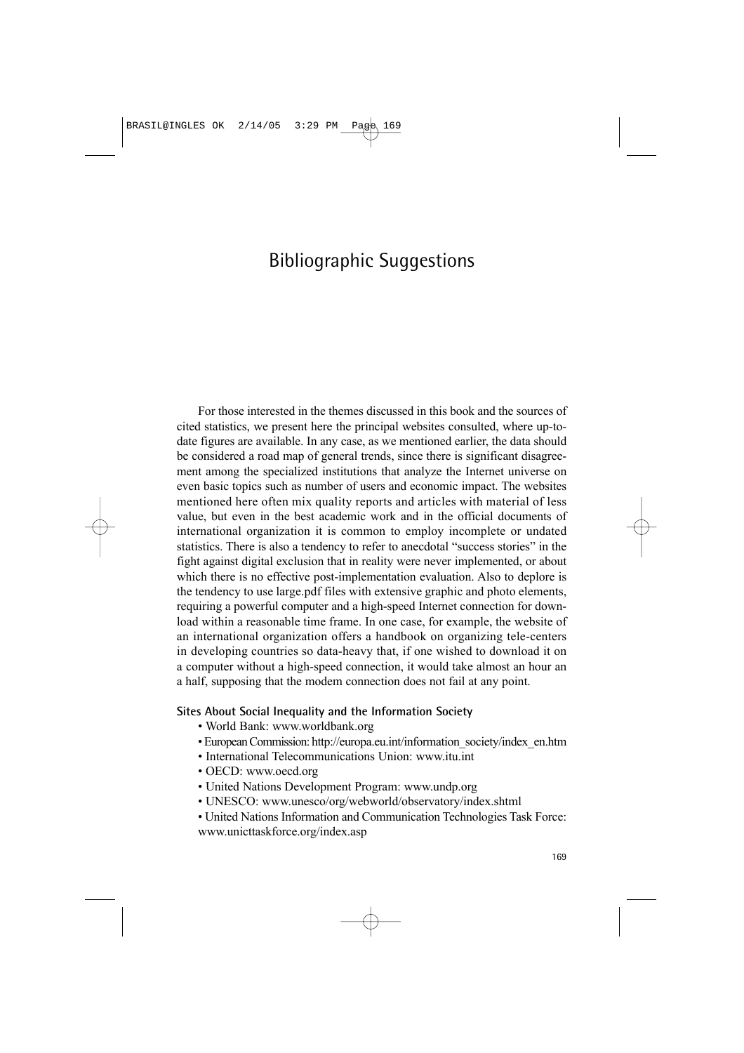# Bibliographic Suggestions

For those interested in the themes discussed in this book and the sources of cited statistics, we present here the principal websites consulted, where up-to-date figures are available. In any case, as we mentioned earlier, the data should be considered a road map of general trends, since there is significant disagreement among the specialized institutions that analyze the Internet universe on even basic topics such as number of users and economic impact. The websites mentioned here often mix quality reports and articles with material of less value, but even in the best academic work and in the official documents of international organization it is common to employ incomplete or undated statistics. There is also a tendency to refer to anecdotal "success stories" in the fight against digital exclusion that in reality were never implemented, or about which there is no effective post-implementation evaluation. Also to deplore is the tendency to use large.pdf files with extensive graphic and photo elements, requiring a powerful computer and a high-speed Internet connection for download within a reasonable time frame. In one case, for example, the website of an international organization offers a handbook on organizing tele-centers in developing countries so data-heavy that, if one wished to download it on a computer without a high-speed connection, it would take almost an hour an a half, supposing that the modem connection does not fail at any point.

**Sites About Social Inequality and the Information Society**

- World Bank: www.worldbank.org
- European Commission: http://europa.eu.int/information_society/index_en.htm
- International Telecommunications Union: www.itu.int
- OECD: www.oecd.org
- United Nations Development Program: www.undp.org
- UNESCO: www.unesco/org/webworld/observatory/index.shtml
- United Nations Information and Communication Technologies Task Force: www.unicttaskforce.org/index.asp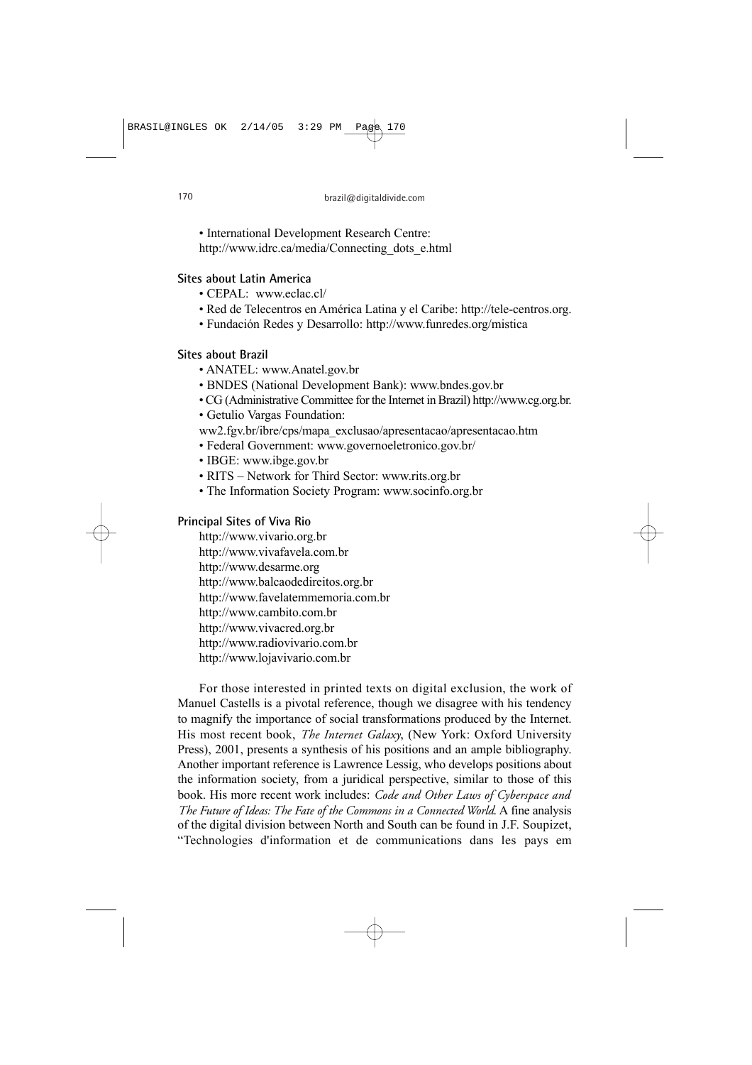- International Development Research Centre: http://www.idrc.ca/media/Connecting_dots_e.html

**Sites about Latin America**

- CEPAL: www.eclac.cl/
- Red de Telecentros en América Latina y el Caribe: http://tele-centros.org.
- Fundación Redes y Desarrollo: http://www.funredes.org/mistica

**Sites about Brazil**

- ANATEL: www.Anatel.gov.br
- BNDES (National Development Bank): www.bndes.gov.br
- CG (Administrative Committee for the Internet in Brazil) http://www.cg.org.br.
- Getulio Vargas Foundation: ww2.fgv.br/ibre/cps/mapa_exclusao/apresentacao/apresentacao.htm
- Federal Government: www.governoeletronico.gov.br/
- IBGE: www.ibge.gov.br
- RITS – Network for Third Sector: www.rits.org.br
- The Information Society Program: www.socinfo.org.br

**Principal Sites of Viva Rio**

http://www.vivario.org.br
http://www.vivafavela.com.br
http://www.desarme.org
http://www.balcaodedireitos.org.br
http://www.favelatemmemoria.com.br
http://www.cambito.com.br
http://www.vivacred.org.br
http://www.radiovivario.com.br
http://www.lojavivario.com.br

For those interested in printed texts on digital exclusion, the work of Manuel Castells is a pivotal reference, though we disagree with his tendency to magnify the importance of social transformations produced by the Internet. His most recent book, *The Internet Galaxy*, (New York: Oxford University Press), 2001, presents a synthesis of his positions and an ample bibliography. Another important reference is Lawrence Lessig, who develops positions about the information society, from a juridical perspective, similar to those of this book. His more recent work includes: *Code and Other Laws of Cyberspace and The Future of Ideas: The Fate of the Commons in a Connected World*. A fine analysis of the digital division between North and South can be found in J.F. Soupizet, "Technologies d'information et de communications dans les pays em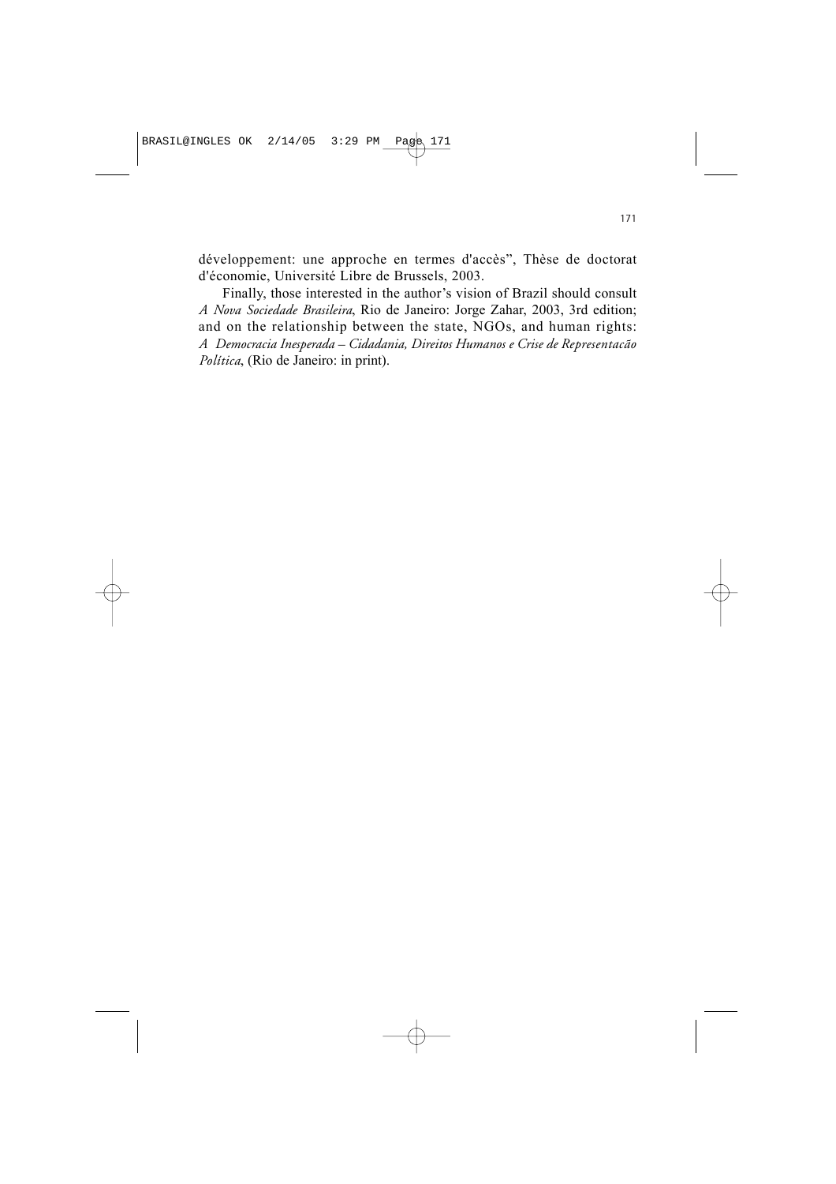développement: une approche en termes d'accès", Thèse de doctorat d'économie, Université Libre de Brussels, 2003.

Finally, those interested in the author's vision of Brazil should consult *A Nova Sociedade Brasileira*, Rio de Janeiro: Jorge Zahar, 2003, 3rd edition; and on the relationship between the state, NGOs, and human rights: *A Democracia Inesperada – Cidadania, Direitos Humanos e Crise de Representacão Política*, (Rio de Janeiro: in print).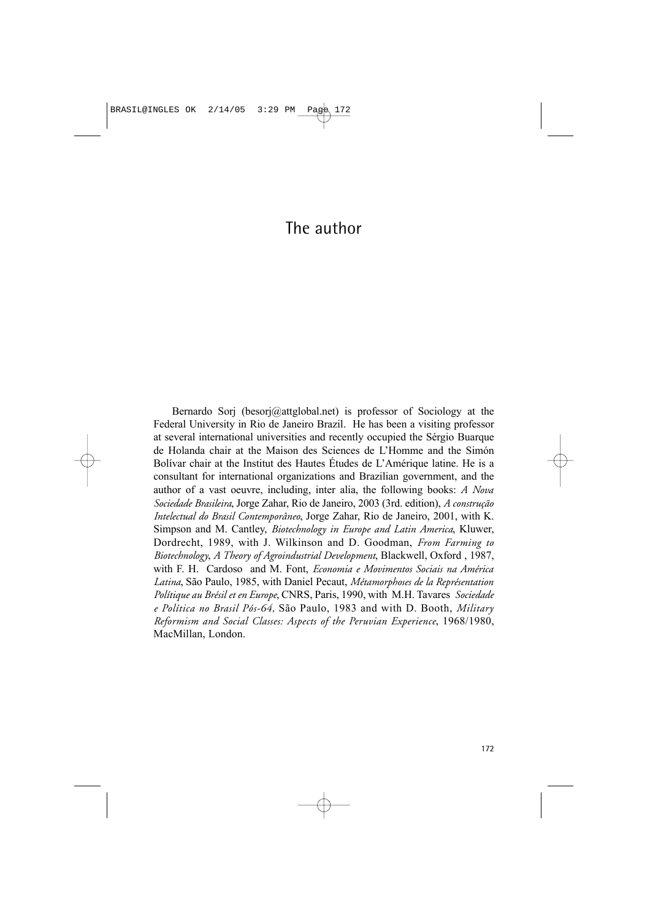# The author

Bernardo Sorj (besorj@attglobal.net) is professor of Sociology at the Federal University in Rio de Janeiro Brazil. He has been a visiting professor at several international universities and recently occupied the Sérgio Buarque de Holanda chair at the Maison des Sciences de L'Homme and the Simón Bolívar chair at the Institut des Hautes Études de L'Amérique latine. He is a consultant for international organizations and Brazilian government, and the author of a vast oeuvre, including, inter alia, the following books: *A Nova Sociedade Brasileira*, Jorge Zahar, Rio de Janeiro, 2003 (3rd. edition), *A construção Intelectual do Brasil Contemporâneo*, Jorge Zahar, Rio de Janeiro, 2001, with K. Simpson and M. Cantley, *Biotechnology in Europe and Latin America*, Kluwer, Dordrecht, 1989, with J. Wilkinson and D. Goodman, *From Farming to Biotechnology, A Theory of Agroindustrial Development*, Blackwell, Oxford , 1987, with F. H. Cardoso and M. Font, *Economia e Movimentos Sociais na América Latina*, São Paulo, 1985, with Daniel Pecaut, *Métamorphoses de la Représentation Politique au Brésil et en Europe*, CNRS, Paris, 1990, with M.H. Tavares *Sociedade e Política no Brasil Pós-64,* São Paulo, 1983 and with D. Booth, *Military Reformism and Social Classes: Aspects of the Peruvian Experience*, 1968/1980, MacMillan, London.